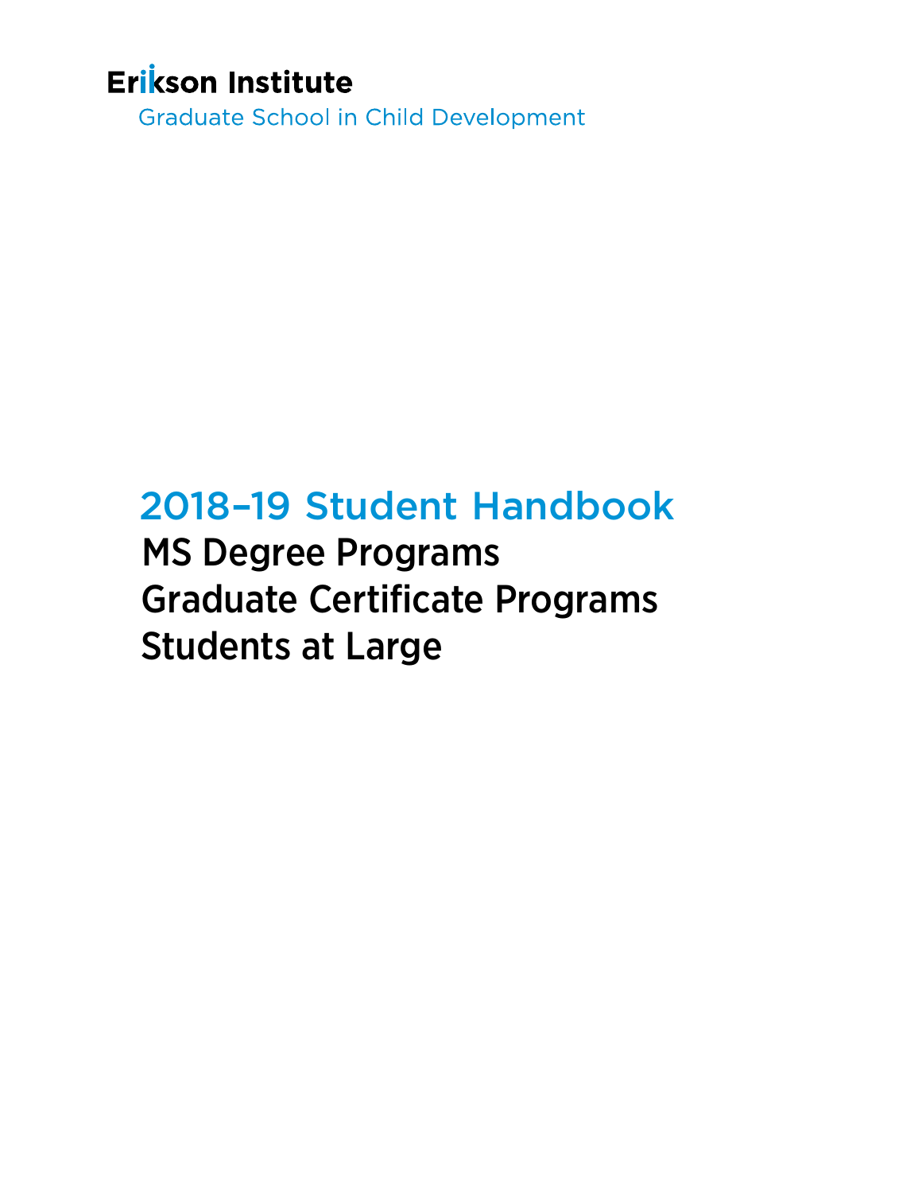**Erikson Institute**

Graduate School in Child Development

# 2018–19 Student Handbook

## MS Degree Programs
## Graduate Certificate Programs
## Students at Large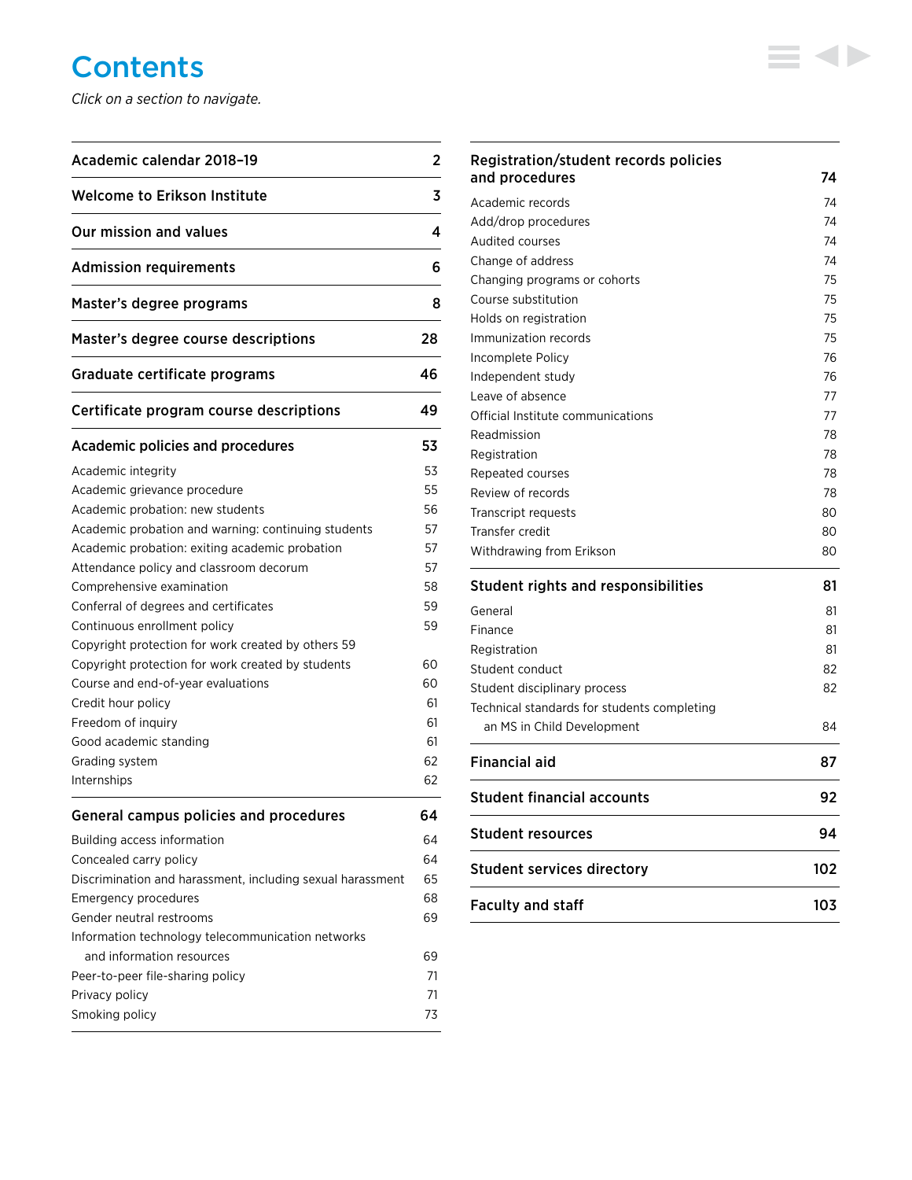# Contents

*Click on a section to navigate.*

| Section | Page |
|---|---|
| **Academic calendar 2018–19** | **2** |
| **Welcome to Erikson Institute** | **3** |
| **Our mission and values** | **4** |
| **Admission requirements** | **6** |
| **Master's degree programs** | **8** |
| **Master's degree course descriptions** | **28** |
| **Graduate certificate programs** | **46** |
| **Certificate program course descriptions** | **49** |
| **Academic policies and procedures** | **53** |
| Academic integrity | 53 |
| Academic grievance procedure | 55 |
| Academic probation: new students | 56 |
| Academic probation and warning: continuing students | 57 |
| Academic probation: exiting academic probation | 57 |
| Attendance policy and classroom decorum | 57 |
| Comprehensive examination | 58 |
| Conferral of degrees and certificates | 59 |
| Continuous enrollment policy | 59 |
| Copyright protection for work created by others | 59 |
| Copyright protection for work created by students | 60 |
| Course and end-of-year evaluations | 60 |
| Credit hour policy | 61 |
| Freedom of inquiry | 61 |
| Good academic standing | 61 |
| Grading system | 62 |
| Internships | 62 |
| **General campus policies and procedures** | **64** |
| Building access information | 64 |
| Concealed carry policy | 64 |
| Discrimination and harassment, including sexual harassment | 65 |
| Emergency procedures | 68 |
| Gender neutral restrooms | 69 |
| Information technology telecommunication networks and information resources | 69 |
| Peer-to-peer file-sharing policy | 71 |
| Privacy policy | 71 |
| Smoking policy | 73 |
| **Registration/student records policies and procedures** | **74** |
| Academic records | 74 |
| Add/drop procedures | 74 |
| Audited courses | 74 |
| Change of address | 74 |
| Changing programs or cohorts | 75 |
| Course substitution | 75 |
| Holds on registration | 75 |
| Immunization records | 75 |
| Incomplete Policy | 76 |
| Independent study | 76 |
| Leave of absence | 77 |
| Official Institute communications | 77 |
| Readmission | 78 |
| Registration | 78 |
| Repeated courses | 78 |
| Review of records | 78 |
| Transcript requests | 80 |
| Transfer credit | 80 |
| Withdrawing from Erikson | 80 |
| **Student rights and responsibilities** | **81** |
| General | 81 |
| Finance | 81 |
| Registration | 81 |
| Student conduct | 82 |
| Student disciplinary process | 82 |
| Technical standards for students completing an MS in Child Development | 84 |
| **Financial aid** | **87** |
| **Student financial accounts** | **92** |
| **Student resources** | **94** |
| **Student services directory** | **102** |
| **Faculty and staff** | **103** |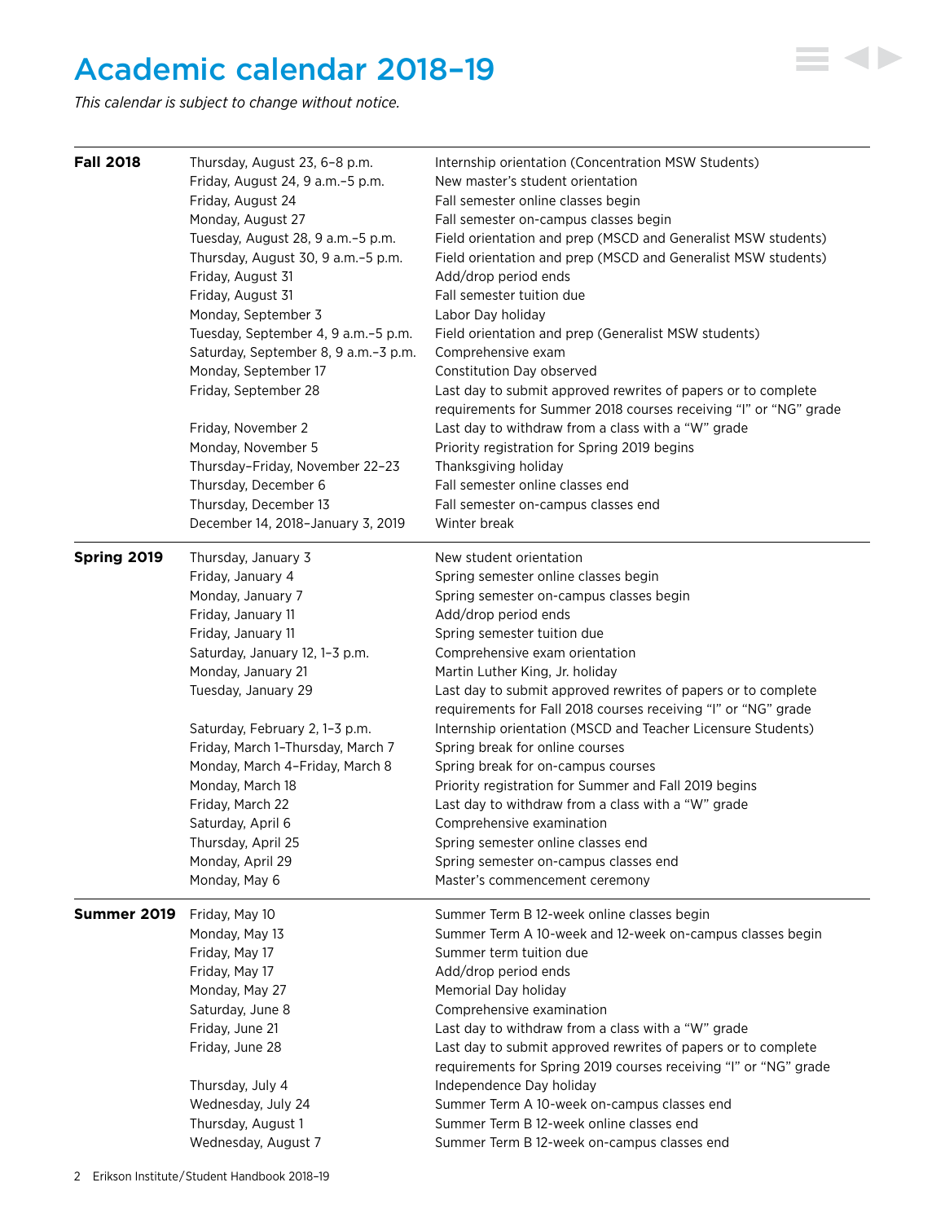# Academic calendar 2018–19

*This calendar is subject to change without notice.*

| | | |
|---|---|---|
| **Fall 2018** | Thursday, August 23, 6–8 p.m. | Internship orientation (Concentration MSW Students) |
| | Friday, August 24, 9 a.m.–5 p.m. | New master's student orientation |
| | Friday, August 24 | Fall semester online classes begin |
| | Monday, August 27 | Fall semester on-campus classes begin |
| | Tuesday, August 28, 9 a.m.–5 p.m. | Field orientation and prep (MSCD and Generalist MSW students) |
| | Thursday, August 30, 9 a.m.–5 p.m. | Field orientation and prep (MSCD and Generalist MSW students) |
| | Friday, August 31 | Add/drop period ends |
| | Friday, August 31 | Fall semester tuition due |
| | Monday, September 3 | Labor Day holiday |
| | Tuesday, September 4, 9 a.m.–5 p.m. | Field orientation and prep (Generalist MSW students) |
| | Saturday, September 8, 9 a.m.–3 p.m. | Comprehensive exam |
| | Monday, September 17 | Constitution Day observed |
| | Friday, September 28 | Last day to submit approved rewrites of papers or to complete requirements for Summer 2018 courses receiving "I" or "NG" grade |
| | Friday, November 2 | Last day to withdraw from a class with a "W" grade |
| | Monday, November 5 | Priority registration for Spring 2019 begins |
| | Thursday–Friday, November 22–23 | Thanksgiving holiday |
| | Thursday, December 6 | Fall semester online classes end |
| | Thursday, December 13 | Fall semester on-campus classes end |
| | December 14, 2018–January 3, 2019 | Winter break |
| **Spring 2019** | Thursday, January 3 | New student orientation |
| | Friday, January 4 | Spring semester online classes begin |
| | Monday, January 7 | Spring semester on-campus classes begin |
| | Friday, January 11 | Add/drop period ends |
| | Friday, January 11 | Spring semester tuition due |
| | Saturday, January 12, 1–3 p.m. | Comprehensive exam orientation |
| | Monday, January 21 | Martin Luther King, Jr. holiday |
| | Tuesday, January 29 | Last day to submit approved rewrites of papers or to complete requirements for Fall 2018 courses receiving "I" or "NG" grade |
| | Saturday, February 2, 1–3 p.m. | Internship orientation (MSCD and Teacher Licensure Students) |
| | Friday, March 1–Thursday, March 7 | Spring break for online courses |
| | Monday, March 4–Friday, March 8 | Spring break for on-campus courses |
| | Monday, March 18 | Priority registration for Summer and Fall 2019 begins |
| | Friday, March 22 | Last day to withdraw from a class with a "W" grade |
| | Saturday, April 6 | Comprehensive examination |
| | Thursday, April 25 | Spring semester online classes end |
| | Monday, April 29 | Spring semester on-campus classes end |
| | Monday, May 6 | Master's commencement ceremony |
| **Summer 2019** | Friday, May 10 | Summer Term B 12-week online classes begin |
| | Monday, May 13 | Summer Term A 10-week and 12-week on-campus classes begin |
| | Friday, May 17 | Summer term tuition due |
| | Friday, May 17 | Add/drop period ends |
| | Monday, May 27 | Memorial Day holiday |
| | Saturday, June 8 | Comprehensive examination |
| | Friday, June 21 | Last day to withdraw from a class with a "W" grade |
| | Friday, June 28 | Last day to submit approved rewrites of papers or to complete requirements for Spring 2019 courses receiving "I" or "NG" grade |
| | Thursday, July 4 | Independence Day holiday |
| | Wednesday, July 24 | Summer Term A 10-week on-campus classes end |
| | Thursday, August 1 | Summer Term B 12-week online classes end |
| | Wednesday, August 7 | Summer Term B 12-week on-campus classes end |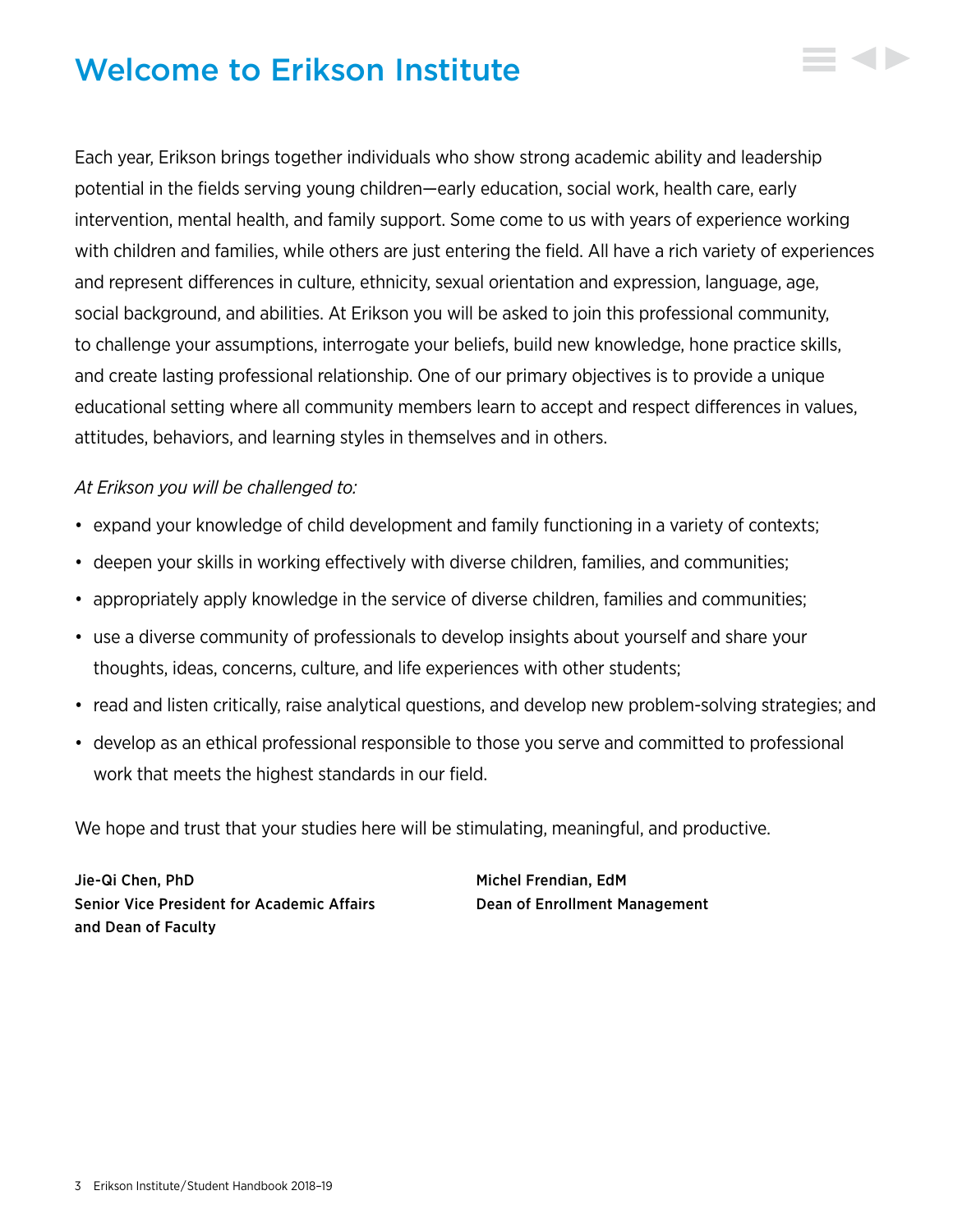# Welcome to Erikson Institute

Each year, Erikson brings together individuals who show strong academic ability and leadership potential in the fields serving young children—early education, social work, health care, early intervention, mental health, and family support. Some come to us with years of experience working with children and families, while others are just entering the field. All have a rich variety of experiences and represent differences in culture, ethnicity, sexual orientation and expression, language, age, social background, and abilities. At Erikson you will be asked to join this professional community, to challenge your assumptions, interrogate your beliefs, build new knowledge, hone practice skills, and create lasting professional relationship. One of our primary objectives is to provide a unique educational setting where all community members learn to accept and respect differences in values, attitudes, behaviors, and learning styles in themselves and in others.

*At Erikson you will be challenged to:*

- expand your knowledge of child development and family functioning in a variety of contexts;
- deepen your skills in working effectively with diverse children, families, and communities;
- appropriately apply knowledge in the service of diverse children, families and communities;
- use a diverse community of professionals to develop insights about yourself and share your thoughts, ideas, concerns, culture, and life experiences with other students;
- read and listen critically, raise analytical questions, and develop new problem-solving strategies; and
- develop as an ethical professional responsible to those you serve and committed to professional work that meets the highest standards in our field.

We hope and trust that your studies here will be stimulating, meaningful, and productive.

**Jie-Qi Chen, PhD**
**Senior Vice President for Academic Affairs and Dean of Faculty**

**Michel Frendian, EdM**
**Dean of Enrollment Management**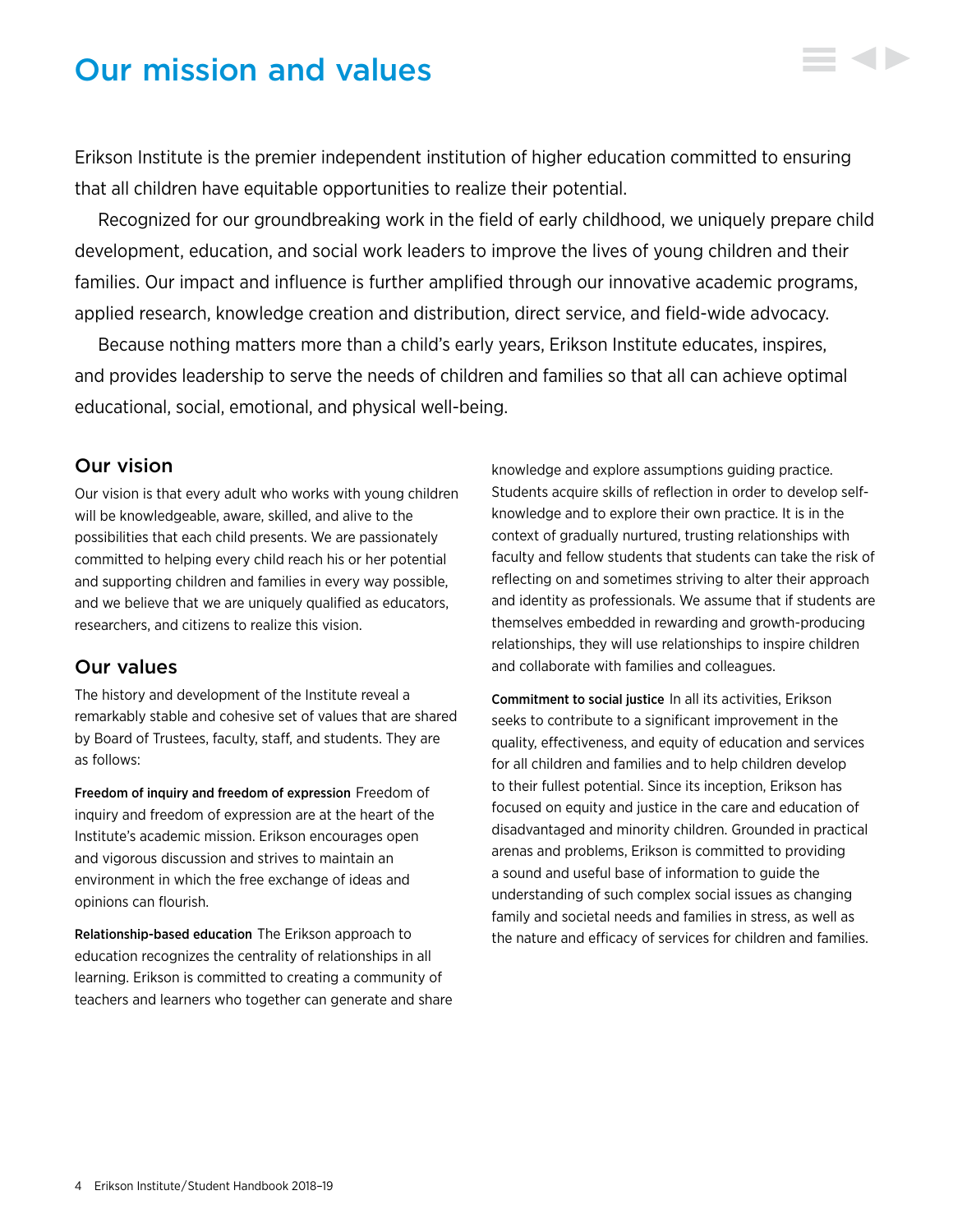# Our mission and values

Erikson Institute is the premier independent institution of higher education committed to ensuring that all children have equitable opportunities to realize their potential.

Recognized for our groundbreaking work in the field of early childhood, we uniquely prepare child development, education, and social work leaders to improve the lives of young children and their families. Our impact and influence is further amplified through our innovative academic programs, applied research, knowledge creation and distribution, direct service, and field-wide advocacy.

Because nothing matters more than a child's early years, Erikson Institute educates, inspires, and provides leadership to serve the needs of children and families so that all can achieve optimal educational, social, emotional, and physical well-being.

## Our vision

Our vision is that every adult who works with young children will be knowledgeable, aware, skilled, and alive to the possibilities that each child presents. We are passionately committed to helping every child reach his or her potential and supporting children and families in every way possible, and we believe that we are uniquely qualified as educators, researchers, and citizens to realize this vision.

## Our values

The history and development of the Institute reveal a remarkably stable and cohesive set of values that are shared by Board of Trustees, faculty, staff, and students. They are as follows:

**Freedom of inquiry and freedom of expression** Freedom of inquiry and freedom of expression are at the heart of the Institute's academic mission. Erikson encourages open and vigorous discussion and strives to maintain an environment in which the free exchange of ideas and opinions can flourish.

**Relationship-based education** The Erikson approach to education recognizes the centrality of relationships in all learning. Erikson is committed to creating a community of teachers and learners who together can generate and share knowledge and explore assumptions guiding practice. Students acquire skills of reflection in order to develop self-knowledge and to explore their own practice. It is in the context of gradually nurtured, trusting relationships with faculty and fellow students that students can take the risk of reflecting on and sometimes striving to alter their approach and identity as professionals. We assume that if students are themselves embedded in rewarding and growth-producing relationships, they will use relationships to inspire children and collaborate with families and colleagues.

**Commitment to social justice** In all its activities, Erikson seeks to contribute to a significant improvement in the quality, effectiveness, and equity of education and services for all children and families and to help children develop to their fullest potential. Since its inception, Erikson has focused on equity and justice in the care and education of disadvantaged and minority children. Grounded in practical arenas and problems, Erikson is committed to providing a sound and useful base of information to guide the understanding of such complex social issues as changing family and societal needs and families in stress, as well as the nature and efficacy of services for children and families.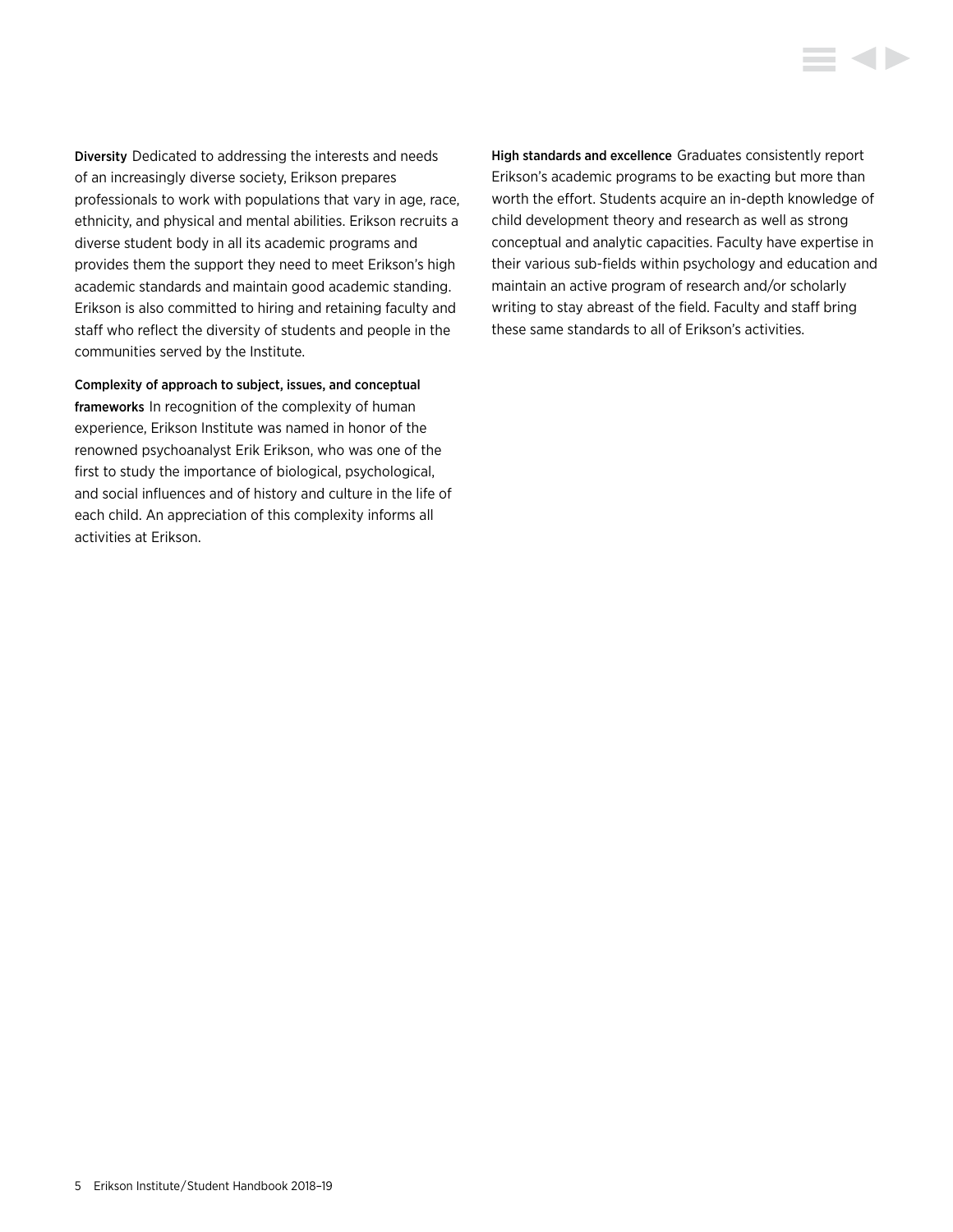**Diversity** Dedicated to addressing the interests and needs of an increasingly diverse society, Erikson prepares professionals to work with populations that vary in age, race, ethnicity, and physical and mental abilities. Erikson recruits a diverse student body in all its academic programs and provides them the support they need to meet Erikson's high academic standards and maintain good academic standing. Erikson is also committed to hiring and retaining faculty and staff who reflect the diversity of students and people in the communities served by the Institute.

**Complexity of approach to subject, issues, and conceptual frameworks** In recognition of the complexity of human experience, Erikson Institute was named in honor of the renowned psychoanalyst Erik Erikson, who was one of the first to study the importance of biological, psychological, and social influences and of history and culture in the life of each child. An appreciation of this complexity informs all activities at Erikson.

**High standards and excellence** Graduates consistently report Erikson's academic programs to be exacting but more than worth the effort. Students acquire an in-depth knowledge of child development theory and research as well as strong conceptual and analytic capacities. Faculty have expertise in their various sub-fields within psychology and education and maintain an active program of research and/or scholarly writing to stay abreast of the field. Faculty and staff bring these same standards to all of Erikson's activities.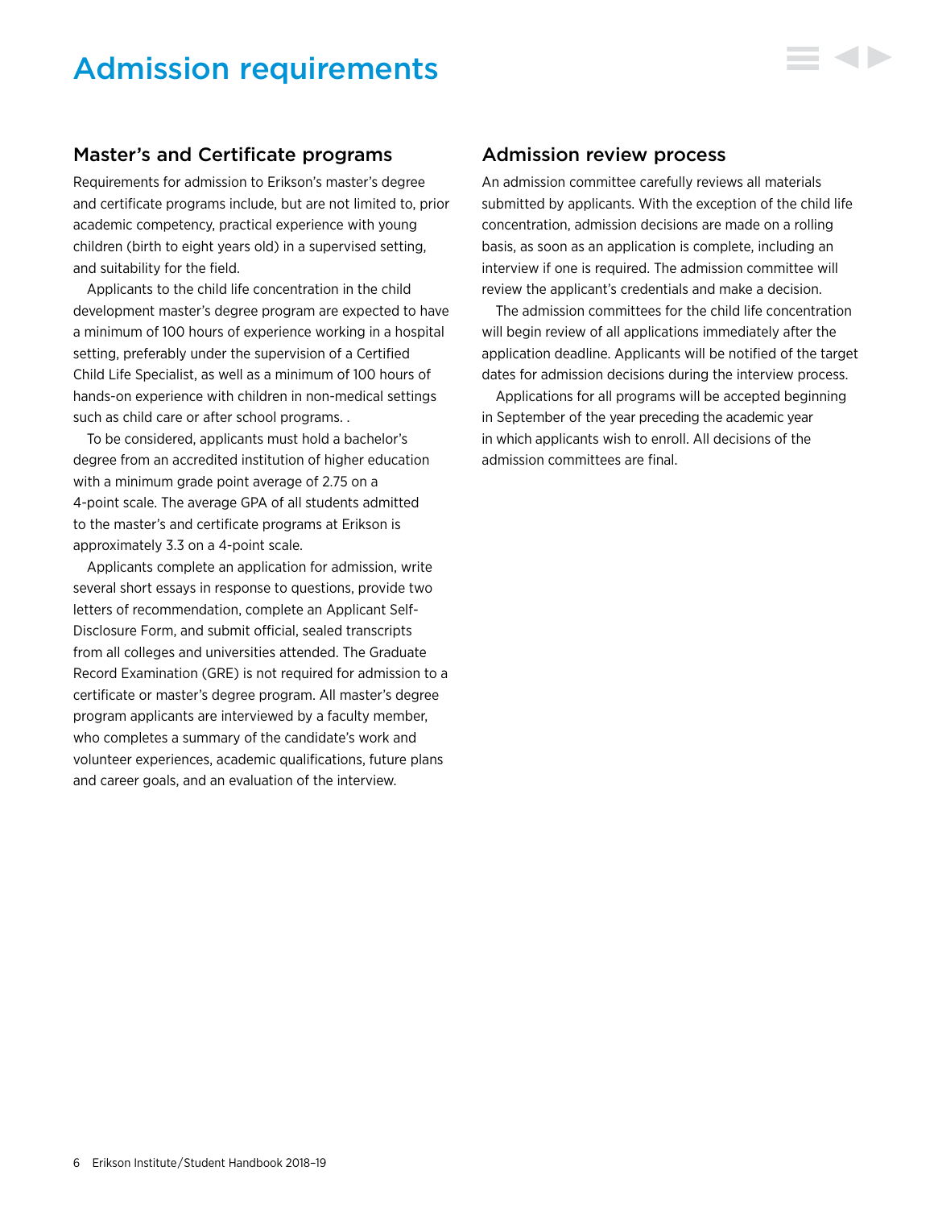# Admission requirements

## Master's and Certificate programs

Requirements for admission to Erikson's master's degree and certificate programs include, but are not limited to, prior academic competency, practical experience with young children (birth to eight years old) in a supervised setting, and suitability for the field.

Applicants to the child life concentration in the child development master's degree program are expected to have a minimum of 100 hours of experience working in a hospital setting, preferably under the supervision of a Certified Child Life Specialist, as well as a minimum of 100 hours of hands-on experience with children in non-medical settings such as child care or after school programs. .

To be considered, applicants must hold a bachelor's degree from an accredited institution of higher education with a minimum grade point average of 2.75 on a 4-point scale. The average GPA of all students admitted to the master's and certificate programs at Erikson is approximately 3.3 on a 4-point scale.

Applicants complete an application for admission, write several short essays in response to questions, provide two letters of recommendation, complete an Applicant Self-Disclosure Form, and submit official, sealed transcripts from all colleges and universities attended. The Graduate Record Examination (GRE) is not required for admission to a certificate or master's degree program. All master's degree program applicants are interviewed by a faculty member, who completes a summary of the candidate's work and volunteer experiences, academic qualifications, future plans and career goals, and an evaluation of the interview.

## Admission review process

An admission committee carefully reviews all materials submitted by applicants. With the exception of the child life concentration, admission decisions are made on a rolling basis, as soon as an application is complete, including an interview if one is required. The admission committee will review the applicant's credentials and make a decision.

The admission committees for the child life concentration will begin review of all applications immediately after the application deadline. Applicants will be notified of the target dates for admission decisions during the interview process.

Applications for all programs will be accepted beginning in September of the year preceding the academic year in which applicants wish to enroll. All decisions of the admission committees are final.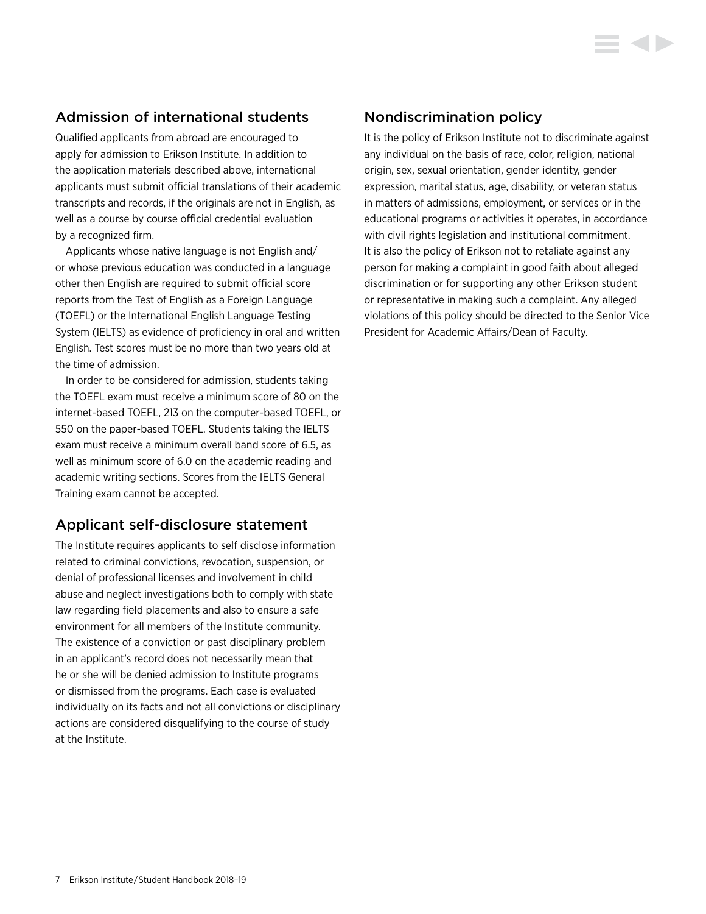## Admission of international students

Qualified applicants from abroad are encouraged to apply for admission to Erikson Institute. In addition to the application materials described above, international applicants must submit official translations of their academic transcripts and records, if the originals are not in English, as well as a course by course official credential evaluation by a recognized firm.

Applicants whose native language is not English and/or whose previous education was conducted in a language other then English are required to submit official score reports from the Test of English as a Foreign Language (TOEFL) or the International English Language Testing System (IELTS) as evidence of proficiency in oral and written English. Test scores must be no more than two years old at the time of admission.

In order to be considered for admission, students taking the TOEFL exam must receive a minimum score of 80 on the internet-based TOEFL, 213 on the computer-based TOEFL, or 550 on the paper-based TOEFL. Students taking the IELTS exam must receive a minimum overall band score of 6.5, as well as minimum score of 6.0 on the academic reading and academic writing sections. Scores from the IELTS General Training exam cannot be accepted.

## Applicant self-disclosure statement

The Institute requires applicants to self disclose information related to criminal convictions, revocation, suspension, or denial of professional licenses and involvement in child abuse and neglect investigations both to comply with state law regarding field placements and also to ensure a safe environment for all members of the Institute community. The existence of a conviction or past disciplinary problem in an applicant's record does not necessarily mean that he or she will be denied admission to Institute programs or dismissed from the programs. Each case is evaluated individually on its facts and not all convictions or disciplinary actions are considered disqualifying to the course of study at the Institute.

## Nondiscrimination policy

It is the policy of Erikson Institute not to discriminate against any individual on the basis of race, color, religion, national origin, sex, sexual orientation, gender identity, gender expression, marital status, age, disability, or veteran status in matters of admissions, employment, or services or in the educational programs or activities it operates, in accordance with civil rights legislation and institutional commitment. It is also the policy of Erikson not to retaliate against any person for making a complaint in good faith about alleged discrimination or for supporting any other Erikson student or representative in making such a complaint. Any alleged violations of this policy should be directed to the Senior Vice President for Academic Affairs/Dean of Faculty.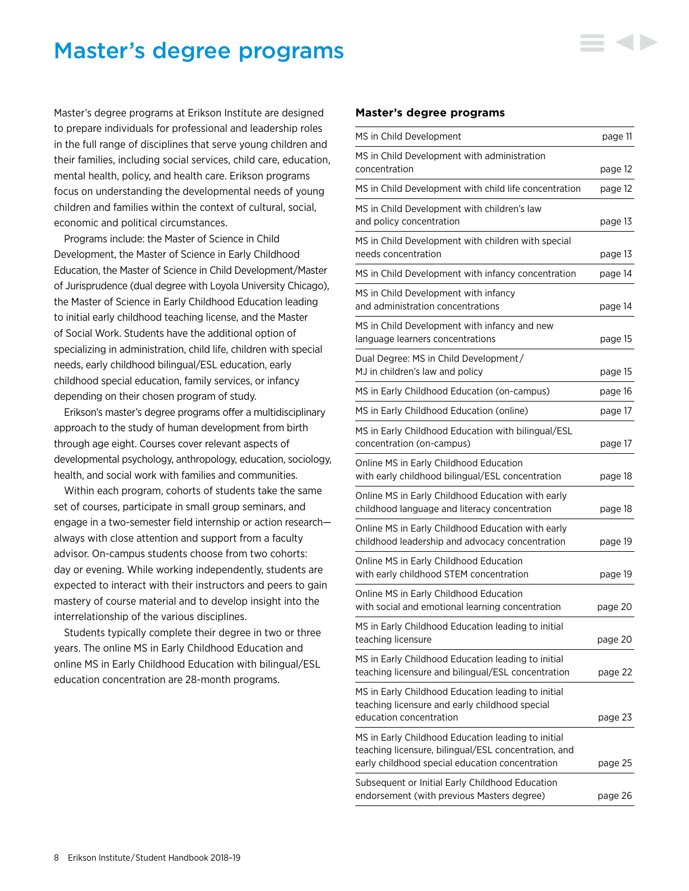# Master's degree programs

Master's degree programs at Erikson Institute are designed to prepare individuals for professional and leadership roles in the full range of disciplines that serve young children and their families, including social services, child care, education, mental health, policy, and health care. Erikson programs focus on understanding the developmental needs of young children and families within the context of cultural, social, economic and political circumstances.

Programs include: the Master of Science in Child Development, the Master of Science in Early Childhood Education, the Master of Science in Child Development/Master of Jurisprudence (dual degree with Loyola University Chicago), the Master of Science in Early Childhood Education leading to initial early childhood teaching license, and the Master of Social Work. Students have the additional option of specializing in administration, child life, children with special needs, early childhood bilingual/ESL education, early childhood special education, family services, or infancy depending on their chosen program of study.

Erikson's master's degree programs offer a multidisciplinary approach to the study of human development from birth through age eight. Courses cover relevant aspects of developmental psychology, anthropology, education, sociology, health, and social work with families and communities.

Within each program, cohorts of students take the same set of courses, participate in small group seminars, and engage in a two-semester field internship or action research—always with close attention and support from a faculty advisor. On-campus students choose from two cohorts: day or evening. While working independently, students are expected to interact with their instructors and peers to gain mastery of course material and to develop insight into the interrelationship of the various disciplines.

Students typically complete their degree in two or three years. The online MS in Early Childhood Education and online MS in Early Childhood Education with bilingual/ESL education concentration are 28-month programs.

### Master's degree programs

| | |
|---|---|
| MS in Child Development | page 11 |
| MS in Child Development with administration concentration | page 12 |
| MS in Child Development with child life concentration | page 12 |
| MS in Child Development with children's law and policy concentration | page 13 |
| MS in Child Development with children with special needs concentration | page 13 |
| MS in Child Development with infancy concentration | page 14 |
| MS in Child Development with infancy and administration concentrations | page 14 |
| MS in Child Development with infancy and new language learners concentrations | page 15 |
| Dual Degree: MS in Child Development/ MJ in children's law and policy | page 15 |
| MS in Early Childhood Education (on-campus) | page 16 |
| MS in Early Childhood Education (online) | page 17 |
| MS in Early Childhood Education with bilingual/ESL concentration (on-campus) | page 17 |
| Online MS in Early Childhood Education with early childhood bilingual/ESL concentration | page 18 |
| Online MS in Early Childhood Education with early childhood language and literacy concentration | page 18 |
| Online MS in Early Childhood Education with early childhood leadership and advocacy concentration | page 19 |
| Online MS in Early Childhood Education with early childhood STEM concentration | page 19 |
| Online MS in Early Childhood Education with social and emotional learning concentration | page 20 |
| MS in Early Childhood Education leading to initial teaching licensure | page 20 |
| MS in Early Childhood Education leading to initial teaching licensure and bilingual/ESL concentration | page 22 |
| MS in Early Childhood Education leading to initial teaching licensure and early childhood special education concentration | page 23 |
| MS in Early Childhood Education leading to initial teaching licensure, bilingual/ESL concentration, and early childhood special education concentration | page 25 |
| Subsequent or Initial Early Childhood Education endorsement (with previous Masters degree) | page 26 |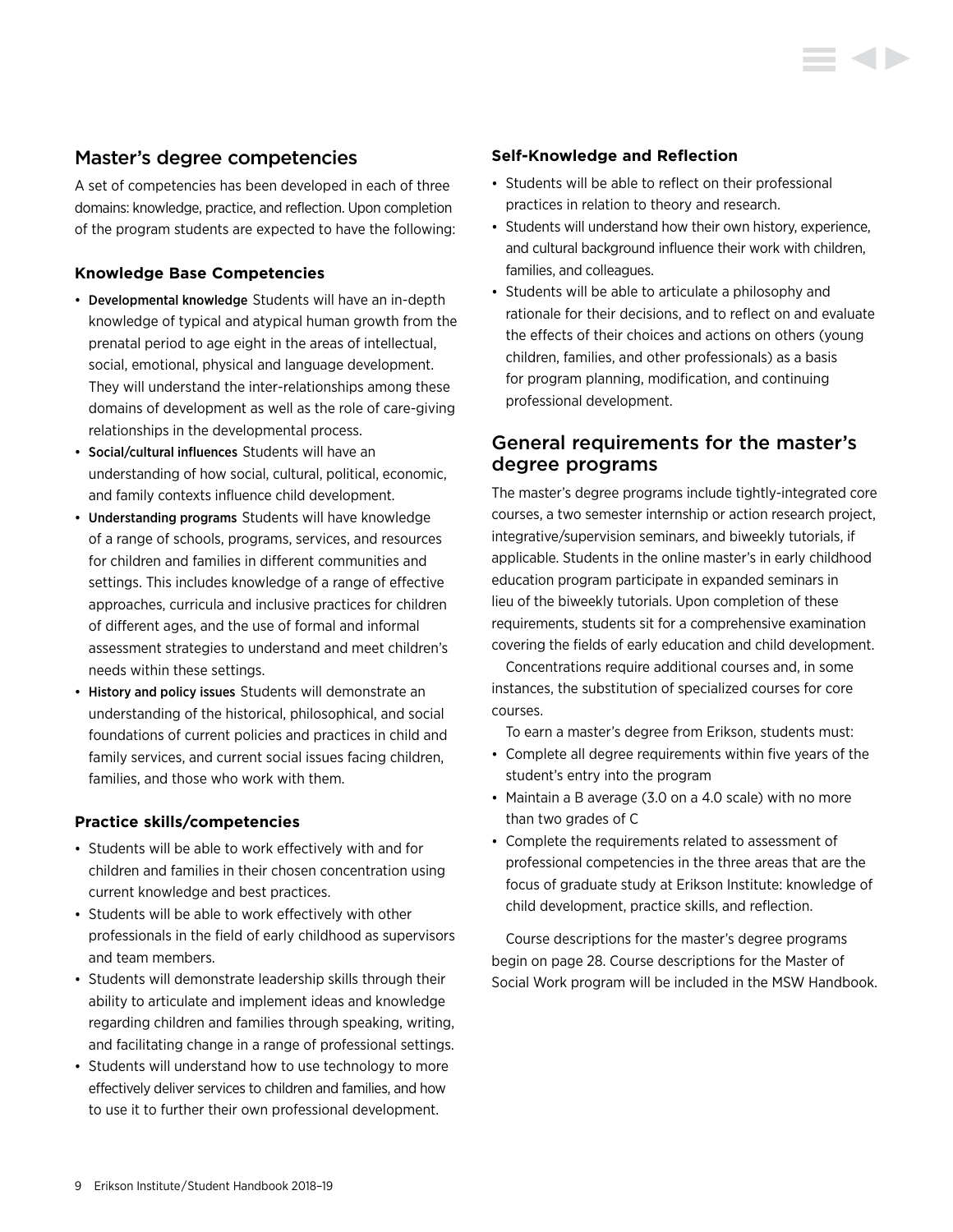## Master's degree competencies

A set of competencies has been developed in each of three domains: knowledge, practice, and reflection. Upon completion of the program students are expected to have the following:

### Knowledge Base Competencies

- Developmental knowledge Students will have an in-depth knowledge of typical and atypical human growth from the prenatal period to age eight in the areas of intellectual, social, emotional, physical and language development. They will understand the inter-relationships among these domains of development as well as the role of care-giving relationships in the developmental process.
- Social/cultural influences Students will have an understanding of how social, cultural, political, economic, and family contexts influence child development.
- Understanding programs Students will have knowledge of a range of schools, programs, services, and resources for children and families in different communities and settings. This includes knowledge of a range of effective approaches, curricula and inclusive practices for children of different ages, and the use of formal and informal assessment strategies to understand and meet children's needs within these settings.
- History and policy issues Students will demonstrate an understanding of the historical, philosophical, and social foundations of current policies and practices in child and family services, and current social issues facing children, families, and those who work with them.

### Practice skills/competencies

- Students will be able to work effectively with and for children and families in their chosen concentration using current knowledge and best practices.
- Students will be able to work effectively with other professionals in the field of early childhood as supervisors and team members.
- Students will demonstrate leadership skills through their ability to articulate and implement ideas and knowledge regarding children and families through speaking, writing, and facilitating change in a range of professional settings.
- Students will understand how to use technology to more effectively deliver services to children and families, and how to use it to further their own professional development.

### Self-Knowledge and Reflection

- Students will be able to reflect on their professional practices in relation to theory and research.
- Students will understand how their own history, experience, and cultural background influence their work with children, families, and colleagues.
- Students will be able to articulate a philosophy and rationale for their decisions, and to reflect on and evaluate the effects of their choices and actions on others (young children, families, and other professionals) as a basis for program planning, modification, and continuing professional development.

## General requirements for the master's degree programs

The master's degree programs include tightly-integrated core courses, a two semester internship or action research project, integrative/supervision seminars, and biweekly tutorials, if applicable. Students in the online master's in early childhood education program participate in expanded seminars in lieu of the biweekly tutorials. Upon completion of these requirements, students sit for a comprehensive examination covering the fields of early education and child development.

Concentrations require additional courses and, in some instances, the substitution of specialized courses for core courses.

To earn a master's degree from Erikson, students must:

- Complete all degree requirements within five years of the student's entry into the program
- Maintain a B average (3.0 on a 4.0 scale) with no more than two grades of C
- Complete the requirements related to assessment of professional competencies in the three areas that are the focus of graduate study at Erikson Institute: knowledge of child development, practice skills, and reflection.

Course descriptions for the master's degree programs begin on page 28. Course descriptions for the Master of Social Work program will be included in the MSW Handbook.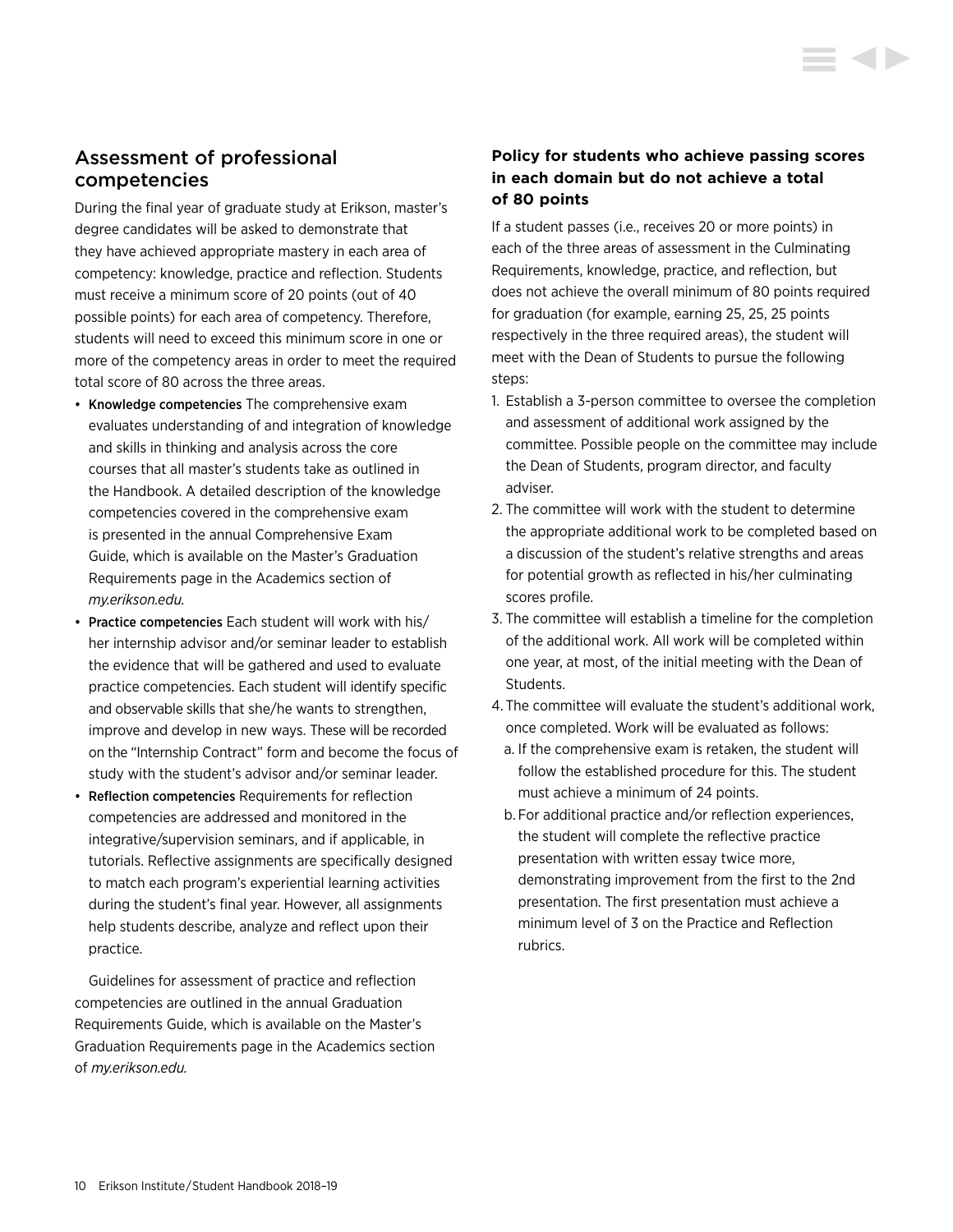## Assessment of professional competencies

During the final year of graduate study at Erikson, master's degree candidates will be asked to demonstrate that they have achieved appropriate mastery in each area of competency: knowledge, practice and reflection. Students must receive a minimum score of 20 points (out of 40 possible points) for each area of competency. Therefore, students will need to exceed this minimum score in one or more of the competency areas in order to meet the required total score of 80 across the three areas.

- Knowledge competencies The comprehensive exam evaluates understanding of and integration of knowledge and skills in thinking and analysis across the core courses that all master's students take as outlined in the Handbook. A detailed description of the knowledge competencies covered in the comprehensive exam is presented in the annual Comprehensive Exam Guide, which is available on the Master's Graduation Requirements page in the Academics section of *my.erikson.edu.*
- Practice competencies Each student will work with his/her internship advisor and/or seminar leader to establish the evidence that will be gathered and used to evaluate practice competencies. Each student will identify specific and observable skills that she/he wants to strengthen, improve and develop in new ways. These will be recorded on the "Internship Contract" form and become the focus of study with the student's advisor and/or seminar leader.
- Reflection competencies Requirements for reflection competencies are addressed and monitored in the integrative/supervision seminars, and if applicable, in tutorials. Reflective assignments are specifically designed to match each program's experiential learning activities during the student's final year. However, all assignments help students describe, analyze and reflect upon their practice.

Guidelines for assessment of practice and reflection competencies are outlined in the annual Graduation Requirements Guide, which is available on the Master's Graduation Requirements page in the Academics section of *my.erikson.edu.*

### Policy for students who achieve passing scores in each domain but do not achieve a total of 80 points

If a student passes (i.e., receives 20 or more points) in each of the three areas of assessment in the Culminating Requirements, knowledge, practice, and reflection, but does not achieve the overall minimum of 80 points required for graduation (for example, earning 25, 25, 25 points respectively in the three required areas), the student will meet with the Dean of Students to pursue the following steps:

1. Establish a 3-person committee to oversee the completion and assessment of additional work assigned by the committee. Possible people on the committee may include the Dean of Students, program director, and faculty adviser.
2. The committee will work with the student to determine the appropriate additional work to be completed based on a discussion of the student's relative strengths and areas for potential growth as reflected in his/her culminating scores profile.
3. The committee will establish a timeline for the completion of the additional work. All work will be completed within one year, at most, of the initial meeting with the Dean of Students.
4. The committee will evaluate the student's additional work, once completed. Work will be evaluated as follows:
   a. If the comprehensive exam is retaken, the student will follow the established procedure for this. The student must achieve a minimum of 24 points.
   b. For additional practice and/or reflection experiences, the student will complete the reflective practice presentation with written essay twice more, demonstrating improvement from the first to the 2nd presentation. The first presentation must achieve a minimum level of 3 on the Practice and Reflection rubrics.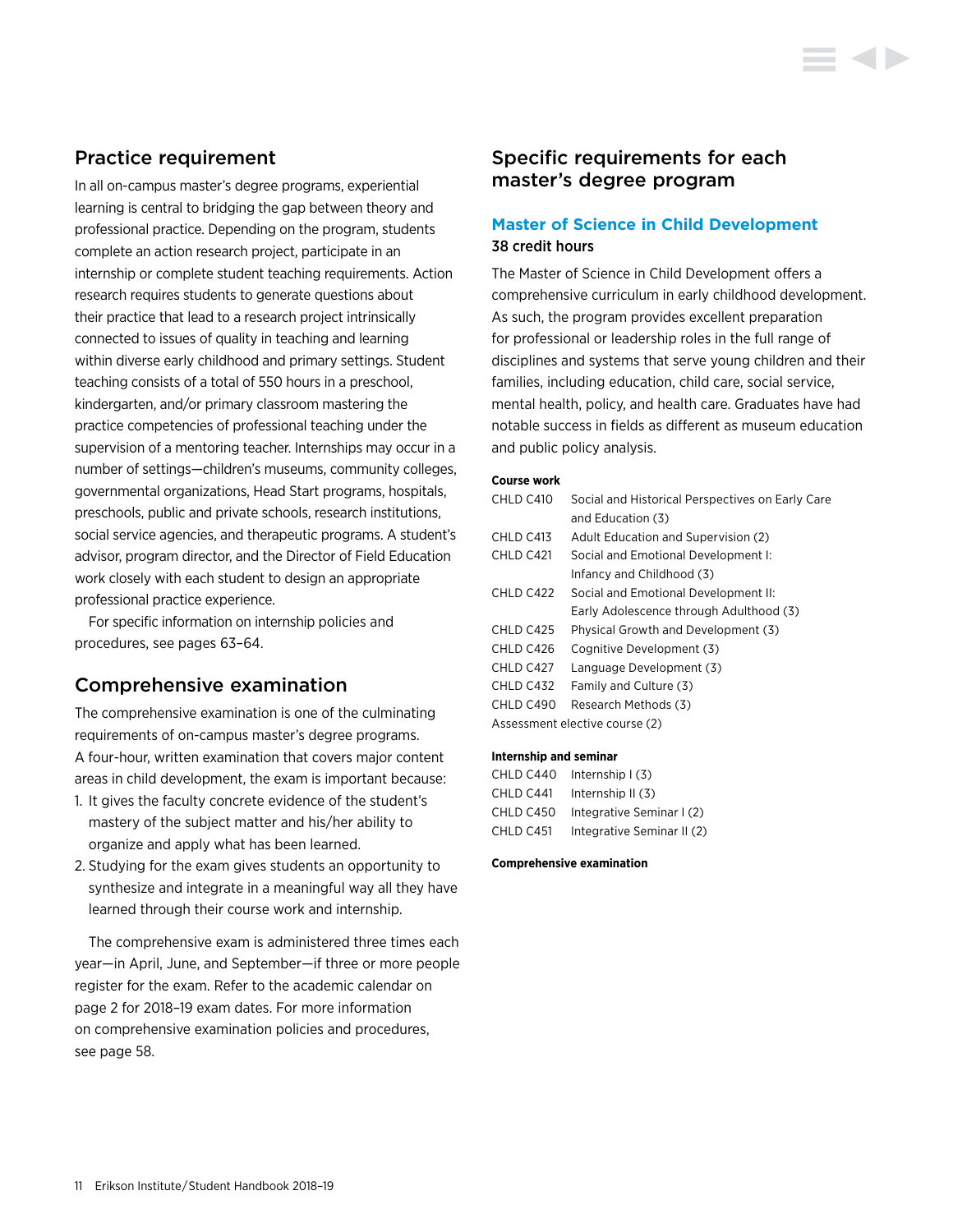## Practice requirement

In all on-campus master's degree programs, experiential learning is central to bridging the gap between theory and professional practice. Depending on the program, students complete an action research project, participate in an internship or complete student teaching requirements. Action research requires students to generate questions about their practice that lead to a research project intrinsically connected to issues of quality in teaching and learning within diverse early childhood and primary settings. Student teaching consists of a total of 550 hours in a preschool, kindergarten, and/or primary classroom mastering the practice competencies of professional teaching under the supervision of a mentoring teacher. Internships may occur in a number of settings—children's museums, community colleges, governmental organizations, Head Start programs, hospitals, preschools, public and private schools, research institutions, social service agencies, and therapeutic programs. A student's advisor, program director, and the Director of Field Education work closely with each student to design an appropriate professional practice experience.

For specific information on internship policies and procedures, see pages 63–64.

## Comprehensive examination

The comprehensive examination is one of the culminating requirements of on-campus master's degree programs. A four-hour, written examination that covers major content areas in child development, the exam is important because:

1. It gives the faculty concrete evidence of the student's mastery of the subject matter and his/her ability to organize and apply what has been learned.
2. Studying for the exam gives students an opportunity to synthesize and integrate in a meaningful way all they have learned through their course work and internship.

The comprehensive exam is administered three times each year—in April, June, and September—if three or more people register for the exam. Refer to the academic calendar on page 2 for 2018–19 exam dates. For more information on comprehensive examination policies and procedures, see page 58.

## Specific requirements for each master's degree program

### Master of Science in Child Development

38 credit hours

The Master of Science in Child Development offers a comprehensive curriculum in early childhood development. As such, the program provides excellent preparation for professional or leadership roles in the full range of disciplines and systems that serve young children and their families, including education, child care, social service, mental health, policy, and health care. Graduates have had notable success in fields as different as museum education and public policy analysis.

**Course work**

| | |
|---|---|
| CHLD C410 | Social and Historical Perspectives on Early Care and Education (3) |
| CHLD C413 | Adult Education and Supervision (2) |
| CHLD C421 | Social and Emotional Development I: Infancy and Childhood (3) |
| CHLD C422 | Social and Emotional Development II: Early Adolescence through Adulthood (3) |
| CHLD C425 | Physical Growth and Development (3) |
| CHLD C426 | Cognitive Development (3) |
| CHLD C427 | Language Development (3) |
| CHLD C432 | Family and Culture (3) |
| CHLD C490 | Research Methods (3) |

Assessment elective course (2)

**Internship and seminar**

| | |
|---|---|
| CHLD C440 | Internship I (3) |
| CHLD C441 | Internship II (3) |
| CHLD C450 | Integrative Seminar I (2) |
| CHLD C451 | Integrative Seminar II (2) |

**Comprehensive examination**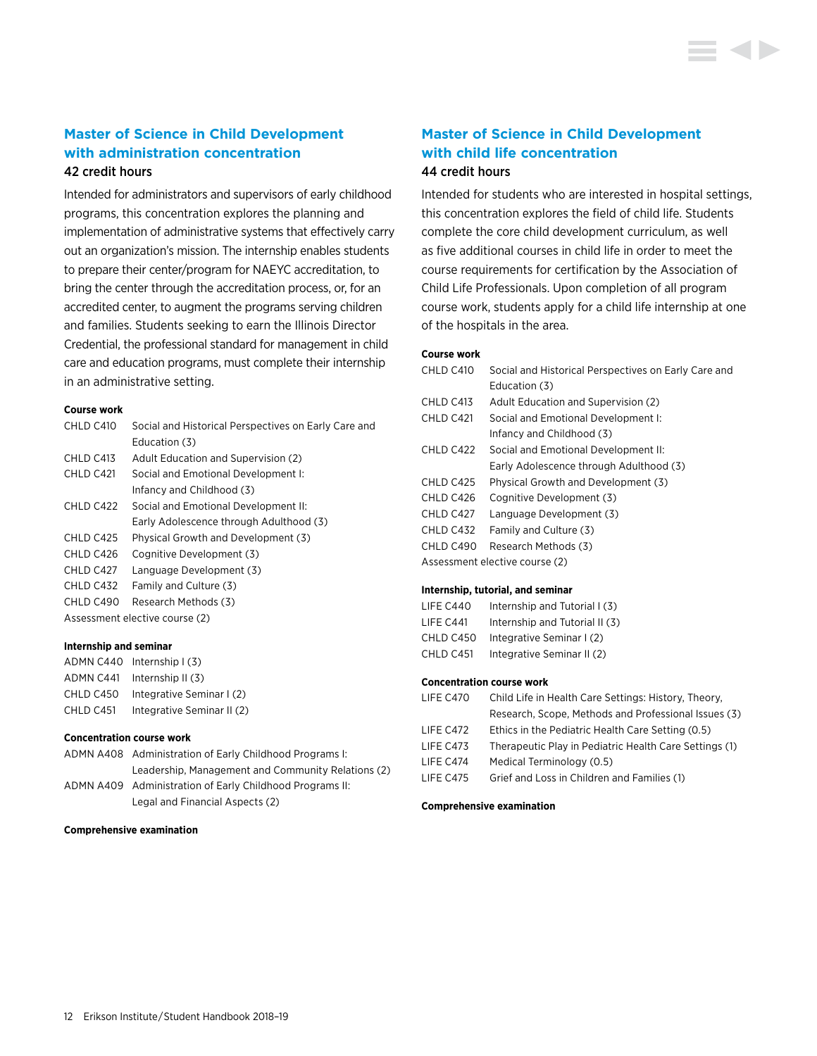## Master of Science in Child Development with administration concentration

42 credit hours

Intended for administrators and supervisors of early childhood programs, this concentration explores the planning and implementation of administrative systems that effectively carry out an organization's mission. The internship enables students to prepare their center/program for NAEYC accreditation, to bring the center through the accreditation process, or, for an accredited center, to augment the programs serving children and families. Students seeking to earn the Illinois Director Credential, the professional standard for management in child care and education programs, must complete their internship in an administrative setting.

#### Course work

| | |
|---|---|
| CHLD C410 | Social and Historical Perspectives on Early Care and Education (3) |
| CHLD C413 | Adult Education and Supervision (2) |
| CHLD C421 | Social and Emotional Development I: Infancy and Childhood (3) |
| CHLD C422 | Social and Emotional Development II: Early Adolescence through Adulthood (3) |
| CHLD C425 | Physical Growth and Development (3) |
| CHLD C426 | Cognitive Development (3) |
| CHLD C427 | Language Development (3) |
| CHLD C432 | Family and Culture (3) |
| CHLD C490 | Research Methods (3) |

Assessment elective course (2)

#### Internship and seminar

| | |
|---|---|
| ADMN C440 | Internship I (3) |
| ADMN C441 | Internship II (3) |
| CHLD C450 | Integrative Seminar I (2) |
| CHLD C451 | Integrative Seminar II (2) |

#### Concentration course work

| | |
|---|---|
| ADMN A408 | Administration of Early Childhood Programs I: Leadership, Management and Community Relations (2) |
| ADMN A409 | Administration of Early Childhood Programs II: Legal and Financial Aspects (2) |

#### Comprehensive examination

## Master of Science in Child Development with child life concentration

44 credit hours

Intended for students who are interested in hospital settings, this concentration explores the field of child life. Students complete the core child development curriculum, as well as five additional courses in child life in order to meet the course requirements for certification by the Association of Child Life Professionals. Upon completion of all program course work, students apply for a child life internship at one of the hospitals in the area.

#### Course work

| | |
|---|---|
| CHLD C410 | Social and Historical Perspectives on Early Care and Education (3) |
| CHLD C413 | Adult Education and Supervision (2) |
| CHLD C421 | Social and Emotional Development I: Infancy and Childhood (3) |
| CHLD C422 | Social and Emotional Development II: Early Adolescence through Adulthood (3) |
| CHLD C425 | Physical Growth and Development (3) |
| CHLD C426 | Cognitive Development (3) |
| CHLD C427 | Language Development (3) |
| CHLD C432 | Family and Culture (3) |
| CHLD C490 | Research Methods (3) |

Assessment elective course (2)

#### Internship, tutorial, and seminar

| | |
|---|---|
| LIFE C440 | Internship and Tutorial I (3) |
| LIFE C441 | Internship and Tutorial II (3) |
| CHLD C450 | Integrative Seminar I (2) |
| CHLD C451 | Integrative Seminar II (2) |

#### Concentration course work

| | |
|---|---|
| LIFE C470 | Child Life in Health Care Settings: History, Theory, Research, Scope, Methods and Professional Issues (3) |
| LIFE C472 | Ethics in the Pediatric Health Care Setting (0.5) |
| LIFE C473 | Therapeutic Play in Pediatric Health Care Settings (1) |
| LIFE C474 | Medical Terminology (0.5) |
| LIFE C475 | Grief and Loss in Children and Families (1) |

#### Comprehensive examination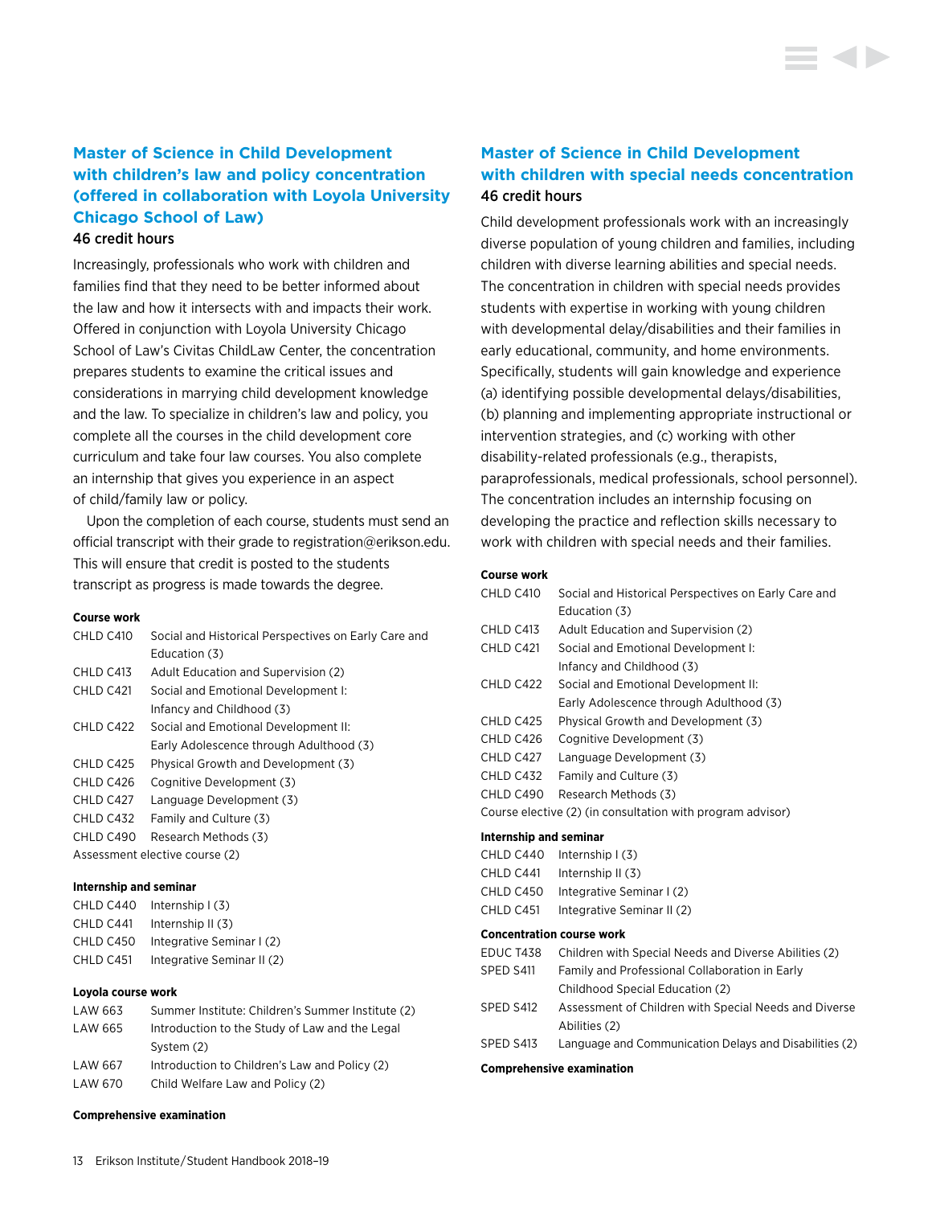## Master of Science in Child Development with children's law and policy concentration (offered in collaboration with Loyola University Chicago School of Law)

46 credit hours

Increasingly, professionals who work with children and families find that they need to be better informed about the law and how it intersects with and impacts their work. Offered in conjunction with Loyola University Chicago School of Law's Civitas ChildLaw Center, the concentration prepares students to examine the critical issues and considerations in marrying child development knowledge and the law. To specialize in children's law and policy, you complete all the courses in the child development core curriculum and take four law courses. You also complete an internship that gives you experience in an aspect of child/family law or policy.

Upon the completion of each course, students must send an official transcript with their grade to registration@erikson.edu. This will ensure that credit is posted to the students transcript as progress is made towards the degree.

**Course work**

| | |
|---|---|
| CHLD C410 | Social and Historical Perspectives on Early Care and Education (3) |
| CHLD C413 | Adult Education and Supervision (2) |
| CHLD C421 | Social and Emotional Development I: Infancy and Childhood (3) |
| CHLD C422 | Social and Emotional Development II: Early Adolescence through Adulthood (3) |
| CHLD C425 | Physical Growth and Development (3) |
| CHLD C426 | Cognitive Development (3) |
| CHLD C427 | Language Development (3) |
| CHLD C432 | Family and Culture (3) |
| CHLD C490 | Research Methods (3) |

Assessment elective course (2)

**Internship and seminar**

| | |
|---|---|
| CHLD C440 | Internship I (3) |
| CHLD C441 | Internship II (3) |
| CHLD C450 | Integrative Seminar I (2) |
| CHLD C451 | Integrative Seminar II (2) |

**Loyola course work**

| | |
|---|---|
| LAW 663 | Summer Institute: Children's Summer Institute (2) |
| LAW 665 | Introduction to the Study of Law and the Legal System (2) |
| LAW 667 | Introduction to Children's Law and Policy (2) |
| LAW 670 | Child Welfare Law and Policy (2) |

**Comprehensive examination**

## Master of Science in Child Development with children with special needs concentration

46 credit hours

Child development professionals work with an increasingly diverse population of young children and families, including children with diverse learning abilities and special needs. The concentration in children with special needs provides students with expertise in working with young children with developmental delay/disabilities and their families in early educational, community, and home environments. Specifically, students will gain knowledge and experience (a) identifying possible developmental delays/disabilities, (b) planning and implementing appropriate instructional or intervention strategies, and (c) working with other disability-related professionals (e.g., therapists, paraprofessionals, medical professionals, school personnel). The concentration includes an internship focusing on developing the practice and reflection skills necessary to work with children with special needs and their families.

**Course work**

| | |
|---|---|
| CHLD C410 | Social and Historical Perspectives on Early Care and Education (3) |
| CHLD C413 | Adult Education and Supervision (2) |
| CHLD C421 | Social and Emotional Development I: Infancy and Childhood (3) |
| CHLD C422 | Social and Emotional Development II: Early Adolescence through Adulthood (3) |
| CHLD C425 | Physical Growth and Development (3) |
| CHLD C426 | Cognitive Development (3) |
| CHLD C427 | Language Development (3) |
| CHLD C432 | Family and Culture (3) |
| CHLD C490 | Research Methods (3) |

Course elective (2) (in consultation with program advisor)

**Internship and seminar**

| | |
|---|---|
| CHLD C440 | Internship I (3) |
| CHLD C441 | Internship II (3) |
| CHLD C450 | Integrative Seminar I (2) |
| CHLD C451 | Integrative Seminar II (2) |

**Concentration course work**

| | |
|---|---|
| EDUC T438 | Children with Special Needs and Diverse Abilities (2) |
| SPED S411 | Family and Professional Collaboration in Early Childhood Special Education (2) |
| SPED S412 | Assessment of Children with Special Needs and Diverse Abilities (2) |
| SPED S413 | Language and Communication Delays and Disabilities (2) |

**Comprehensive examination**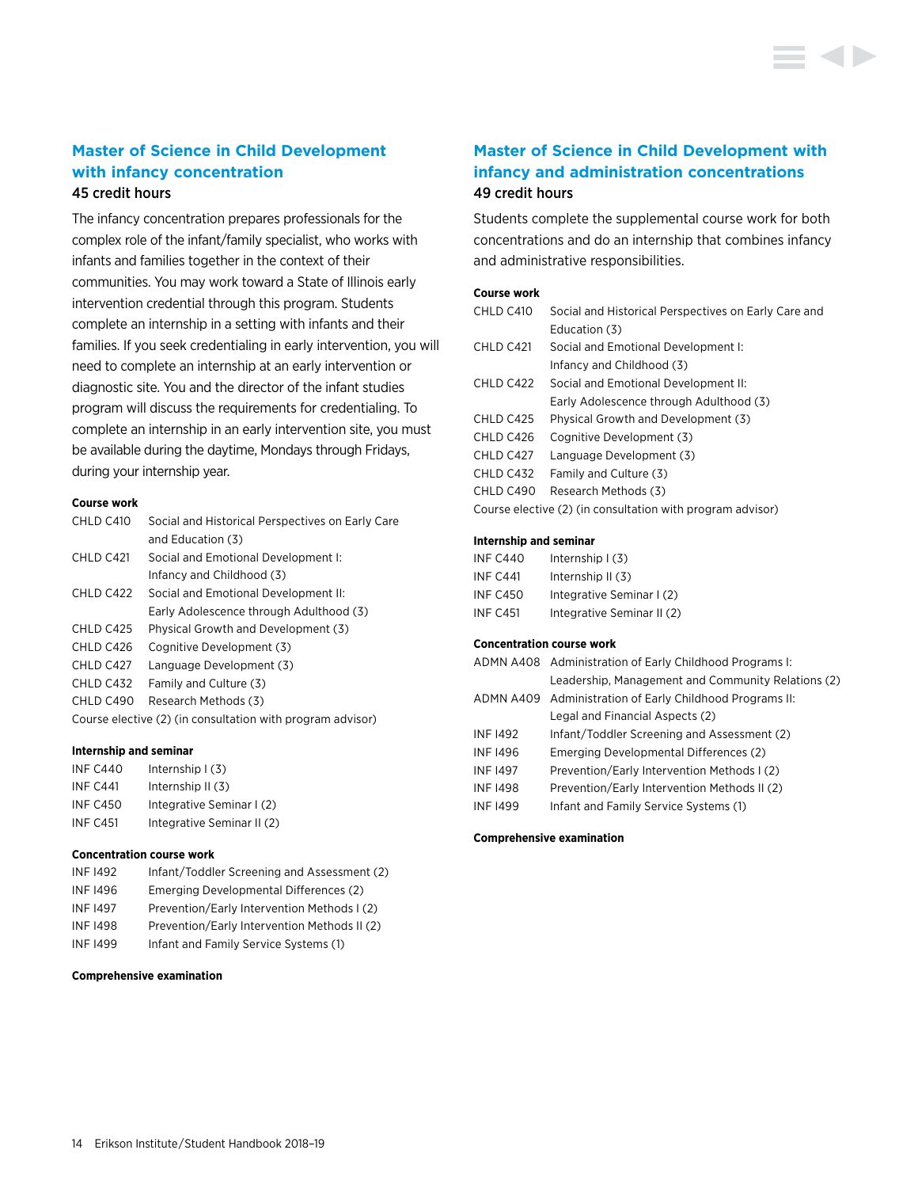## Master of Science in Child Development with infancy concentration

45 credit hours

The infancy concentration prepares professionals for the complex role of the infant/family specialist, who works with infants and families together in the context of their communities. You may work toward a State of Illinois early intervention credential through this program. Students complete an internship in a setting with infants and their families. If you seek credentialing in early intervention, you will need to complete an internship at an early intervention or diagnostic site. You and the director of the infant studies program will discuss the requirements for credentialing. To complete an internship in an early intervention site, you must be available during the daytime, Mondays through Fridays, during your internship year.

**Course work**

| | |
|---|---|
| CHLD C410 | Social and Historical Perspectives on Early Care and Education (3) |
| CHLD C421 | Social and Emotional Development I: Infancy and Childhood (3) |
| CHLD C422 | Social and Emotional Development II: Early Adolescence through Adulthood (3) |
| CHLD C425 | Physical Growth and Development (3) |
| CHLD C426 | Cognitive Development (3) |
| CHLD C427 | Language Development (3) |
| CHLD C432 | Family and Culture (3) |
| CHLD C490 | Research Methods (3) |

Course elective (2) (in consultation with program advisor)

**Internship and seminar**

| | |
|---|---|
| INF C440 | Internship I (3) |
| INF C441 | Internship II (3) |
| INF C450 | Integrative Seminar I (2) |
| INF C451 | Integrative Seminar II (2) |

**Concentration course work**

| | |
|---|---|
| INF I492 | Infant/Toddler Screening and Assessment (2) |
| INF I496 | Emerging Developmental Differences (2) |
| INF I497 | Prevention/Early Intervention Methods I (2) |
| INF I498 | Prevention/Early Intervention Methods II (2) |
| INF I499 | Infant and Family Service Systems (1) |

**Comprehensive examination**

## Master of Science in Child Development with infancy and administration concentrations

49 credit hours

Students complete the supplemental course work for both concentrations and do an internship that combines infancy and administrative responsibilities.

**Course work**

| | |
|---|---|
| CHLD C410 | Social and Historical Perspectives on Early Care and Education (3) |
| CHLD C421 | Social and Emotional Development I: Infancy and Childhood (3) |
| CHLD C422 | Social and Emotional Development II: Early Adolescence through Adulthood (3) |
| CHLD C425 | Physical Growth and Development (3) |
| CHLD C426 | Cognitive Development (3) |
| CHLD C427 | Language Development (3) |
| CHLD C432 | Family and Culture (3) |
| CHLD C490 | Research Methods (3) |

Course elective (2) (in consultation with program advisor)

**Internship and seminar**

| | |
|---|---|
| INF C440 | Internship I (3) |
| INF C441 | Internship II (3) |
| INF C450 | Integrative Seminar I (2) |
| INF C451 | Integrative Seminar II (2) |

**Concentration course work**

| | |
|---|---|
| ADMN A408 | Administration of Early Childhood Programs I: Leadership, Management and Community Relations (2) |
| ADMN A409 | Administration of Early Childhood Programs II: Legal and Financial Aspects (2) |
| INF I492 | Infant/Toddler Screening and Assessment (2) |
| INF I496 | Emerging Developmental Differences (2) |
| INF I497 | Prevention/Early Intervention Methods I (2) |
| INF I498 | Prevention/Early Intervention Methods II (2) |
| INF I499 | Infant and Family Service Systems (1) |

**Comprehensive examination**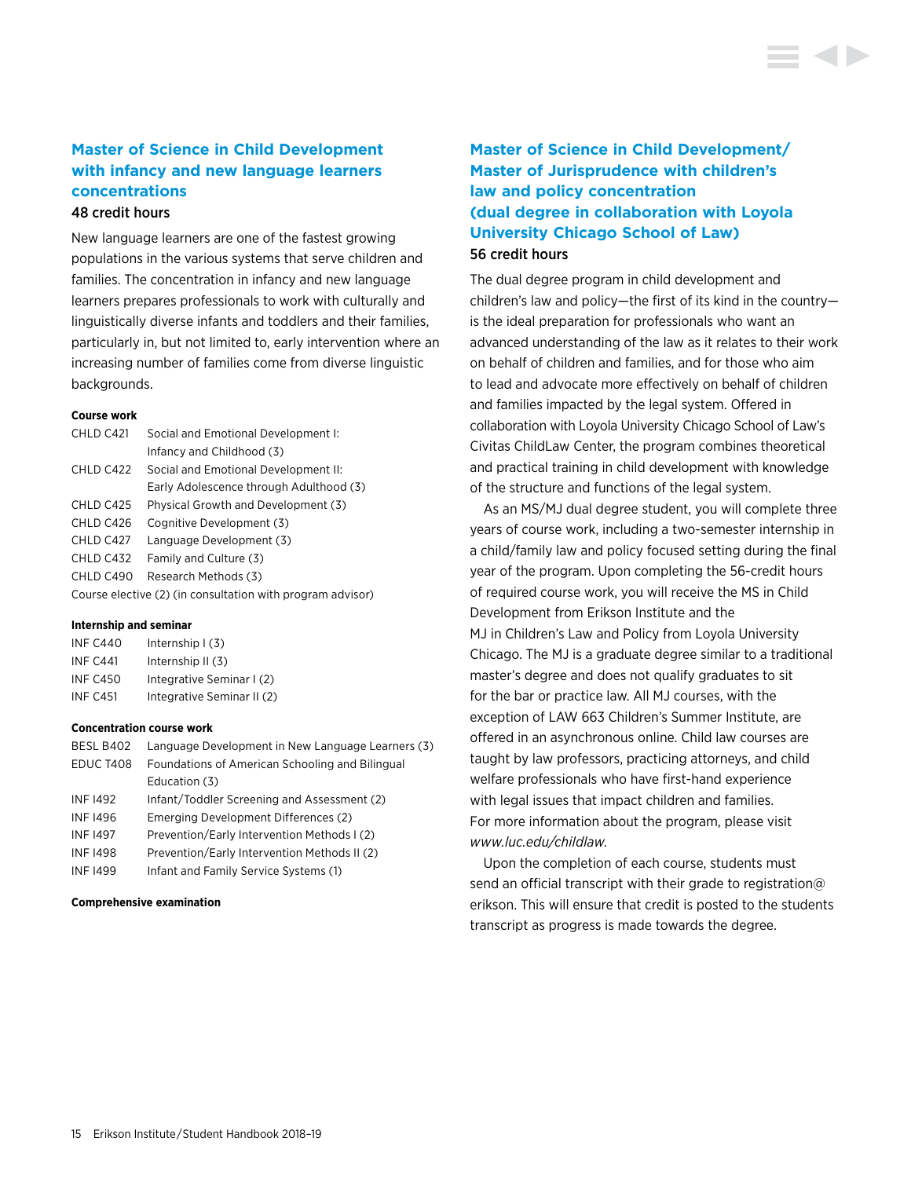## Master of Science in Child Development with infancy and new language learners concentrations

48 credit hours

New language learners are one of the fastest growing populations in the various systems that serve children and families. The concentration in infancy and new language learners prepares professionals to work with culturally and linguistically diverse infants and toddlers and their families, particularly in, but not limited to, early intervention where an increasing number of families come from diverse linguistic backgrounds.

**Course work**

| | |
|---|---|
| CHLD C421 | Social and Emotional Development I: Infancy and Childhood (3) |
| CHLD C422 | Social and Emotional Development II: Early Adolescence through Adulthood (3) |
| CHLD C425 | Physical Growth and Development (3) |
| CHLD C426 | Cognitive Development (3) |
| CHLD C427 | Language Development (3) |
| CHLD C432 | Family and Culture (3) |
| CHLD C490 | Research Methods (3) |

Course elective (2) (in consultation with program advisor)

**Internship and seminar**

| | |
|---|---|
| INF C440 | Internship I (3) |
| INF C441 | Internship II (3) |
| INF C450 | Integrative Seminar I (2) |
| INF C451 | Integrative Seminar II (2) |

**Concentration course work**

| | |
|---|---|
| BESL B402 | Language Development in New Language Learners (3) |
| EDUC T408 | Foundations of American Schooling and Bilingual Education (3) |
| INF I492 | Infant/Toddler Screening and Assessment (2) |
| INF I496 | Emerging Development Differences (2) |
| INF I497 | Prevention/Early Intervention Methods I (2) |
| INF I498 | Prevention/Early Intervention Methods II (2) |
| INF I499 | Infant and Family Service Systems (1) |

**Comprehensive examination**

## Master of Science in Child Development/ Master of Jurisprudence with children's law and policy concentration (dual degree in collaboration with Loyola University Chicago School of Law)

56 credit hours

The dual degree program in child development and children's law and policy—the first of its kind in the country—is the ideal preparation for professionals who want an advanced understanding of the law as it relates to their work on behalf of children and families, and for those who aim to lead and advocate more effectively on behalf of children and families impacted by the legal system. Offered in collaboration with Loyola University Chicago School of Law's Civitas ChildLaw Center, the program combines theoretical and practical training in child development with knowledge of the structure and functions of the legal system.

As an MS/MJ dual degree student, you will complete three years of course work, including a two-semester internship in a child/family law and policy focused setting during the final year of the program. Upon completing the 56-credit hours of required course work, you will receive the MS in Child Development from Erikson Institute and the MJ in Children's Law and Policy from Loyola University Chicago. The MJ is a graduate degree similar to a traditional master's degree and does not qualify graduates to sit for the bar or practice law. All MJ courses, with the exception of LAW 663 Children's Summer Institute, are offered in an asynchronous online. Child law courses are taught by law professors, practicing attorneys, and child welfare professionals who have first-hand experience with legal issues that impact children and families. For more information about the program, please visit *www.luc.edu/childlaw*.

Upon the completion of each course, students must send an official transcript with their grade to registration@erikson. This will ensure that credit is posted to the students transcript as progress is made towards the degree.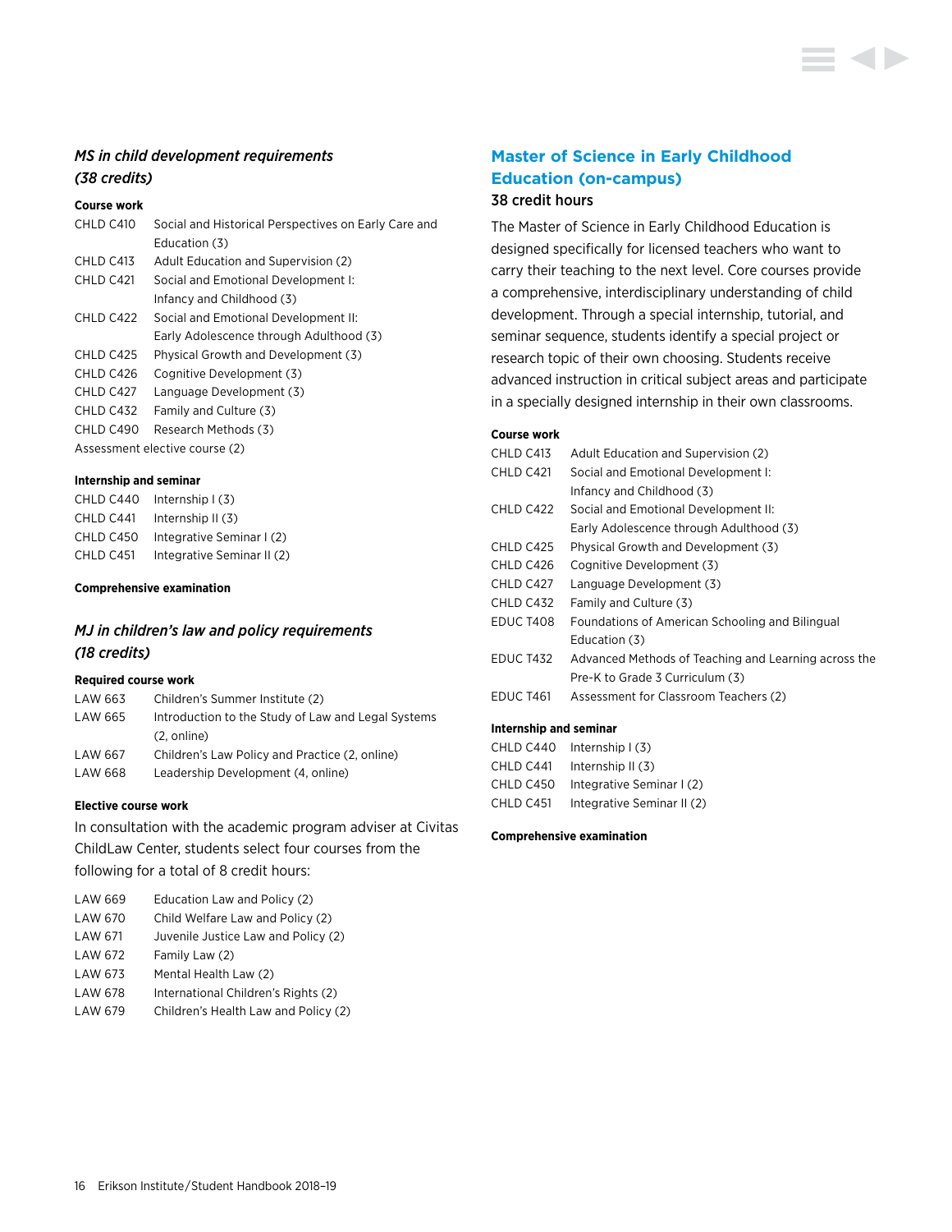### *MS in child development requirements (38 credits)*

**Course work**

| | |
|---|---|
| CHLD C410 | Social and Historical Perspectives on Early Care and Education (3) |
| CHLD C413 | Adult Education and Supervision (2) |
| CHLD C421 | Social and Emotional Development I: Infancy and Childhood (3) |
| CHLD C422 | Social and Emotional Development II: Early Adolescence through Adulthood (3) |
| CHLD C425 | Physical Growth and Development (3) |
| CHLD C426 | Cognitive Development (3) |
| CHLD C427 | Language Development (3) |
| CHLD C432 | Family and Culture (3) |
| CHLD C490 | Research Methods (3) |

Assessment elective course (2)

**Internship and seminar**

| | |
|---|---|
| CHLD C440 | Internship I (3) |
| CHLD C441 | Internship II (3) |
| CHLD C450 | Integrative Seminar I (2) |
| CHLD C451 | Integrative Seminar II (2) |

**Comprehensive examination**

### *MJ in children's law and policy requirements (18 credits)*

**Required course work**

| | |
|---|---|
| LAW 663 | Children's Summer Institute (2) |
| LAW 665 | Introduction to the Study of Law and Legal Systems (2, online) |
| LAW 667 | Children's Law Policy and Practice (2, online) |
| LAW 668 | Leadership Development (4, online) |

**Elective course work**

In consultation with the academic program adviser at Civitas ChildLaw Center, students select four courses from the following for a total of 8 credit hours:

| | |
|---|---|
| LAW 669 | Education Law and Policy (2) |
| LAW 670 | Child Welfare Law and Policy (2) |
| LAW 671 | Juvenile Justice Law and Policy (2) |
| LAW 672 | Family Law (2) |
| LAW 673 | Mental Health Law (2) |
| LAW 678 | International Children's Rights (2) |
| LAW 679 | Children's Health Law and Policy (2) |

## Master of Science in Early Childhood Education (on-campus)

38 credit hours

The Master of Science in Early Childhood Education is designed specifically for licensed teachers who want to carry their teaching to the next level. Core courses provide a comprehensive, interdisciplinary understanding of child development. Through a special internship, tutorial, and seminar sequence, students identify a special project or research topic of their own choosing. Students receive advanced instruction in critical subject areas and participate in a specially designed internship in their own classrooms.

**Course work**

| | |
|---|---|
| CHLD C413 | Adult Education and Supervision (2) |
| CHLD C421 | Social and Emotional Development I: Infancy and Childhood (3) |
| CHLD C422 | Social and Emotional Development II: Early Adolescence through Adulthood (3) |
| CHLD C425 | Physical Growth and Development (3) |
| CHLD C426 | Cognitive Development (3) |
| CHLD C427 | Language Development (3) |
| CHLD C432 | Family and Culture (3) |
| EDUC T408 | Foundations of American Schooling and Bilingual Education (3) |
| EDUC T432 | Advanced Methods of Teaching and Learning across the Pre-K to Grade 3 Curriculum (3) |
| EDUC T461 | Assessment for Classroom Teachers (2) |

**Internship and seminar**

| | |
|---|---|
| CHLD C440 | Internship I (3) |
| CHLD C441 | Internship II (3) |
| CHLD C450 | Integrative Seminar I (2) |
| CHLD C451 | Integrative Seminar II (2) |

**Comprehensive examination**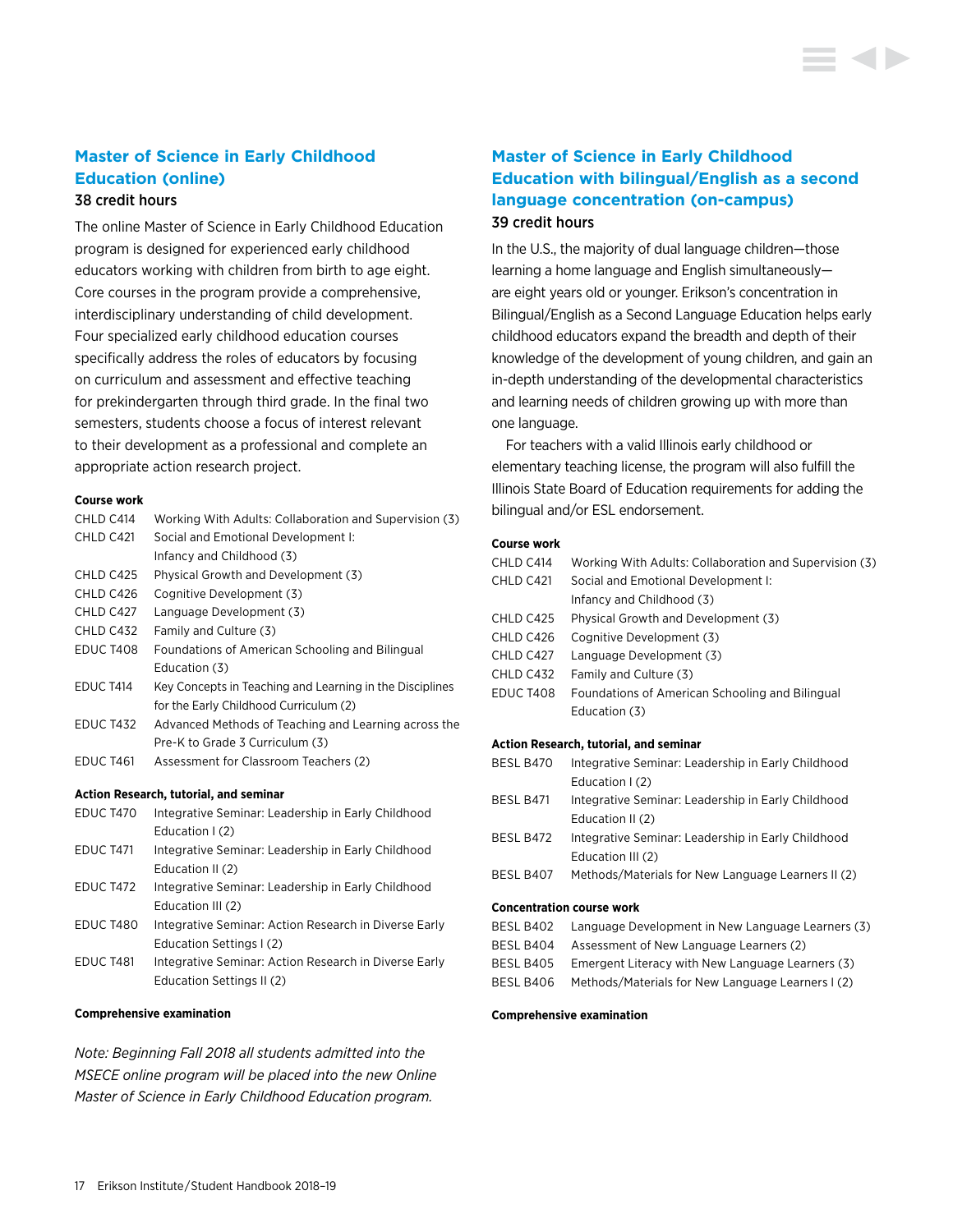## Master of Science in Early Childhood Education (online)

38 credit hours

The online Master of Science in Early Childhood Education program is designed for experienced early childhood educators working with children from birth to age eight. Core courses in the program provide a comprehensive, interdisciplinary understanding of child development. Four specialized early childhood education courses specifically address the roles of educators by focusing on curriculum and assessment and effective teaching for prekindergarten through third grade. In the final two semesters, students choose a focus of interest relevant to their development as a professional and complete an appropriate action research project.

#### Course work

| | |
|---|---|
| CHLD C414 | Working With Adults: Collaboration and Supervision (3) |
| CHLD C421 | Social and Emotional Development I: Infancy and Childhood (3) |
| CHLD C425 | Physical Growth and Development (3) |
| CHLD C426 | Cognitive Development (3) |
| CHLD C427 | Language Development (3) |
| CHLD C432 | Family and Culture (3) |
| EDUC T408 | Foundations of American Schooling and Bilingual Education (3) |
| EDUC T414 | Key Concepts in Teaching and Learning in the Disciplines for the Early Childhood Curriculum (2) |
| EDUC T432 | Advanced Methods of Teaching and Learning across the Pre-K to Grade 3 Curriculum (3) |
| EDUC T461 | Assessment for Classroom Teachers (2) |

#### Action Research, tutorial, and seminar

| | |
|---|---|
| EDUC T470 | Integrative Seminar: Leadership in Early Childhood Education I (2) |
| EDUC T471 | Integrative Seminar: Leadership in Early Childhood Education II (2) |
| EDUC T472 | Integrative Seminar: Leadership in Early Childhood Education III (2) |
| EDUC T480 | Integrative Seminar: Action Research in Diverse Early Education Settings I (2) |
| EDUC T481 | Integrative Seminar: Action Research in Diverse Early Education Settings II (2) |

#### Comprehensive examination

*Note: Beginning Fall 2018 all students admitted into the MSECE online program will be placed into the new Online Master of Science in Early Childhood Education program.*

## Master of Science in Early Childhood Education with bilingual/English as a second language concentration (on-campus)

39 credit hours

In the U.S., the majority of dual language children—those learning a home language and English simultaneously—are eight years old or younger. Erikson's concentration in Bilingual/English as a Second Language Education helps early childhood educators expand the breadth and depth of their knowledge of the development of young children, and gain an in-depth understanding of the developmental characteristics and learning needs of children growing up with more than one language.

For teachers with a valid Illinois early childhood or elementary teaching license, the program will also fulfill the Illinois State Board of Education requirements for adding the bilingual and/or ESL endorsement.

#### Course work

| | |
|---|---|
| CHLD C414 | Working With Adults: Collaboration and Supervision (3) |
| CHLD C421 | Social and Emotional Development I: Infancy and Childhood (3) |
| CHLD C425 | Physical Growth and Development (3) |
| CHLD C426 | Cognitive Development (3) |
| CHLD C427 | Language Development (3) |
| CHLD C432 | Family and Culture (3) |
| EDUC T408 | Foundations of American Schooling and Bilingual Education (3) |

#### Action Research, tutorial, and seminar

| | |
|---|---|
| BESL B470 | Integrative Seminar: Leadership in Early Childhood Education I (2) |
| BESL B471 | Integrative Seminar: Leadership in Early Childhood Education II (2) |
| BESL B472 | Integrative Seminar: Leadership in Early Childhood Education III (2) |
| BESL B407 | Methods/Materials for New Language Learners II (2) |

#### Concentration course work

| | |
|---|---|
| BESL B402 | Language Development in New Language Learners (3) |
| BESL B404 | Assessment of New Language Learners (2) |
| BESL B405 | Emergent Literacy with New Language Learners (3) |
| BESL B406 | Methods/Materials for New Language Learners I (2) |

#### Comprehensive examination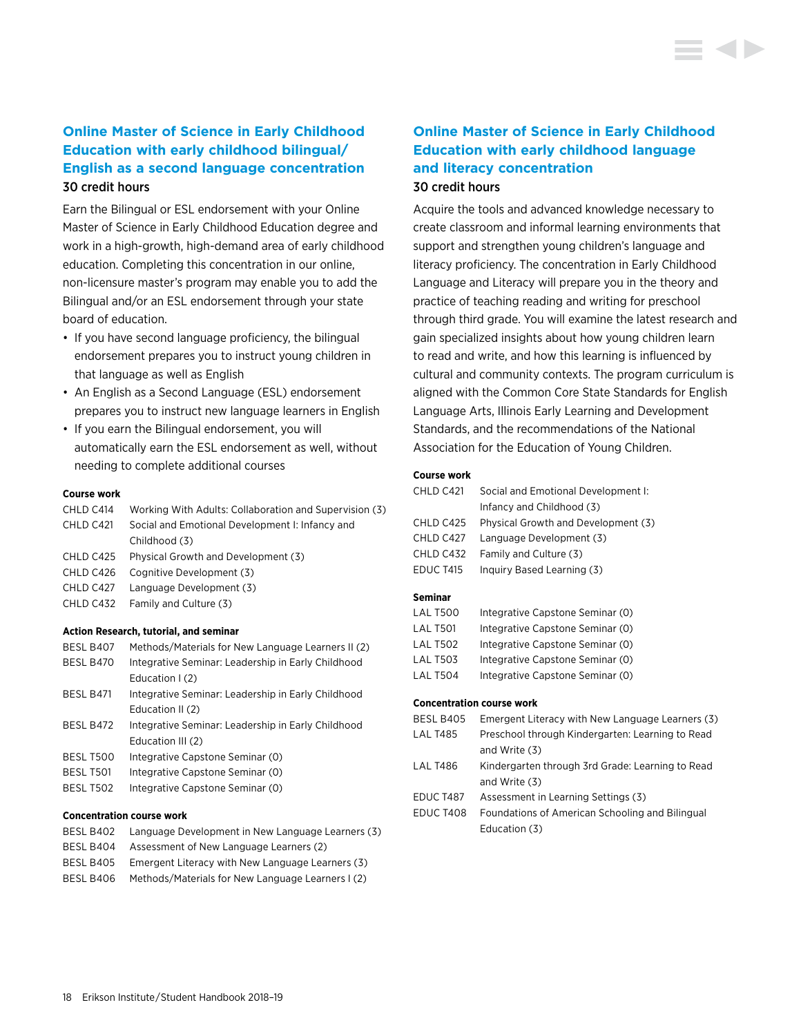## Online Master of Science in Early Childhood Education with early childhood bilingual/ English as a second language concentration

30 credit hours

Earn the Bilingual or ESL endorsement with your Online Master of Science in Early Childhood Education degree and work in a high-growth, high-demand area of early childhood education. Completing this concentration in our online, non-licensure master's program may enable you to add the Bilingual and/or an ESL endorsement through your state board of education.

- If you have second language proficiency, the bilingual endorsement prepares you to instruct young children in that language as well as English
- An English as a Second Language (ESL) endorsement prepares you to instruct new language learners in English
- If you earn the Bilingual endorsement, you will automatically earn the ESL endorsement as well, without needing to complete additional courses

**Course work**

| | |
|---|---|
| CHLD C414 | Working With Adults: Collaboration and Supervision (3) |
| CHLD C421 | Social and Emotional Development I: Infancy and Childhood (3) |
| CHLD C425 | Physical Growth and Development (3) |
| CHLD C426 | Cognitive Development (3) |
| CHLD C427 | Language Development (3) |
| CHLD C432 | Family and Culture (3) |

**Action Research, tutorial, and seminar**

| | |
|---|---|
| BESL B407 | Methods/Materials for New Language Learners II (2) |
| BESL B470 | Integrative Seminar: Leadership in Early Childhood Education I (2) |
| BESL B471 | Integrative Seminar: Leadership in Early Childhood Education II (2) |
| BESL B472 | Integrative Seminar: Leadership in Early Childhood Education III (2) |
| BESL T500 | Integrative Capstone Seminar (0) |
| BESL T501 | Integrative Capstone Seminar (0) |
| BESL T502 | Integrative Capstone Seminar (0) |

**Concentration course work**

| | |
|---|---|
| BESL B402 | Language Development in New Language Learners (3) |
| BESL B404 | Assessment of New Language Learners (2) |
| BESL B405 | Emergent Literacy with New Language Learners (3) |
| BESL B406 | Methods/Materials for New Language Learners I (2) |

## Online Master of Science in Early Childhood Education with early childhood language and literacy concentration

30 credit hours

Acquire the tools and advanced knowledge necessary to create classroom and informal learning environments that support and strengthen young children's language and literacy proficiency. The concentration in Early Childhood Language and Literacy will prepare you in the theory and practice of teaching reading and writing for preschool through third grade. You will examine the latest research and gain specialized insights about how young children learn to read and write, and how this learning is influenced by cultural and community contexts. The program curriculum is aligned with the Common Core State Standards for English Language Arts, Illinois Early Learning and Development Standards, and the recommendations of the National Association for the Education of Young Children.

**Course work**

| | |
|---|---|
| CHLD C421 | Social and Emotional Development I: Infancy and Childhood (3) |
| CHLD C425 | Physical Growth and Development (3) |
| CHLD C427 | Language Development (3) |
| CHLD C432 | Family and Culture (3) |
| EDUC T415 | Inquiry Based Learning (3) |

**Seminar**

| | |
|---|---|
| LAL T500 | Integrative Capstone Seminar (0) |
| LAL T501 | Integrative Capstone Seminar (0) |
| LAL T502 | Integrative Capstone Seminar (0) |
| LAL T503 | Integrative Capstone Seminar (0) |
| LAL T504 | Integrative Capstone Seminar (0) |

**Concentration course work**

| | |
|---|---|
| BESL B405 | Emergent Literacy with New Language Learners (3) |
| LAL T485 | Preschool through Kindergarten: Learning to Read and Write (3) |
| LAL T486 | Kindergarten through 3rd Grade: Learning to Read and Write (3) |
| EDUC T487 | Assessment in Learning Settings (3) |
| EDUC T408 | Foundations of American Schooling and Bilingual Education (3) |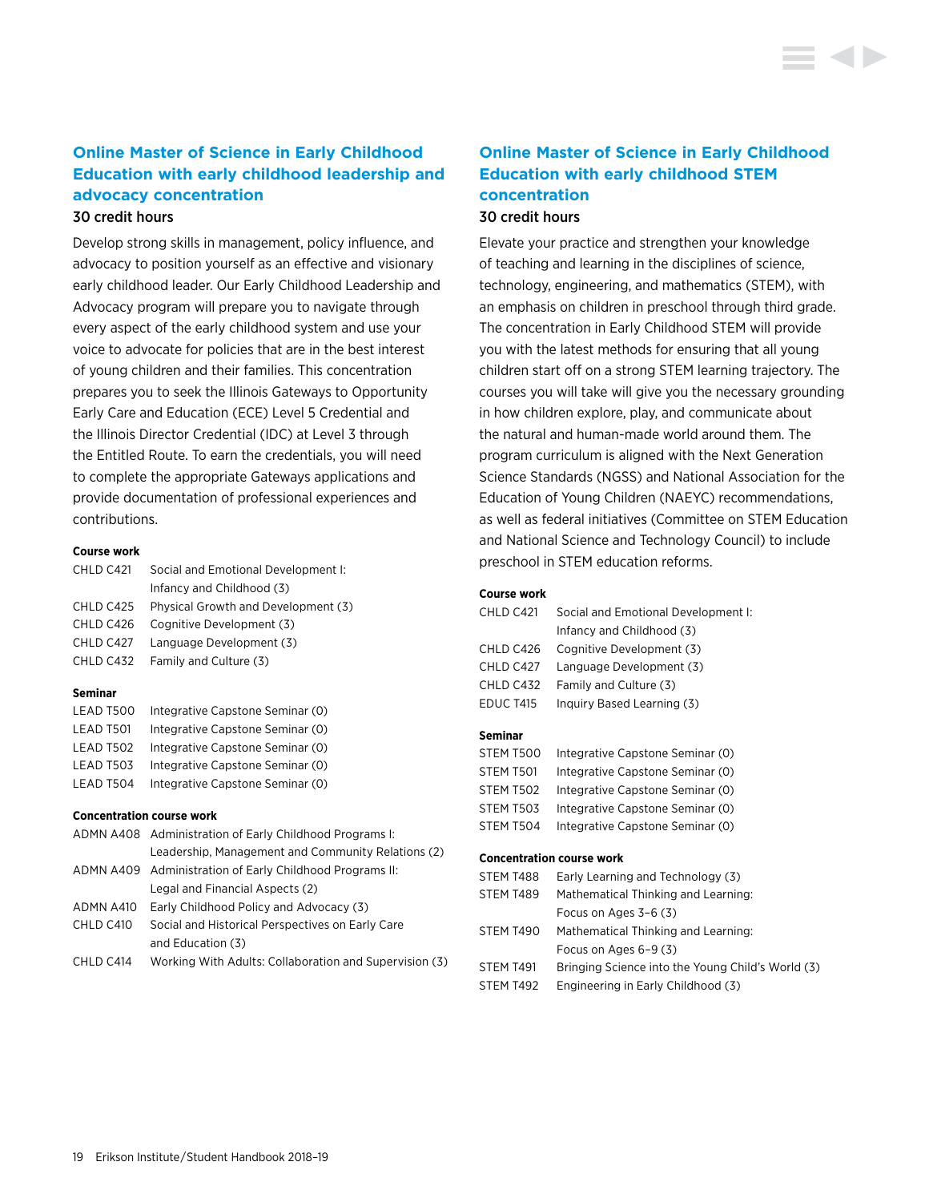## Online Master of Science in Early Childhood Education with early childhood leadership and advocacy concentration

**30 credit hours**

Develop strong skills in management, policy influence, and advocacy to position yourself as an effective and visionary early childhood leader. Our Early Childhood Leadership and Advocacy program will prepare you to navigate through every aspect of the early childhood system and use your voice to advocate for policies that are in the best interest of young children and their families. This concentration prepares you to seek the Illinois Gateways to Opportunity Early Care and Education (ECE) Level 5 Credential and the Illinois Director Credential (IDC) at Level 3 through the Entitled Route. To earn the credentials, you will need to complete the appropriate Gateways applications and provide documentation of professional experiences and contributions.

**Course work**

| | |
|---|---|
| CHLD C421 | Social and Emotional Development I: Infancy and Childhood (3) |
| CHLD C425 | Physical Growth and Development (3) |
| CHLD C426 | Cognitive Development (3) |
| CHLD C427 | Language Development (3) |
| CHLD C432 | Family and Culture (3) |

**Seminar**

| | |
|---|---|
| LEAD T500 | Integrative Capstone Seminar (0) |
| LEAD T501 | Integrative Capstone Seminar (0) |
| LEAD T502 | Integrative Capstone Seminar (0) |
| LEAD T503 | Integrative Capstone Seminar (0) |
| LEAD T504 | Integrative Capstone Seminar (0) |

**Concentration course work**

| | |
|---|---|
| ADMN A408 | Administration of Early Childhood Programs I: Leadership, Management and Community Relations (2) |
| ADMN A409 | Administration of Early Childhood Programs II: Legal and Financial Aspects (2) |
| ADMN A410 | Early Childhood Policy and Advocacy (3) |
| CHLD C410 | Social and Historical Perspectives on Early Care and Education (3) |
| CHLD C414 | Working With Adults: Collaboration and Supervision (3) |

## Online Master of Science in Early Childhood Education with early childhood STEM concentration

**30 credit hours**

Elevate your practice and strengthen your knowledge of teaching and learning in the disciplines of science, technology, engineering, and mathematics (STEM), with an emphasis on children in preschool through third grade. The concentration in Early Childhood STEM will provide you with the latest methods for ensuring that all young children start off on a strong STEM learning trajectory. The courses you will take will give you the necessary grounding in how children explore, play, and communicate about the natural and human-made world around them. The program curriculum is aligned with the Next Generation Science Standards (NGSS) and National Association for the Education of Young Children (NAEYC) recommendations, as well as federal initiatives (Committee on STEM Education and National Science and Technology Council) to include preschool in STEM education reforms.

**Course work**

| | |
|---|---|
| CHLD C421 | Social and Emotional Development I: Infancy and Childhood (3) |
| CHLD C426 | Cognitive Development (3) |
| CHLD C427 | Language Development (3) |
| CHLD C432 | Family and Culture (3) |
| EDUC T415 | Inquiry Based Learning (3) |

**Seminar**

| | |
|---|---|
| STEM T500 | Integrative Capstone Seminar (0) |
| STEM T501 | Integrative Capstone Seminar (0) |
| STEM T502 | Integrative Capstone Seminar (0) |
| STEM T503 | Integrative Capstone Seminar (0) |
| STEM T504 | Integrative Capstone Seminar (0) |

**Concentration course work**

| | |
|---|---|
| STEM T488 | Early Learning and Technology (3) |
| STEM T489 | Mathematical Thinking and Learning: Focus on Ages 3–6 (3) |
| STEM T490 | Mathematical Thinking and Learning: Focus on Ages 6–9 (3) |
| STEM T491 | Bringing Science into the Young Child's World (3) |
| STEM T492 | Engineering in Early Childhood (3) |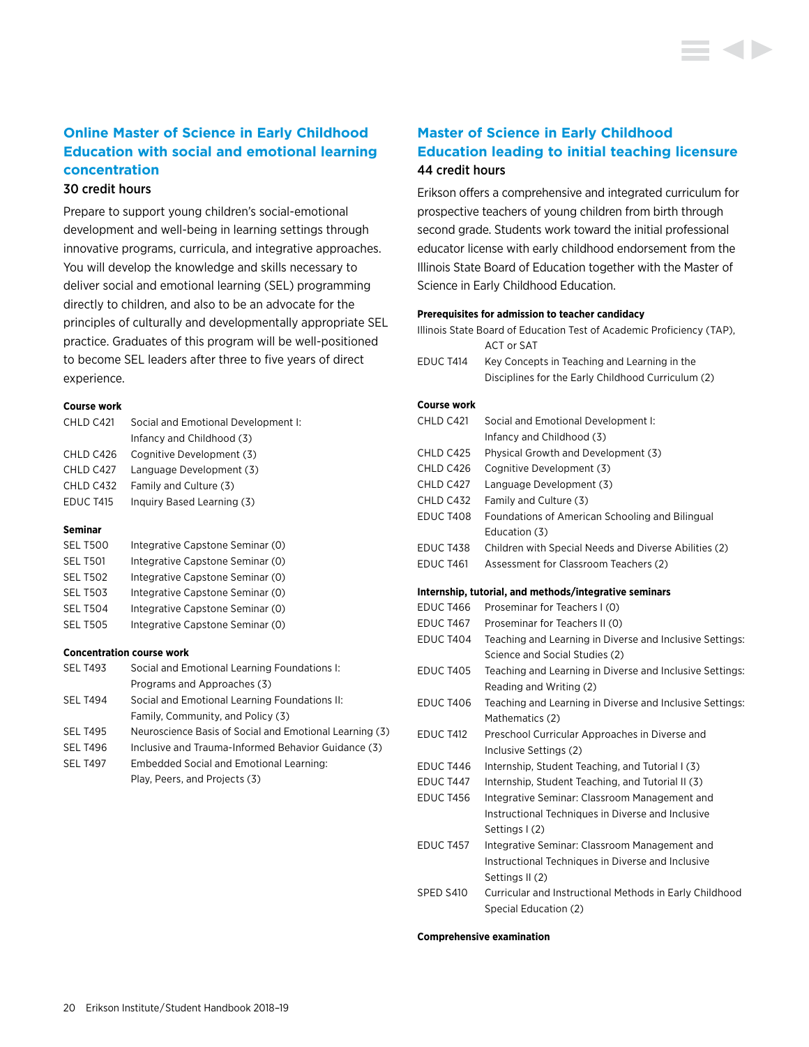## Online Master of Science in Early Childhood Education with social and emotional learning concentration

30 credit hours

Prepare to support young children's social-emotional development and well-being in learning settings through innovative programs, curricula, and integrative approaches. You will develop the knowledge and skills necessary to deliver social and emotional learning (SEL) programming directly to children, and also to be an advocate for the principles of culturally and developmentally appropriate SEL practice. Graduates of this program will be well-positioned to become SEL leaders after three to five years of direct experience.

**Course work**

| | |
|---|---|
| CHLD C421 | Social and Emotional Development I: Infancy and Childhood (3) |
| CHLD C426 | Cognitive Development (3) |
| CHLD C427 | Language Development (3) |
| CHLD C432 | Family and Culture (3) |
| EDUC T415 | Inquiry Based Learning (3) |

**Seminar**

| | |
|---|---|
| SEL T500 | Integrative Capstone Seminar (0) |
| SEL T501 | Integrative Capstone Seminar (0) |
| SEL T502 | Integrative Capstone Seminar (0) |
| SEL T503 | Integrative Capstone Seminar (0) |
| SEL T504 | Integrative Capstone Seminar (0) |
| SEL T505 | Integrative Capstone Seminar (0) |

**Concentration course work**

| | |
|---|---|
| SEL T493 | Social and Emotional Learning Foundations I: Programs and Approaches (3) |
| SEL T494 | Social and Emotional Learning Foundations II: Family, Community, and Policy (3) |
| SEL T495 | Neuroscience Basis of Social and Emotional Learning (3) |
| SEL T496 | Inclusive and Trauma-Informed Behavior Guidance (3) |
| SEL T497 | Embedded Social and Emotional Learning: Play, Peers, and Projects (3) |

## Master of Science in Early Childhood Education leading to initial teaching licensure

44 credit hours

Erikson offers a comprehensive and integrated curriculum for prospective teachers of young children from birth through second grade. Students work toward the initial professional educator license with early childhood endorsement from the Illinois State Board of Education together with the Master of Science in Early Childhood Education.

**Prerequisites for admission to teacher candidacy**

Illinois State Board of Education Test of Academic Proficiency (TAP), ACT or SAT

| | |
|---|---|
| EDUC T414 | Key Concepts in Teaching and Learning in the Disciplines for the Early Childhood Curriculum (2) |

**Course work**

| | |
|---|---|
| CHLD C421 | Social and Emotional Development I: Infancy and Childhood (3) |
| CHLD C425 | Physical Growth and Development (3) |
| CHLD C426 | Cognitive Development (3) |
| CHLD C427 | Language Development (3) |
| CHLD C432 | Family and Culture (3) |
| EDUC T408 | Foundations of American Schooling and Bilingual Education (3) |
| EDUC T438 | Children with Special Needs and Diverse Abilities (2) |
| EDUC T461 | Assessment for Classroom Teachers (2) |

**Internship, tutorial, and methods/integrative seminars**

| | |
|---|---|
| EDUC T466 | Proseminar for Teachers I (0) |
| EDUC T467 | Proseminar for Teachers II (0) |
| EDUC T404 | Teaching and Learning in Diverse and Inclusive Settings: Science and Social Studies (2) |
| EDUC T405 | Teaching and Learning in Diverse and Inclusive Settings: Reading and Writing (2) |
| EDUC T406 | Teaching and Learning in Diverse and Inclusive Settings: Mathematics (2) |
| EDUC T412 | Preschool Curricular Approaches in Diverse and Inclusive Settings (2) |
| EDUC T446 | Internship, Student Teaching, and Tutorial I (3) |
| EDUC T447 | Internship, Student Teaching, and Tutorial II (3) |
| EDUC T456 | Integrative Seminar: Classroom Management and Instructional Techniques in Diverse and Inclusive Settings I (2) |
| EDUC T457 | Integrative Seminar: Classroom Management and Instructional Techniques in Diverse and Inclusive Settings II (2) |
| SPED S410 | Curricular and Instructional Methods in Early Childhood Special Education (2) |

**Comprehensive examination**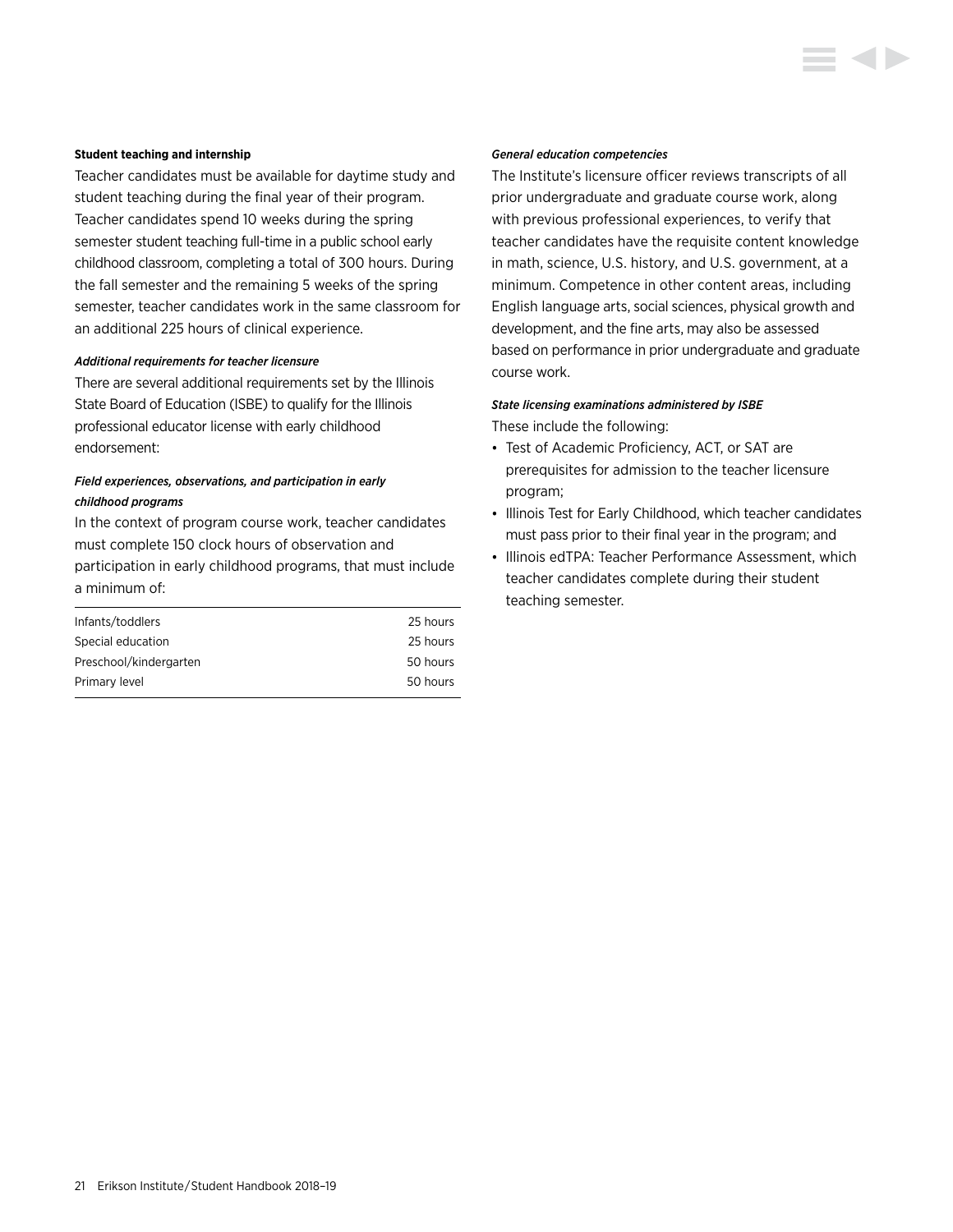**Student teaching and internship**

Teacher candidates must be available for daytime study and student teaching during the final year of their program. Teacher candidates spend 10 weeks during the spring semester student teaching full-time in a public school early childhood classroom, completing a total of 300 hours. During the fall semester and the remaining 5 weeks of the spring semester, teacher candidates work in the same classroom for an additional 225 hours of clinical experience.

***Additional requirements for teacher licensure***

There are several additional requirements set by the Illinois State Board of Education (ISBE) to qualify for the Illinois professional educator license with early childhood endorsement:

***Field experiences, observations, and participation in early childhood programs***

In the context of program course work, teacher candidates must complete 150 clock hours of observation and participation in early childhood programs, that must include a minimum of:

| | |
|---|---|
| Infants/toddlers | 25 hours |
| Special education | 25 hours |
| Preschool/kindergarten | 50 hours |
| Primary level | 50 hours |

***General education competencies***

The Institute's licensure officer reviews transcripts of all prior undergraduate and graduate course work, along with previous professional experiences, to verify that teacher candidates have the requisite content knowledge in math, science, U.S. history, and U.S. government, at a minimum. Competence in other content areas, including English language arts, social sciences, physical growth and development, and the fine arts, may also be assessed based on performance in prior undergraduate and graduate course work.

***State licensing examinations administered by ISBE***

These include the following:

- Test of Academic Proficiency, ACT, or SAT are prerequisites for admission to the teacher licensure program;
- Illinois Test for Early Childhood, which teacher candidates must pass prior to their final year in the program; and
- Illinois edTPA: Teacher Performance Assessment, which teacher candidates complete during their student teaching semester.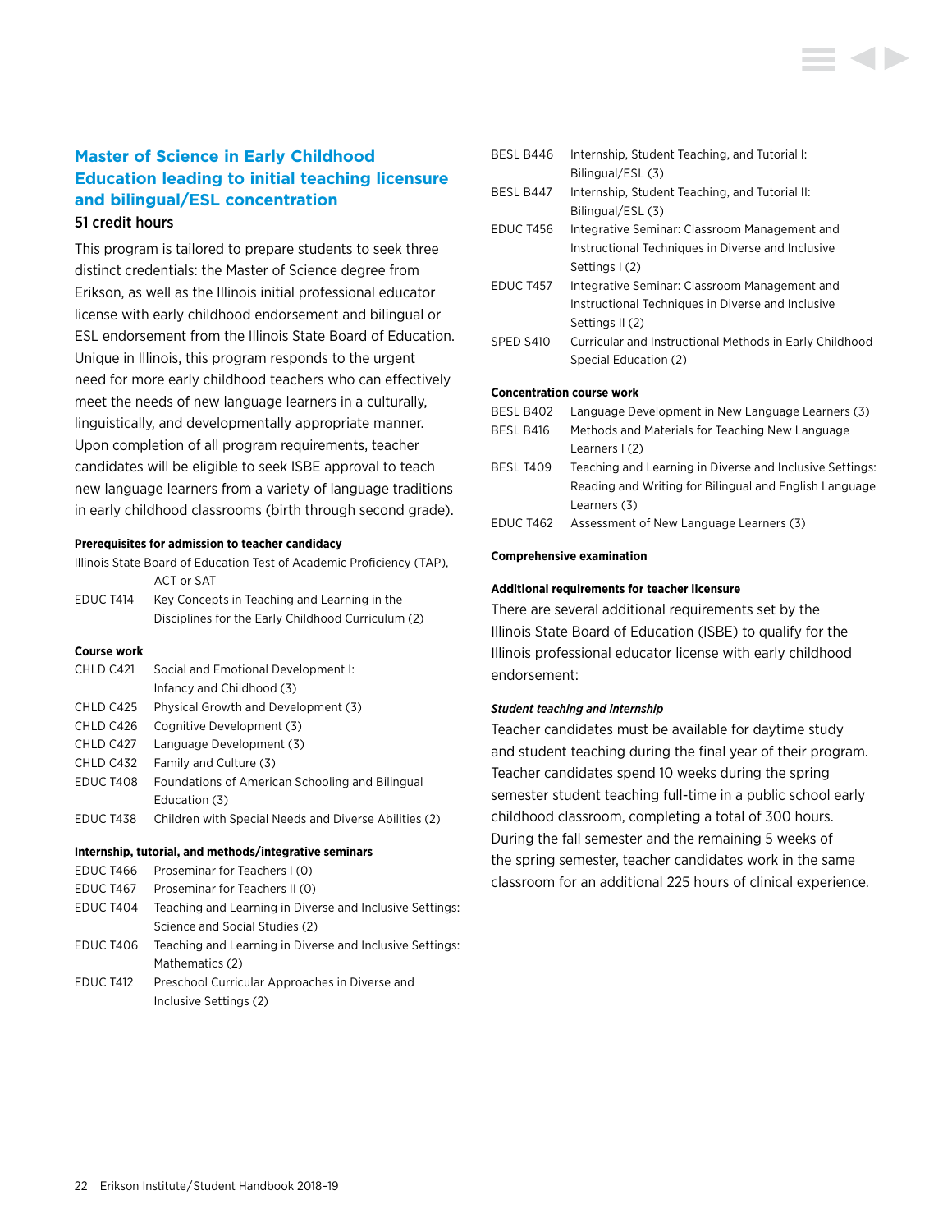## Master of Science in Early Childhood Education leading to initial teaching licensure and bilingual/ESL concentration

51 credit hours

This program is tailored to prepare students to seek three distinct credentials: the Master of Science degree from Erikson, as well as the Illinois initial professional educator license with early childhood endorsement and bilingual or ESL endorsement from the Illinois State Board of Education. Unique in Illinois, this program responds to the urgent need for more early childhood teachers who can effectively meet the needs of new language learners in a culturally, linguistically, and developmentally appropriate manner. Upon completion of all program requirements, teacher candidates will be eligible to seek ISBE approval to teach new language learners from a variety of language traditions in early childhood classrooms (birth through second grade).

#### Prerequisites for admission to teacher candidacy

Illinois State Board of Education Test of Academic Proficiency (TAP), ACT or SAT

| | |
|---|---|
| EDUC T414 | Key Concepts in Teaching and Learning in the Disciplines for the Early Childhood Curriculum (2) |

#### Course work

| | |
|---|---|
| CHLD C421 | Social and Emotional Development I: Infancy and Childhood (3) |
| CHLD C425 | Physical Growth and Development (3) |
| CHLD C426 | Cognitive Development (3) |
| CHLD C427 | Language Development (3) |
| CHLD C432 | Family and Culture (3) |
| EDUC T408 | Foundations of American Schooling and Bilingual Education (3) |
| EDUC T438 | Children with Special Needs and Diverse Abilities (2) |

#### Internship, tutorial, and methods/integrative seminars

| | |
|---|---|
| EDUC T466 | Proseminar for Teachers I (0) |
| EDUC T467 | Proseminar for Teachers II (0) |
| EDUC T404 | Teaching and Learning in Diverse and Inclusive Settings: Science and Social Studies (2) |
| EDUC T406 | Teaching and Learning in Diverse and Inclusive Settings: Mathematics (2) |
| EDUC T412 | Preschool Curricular Approaches in Diverse and Inclusive Settings (2) |
| BESL B446 | Internship, Student Teaching, and Tutorial I: Bilingual/ESL (3) |
| BESL B447 | Internship, Student Teaching, and Tutorial II: Bilingual/ESL (3) |
| EDUC T456 | Integrative Seminar: Classroom Management and Instructional Techniques in Diverse and Inclusive Settings I (2) |
| EDUC T457 | Integrative Seminar: Classroom Management and Instructional Techniques in Diverse and Inclusive Settings II (2) |
| SPED S410 | Curricular and Instructional Methods in Early Childhood Special Education (2) |

#### Concentration course work

| | |
|---|---|
| BESL B402 | Language Development in New Language Learners (3) |
| BESL B416 | Methods and Materials for Teaching New Language Learners I (2) |
| BESL T409 | Teaching and Learning in Diverse and Inclusive Settings: Reading and Writing for Bilingual and English Language Learners (3) |
| EDUC T462 | Assessment of New Language Learners (3) |

#### Comprehensive examination

#### Additional requirements for teacher licensure

There are several additional requirements set by the Illinois State Board of Education (ISBE) to qualify for the Illinois professional educator license with early childhood endorsement:

***Student teaching and internship***

Teacher candidates must be available for daytime study and student teaching during the final year of their program. Teacher candidates spend 10 weeks during the spring semester student teaching full-time in a public school early childhood classroom, completing a total of 300 hours. During the fall semester and the remaining 5 weeks of the spring semester, teacher candidates work in the same classroom for an additional 225 hours of clinical experience.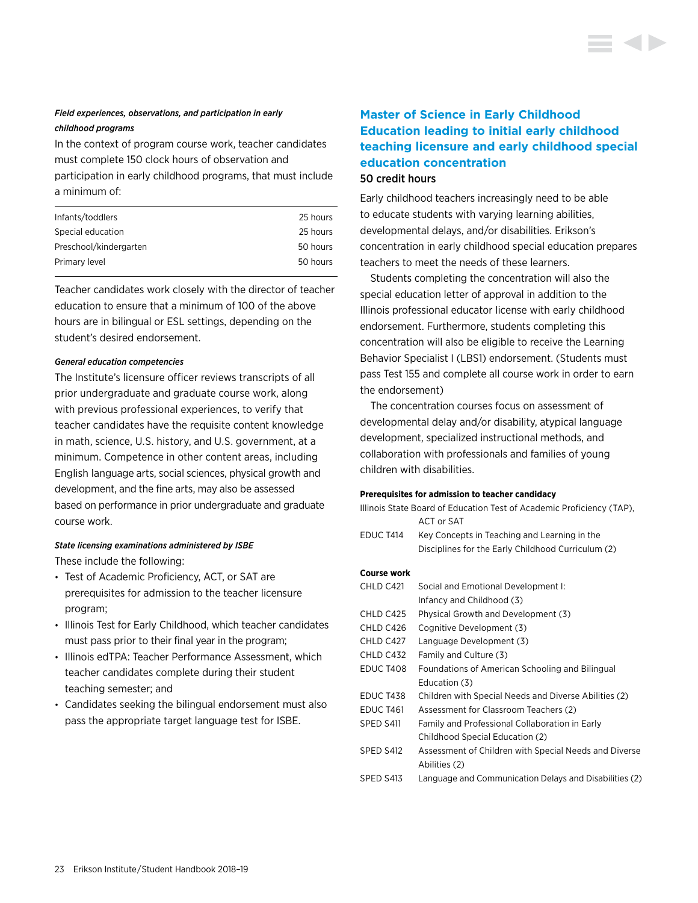*Field experiences, observations, and participation in early childhood programs*

In the context of program course work, teacher candidates must complete 150 clock hours of observation and participation in early childhood programs, that must include a minimum of:

| | |
|---|---|
| Infants/toddlers | 25 hours |
| Special education | 25 hours |
| Preschool/kindergarten | 50 hours |
| Primary level | 50 hours |

Teacher candidates work closely with the director of teacher education to ensure that a minimum of 100 of the above hours are in bilingual or ESL settings, depending on the student's desired endorsement.

*General education competencies*

The Institute's licensure officer reviews transcripts of all prior undergraduate and graduate course work, along with previous professional experiences, to verify that teacher candidates have the requisite content knowledge in math, science, U.S. history, and U.S. government, at a minimum. Competence in other content areas, including English language arts, social sciences, physical growth and development, and the fine arts, may also be assessed based on performance in prior undergraduate and graduate course work.

*State licensing examinations administered by ISBE*

These include the following:

- Test of Academic Proficiency, ACT, or SAT are prerequisites for admission to the teacher licensure program;
- Illinois Test for Early Childhood, which teacher candidates must pass prior to their final year in the program;
- Illinois edTPA: Teacher Performance Assessment, which teacher candidates complete during their student teaching semester; and
- Candidates seeking the bilingual endorsement must also pass the appropriate target language test for ISBE.

## Master of Science in Early Childhood Education leading to initial early childhood teaching licensure and early childhood special education concentration

**50 credit hours**

Early childhood teachers increasingly need to be able to educate students with varying learning abilities, developmental delays, and/or disabilities. Erikson's concentration in early childhood special education prepares teachers to meet the needs of these learners.

Students completing the concentration will also the special education letter of approval in addition to the Illinois professional educator license with early childhood endorsement. Furthermore, students completing this concentration will also be eligible to receive the Learning Behavior Specialist I (LBS1) endorsement. (Students must pass Test 155 and complete all course work in order to earn the endorsement)

The concentration courses focus on assessment of developmental delay and/or disability, atypical language development, specialized instructional methods, and collaboration with professionals and families of young children with disabilities.

**Prerequisites for admission to teacher candidacy**

Illinois State Board of Education Test of Academic Proficiency (TAP), ACT or SAT

| | |
|---|---|
| EDUC T414 | Key Concepts in Teaching and Learning in the Disciplines for the Early Childhood Curriculum (2) |

**Course work**

| | |
|---|---|
| CHLD C421 | Social and Emotional Development I: Infancy and Childhood (3) |
| CHLD C425 | Physical Growth and Development (3) |
| CHLD C426 | Cognitive Development (3) |
| CHLD C427 | Language Development (3) |
| CHLD C432 | Family and Culture (3) |
| EDUC T408 | Foundations of American Schooling and Bilingual Education (3) |
| EDUC T438 | Children with Special Needs and Diverse Abilities (2) |
| EDUC T461 | Assessment for Classroom Teachers (2) |
| SPED S411 | Family and Professional Collaboration in Early Childhood Special Education (2) |
| SPED S412 | Assessment of Children with Special Needs and Diverse Abilities (2) |
| SPED S413 | Language and Communication Delays and Disabilities (2) |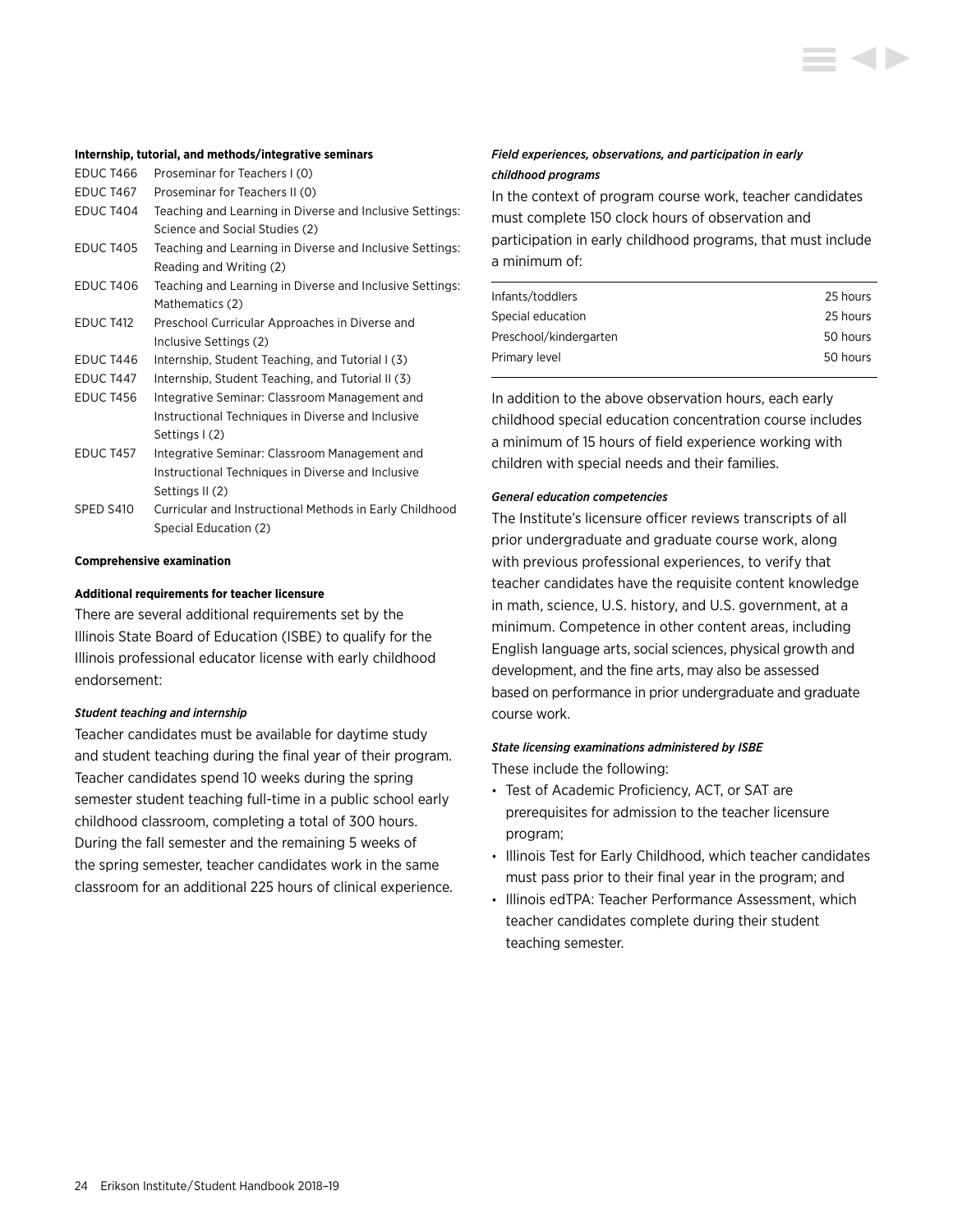**Internship, tutorial, and methods/integrative seminars**

| | |
|---|---|
| EDUC T466 | Proseminar for Teachers I (0) |
| EDUC T467 | Proseminar for Teachers II (0) |
| EDUC T404 | Teaching and Learning in Diverse and Inclusive Settings: Science and Social Studies (2) |
| EDUC T405 | Teaching and Learning in Diverse and Inclusive Settings: Reading and Writing (2) |
| EDUC T406 | Teaching and Learning in Diverse and Inclusive Settings: Mathematics (2) |
| EDUC T412 | Preschool Curricular Approaches in Diverse and Inclusive Settings (2) |
| EDUC T446 | Internship, Student Teaching, and Tutorial I (3) |
| EDUC T447 | Internship, Student Teaching, and Tutorial II (3) |
| EDUC T456 | Integrative Seminar: Classroom Management and Instructional Techniques in Diverse and Inclusive Settings I (2) |
| EDUC T457 | Integrative Seminar: Classroom Management and Instructional Techniques in Diverse and Inclusive Settings II (2) |
| SPED S410 | Curricular and Instructional Methods in Early Childhood Special Education (2) |

**Comprehensive examination**

**Additional requirements for teacher licensure**

There are several additional requirements set by the Illinois State Board of Education (ISBE) to qualify for the Illinois professional educator license with early childhood endorsement:

***Student teaching and internship***

Teacher candidates must be available for daytime study and student teaching during the final year of their program. Teacher candidates spend 10 weeks during the spring semester student teaching full-time in a public school early childhood classroom, completing a total of 300 hours. During the fall semester and the remaining 5 weeks of the spring semester, teacher candidates work in the same classroom for an additional 225 hours of clinical experience.

***Field experiences, observations, and participation in early childhood programs***

In the context of program course work, teacher candidates must complete 150 clock hours of observation and participation in early childhood programs, that must include a minimum of:

| | |
|---|---|
| Infants/toddlers | 25 hours |
| Special education | 25 hours |
| Preschool/kindergarten | 50 hours |
| Primary level | 50 hours |

In addition to the above observation hours, each early childhood special education concentration course includes a minimum of 15 hours of field experience working with children with special needs and their families.

***General education competencies***

The Institute's licensure officer reviews transcripts of all prior undergraduate and graduate course work, along with previous professional experiences, to verify that teacher candidates have the requisite content knowledge in math, science, U.S. history, and U.S. government, at a minimum. Competence in other content areas, including English language arts, social sciences, physical growth and development, and the fine arts, may also be assessed based on performance in prior undergraduate and graduate course work.

***State licensing examinations administered by ISBE***

These include the following:

- Test of Academic Proficiency, ACT, or SAT are prerequisites for admission to the teacher licensure program;
- Illinois Test for Early Childhood, which teacher candidates must pass prior to their final year in the program; and
- Illinois edTPA: Teacher Performance Assessment, which teacher candidates complete during their student teaching semester.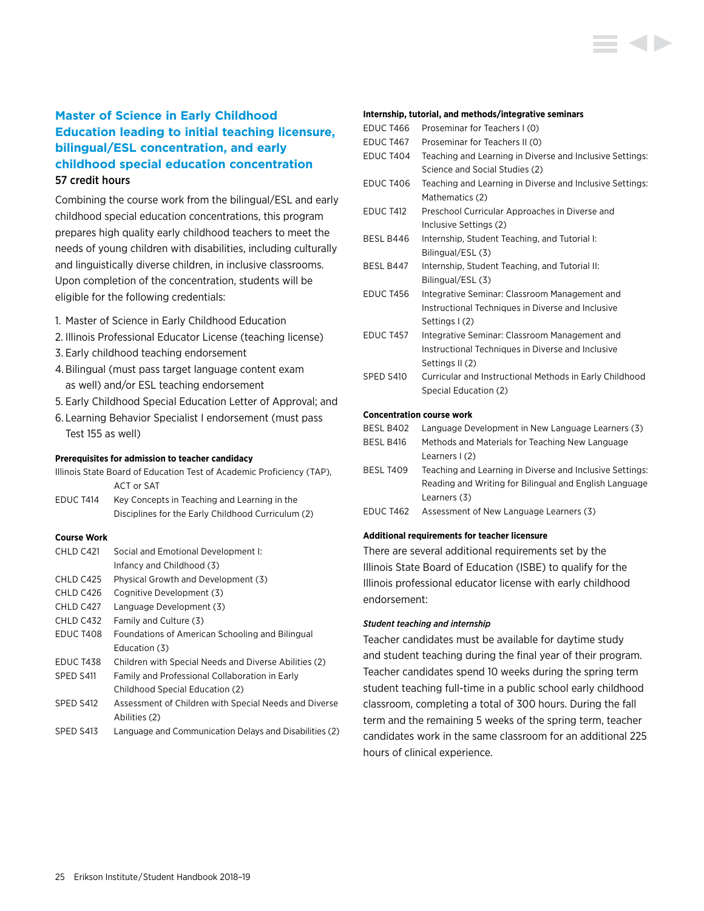## Master of Science in Early Childhood Education leading to initial teaching licensure, bilingual/ESL concentration, and early childhood special education concentration

57 credit hours

Combining the course work from the bilingual/ESL and early childhood special education concentrations, this program prepares high quality early childhood teachers to meet the needs of young children with disabilities, including culturally and linguistically diverse children, in inclusive classrooms. Upon completion of the concentration, students will be eligible for the following credentials:

1. Master of Science in Early Childhood Education
2. Illinois Professional Educator License (teaching license)
3. Early childhood teaching endorsement
4. Bilingual (must pass target language content exam as well) and/or ESL teaching endorsement
5. Early Childhood Special Education Letter of Approval; and
6. Learning Behavior Specialist I endorsement (must pass Test 155 as well)

#### Prerequisites for admission to teacher candidacy

Illinois State Board of Education Test of Academic Proficiency (TAP), ACT or SAT

| | |
|---|---|
| EDUC T414 | Key Concepts in Teaching and Learning in the Disciplines for the Early Childhood Curriculum (2) |

#### Course Work

| | |
|---|---|
| CHLD C421 | Social and Emotional Development I: Infancy and Childhood (3) |
| CHLD C425 | Physical Growth and Development (3) |
| CHLD C426 | Cognitive Development (3) |
| CHLD C427 | Language Development (3) |
| CHLD C432 | Family and Culture (3) |
| EDUC T408 | Foundations of American Schooling and Bilingual Education (3) |
| EDUC T438 | Children with Special Needs and Diverse Abilities (2) |
| SPED S411 | Family and Professional Collaboration in Early Childhood Special Education (2) |
| SPED S412 | Assessment of Children with Special Needs and Diverse Abilities (2) |
| SPED S413 | Language and Communication Delays and Disabilities (2) |

#### Internship, tutorial, and methods/integrative seminars

| | |
|---|---|
| EDUC T466 | Proseminar for Teachers I (0) |
| EDUC T467 | Proseminar for Teachers II (0) |
| EDUC T404 | Teaching and Learning in Diverse and Inclusive Settings: Science and Social Studies (2) |
| EDUC T406 | Teaching and Learning in Diverse and Inclusive Settings: Mathematics (2) |
| EDUC T412 | Preschool Curricular Approaches in Diverse and Inclusive Settings (2) |
| BESL B446 | Internship, Student Teaching, and Tutorial I: Bilingual/ESL (3) |
| BESL B447 | Internship, Student Teaching, and Tutorial II: Bilingual/ESL (3) |
| EDUC T456 | Integrative Seminar: Classroom Management and Instructional Techniques in Diverse and Inclusive Settings I (2) |
| EDUC T457 | Integrative Seminar: Classroom Management and Instructional Techniques in Diverse and Inclusive Settings II (2) |
| SPED S410 | Curricular and Instructional Methods in Early Childhood Special Education (2) |

#### Concentration course work

| | |
|---|---|
| BESL B402 | Language Development in New Language Learners (3) |
| BESL B416 | Methods and Materials for Teaching New Language Learners I (2) |
| BESL T409 | Teaching and Learning in Diverse and Inclusive Settings: Reading and Writing for Bilingual and English Language Learners (3) |
| EDUC T462 | Assessment of New Language Learners (3) |

#### Additional requirements for teacher licensure

There are several additional requirements set by the Illinois State Board of Education (ISBE) to qualify for the Illinois professional educator license with early childhood endorsement:

##### *Student teaching and internship*

Teacher candidates must be available for daytime study and student teaching during the final year of their program. Teacher candidates spend 10 weeks during the spring term student teaching full-time in a public school early childhood classroom, completing a total of 300 hours. During the fall term and the remaining 5 weeks of the spring term, teacher candidates work in the same classroom for an additional 225 hours of clinical experience.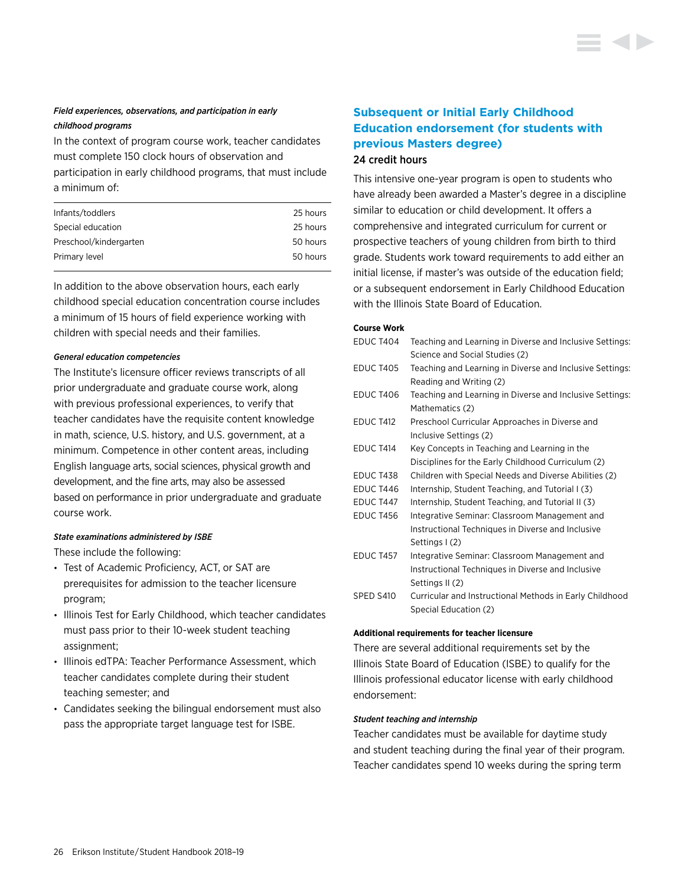*Field experiences, observations, and participation in early childhood programs*

In the context of program course work, teacher candidates must complete 150 clock hours of observation and participation in early childhood programs, that must include a minimum of:

| | |
|---|---|
| Infants/toddlers | 25 hours |
| Special education | 25 hours |
| Preschool/kindergarten | 50 hours |
| Primary level | 50 hours |

In addition to the above observation hours, each early childhood special education concentration course includes a minimum of 15 hours of field experience working with children with special needs and their families.

*General education competencies*

The Institute's licensure officer reviews transcripts of all prior undergraduate and graduate course work, along with previous professional experiences, to verify that teacher candidates have the requisite content knowledge in math, science, U.S. history, and U.S. government, at a minimum. Competence in other content areas, including English language arts, social sciences, physical growth and development, and the fine arts, may also be assessed based on performance in prior undergraduate and graduate course work.

*State examinations administered by ISBE*

These include the following:

- Test of Academic Proficiency, ACT, or SAT are prerequisites for admission to the teacher licensure program;
- Illinois Test for Early Childhood, which teacher candidates must pass prior to their 10-week student teaching assignment;
- Illinois edTPA: Teacher Performance Assessment, which teacher candidates complete during their student teaching semester; and
- Candidates seeking the bilingual endorsement must also pass the appropriate target language test for ISBE.

## Subsequent or Initial Early Childhood Education endorsement (for students with previous Masters degree)

24 credit hours

This intensive one-year program is open to students who have already been awarded a Master's degree in a discipline similar to education or child development. It offers a comprehensive and integrated curriculum for current or prospective teachers of young children from birth to third grade. Students work toward requirements to add either an initial license, if master's was outside of the education field; or a subsequent endorsement in Early Childhood Education with the Illinois State Board of Education.

**Course Work**

| | |
|---|---|
| EDUC T404 | Teaching and Learning in Diverse and Inclusive Settings: Science and Social Studies (2) |
| EDUC T405 | Teaching and Learning in Diverse and Inclusive Settings: Reading and Writing (2) |
| EDUC T406 | Teaching and Learning in Diverse and Inclusive Settings: Mathematics (2) |
| EDUC T412 | Preschool Curricular Approaches in Diverse and Inclusive Settings (2) |
| EDUC T414 | Key Concepts in Teaching and Learning in the Disciplines for the Early Childhood Curriculum (2) |
| EDUC T438 | Children with Special Needs and Diverse Abilities (2) |
| EDUC T446 | Internship, Student Teaching, and Tutorial I (3) |
| EDUC T447 | Internship, Student Teaching, and Tutorial II (3) |
| EDUC T456 | Integrative Seminar: Classroom Management and Instructional Techniques in Diverse and Inclusive Settings I (2) |
| EDUC T457 | Integrative Seminar: Classroom Management and Instructional Techniques in Diverse and Inclusive Settings II (2) |
| SPED S410 | Curricular and Instructional Methods in Early Childhood Special Education (2) |

**Additional requirements for teacher licensure**

There are several additional requirements set by the Illinois State Board of Education (ISBE) to qualify for the Illinois professional educator license with early childhood endorsement:

*Student teaching and internship*

Teacher candidates must be available for daytime study and student teaching during the final year of their program. Teacher candidates spend 10 weeks during the spring term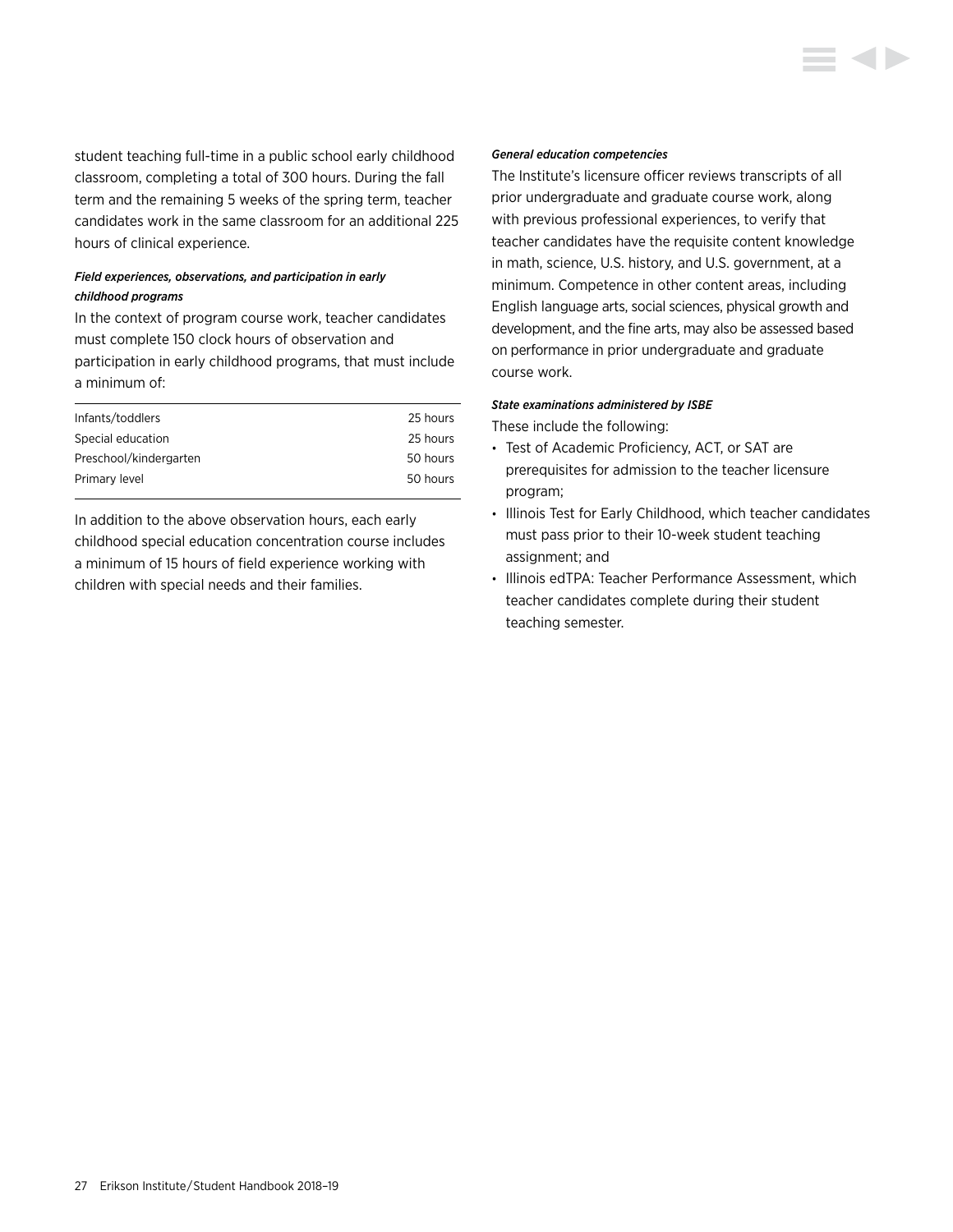student teaching full-time in a public school early childhood classroom, completing a total of 300 hours. During the fall term and the remaining 5 weeks of the spring term, teacher candidates work in the same classroom for an additional 225 hours of clinical experience.

***Field experiences, observations, and participation in early childhood programs***

In the context of program course work, teacher candidates must complete 150 clock hours of observation and participation in early childhood programs, that must include a minimum of:

| | |
|---|---|
| Infants/toddlers | 25 hours |
| Special education | 25 hours |
| Preschool/kindergarten | 50 hours |
| Primary level | 50 hours |

In addition to the above observation hours, each early childhood special education concentration course includes a minimum of 15 hours of field experience working with children with special needs and their families.

***General education competencies***

The Institute's licensure officer reviews transcripts of all prior undergraduate and graduate course work, along with previous professional experiences, to verify that teacher candidates have the requisite content knowledge in math, science, U.S. history, and U.S. government, at a minimum. Competence in other content areas, including English language arts, social sciences, physical growth and development, and the fine arts, may also be assessed based on performance in prior undergraduate and graduate course work.

***State examinations administered by ISBE***

These include the following:

- Test of Academic Proficiency, ACT, or SAT are prerequisites for admission to the teacher licensure program;
- Illinois Test for Early Childhood, which teacher candidates must pass prior to their 10-week student teaching assignment; and
- Illinois edTPA: Teacher Performance Assessment, which teacher candidates complete during their student teaching semester.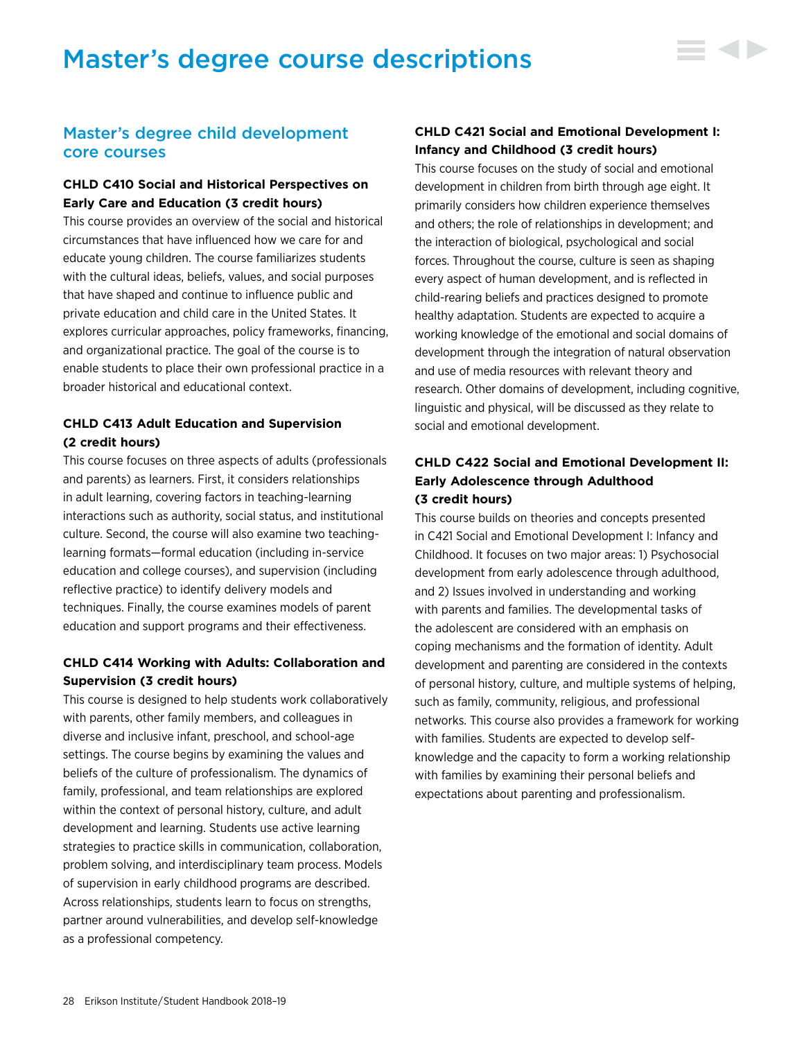# Master's degree course descriptions

## Master's degree child development core courses

### CHLD C410 Social and Historical Perspectives on Early Care and Education (3 credit hours)

This course provides an overview of the social and historical circumstances that have influenced how we care for and educate young children. The course familiarizes students with the cultural ideas, beliefs, values, and social purposes that have shaped and continue to influence public and private education and child care in the United States. It explores curricular approaches, policy frameworks, financing, and organizational practice. The goal of the course is to enable students to place their own professional practice in a broader historical and educational context.

### CHLD C413 Adult Education and Supervision (2 credit hours)

This course focuses on three aspects of adults (professionals and parents) as learners. First, it considers relationships in adult learning, covering factors in teaching-learning interactions such as authority, social status, and institutional culture. Second, the course will also examine two teaching-learning formats—formal education (including in-service education and college courses), and supervision (including reflective practice) to identify delivery models and techniques. Finally, the course examines models of parent education and support programs and their effectiveness.

### CHLD C414 Working with Adults: Collaboration and Supervision (3 credit hours)

This course is designed to help students work collaboratively with parents, other family members, and colleagues in diverse and inclusive infant, preschool, and school-age settings. The course begins by examining the values and beliefs of the culture of professionalism. The dynamics of family, professional, and team relationships are explored within the context of personal history, culture, and adult development and learning. Students use active learning strategies to practice skills in communication, collaboration, problem solving, and interdisciplinary team process. Models of supervision in early childhood programs are described. Across relationships, students learn to focus on strengths, partner around vulnerabilities, and develop self-knowledge as a professional competency.

### CHLD C421 Social and Emotional Development I: Infancy and Childhood (3 credit hours)

This course focuses on the study of social and emotional development in children from birth through age eight. It primarily considers how children experience themselves and others; the role of relationships in development; and the interaction of biological, psychological and social forces. Throughout the course, culture is seen as shaping every aspect of human development, and is reflected in child-rearing beliefs and practices designed to promote healthy adaptation. Students are expected to acquire a working knowledge of the emotional and social domains of development through the integration of natural observation and use of media resources with relevant theory and research. Other domains of development, including cognitive, linguistic and physical, will be discussed as they relate to social and emotional development.

### CHLD C422 Social and Emotional Development II: Early Adolescence through Adulthood (3 credit hours)

This course builds on theories and concepts presented in C421 Social and Emotional Development I: Infancy and Childhood. It focuses on two major areas: 1) Psychosocial development from early adolescence through adulthood, and 2) Issues involved in understanding and working with parents and families. The developmental tasks of the adolescent are considered with an emphasis on coping mechanisms and the formation of identity. Adult development and parenting are considered in the contexts of personal history, culture, and multiple systems of helping, such as family, community, religious, and professional networks. This course also provides a framework for working with families. Students are expected to develop self-knowledge and the capacity to form a working relationship with families by examining their personal beliefs and expectations about parenting and professionalism.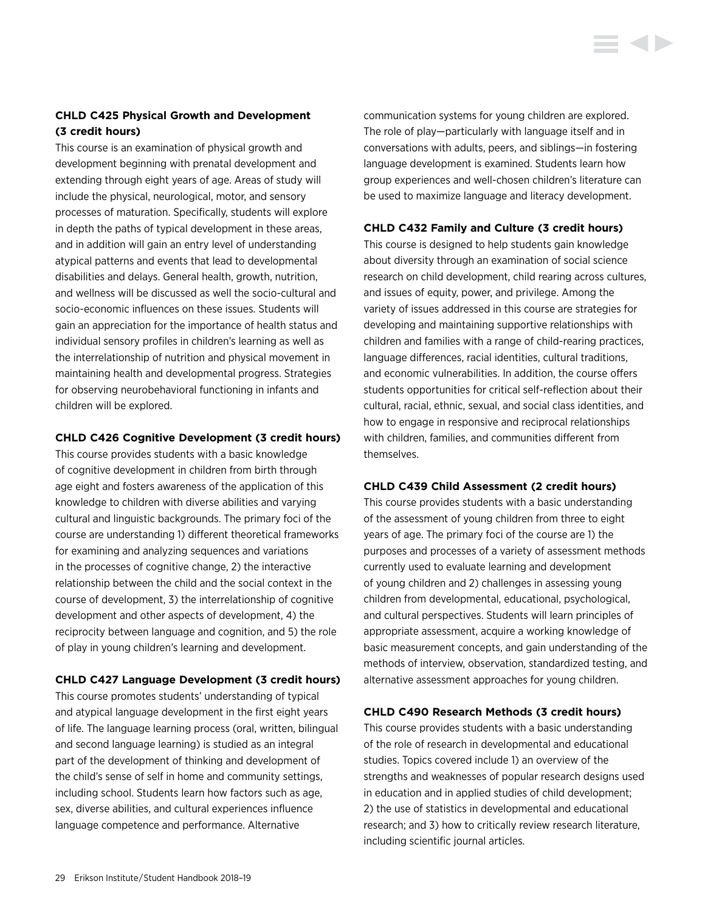**CHLD C425 Physical Growth and Development (3 credit hours)**

This course is an examination of physical growth and development beginning with prenatal development and extending through eight years of age. Areas of study will include the physical, neurological, motor, and sensory processes of maturation. Specifically, students will explore in depth the paths of typical development in these areas, and in addition will gain an entry level of understanding atypical patterns and events that lead to developmental disabilities and delays. General health, growth, nutrition, and wellness will be discussed as well the socio-cultural and socio-economic influences on these issues. Students will gain an appreciation for the importance of health status and individual sensory profiles in children's learning as well as the interrelationship of nutrition and physical movement in maintaining health and developmental progress. Strategies for observing neurobehavioral functioning in infants and children will be explored.

**CHLD C426 Cognitive Development (3 credit hours)**

This course provides students with a basic knowledge of cognitive development in children from birth through age eight and fosters awareness of the application of this knowledge to children with diverse abilities and varying cultural and linguistic backgrounds. The primary foci of the course are understanding 1) different theoretical frameworks for examining and analyzing sequences and variations in the processes of cognitive change, 2) the interactive relationship between the child and the social context in the course of development, 3) the interrelationship of cognitive development and other aspects of development, 4) the reciprocity between language and cognition, and 5) the role of play in young children's learning and development.

**CHLD C427 Language Development (3 credit hours)**

This course promotes students' understanding of typical and atypical language development in the first eight years of life. The language learning process (oral, written, bilingual and second language learning) is studied as an integral part of the development of thinking and development of the child's sense of self in home and community settings, including school. Students learn how factors such as age, sex, diverse abilities, and cultural experiences influence language competence and performance. Alternative communication systems for young children are explored. The role of play—particularly with language itself and in conversations with adults, peers, and siblings—in fostering language development is examined. Students learn how group experiences and well-chosen children's literature can be used to maximize language and literacy development.

**CHLD C432 Family and Culture (3 credit hours)**

This course is designed to help students gain knowledge about diversity through an examination of social science research on child development, child rearing across cultures, and issues of equity, power, and privilege. Among the variety of issues addressed in this course are strategies for developing and maintaining supportive relationships with children and families with a range of child-rearing practices, language differences, racial identities, cultural traditions, and economic vulnerabilities. In addition, the course offers students opportunities for critical self-reflection about their cultural, racial, ethnic, sexual, and social class identities, and how to engage in responsive and reciprocal relationships with children, families, and communities different from themselves.

**CHLD C439 Child Assessment (2 credit hours)**

This course provides students with a basic understanding of the assessment of young children from three to eight years of age. The primary foci of the course are 1) the purposes and processes of a variety of assessment methods currently used to evaluate learning and development of young children and 2) challenges in assessing young children from developmental, educational, psychological, and cultural perspectives. Students will learn principles of appropriate assessment, acquire a working knowledge of basic measurement concepts, and gain understanding of the methods of interview, observation, standardized testing, and alternative assessment approaches for young children.

**CHLD C490 Research Methods (3 credit hours)**

This course provides students with a basic understanding of the role of research in developmental and educational studies. Topics covered include 1) an overview of the strengths and weaknesses of popular research designs used in education and in applied studies of child development; 2) the use of statistics in developmental and educational research; and 3) how to critically review research literature, including scientific journal articles.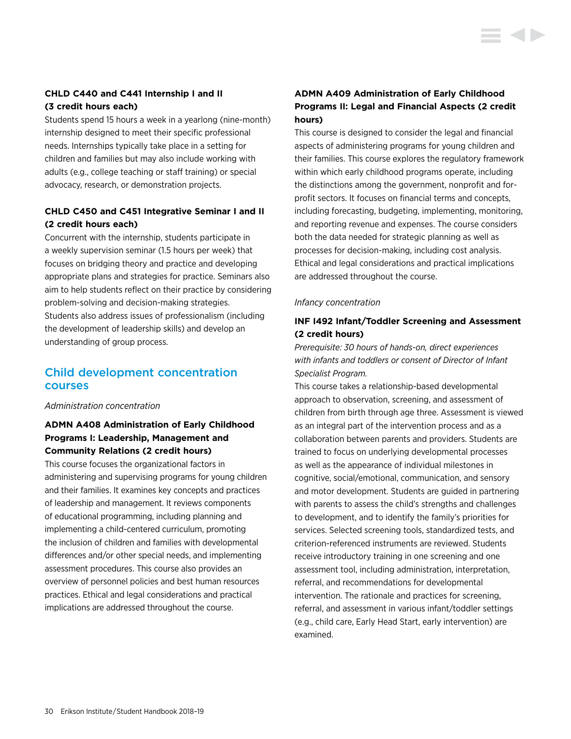### CHLD C440 and C441 Internship I and II (3 credit hours each)

Students spend 15 hours a week in a yearlong (nine-month) internship designed to meet their specific professional needs. Internships typically take place in a setting for children and families but may also include working with adults (e.g., college teaching or staff training) or special advocacy, research, or demonstration projects.

### CHLD C450 and C451 Integrative Seminar I and II (2 credit hours each)

Concurrent with the internship, students participate in a weekly supervision seminar (1.5 hours per week) that focuses on bridging theory and practice and developing appropriate plans and strategies for practice. Seminars also aim to help students reflect on their practice by considering problem-solving and decision-making strategies. Students also address issues of professionalism (including the development of leadership skills) and develop an understanding of group process.

## Child development concentration courses

*Administration concentration*

### ADMN A408 Administration of Early Childhood Programs I: Leadership, Management and Community Relations (2 credit hours)

This course focuses the organizational factors in administering and supervising programs for young children and their families. It examines key concepts and practices of leadership and management. It reviews components of educational programming, including planning and implementing a child-centered curriculum, promoting the inclusion of children and families with developmental differences and/or other special needs, and implementing assessment procedures. This course also provides an overview of personnel policies and best human resources practices. Ethical and legal considerations and practical implications are addressed throughout the course.

### ADMN A409 Administration of Early Childhood Programs II: Legal and Financial Aspects (2 credit hours)

This course is designed to consider the legal and financial aspects of administering programs for young children and their families. This course explores the regulatory framework within which early childhood programs operate, including the distinctions among the government, nonprofit and for-profit sectors. It focuses on financial terms and concepts, including forecasting, budgeting, implementing, monitoring, and reporting revenue and expenses. The course considers both the data needed for strategic planning as well as processes for decision-making, including cost analysis. Ethical and legal considerations and practical implications are addressed throughout the course.

*Infancy concentration*

### INF I492 Infant/Toddler Screening and Assessment (2 credit hours)

*Prerequisite: 30 hours of hands-on, direct experiences with infants and toddlers or consent of Director of Infant Specialist Program.*

This course takes a relationship-based developmental approach to observation, screening, and assessment of children from birth through age three. Assessment is viewed as an integral part of the intervention process and as a collaboration between parents and providers. Students are trained to focus on underlying developmental processes as well as the appearance of individual milestones in cognitive, social/emotional, communication, and sensory and motor development. Students are guided in partnering with parents to assess the child's strengths and challenges to development, and to identify the family's priorities for services. Selected screening tools, standardized tests, and criterion-referenced instruments are reviewed. Students receive introductory training in one screening and one assessment tool, including administration, interpretation, referral, and recommendations for developmental intervention. The rationale and practices for screening, referral, and assessment in various infant/toddler settings (e.g., child care, Early Head Start, early intervention) are examined.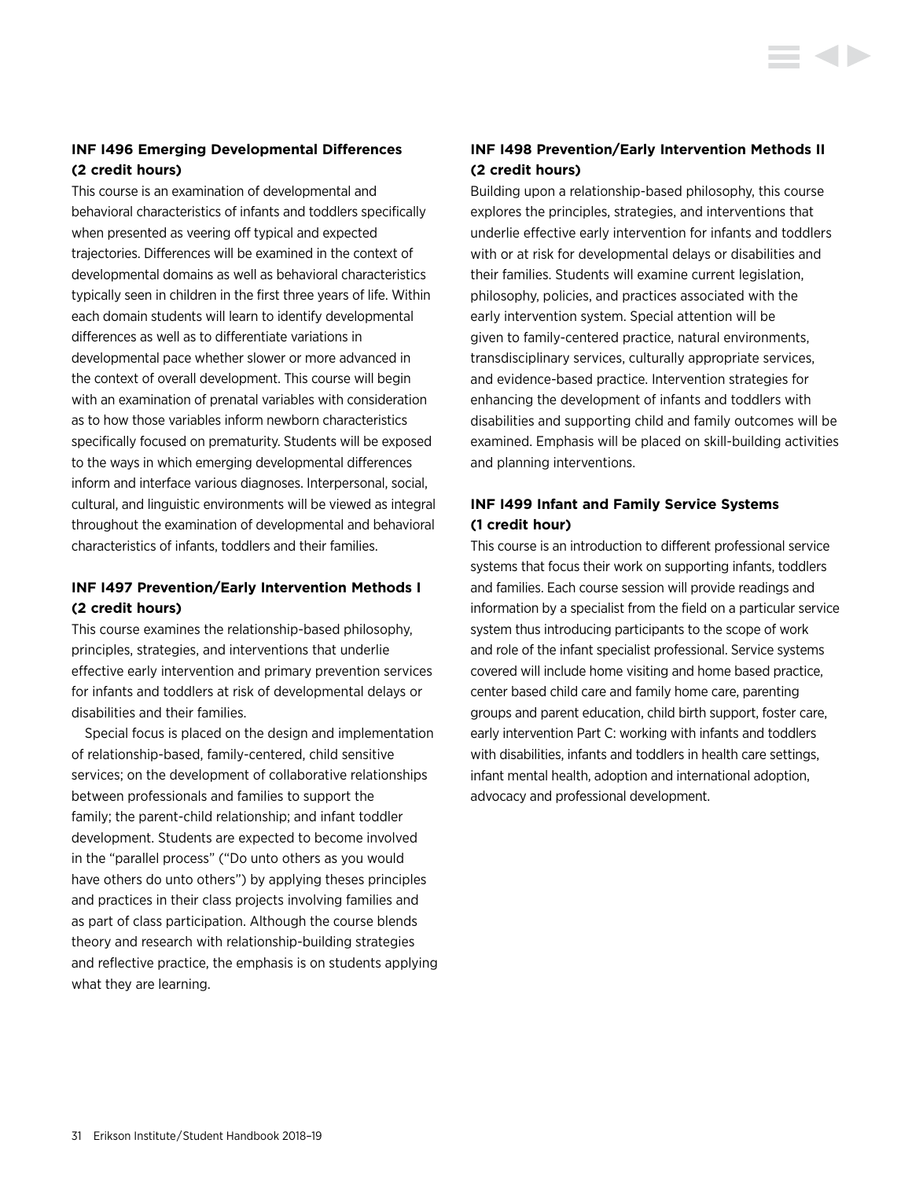### INF I496 Emerging Developmental Differences (2 credit hours)

This course is an examination of developmental and behavioral characteristics of infants and toddlers specifically when presented as veering off typical and expected trajectories. Differences will be examined in the context of developmental domains as well as behavioral characteristics typically seen in children in the first three years of life. Within each domain students will learn to identify developmental differences as well as to differentiate variations in developmental pace whether slower or more advanced in the context of overall development. This course will begin with an examination of prenatal variables with consideration as to how those variables inform newborn characteristics specifically focused on prematurity. Students will be exposed to the ways in which emerging developmental differences inform and interface various diagnoses. Interpersonal, social, cultural, and linguistic environments will be viewed as integral throughout the examination of developmental and behavioral characteristics of infants, toddlers and their families.

### INF I497 Prevention/Early Intervention Methods I (2 credit hours)

This course examines the relationship-based philosophy, principles, strategies, and interventions that underlie effective early intervention and primary prevention services for infants and toddlers at risk of developmental delays or disabilities and their families.

Special focus is placed on the design and implementation of relationship-based, family-centered, child sensitive services; on the development of collaborative relationships between professionals and families to support the family; the parent-child relationship; and infant toddler development. Students are expected to become involved in the "parallel process" ("Do unto others as you would have others do unto others") by applying theses principles and practices in their class projects involving families and as part of class participation. Although the course blends theory and research with relationship-building strategies and reflective practice, the emphasis is on students applying what they are learning.

### INF I498 Prevention/Early Intervention Methods II (2 credit hours)

Building upon a relationship-based philosophy, this course explores the principles, strategies, and interventions that underlie effective early intervention for infants and toddlers with or at risk for developmental delays or disabilities and their families. Students will examine current legislation, philosophy, policies, and practices associated with the early intervention system. Special attention will be given to family-centered practice, natural environments, transdisciplinary services, culturally appropriate services, and evidence-based practice. Intervention strategies for enhancing the development of infants and toddlers with disabilities and supporting child and family outcomes will be examined. Emphasis will be placed on skill-building activities and planning interventions.

### INF I499 Infant and Family Service Systems (1 credit hour)

This course is an introduction to different professional service systems that focus their work on supporting infants, toddlers and families. Each course session will provide readings and information by a specialist from the field on a particular service system thus introducing participants to the scope of work and role of the infant specialist professional. Service systems covered will include home visiting and home based practice, center based child care and family home care, parenting groups and parent education, child birth support, foster care, early intervention Part C: working with infants and toddlers with disabilities, infants and toddlers in health care settings, infant mental health, adoption and international adoption, advocacy and professional development.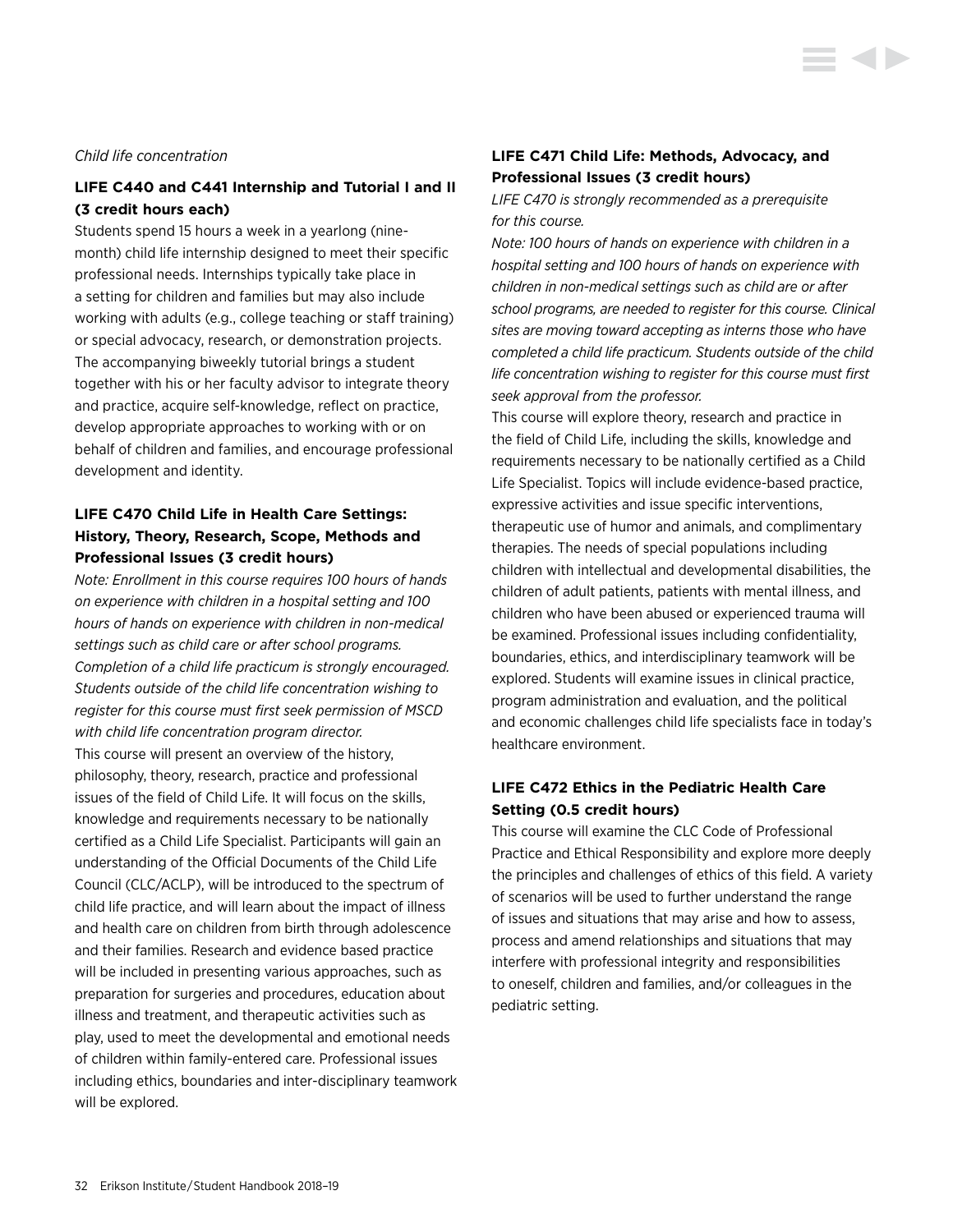*Child life concentration*

### LIFE C440 and C441 Internship and Tutorial I and II (3 credit hours each)

Students spend 15 hours a week in a yearlong (nine-month) child life internship designed to meet their specific professional needs. Internships typically take place in a setting for children and families but may also include working with adults (e.g., college teaching or staff training) or special advocacy, research, or demonstration projects. The accompanying biweekly tutorial brings a student together with his or her faculty advisor to integrate theory and practice, acquire self-knowledge, reflect on practice, develop appropriate approaches to working with or on behalf of children and families, and encourage professional development and identity.

### LIFE C470 Child Life in Health Care Settings: History, Theory, Research, Scope, Methods and Professional Issues (3 credit hours)

*Note: Enrollment in this course requires 100 hours of hands on experience with children in a hospital setting and 100 hours of hands on experience with children in non-medical settings such as child care or after school programs. Completion of a child life practicum is strongly encouraged. Students outside of the child life concentration wishing to register for this course must first seek permission of MSCD with child life concentration program director.*

This course will present an overview of the history, philosophy, theory, research, practice and professional issues of the field of Child Life. It will focus on the skills, knowledge and requirements necessary to be nationally certified as a Child Life Specialist. Participants will gain an understanding of the Official Documents of the Child Life Council (CLC/ACLP), will be introduced to the spectrum of child life practice, and will learn about the impact of illness and health care on children from birth through adolescence and their families. Research and evidence based practice will be included in presenting various approaches, such as preparation for surgeries and procedures, education about illness and treatment, and therapeutic activities such as play, used to meet the developmental and emotional needs of children within family-entered care. Professional issues including ethics, boundaries and inter-disciplinary teamwork will be explored.

### LIFE C471 Child Life: Methods, Advocacy, and Professional Issues (3 credit hours)

*LIFE C470 is strongly recommended as a prerequisite for this course.*

*Note: 100 hours of hands on experience with children in a hospital setting and 100 hours of hands on experience with children in non-medical settings such as child are or after school programs, are needed to register for this course. Clinical sites are moving toward accepting as interns those who have completed a child life practicum. Students outside of the child life concentration wishing to register for this course must first seek approval from the professor.*

This course will explore theory, research and practice in the field of Child Life, including the skills, knowledge and requirements necessary to be nationally certified as a Child Life Specialist. Topics will include evidence-based practice, expressive activities and issue specific interventions, therapeutic use of humor and animals, and complimentary therapies. The needs of special populations including children with intellectual and developmental disabilities, the children of adult patients, patients with mental illness, and children who have been abused or experienced trauma will be examined. Professional issues including confidentiality, boundaries, ethics, and interdisciplinary teamwork will be explored. Students will examine issues in clinical practice, program administration and evaluation, and the political and economic challenges child life specialists face in today's healthcare environment.

### LIFE C472 Ethics in the Pediatric Health Care Setting (0.5 credit hours)

This course will examine the CLC Code of Professional Practice and Ethical Responsibility and explore more deeply the principles and challenges of ethics of this field. A variety of scenarios will be used to further understand the range of issues and situations that may arise and how to assess, process and amend relationships and situations that may interfere with professional integrity and responsibilities to oneself, children and families, and/or colleagues in the pediatric setting.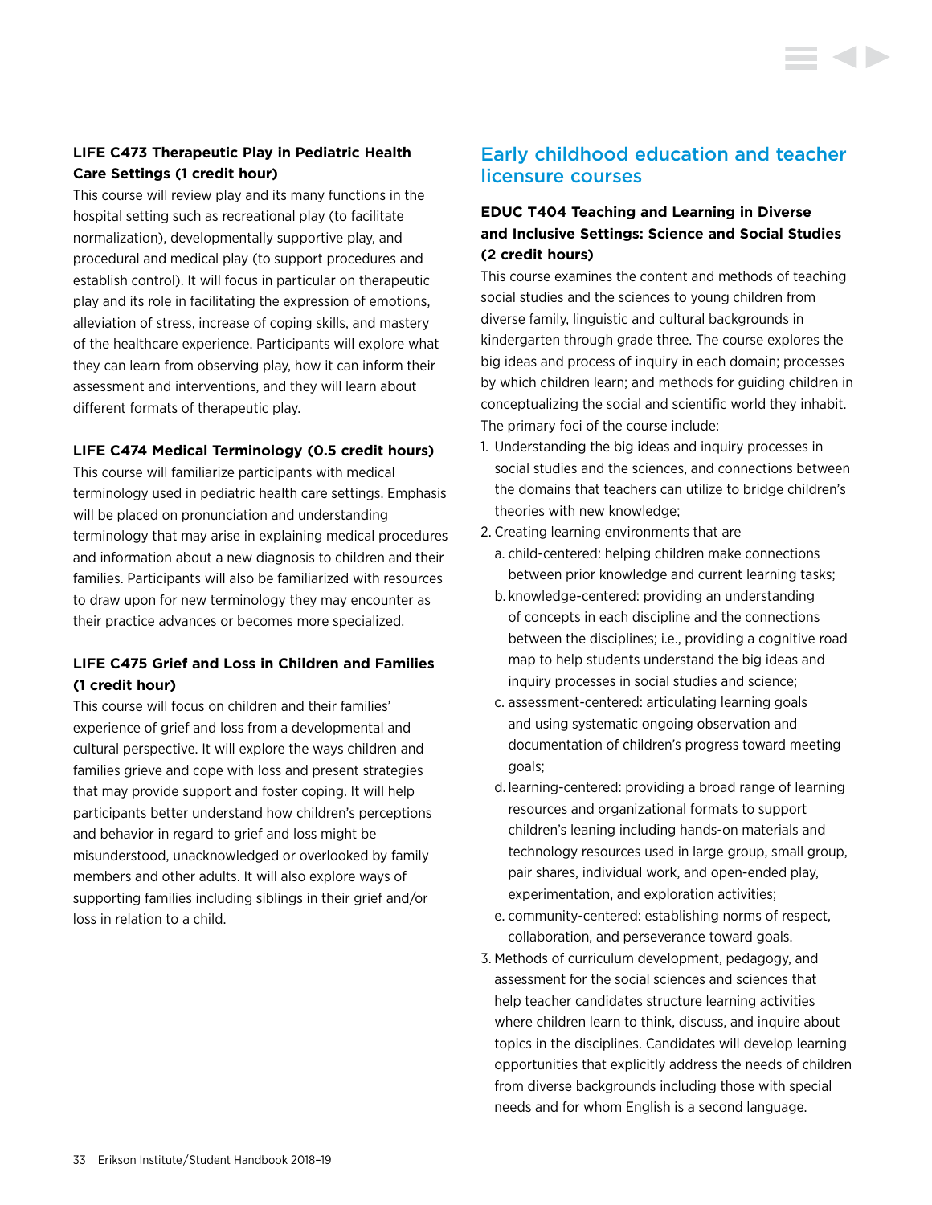### LIFE C473 Therapeutic Play in Pediatric Health Care Settings (1 credit hour)

This course will review play and its many functions in the hospital setting such as recreational play (to facilitate normalization), developmentally supportive play, and procedural and medical play (to support procedures and establish control). It will focus in particular on therapeutic play and its role in facilitating the expression of emotions, alleviation of stress, increase of coping skills, and mastery of the healthcare experience. Participants will explore what they can learn from observing play, how it can inform their assessment and interventions, and they will learn about different formats of therapeutic play.

### LIFE C474 Medical Terminology (0.5 credit hours)

This course will familiarize participants with medical terminology used in pediatric health care settings. Emphasis will be placed on pronunciation and understanding terminology that may arise in explaining medical procedures and information about a new diagnosis to children and their families. Participants will also be familiarized with resources to draw upon for new terminology they may encounter as their practice advances or becomes more specialized.

### LIFE C475 Grief and Loss in Children and Families (1 credit hour)

This course will focus on children and their families' experience of grief and loss from a developmental and cultural perspective. It will explore the ways children and families grieve and cope with loss and present strategies that may provide support and foster coping. It will help participants better understand how children's perceptions and behavior in regard to grief and loss might be misunderstood, unacknowledged or overlooked by family members and other adults. It will also explore ways of supporting families including siblings in their grief and/or loss in relation to a child.

## Early childhood education and teacher licensure courses

### EDUC T404 Teaching and Learning in Diverse and Inclusive Settings: Science and Social Studies (2 credit hours)

This course examines the content and methods of teaching social studies and the sciences to young children from diverse family, linguistic and cultural backgrounds in kindergarten through grade three. The course explores the big ideas and process of inquiry in each domain; processes by which children learn; and methods for guiding children in conceptualizing the social and scientific world they inhabit. The primary foci of the course include:

1. Understanding the big ideas and inquiry processes in social studies and the sciences, and connections between the domains that teachers can utilize to bridge children's theories with new knowledge;
2. Creating learning environments that are
   a. child-centered: helping children make connections between prior knowledge and current learning tasks;
   b. knowledge-centered: providing an understanding of concepts in each discipline and the connections between the disciplines; i.e., providing a cognitive road map to help students understand the big ideas and inquiry processes in social studies and science;
   c. assessment-centered: articulating learning goals and using systematic ongoing observation and documentation of children's progress toward meeting goals;
   d. learning-centered: providing a broad range of learning resources and organizational formats to support children's leaning including hands-on materials and technology resources used in large group, small group, pair shares, individual work, and open-ended play, experimentation, and exploration activities;
   e. community-centered: establishing norms of respect, collaboration, and perseverance toward goals.
3. Methods of curriculum development, pedagogy, and assessment for the social sciences and sciences that help teacher candidates structure learning activities where children learn to think, discuss, and inquire about topics in the disciplines. Candidates will develop learning opportunities that explicitly address the needs of children from diverse backgrounds including those with special needs and for whom English is a second language.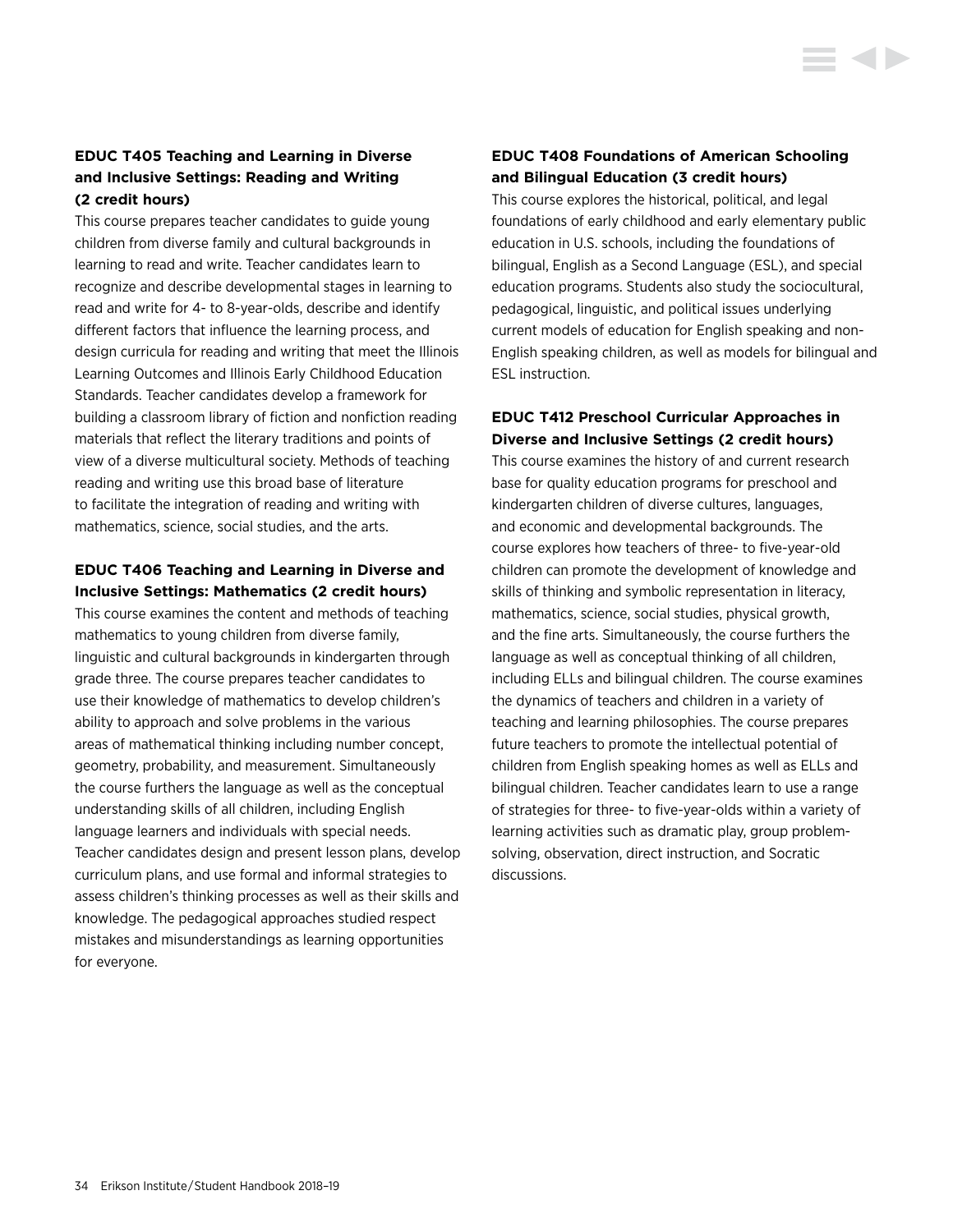### EDUC T405 Teaching and Learning in Diverse and Inclusive Settings: Reading and Writing (2 credit hours)

This course prepares teacher candidates to guide young children from diverse family and cultural backgrounds in learning to read and write. Teacher candidates learn to recognize and describe developmental stages in learning to read and write for 4- to 8-year-olds, describe and identify different factors that influence the learning process, and design curricula for reading and writing that meet the Illinois Learning Outcomes and Illinois Early Childhood Education Standards. Teacher candidates develop a framework for building a classroom library of fiction and nonfiction reading materials that reflect the literary traditions and points of view of a diverse multicultural society. Methods of teaching reading and writing use this broad base of literature to facilitate the integration of reading and writing with mathematics, science, social studies, and the arts.

### EDUC T406 Teaching and Learning in Diverse and Inclusive Settings: Mathematics (2 credit hours)

This course examines the content and methods of teaching mathematics to young children from diverse family, linguistic and cultural backgrounds in kindergarten through grade three. The course prepares teacher candidates to use their knowledge of mathematics to develop children's ability to approach and solve problems in the various areas of mathematical thinking including number concept, geometry, probability, and measurement. Simultaneously the course furthers the language as well as the conceptual understanding skills of all children, including English language learners and individuals with special needs. Teacher candidates design and present lesson plans, develop curriculum plans, and use formal and informal strategies to assess children's thinking processes as well as their skills and knowledge. The pedagogical approaches studied respect mistakes and misunderstandings as learning opportunities for everyone.

### EDUC T408 Foundations of American Schooling and Bilingual Education (3 credit hours)

This course explores the historical, political, and legal foundations of early childhood and early elementary public education in U.S. schools, including the foundations of bilingual, English as a Second Language (ESL), and special education programs. Students also study the sociocultural, pedagogical, linguistic, and political issues underlying current models of education for English speaking and non-English speaking children, as well as models for bilingual and ESL instruction.

### EDUC T412 Preschool Curricular Approaches in Diverse and Inclusive Settings (2 credit hours)

This course examines the history of and current research base for quality education programs for preschool and kindergarten children of diverse cultures, languages, and economic and developmental backgrounds. The course explores how teachers of three- to five-year-old children can promote the development of knowledge and skills of thinking and symbolic representation in literacy, mathematics, science, social studies, physical growth, and the fine arts. Simultaneously, the course furthers the language as well as conceptual thinking of all children, including ELLs and bilingual children. The course examines the dynamics of teachers and children in a variety of teaching and learning philosophies. The course prepares future teachers to promote the intellectual potential of children from English speaking homes as well as ELLs and bilingual children. Teacher candidates learn to use a range of strategies for three- to five-year-olds within a variety of learning activities such as dramatic play, group problem-solving, observation, direct instruction, and Socratic discussions.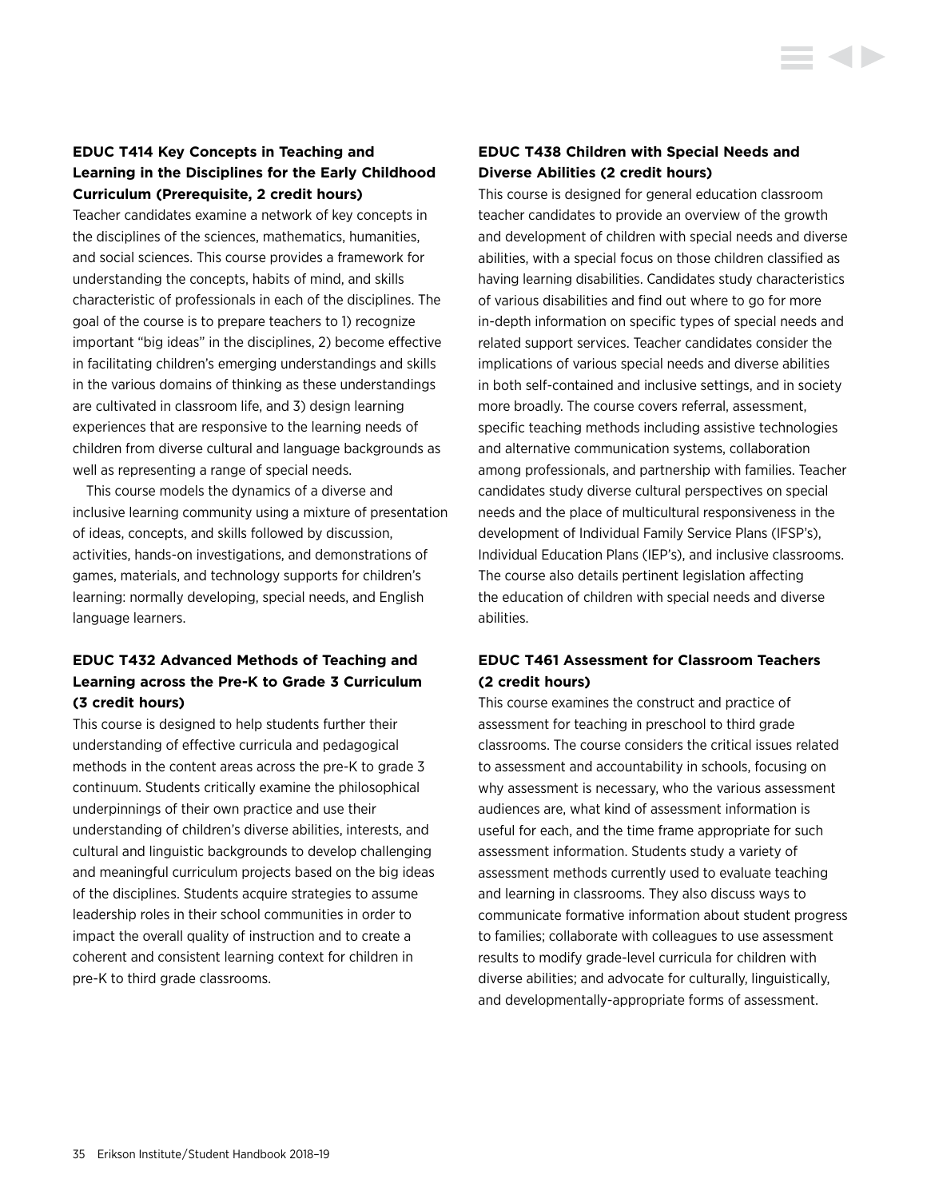### EDUC T414 Key Concepts in Teaching and Learning in the Disciplines for the Early Childhood Curriculum (Prerequisite, 2 credit hours)

Teacher candidates examine a network of key concepts in the disciplines of the sciences, mathematics, humanities, and social sciences. This course provides a framework for understanding the concepts, habits of mind, and skills characteristic of professionals in each of the disciplines. The goal of the course is to prepare teachers to 1) recognize important "big ideas" in the disciplines, 2) become effective in facilitating children's emerging understandings and skills in the various domains of thinking as these understandings are cultivated in classroom life, and 3) design learning experiences that are responsive to the learning needs of children from diverse cultural and language backgrounds as well as representing a range of special needs.

This course models the dynamics of a diverse and inclusive learning community using a mixture of presentation of ideas, concepts, and skills followed by discussion, activities, hands-on investigations, and demonstrations of games, materials, and technology supports for children's learning: normally developing, special needs, and English language learners.

### EDUC T432 Advanced Methods of Teaching and Learning across the Pre-K to Grade 3 Curriculum (3 credit hours)

This course is designed to help students further their understanding of effective curricula and pedagogical methods in the content areas across the pre-K to grade 3 continuum. Students critically examine the philosophical underpinnings of their own practice and use their understanding of children's diverse abilities, interests, and cultural and linguistic backgrounds to develop challenging and meaningful curriculum projects based on the big ideas of the disciplines. Students acquire strategies to assume leadership roles in their school communities in order to impact the overall quality of instruction and to create a coherent and consistent learning context for children in pre-K to third grade classrooms.

### EDUC T438 Children with Special Needs and Diverse Abilities (2 credit hours)

This course is designed for general education classroom teacher candidates to provide an overview of the growth and development of children with special needs and diverse abilities, with a special focus on those children classified as having learning disabilities. Candidates study characteristics of various disabilities and find out where to go for more in-depth information on specific types of special needs and related support services. Teacher candidates consider the implications of various special needs and diverse abilities in both self-contained and inclusive settings, and in society more broadly. The course covers referral, assessment, specific teaching methods including assistive technologies and alternative communication systems, collaboration among professionals, and partnership with families. Teacher candidates study diverse cultural perspectives on special needs and the place of multicultural responsiveness in the development of Individual Family Service Plans (IFSP's), Individual Education Plans (IEP's), and inclusive classrooms. The course also details pertinent legislation affecting the education of children with special needs and diverse abilities.

### EDUC T461 Assessment for Classroom Teachers (2 credit hours)

This course examines the construct and practice of assessment for teaching in preschool to third grade classrooms. The course considers the critical issues related to assessment and accountability in schools, focusing on why assessment is necessary, who the various assessment audiences are, what kind of assessment information is useful for each, and the time frame appropriate for such assessment information. Students study a variety of assessment methods currently used to evaluate teaching and learning in classrooms. They also discuss ways to communicate formative information about student progress to families; collaborate with colleagues to use assessment results to modify grade-level curricula for children with diverse abilities; and advocate for culturally, linguistically, and developmentally-appropriate forms of assessment.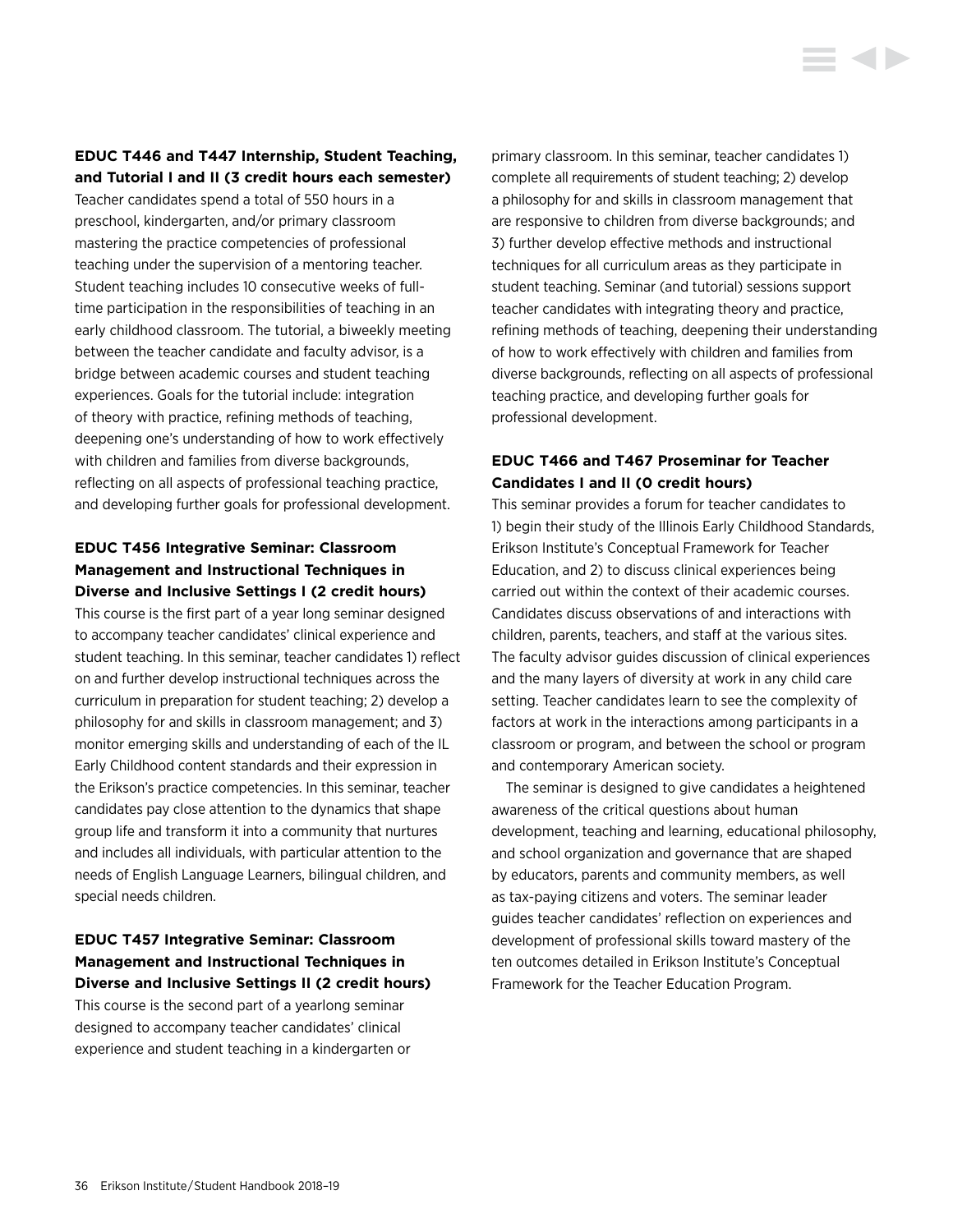**EDUC T446 and T447 Internship, Student Teaching, and Tutorial I and II (3 credit hours each semester)**

Teacher candidates spend a total of 550 hours in a preschool, kindergarten, and/or primary classroom mastering the practice competencies of professional teaching under the supervision of a mentoring teacher. Student teaching includes 10 consecutive weeks of full-time participation in the responsibilities of teaching in an early childhood classroom. The tutorial, a biweekly meeting between the teacher candidate and faculty advisor, is a bridge between academic courses and student teaching experiences. Goals for the tutorial include: integration of theory with practice, refining methods of teaching, deepening one's understanding of how to work effectively with children and families from diverse backgrounds, reflecting on all aspects of professional teaching practice, and developing further goals for professional development.

**EDUC T456 Integrative Seminar: Classroom Management and Instructional Techniques in Diverse and Inclusive Settings I (2 credit hours)**

This course is the first part of a year long seminar designed to accompany teacher candidates' clinical experience and student teaching. In this seminar, teacher candidates 1) reflect on and further develop instructional techniques across the curriculum in preparation for student teaching; 2) develop a philosophy for and skills in classroom management; and 3) monitor emerging skills and understanding of each of the IL Early Childhood content standards and their expression in the Erikson's practice competencies. In this seminar, teacher candidates pay close attention to the dynamics that shape group life and transform it into a community that nurtures and includes all individuals, with particular attention to the needs of English Language Learners, bilingual children, and special needs children.

**EDUC T457 Integrative Seminar: Classroom Management and Instructional Techniques in Diverse and Inclusive Settings II (2 credit hours)**

This course is the second part of a yearlong seminar designed to accompany teacher candidates' clinical experience and student teaching in a kindergarten or primary classroom. In this seminar, teacher candidates 1) complete all requirements of student teaching; 2) develop a philosophy for and skills in classroom management that are responsive to children from diverse backgrounds; and 3) further develop effective methods and instructional techniques for all curriculum areas as they participate in student teaching. Seminar (and tutorial) sessions support teacher candidates with integrating theory and practice, refining methods of teaching, deepening their understanding of how to work effectively with children and families from diverse backgrounds, reflecting on all aspects of professional teaching practice, and developing further goals for professional development.

**EDUC T466 and T467 Proseminar for Teacher Candidates I and II (0 credit hours)**

This seminar provides a forum for teacher candidates to 1) begin their study of the Illinois Early Childhood Standards, Erikson Institute's Conceptual Framework for Teacher Education, and 2) to discuss clinical experiences being carried out within the context of their academic courses. Candidates discuss observations of and interactions with children, parents, teachers, and staff at the various sites. The faculty advisor guides discussion of clinical experiences and the many layers of diversity at work in any child care setting. Teacher candidates learn to see the complexity of factors at work in the interactions among participants in a classroom or program, and between the school or program and contemporary American society.

The seminar is designed to give candidates a heightened awareness of the critical questions about human development, teaching and learning, educational philosophy, and school organization and governance that are shaped by educators, parents and community members, as well as tax-paying citizens and voters. The seminar leader guides teacher candidates' reflection on experiences and development of professional skills toward mastery of the ten outcomes detailed in Erikson Institute's Conceptual Framework for the Teacher Education Program.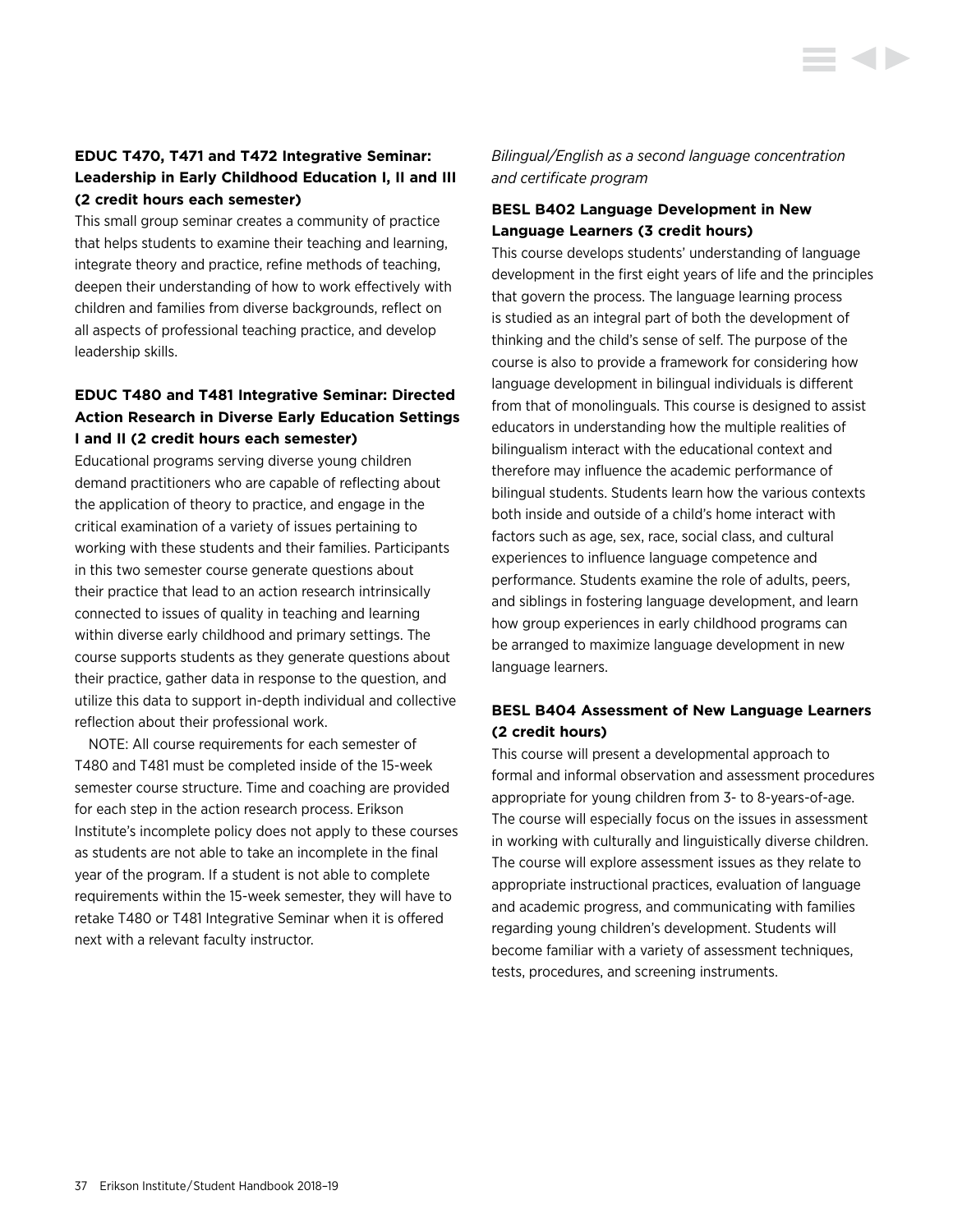**EDUC T470, T471 and T472 Integrative Seminar: Leadership in Early Childhood Education I, II and III (2 credit hours each semester)**

This small group seminar creates a community of practice that helps students to examine their teaching and learning, integrate theory and practice, refine methods of teaching, deepen their understanding of how to work effectively with children and families from diverse backgrounds, reflect on all aspects of professional teaching practice, and develop leadership skills.

**EDUC T480 and T481 Integrative Seminar: Directed Action Research in Diverse Early Education Settings I and II (2 credit hours each semester)**

Educational programs serving diverse young children demand practitioners who are capable of reflecting about the application of theory to practice, and engage in the critical examination of a variety of issues pertaining to working with these students and their families. Participants in this two semester course generate questions about their practice that lead to an action research intrinsically connected to issues of quality in teaching and learning within diverse early childhood and primary settings. The course supports students as they generate questions about their practice, gather data in response to the question, and utilize this data to support in-depth individual and collective reflection about their professional work.

NOTE: All course requirements for each semester of T480 and T481 must be completed inside of the 15-week semester course structure. Time and coaching are provided for each step in the action research process. Erikson Institute's incomplete policy does not apply to these courses as students are not able to take an incomplete in the final year of the program. If a student is not able to complete requirements within the 15-week semester, they will have to retake T480 or T481 Integrative Seminar when it is offered next with a relevant faculty instructor.

*Bilingual/English as a second language concentration and certificate program*

**BESL B402 Language Development in New Language Learners (3 credit hours)**

This course develops students' understanding of language development in the first eight years of life and the principles that govern the process. The language learning process is studied as an integral part of both the development of thinking and the child's sense of self. The purpose of the course is also to provide a framework for considering how language development in bilingual individuals is different from that of monolinguals. This course is designed to assist educators in understanding how the multiple realities of bilingualism interact with the educational context and therefore may influence the academic performance of bilingual students. Students learn how the various contexts both inside and outside of a child's home interact with factors such as age, sex, race, social class, and cultural experiences to influence language competence and performance. Students examine the role of adults, peers, and siblings in fostering language development, and learn how group experiences in early childhood programs can be arranged to maximize language development in new language learners.

**BESL B404 Assessment of New Language Learners (2 credit hours)**

This course will present a developmental approach to formal and informal observation and assessment procedures appropriate for young children from 3- to 8-years-of-age. The course will especially focus on the issues in assessment in working with culturally and linguistically diverse children. The course will explore assessment issues as they relate to appropriate instructional practices, evaluation of language and academic progress, and communicating with families regarding young children's development. Students will become familiar with a variety of assessment techniques, tests, procedures, and screening instruments.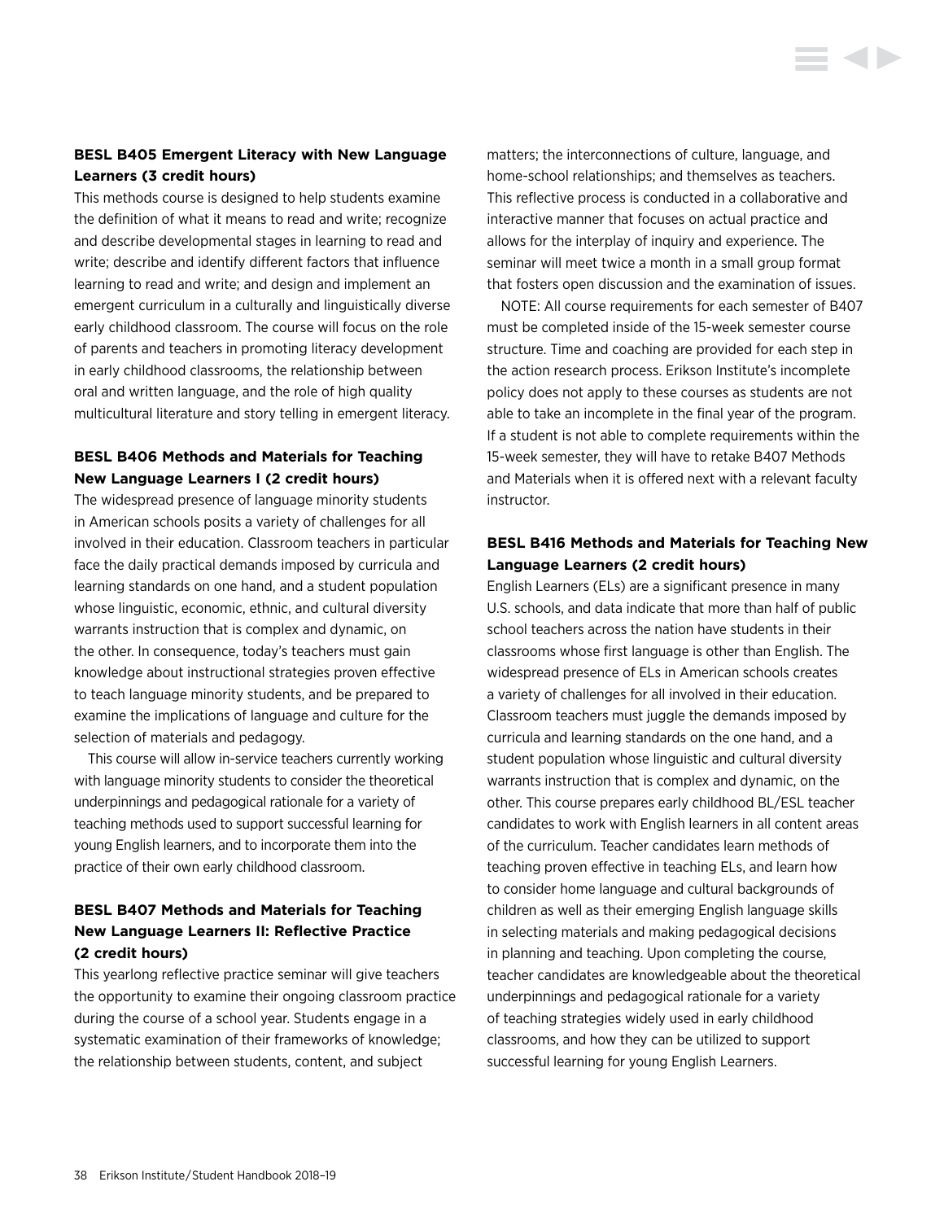### BESL B405 Emergent Literacy with New Language Learners (3 credit hours)

This methods course is designed to help students examine the definition of what it means to read and write; recognize and describe developmental stages in learning to read and write; describe and identify different factors that influence learning to read and write; and design and implement an emergent curriculum in a culturally and linguistically diverse early childhood classroom. The course will focus on the role of parents and teachers in promoting literacy development in early childhood classrooms, the relationship between oral and written language, and the role of high quality multicultural literature and story telling in emergent literacy.

### BESL B406 Methods and Materials for Teaching New Language Learners I (2 credit hours)

The widespread presence of language minority students in American schools posits a variety of challenges for all involved in their education. Classroom teachers in particular face the daily practical demands imposed by curricula and learning standards on one hand, and a student population whose linguistic, economic, ethnic, and cultural diversity warrants instruction that is complex and dynamic, on the other. In consequence, today's teachers must gain knowledge about instructional strategies proven effective to teach language minority students, and be prepared to examine the implications of language and culture for the selection of materials and pedagogy.

This course will allow in-service teachers currently working with language minority students to consider the theoretical underpinnings and pedagogical rationale for a variety of teaching methods used to support successful learning for young English learners, and to incorporate them into the practice of their own early childhood classroom.

### BESL B407 Methods and Materials for Teaching New Language Learners II: Reflective Practice (2 credit hours)

This yearlong reflective practice seminar will give teachers the opportunity to examine their ongoing classroom practice during the course of a school year. Students engage in a systematic examination of their frameworks of knowledge; the relationship between students, content, and subject matters; the interconnections of culture, language, and home-school relationships; and themselves as teachers. This reflective process is conducted in a collaborative and interactive manner that focuses on actual practice and allows for the interplay of inquiry and experience. The seminar will meet twice a month in a small group format that fosters open discussion and the examination of issues.

NOTE: All course requirements for each semester of B407 must be completed inside of the 15-week semester course structure. Time and coaching are provided for each step in the action research process. Erikson Institute's incomplete policy does not apply to these courses as students are not able to take an incomplete in the final year of the program. If a student is not able to complete requirements within the 15-week semester, they will have to retake B407 Methods and Materials when it is offered next with a relevant faculty instructor.

### BESL B416 Methods and Materials for Teaching New Language Learners (2 credit hours)

English Learners (ELs) are a significant presence in many U.S. schools, and data indicate that more than half of public school teachers across the nation have students in their classrooms whose first language is other than English. The widespread presence of ELs in American schools creates a variety of challenges for all involved in their education. Classroom teachers must juggle the demands imposed by curricula and learning standards on the one hand, and a student population whose linguistic and cultural diversity warrants instruction that is complex and dynamic, on the other. This course prepares early childhood BL/ESL teacher candidates to work with English learners in all content areas of the curriculum. Teacher candidates learn methods of teaching proven effective in teaching ELs, and learn how to consider home language and cultural backgrounds of children as well as their emerging English language skills in selecting materials and making pedagogical decisions in planning and teaching. Upon completing the course, teacher candidates are knowledgeable about the theoretical underpinnings and pedagogical rationale for a variety of teaching strategies widely used in early childhood classrooms, and how they can be utilized to support successful learning for young English Learners.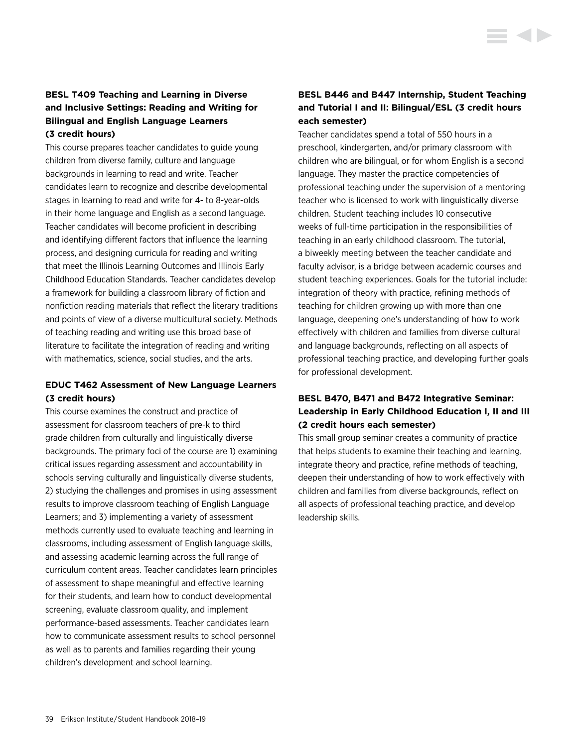### BESL T409 Teaching and Learning in Diverse and Inclusive Settings: Reading and Writing for Bilingual and English Language Learners (3 credit hours)

This course prepares teacher candidates to guide young children from diverse family, culture and language backgrounds in learning to read and write. Teacher candidates learn to recognize and describe developmental stages in learning to read and write for 4- to 8-year-olds in their home language and English as a second language. Teacher candidates will become proficient in describing and identifying different factors that influence the learning process, and designing curricula for reading and writing that meet the Illinois Learning Outcomes and Illinois Early Childhood Education Standards. Teacher candidates develop a framework for building a classroom library of fiction and nonfiction reading materials that reflect the literary traditions and points of view of a diverse multicultural society. Methods of teaching reading and writing use this broad base of literature to facilitate the integration of reading and writing with mathematics, science, social studies, and the arts.

### EDUC T462 Assessment of New Language Learners (3 credit hours)

This course examines the construct and practice of assessment for classroom teachers of pre-k to third grade children from culturally and linguistically diverse backgrounds. The primary foci of the course are 1) examining critical issues regarding assessment and accountability in schools serving culturally and linguistically diverse students, 2) studying the challenges and promises in using assessment results to improve classroom teaching of English Language Learners; and 3) implementing a variety of assessment methods currently used to evaluate teaching and learning in classrooms, including assessment of English language skills, and assessing academic learning across the full range of curriculum content areas. Teacher candidates learn principles of assessment to shape meaningful and effective learning for their students, and learn how to conduct developmental screening, evaluate classroom quality, and implement performance-based assessments. Teacher candidates learn how to communicate assessment results to school personnel as well as to parents and families regarding their young children's development and school learning.

### BESL B446 and B447 Internship, Student Teaching and Tutorial I and II: Bilingual/ESL (3 credit hours each semester)

Teacher candidates spend a total of 550 hours in a preschool, kindergarten, and/or primary classroom with children who are bilingual, or for whom English is a second language. They master the practice competencies of professional teaching under the supervision of a mentoring teacher who is licensed to work with linguistically diverse children. Student teaching includes 10 consecutive weeks of full-time participation in the responsibilities of teaching in an early childhood classroom. The tutorial, a biweekly meeting between the teacher candidate and faculty advisor, is a bridge between academic courses and student teaching experiences. Goals for the tutorial include: integration of theory with practice, refining methods of teaching for children growing up with more than one language, deepening one's understanding of how to work effectively with children and families from diverse cultural and language backgrounds, reflecting on all aspects of professional teaching practice, and developing further goals for professional development.

### BESL B470, B471 and B472 Integrative Seminar: Leadership in Early Childhood Education I, II and III (2 credit hours each semester)

This small group seminar creates a community of practice that helps students to examine their teaching and learning, integrate theory and practice, refine methods of teaching, deepen their understanding of how to work effectively with children and families from diverse backgrounds, reflect on all aspects of professional teaching practice, and develop leadership skills.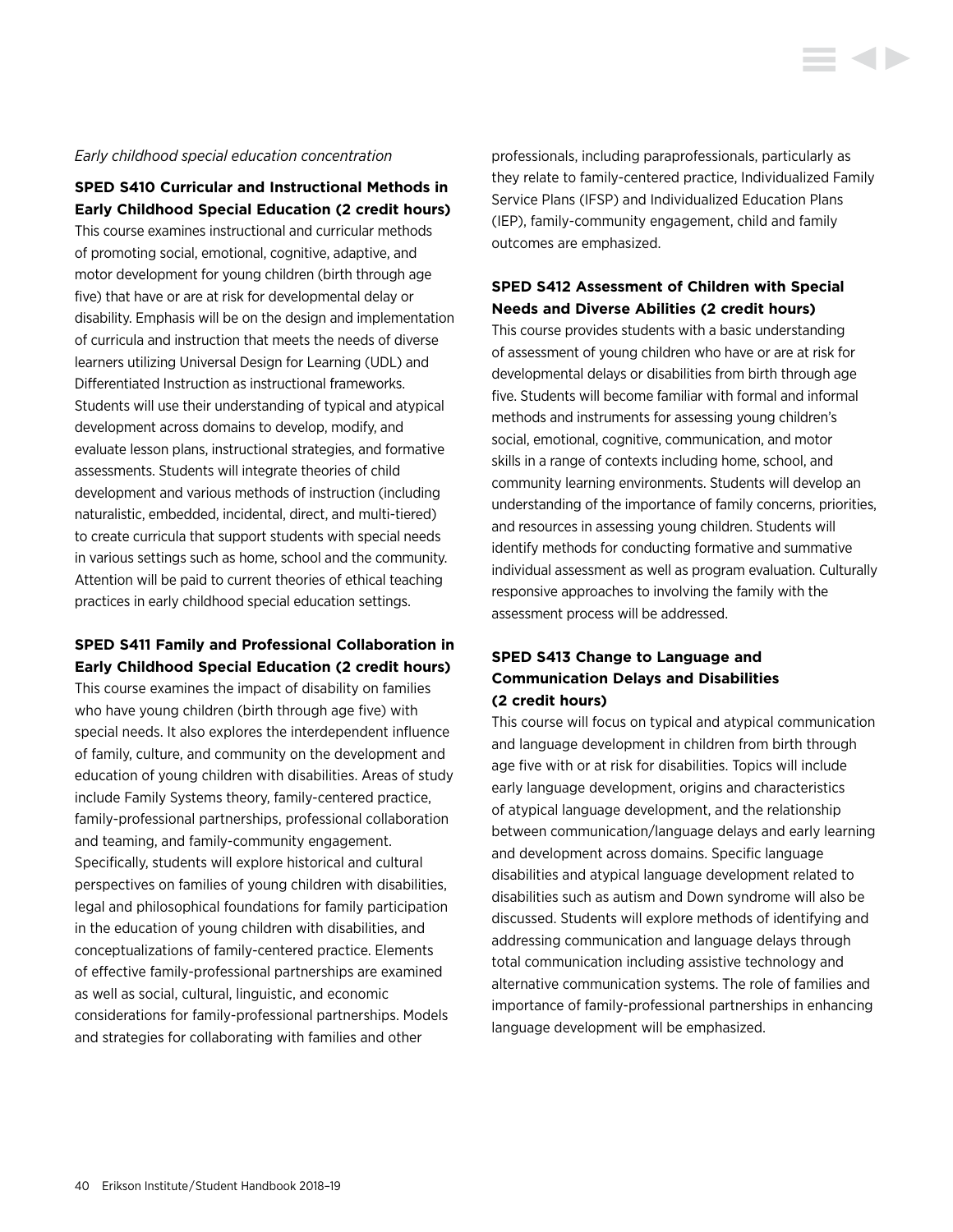*Early childhood special education concentration*

**SPED S410 Curricular and Instructional Methods in Early Childhood Special Education (2 credit hours)**
This course examines instructional and curricular methods of promoting social, emotional, cognitive, adaptive, and motor development for young children (birth through age five) that have or are at risk for developmental delay or disability. Emphasis will be on the design and implementation of curricula and instruction that meets the needs of diverse learners utilizing Universal Design for Learning (UDL) and Differentiated Instruction as instructional frameworks. Students will use their understanding of typical and atypical development across domains to develop, modify, and evaluate lesson plans, instructional strategies, and formative assessments. Students will integrate theories of child development and various methods of instruction (including naturalistic, embedded, incidental, direct, and multi-tiered) to create curricula that support students with special needs in various settings such as home, school and the community. Attention will be paid to current theories of ethical teaching practices in early childhood special education settings.

**SPED S411 Family and Professional Collaboration in Early Childhood Special Education (2 credit hours)**
This course examines the impact of disability on families who have young children (birth through age five) with special needs. It also explores the interdependent influence of family, culture, and community on the development and education of young children with disabilities. Areas of study include Family Systems theory, family-centered practice, family-professional partnerships, professional collaboration and teaming, and family-community engagement. Specifically, students will explore historical and cultural perspectives on families of young children with disabilities, legal and philosophical foundations for family participation in the education of young children with disabilities, and conceptualizations of family-centered practice. Elements of effective family-professional partnerships are examined as well as social, cultural, linguistic, and economic considerations for family-professional partnerships. Models and strategies for collaborating with families and other professionals, including paraprofessionals, particularly as they relate to family-centered practice, Individualized Family Service Plans (IFSP) and Individualized Education Plans (IEP), family-community engagement, child and family outcomes are emphasized.

**SPED S412 Assessment of Children with Special Needs and Diverse Abilities (2 credit hours)**
This course provides students with a basic understanding of assessment of young children who have or are at risk for developmental delays or disabilities from birth through age five. Students will become familiar with formal and informal methods and instruments for assessing young children's social, emotional, cognitive, communication, and motor skills in a range of contexts including home, school, and community learning environments. Students will develop an understanding of the importance of family concerns, priorities, and resources in assessing young children. Students will identify methods for conducting formative and summative individual assessment as well as program evaluation. Culturally responsive approaches to involving the family with the assessment process will be addressed.

**SPED S413 Change to Language and Communication Delays and Disabilities (2 credit hours)**
This course will focus on typical and atypical communication and language development in children from birth through age five with or at risk for disabilities. Topics will include early language development, origins and characteristics of atypical language development, and the relationship between communication/language delays and early learning and development across domains. Specific language disabilities and atypical language development related to disabilities such as autism and Down syndrome will also be discussed. Students will explore methods of identifying and addressing communication and language delays through total communication including assistive technology and alternative communication systems. The role of families and importance of family-professional partnerships in enhancing language development will be emphasized.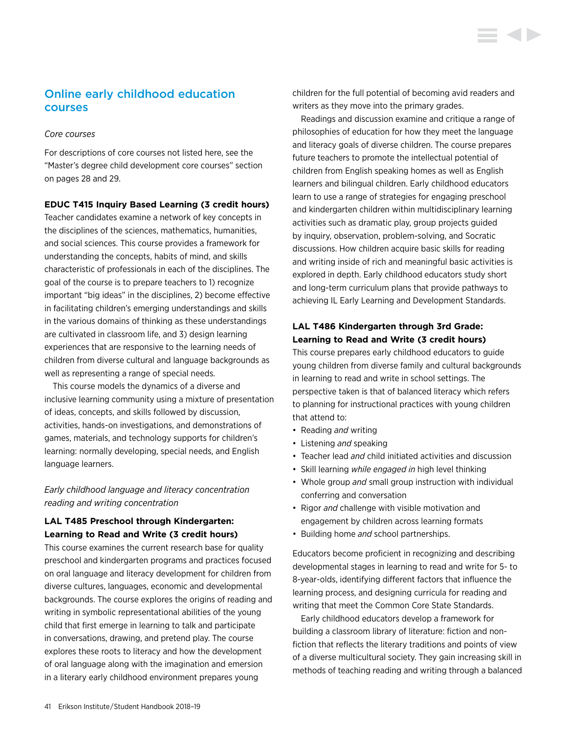## Online early childhood education courses

*Core courses*

For descriptions of core courses not listed here, see the "Master's degree child development core courses" section on pages 28 and 29.

**EDUC T415 Inquiry Based Learning (3 credit hours)**
Teacher candidates examine a network of key concepts in the disciplines of the sciences, mathematics, humanities, and social sciences. This course provides a framework for understanding the concepts, habits of mind, and skills characteristic of professionals in each of the disciplines. The goal of the course is to prepare teachers to 1) recognize important "big ideas" in the disciplines, 2) become effective in facilitating children's emerging understandings and skills in the various domains of thinking as these understandings are cultivated in classroom life, and 3) design learning experiences that are responsive to the learning needs of children from diverse cultural and language backgrounds as well as representing a range of special needs.

This course models the dynamics of a diverse and inclusive learning community using a mixture of presentation of ideas, concepts, and skills followed by discussion, activities, hands-on investigations, and demonstrations of games, materials, and technology supports for children's learning: normally developing, special needs, and English language learners.

*Early childhood language and literacy concentration reading and writing concentration*

**LAL T485 Preschool through Kindergarten: Learning to Read and Write (3 credit hours)**
This course examines the current research base for quality preschool and kindergarten programs and practices focused on oral language and literacy development for children from diverse cultures, languages, economic and developmental backgrounds. The course explores the origins of reading and writing in symbolic representational abilities of the young child that first emerge in learning to talk and participate in conversations, drawing, and pretend play. The course explores these roots to literacy and how the development of oral language along with the imagination and emersion in a literary early childhood environment prepares young children for the full potential of becoming avid readers and writers as they move into the primary grades.

Readings and discussion examine and critique a range of philosophies of education for how they meet the language and literacy goals of diverse children. The course prepares future teachers to promote the intellectual potential of children from English speaking homes as well as English learners and bilingual children. Early childhood educators learn to use a range of strategies for engaging preschool and kindergarten children within multidisciplinary learning activities such as dramatic play, group projects guided by inquiry, observation, problem-solving, and Socratic discussions. How children acquire basic skills for reading and writing inside of rich and meaningful basic activities is explored in depth. Early childhood educators study short and long-term curriculum plans that provide pathways to achieving IL Early Learning and Development Standards.

**LAL T486 Kindergarten through 3rd Grade: Learning to Read and Write (3 credit hours)**
This course prepares early childhood educators to guide young children from diverse family and cultural backgrounds in learning to read and write in school settings. The perspective taken is that of balanced literacy which refers to planning for instructional practices with young children that attend to:

- Reading *and* writing
- Listening *and* speaking
- Teacher lead *and* child initiated activities and discussion
- Skill learning *while engaged in* high level thinking
- Whole group *and* small group instruction with individual conferring and conversation
- Rigor *and* challenge with visible motivation and engagement by children across learning formats
- Building home *and* school partnerships.

Educators become proficient in recognizing and describing developmental stages in learning to read and write for 5- to 8-year-olds, identifying different factors that influence the learning process, and designing curricula for reading and writing that meet the Common Core State Standards.

Early childhood educators develop a framework for building a classroom library of literature: fiction and non-fiction that reflects the literary traditions and points of view of a diverse multicultural society. They gain increasing skill in methods of teaching reading and writing through a balanced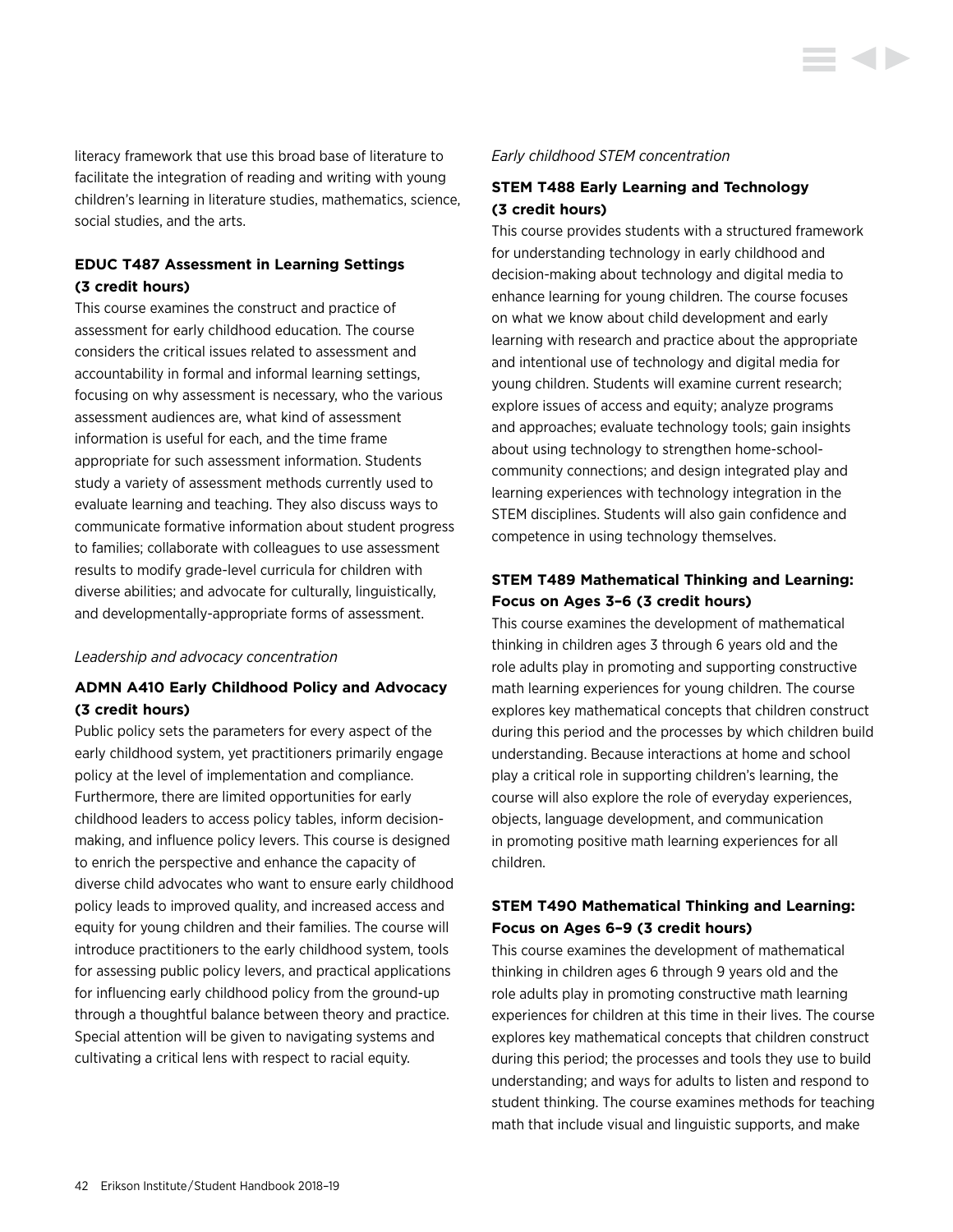literacy framework that use this broad base of literature to facilitate the integration of reading and writing with young children's learning in literature studies, mathematics, science, social studies, and the arts.

### EDUC T487 Assessment in Learning Settings (3 credit hours)

This course examines the construct and practice of assessment for early childhood education. The course considers the critical issues related to assessment and accountability in formal and informal learning settings, focusing on why assessment is necessary, who the various assessment audiences are, what kind of assessment information is useful for each, and the time frame appropriate for such assessment information. Students study a variety of assessment methods currently used to evaluate learning and teaching. They also discuss ways to communicate formative information about student progress to families; collaborate with colleagues to use assessment results to modify grade-level curricula for children with diverse abilities; and advocate for culturally, linguistically, and developmentally-appropriate forms of assessment.

*Leadership and advocacy concentration*

### ADMN A410 Early Childhood Policy and Advocacy (3 credit hours)

Public policy sets the parameters for every aspect of the early childhood system, yet practitioners primarily engage policy at the level of implementation and compliance. Furthermore, there are limited opportunities for early childhood leaders to access policy tables, inform decision-making, and influence policy levers. This course is designed to enrich the perspective and enhance the capacity of diverse child advocates who want to ensure early childhood policy leads to improved quality, and increased access and equity for young children and their families. The course will introduce practitioners to the early childhood system, tools for assessing public policy levers, and practical applications for influencing early childhood policy from the ground-up through a thoughtful balance between theory and practice. Special attention will be given to navigating systems and cultivating a critical lens with respect to racial equity.

*Early childhood STEM concentration*

### STEM T488 Early Learning and Technology (3 credit hours)

This course provides students with a structured framework for understanding technology in early childhood and decision-making about technology and digital media to enhance learning for young children. The course focuses on what we know about child development and early learning with research and practice about the appropriate and intentional use of technology and digital media for young children. Students will examine current research; explore issues of access and equity; analyze programs and approaches; evaluate technology tools; gain insights about using technology to strengthen home-school-community connections; and design integrated play and learning experiences with technology integration in the STEM disciplines. Students will also gain confidence and competence in using technology themselves.

### STEM T489 Mathematical Thinking and Learning: Focus on Ages 3–6 (3 credit hours)

This course examines the development of mathematical thinking in children ages 3 through 6 years old and the role adults play in promoting and supporting constructive math learning experiences for young children. The course explores key mathematical concepts that children construct during this period and the processes by which children build understanding. Because interactions at home and school play a critical role in supporting children's learning, the course will also explore the role of everyday experiences, objects, language development, and communication in promoting positive math learning experiences for all children.

### STEM T490 Mathematical Thinking and Learning: Focus on Ages 6–9 (3 credit hours)

This course examines the development of mathematical thinking in children ages 6 through 9 years old and the role adults play in promoting constructive math learning experiences for children at this time in their lives. The course explores key mathematical concepts that children construct during this period; the processes and tools they use to build understanding; and ways for adults to listen and respond to student thinking. The course examines methods for teaching math that include visual and linguistic supports, and make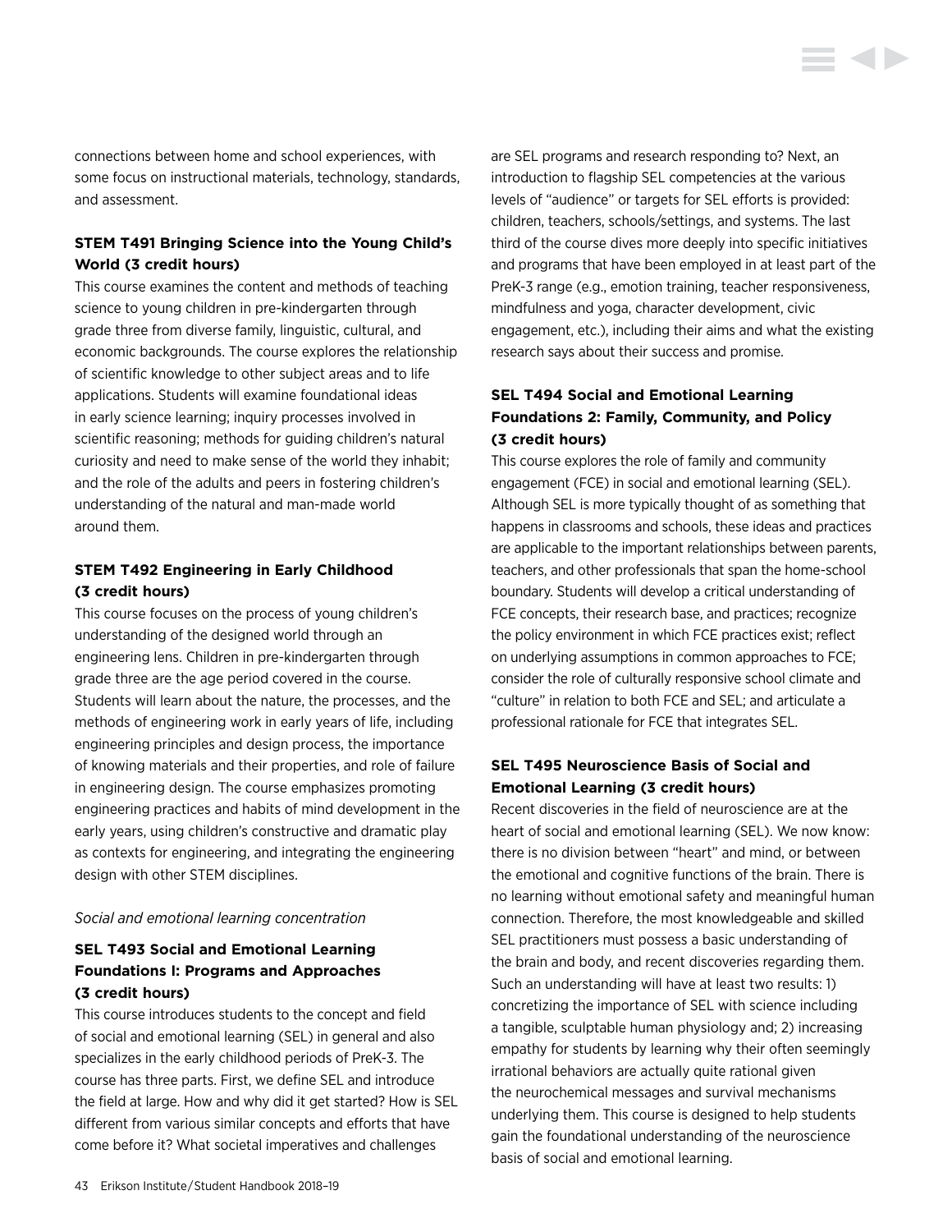connections between home and school experiences, with some focus on instructional materials, technology, standards, and assessment.

**STEM T491 Bringing Science into the Young Child's World (3 credit hours)**

This course examines the content and methods of teaching science to young children in pre-kindergarten through grade three from diverse family, linguistic, cultural, and economic backgrounds. The course explores the relationship of scientific knowledge to other subject areas and to life applications. Students will examine foundational ideas in early science learning; inquiry processes involved in scientific reasoning; methods for guiding children's natural curiosity and need to make sense of the world they inhabit; and the role of the adults and peers in fostering children's understanding of the natural and man-made world around them.

**STEM T492 Engineering in Early Childhood (3 credit hours)**

This course focuses on the process of young children's understanding of the designed world through an engineering lens. Children in pre-kindergarten through grade three are the age period covered in the course. Students will learn about the nature, the processes, and the methods of engineering work in early years of life, including engineering principles and design process, the importance of knowing materials and their properties, and role of failure in engineering design. The course emphasizes promoting engineering practices and habits of mind development in the early years, using children's constructive and dramatic play as contexts for engineering, and integrating the engineering design with other STEM disciplines.

*Social and emotional learning concentration*

**SEL T493 Social and Emotional Learning Foundations I: Programs and Approaches (3 credit hours)**

This course introduces students to the concept and field of social and emotional learning (SEL) in general and also specializes in the early childhood periods of PreK-3. The course has three parts. First, we define SEL and introduce the field at large. How and why did it get started? How is SEL different from various similar concepts and efforts that have come before it? What societal imperatives and challenges are SEL programs and research responding to? Next, an introduction to flagship SEL competencies at the various levels of "audience" or targets for SEL efforts is provided: children, teachers, schools/settings, and systems. The last third of the course dives more deeply into specific initiatives and programs that have been employed in at least part of the PreK-3 range (e.g., emotion training, teacher responsiveness, mindfulness and yoga, character development, civic engagement, etc.), including their aims and what the existing research says about their success and promise.

**SEL T494 Social and Emotional Learning Foundations 2: Family, Community, and Policy (3 credit hours)**

This course explores the role of family and community engagement (FCE) in social and emotional learning (SEL). Although SEL is more typically thought of as something that happens in classrooms and schools, these ideas and practices are applicable to the important relationships between parents, teachers, and other professionals that span the home-school boundary. Students will develop a critical understanding of FCE concepts, their research base, and practices; recognize the policy environment in which FCE practices exist; reflect on underlying assumptions in common approaches to FCE; consider the role of culturally responsive school climate and "culture" in relation to both FCE and SEL; and articulate a professional rationale for FCE that integrates SEL.

**SEL T495 Neuroscience Basis of Social and Emotional Learning (3 credit hours)**

Recent discoveries in the field of neuroscience are at the heart of social and emotional learning (SEL). We now know: there is no division between "heart" and mind, or between the emotional and cognitive functions of the brain. There is no learning without emotional safety and meaningful human connection. Therefore, the most knowledgeable and skilled SEL practitioners must possess a basic understanding of the brain and body, and recent discoveries regarding them. Such an understanding will have at least two results: 1) concretizing the importance of SEL with science including a tangible, sculptable human physiology and; 2) increasing empathy for students by learning why their often seemingly irrational behaviors are actually quite rational given the neurochemical messages and survival mechanisms underlying them. This course is designed to help students gain the foundational understanding of the neuroscience basis of social and emotional learning.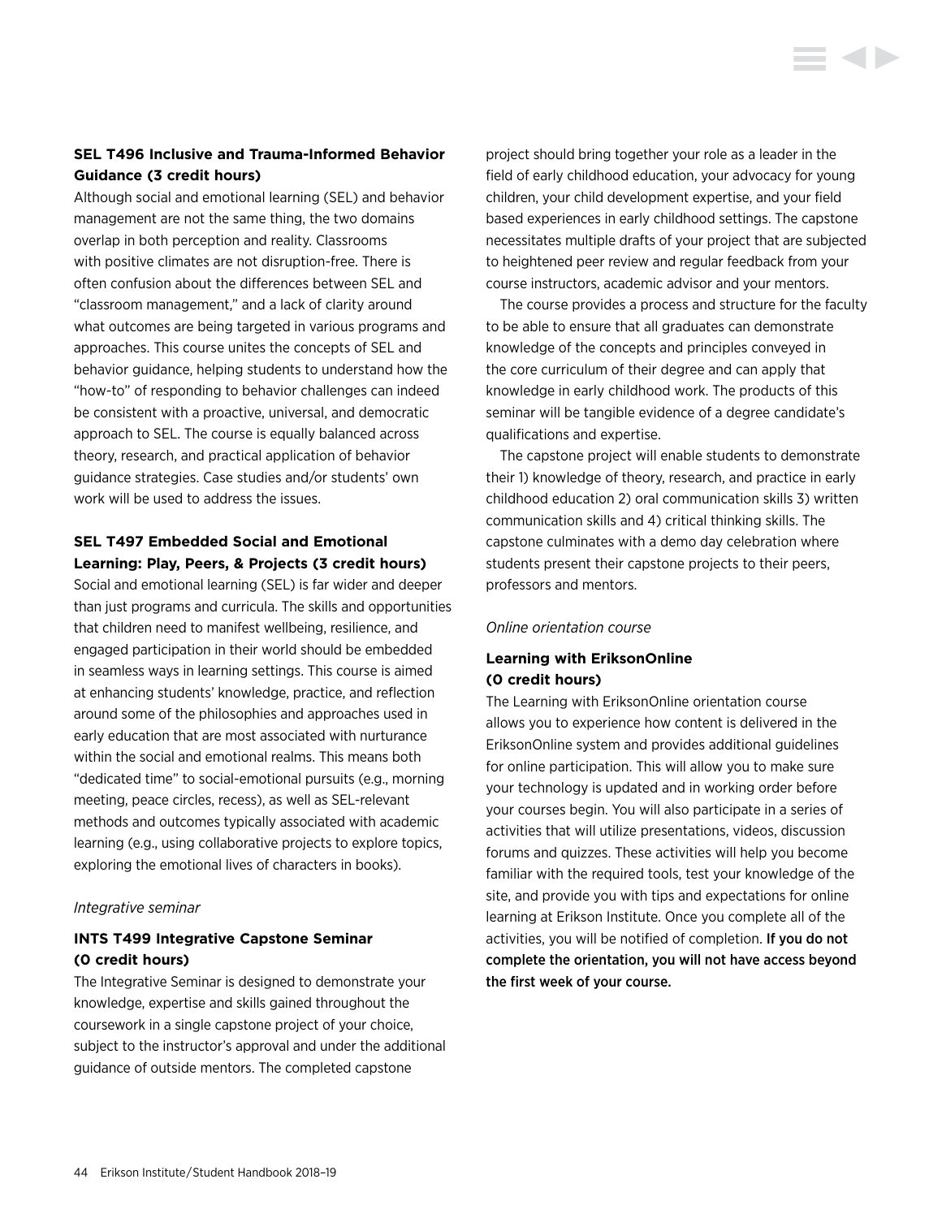### SEL T496 Inclusive and Trauma-Informed Behavior Guidance (3 credit hours)

Although social and emotional learning (SEL) and behavior management are not the same thing, the two domains overlap in both perception and reality. Classrooms with positive climates are not disruption-free. There is often confusion about the differences between SEL and "classroom management," and a lack of clarity around what outcomes are being targeted in various programs and approaches. This course unites the concepts of SEL and behavior guidance, helping students to understand how the "how-to" of responding to behavior challenges can indeed be consistent with a proactive, universal, and democratic approach to SEL. The course is equally balanced across theory, research, and practical application of behavior guidance strategies. Case studies and/or students' own work will be used to address the issues.

### SEL T497 Embedded Social and Emotional Learning: Play, Peers, & Projects (3 credit hours)

Social and emotional learning (SEL) is far wider and deeper than just programs and curricula. The skills and opportunities that children need to manifest wellbeing, resilience, and engaged participation in their world should be embedded in seamless ways in learning settings. This course is aimed at enhancing students' knowledge, practice, and reflection around some of the philosophies and approaches used in early education that are most associated with nurturance within the social and emotional realms. This means both "dedicated time" to social-emotional pursuits (e.g., morning meeting, peace circles, recess), as well as SEL-relevant methods and outcomes typically associated with academic learning (e.g., using collaborative projects to explore topics, exploring the emotional lives of characters in books).

*Integrative seminar*

### INTS T499 Integrative Capstone Seminar (0 credit hours)

The Integrative Seminar is designed to demonstrate your knowledge, expertise and skills gained throughout the coursework in a single capstone project of your choice, subject to the instructor's approval and under the additional guidance of outside mentors. The completed capstone project should bring together your role as a leader in the field of early childhood education, your advocacy for young children, your child development expertise, and your field based experiences in early childhood settings. The capstone necessitates multiple drafts of your project that are subjected to heightened peer review and regular feedback from your course instructors, academic advisor and your mentors.

The course provides a process and structure for the faculty to be able to ensure that all graduates can demonstrate knowledge of the concepts and principles conveyed in the core curriculum of their degree and can apply that knowledge in early childhood work. The products of this seminar will be tangible evidence of a degree candidate's qualifications and expertise.

The capstone project will enable students to demonstrate their 1) knowledge of theory, research, and practice in early childhood education 2) oral communication skills 3) written communication skills and 4) critical thinking skills. The capstone culminates with a demo day celebration where students present their capstone projects to their peers, professors and mentors.

*Online orientation course*

### Learning with EriksonOnline (0 credit hours)

The Learning with EriksonOnline orientation course allows you to experience how content is delivered in the EriksonOnline system and provides additional guidelines for online participation. This will allow you to make sure your technology is updated and in working order before your courses begin. You will also participate in a series of activities that will utilize presentations, videos, discussion forums and quizzes. These activities will help you become familiar with the required tools, test your knowledge of the site, and provide you with tips and expectations for online learning at Erikson Institute. Once you complete all of the activities, you will be notified of completion. If you do not complete the orientation, you will not have access beyond the first week of your course.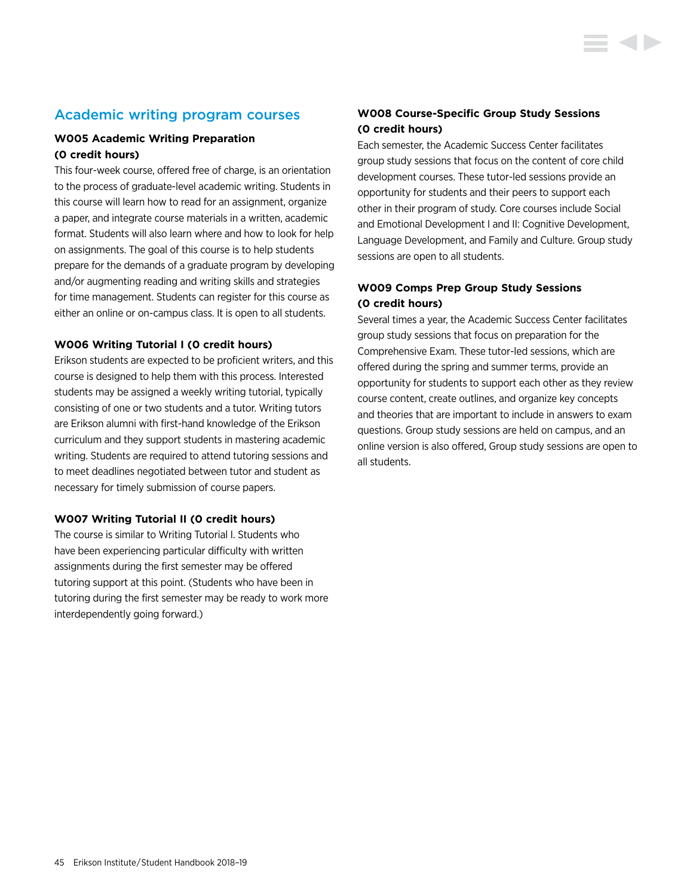## Academic writing program courses

### W005 Academic Writing Preparation (0 credit hours)

This four-week course, offered free of charge, is an orientation to the process of graduate-level academic writing. Students in this course will learn how to read for an assignment, organize a paper, and integrate course materials in a written, academic format. Students will also learn where and how to look for help on assignments. The goal of this course is to help students prepare for the demands of a graduate program by developing and/or augmenting reading and writing skills and strategies for time management. Students can register for this course as either an online or on-campus class. It is open to all students.

### W006 Writing Tutorial I (0 credit hours)

Erikson students are expected to be proficient writers, and this course is designed to help them with this process. Interested students may be assigned a weekly writing tutorial, typically consisting of one or two students and a tutor. Writing tutors are Erikson alumni with first-hand knowledge of the Erikson curriculum and they support students in mastering academic writing. Students are required to attend tutoring sessions and to meet deadlines negotiated between tutor and student as necessary for timely submission of course papers.

### W007 Writing Tutorial II (0 credit hours)

The course is similar to Writing Tutorial I. Students who have been experiencing particular difficulty with written assignments during the first semester may be offered tutoring support at this point. (Students who have been in tutoring during the first semester may be ready to work more interdependently going forward.)

### W008 Course-Specific Group Study Sessions (0 credit hours)

Each semester, the Academic Success Center facilitates group study sessions that focus on the content of core child development courses. These tutor-led sessions provide an opportunity for students and their peers to support each other in their program of study. Core courses include Social and Emotional Development I and II: Cognitive Development, Language Development, and Family and Culture. Group study sessions are open to all students.

### W009 Comps Prep Group Study Sessions (0 credit hours)

Several times a year, the Academic Success Center facilitates group study sessions that focus on preparation for the Comprehensive Exam. These tutor-led sessions, which are offered during the spring and summer terms, provide an opportunity for students to support each other as they review course content, create outlines, and organize key concepts and theories that are important to include in answers to exam questions. Group study sessions are held on campus, and an online version is also offered, Group study sessions are open to all students.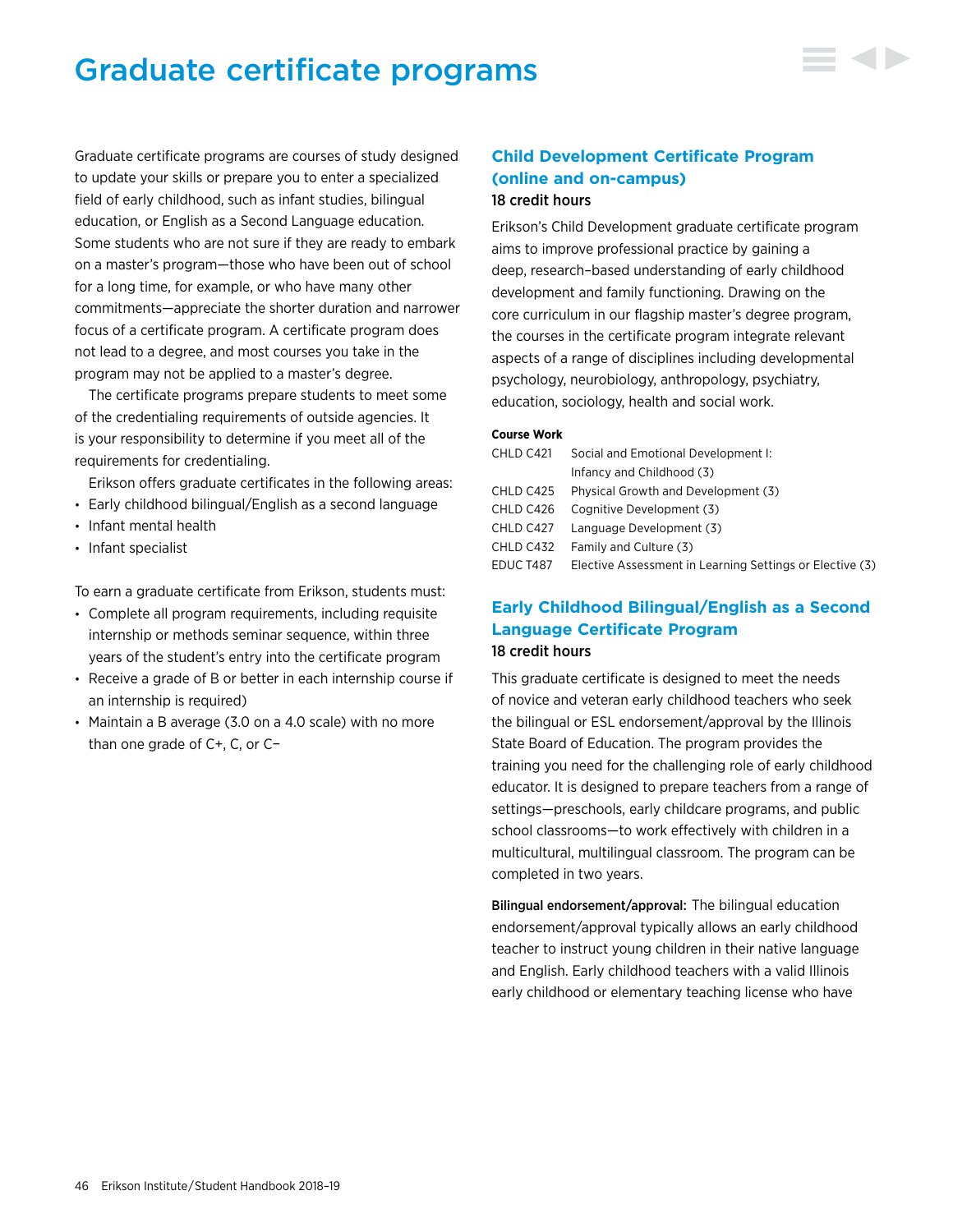# Graduate certificate programs

Graduate certificate programs are courses of study designed to update your skills or prepare you to enter a specialized field of early childhood, such as infant studies, bilingual education, or English as a Second Language education. Some students who are not sure if they are ready to embark on a master's program—those who have been out of school for a long time, for example, or who have many other commitments—appreciate the shorter duration and narrower focus of a certificate program. A certificate program does not lead to a degree, and most courses you take in the program may not be applied to a master's degree.

The certificate programs prepare students to meet some of the credentialing requirements of outside agencies. It is your responsibility to determine if you meet all of the requirements for credentialing.

Erikson offers graduate certificates in the following areas:

- Early childhood bilingual/English as a second language
- Infant mental health
- Infant specialist

To earn a graduate certificate from Erikson, students must:

- Complete all program requirements, including requisite internship or methods seminar sequence, within three years of the student's entry into the certificate program
- Receive a grade of B or better in each internship course if an internship is required)
- Maintain a B average (3.0 on a 4.0 scale) with no more than one grade of C+, C, or C−

## Child Development Certificate Program (online and on-campus)

18 credit hours

Erikson's Child Development graduate certificate program aims to improve professional practice by gaining a deep, research–based understanding of early childhood development and family functioning. Drawing on the core curriculum in our flagship master's degree program, the courses in the certificate program integrate relevant aspects of a range of disciplines including developmental psychology, neurobiology, anthropology, psychiatry, education, sociology, health and social work.

**Course Work**

| | |
|---|---|
| CHLD C421 | Social and Emotional Development I: Infancy and Childhood (3) |
| CHLD C425 | Physical Growth and Development (3) |
| CHLD C426 | Cognitive Development (3) |
| CHLD C427 | Language Development (3) |
| CHLD C432 | Family and Culture (3) |
| EDUC T487 | Elective Assessment in Learning Settings or Elective (3) |

## Early Childhood Bilingual/English as a Second Language Certificate Program

18 credit hours

This graduate certificate is designed to meet the needs of novice and veteran early childhood teachers who seek the bilingual or ESL endorsement/approval by the Illinois State Board of Education. The program provides the training you need for the challenging role of early childhood educator. It is designed to prepare teachers from a range of settings—preschools, early childcare programs, and public school classrooms—to work effectively with children in a multicultural, multilingual classroom. The program can be completed in two years.

**Bilingual endorsement/approval:** The bilingual education endorsement/approval typically allows an early childhood teacher to instruct young children in their native language and English. Early childhood teachers with a valid Illinois early childhood or elementary teaching license who have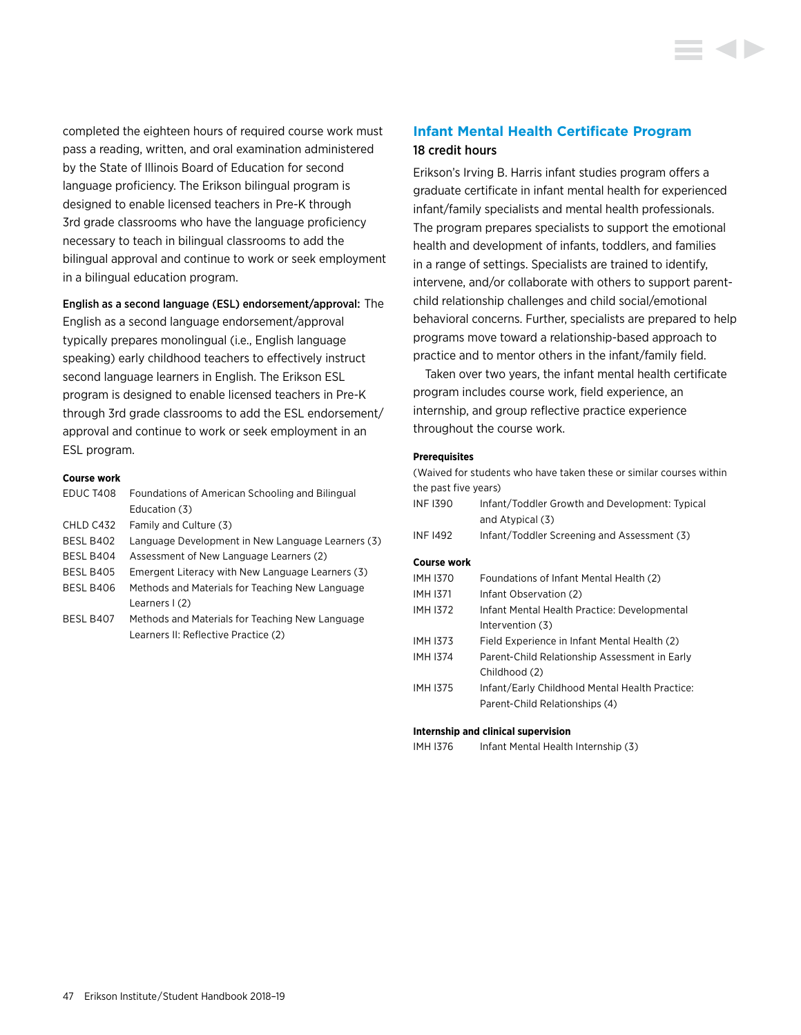completed the eighteen hours of required course work must pass a reading, written, and oral examination administered by the State of Illinois Board of Education for second language proficiency. The Erikson bilingual program is designed to enable licensed teachers in Pre-K through 3rd grade classrooms who have the language proficiency necessary to teach in bilingual classrooms to add the bilingual approval and continue to work or seek employment in a bilingual education program.

**English as a second language (ESL) endorsement/approval:** The English as a second language endorsement/approval typically prepares monolingual (i.e., English language speaking) early childhood teachers to effectively instruct second language learners in English. The Erikson ESL program is designed to enable licensed teachers in Pre-K through 3rd grade classrooms to add the ESL endorsement/approval and continue to work or seek employment in an ESL program.

**Course work**

| | |
|---|---|
| EDUC T408 | Foundations of American Schooling and Bilingual Education (3) |
| CHLD C432 | Family and Culture (3) |
| BESL B402 | Language Development in New Language Learners (3) |
| BESL B404 | Assessment of New Language Learners (2) |
| BESL B405 | Emergent Literacy with New Language Learners (3) |
| BESL B406 | Methods and Materials for Teaching New Language Learners I (2) |
| BESL B407 | Methods and Materials for Teaching New Language Learners II: Reflective Practice (2) |

## Infant Mental Health Certificate Program

**18 credit hours**

Erikson's Irving B. Harris infant studies program offers a graduate certificate in infant mental health for experienced infant/family specialists and mental health professionals. The program prepares specialists to support the emotional health and development of infants, toddlers, and families in a range of settings. Specialists are trained to identify, intervene, and/or collaborate with others to support parent-child relationship challenges and child social/emotional behavioral concerns. Further, specialists are prepared to help programs move toward a relationship-based approach to practice and to mentor others in the infant/family field.

Taken over two years, the infant mental health certificate program includes course work, field experience, an internship, and group reflective practice experience throughout the course work.

**Prerequisites**

(Waived for students who have taken these or similar courses within the past five years)

| | |
|---|---|
| INF I390 | Infant/Toddler Growth and Development: Typical and Atypical (3) |
| INF I492 | Infant/Toddler Screening and Assessment (3) |

**Course work**

| | |
|---|---|
| IMH I370 | Foundations of Infant Mental Health (2) |
| IMH I371 | Infant Observation (2) |
| IMH I372 | Infant Mental Health Practice: Developmental Intervention (3) |
| IMH I373 | Field Experience in Infant Mental Health (2) |
| IMH I374 | Parent-Child Relationship Assessment in Early Childhood (2) |
| IMH I375 | Infant/Early Childhood Mental Health Practice: Parent-Child Relationships (4) |

**Internship and clinical supervision**

| | |
|---|---|
| IMH I376 | Infant Mental Health Internship (3) |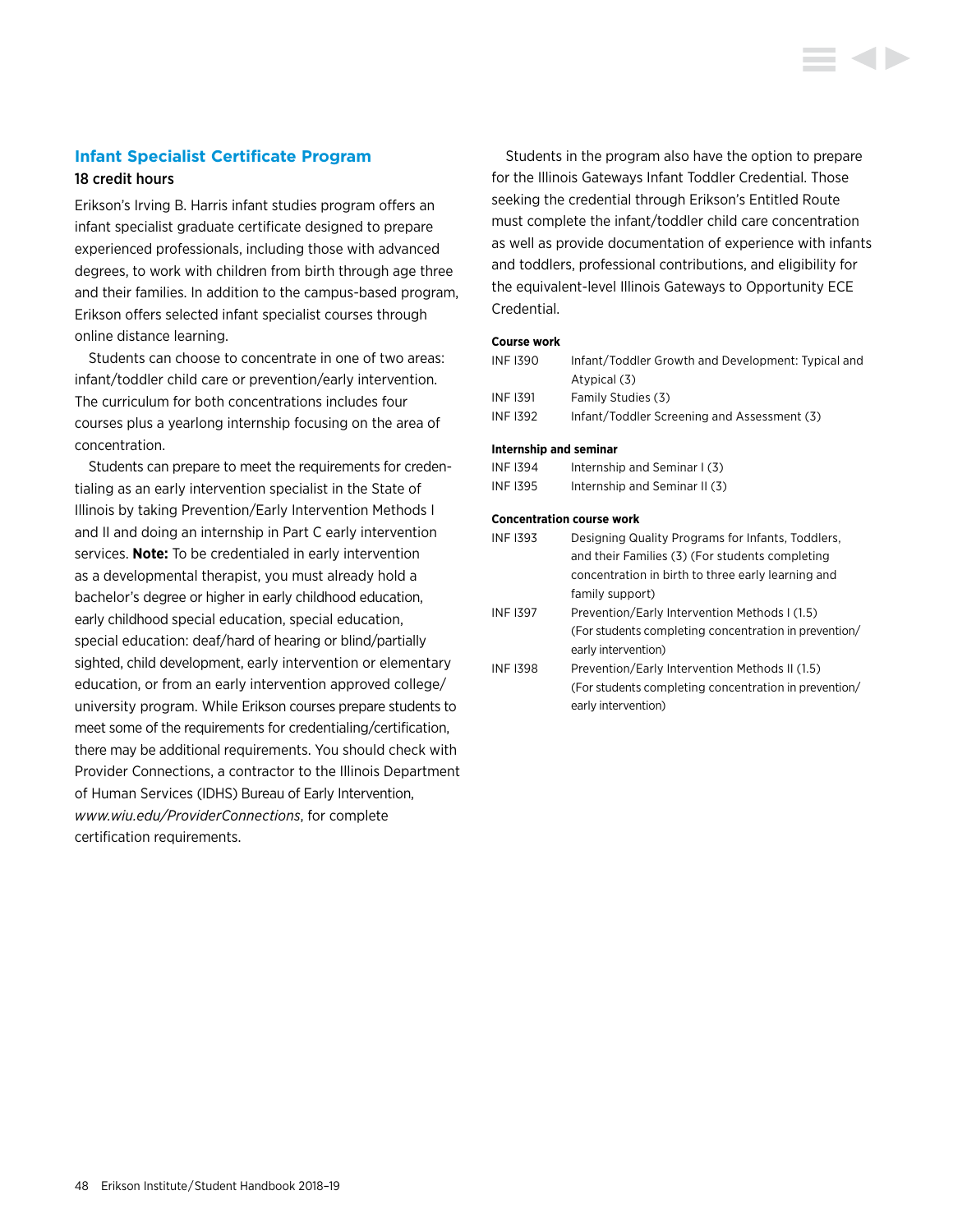## Infant Specialist Certificate Program

18 credit hours

Erikson's Irving B. Harris infant studies program offers an infant specialist graduate certificate designed to prepare experienced professionals, including those with advanced degrees, to work with children from birth through age three and their families. In addition to the campus-based program, Erikson offers selected infant specialist courses through online distance learning.

Students can choose to concentrate in one of two areas: infant/toddler child care or prevention/early intervention. The curriculum for both concentrations includes four courses plus a yearlong internship focusing on the area of concentration.

Students can prepare to meet the requirements for credentialing as an early intervention specialist in the State of Illinois by taking Prevention/Early Intervention Methods I and II and doing an internship in Part C early intervention services. **Note:** To be credentialed in early intervention as a developmental therapist, you must already hold a bachelor's degree or higher in early childhood education, early childhood special education, special education, special education: deaf/hard of hearing or blind/partially sighted, child development, early intervention or elementary education, or from an early intervention approved college/university program. While Erikson courses prepare students to meet some of the requirements for credentialing/certification, there may be additional requirements. You should check with Provider Connections, a contractor to the Illinois Department of Human Services (IDHS) Bureau of Early Intervention, *www.wiu.edu/ProviderConnections*, for complete certification requirements.

Students in the program also have the option to prepare for the Illinois Gateways Infant Toddler Credential. Those seeking the credential through Erikson's Entitled Route must complete the infant/toddler child care concentration as well as provide documentation of experience with infants and toddlers, professional contributions, and eligibility for the equivalent-level Illinois Gateways to Opportunity ECE Credential.

**Course work**

| | |
|---|---|
| INF I390 | Infant/Toddler Growth and Development: Typical and Atypical (3) |
| INF I391 | Family Studies (3) |
| INF I392 | Infant/Toddler Screening and Assessment (3) |

**Internship and seminar**

| | |
|---|---|
| INF I394 | Internship and Seminar I (3) |
| INF I395 | Internship and Seminar II (3) |

**Concentration course work**

| | |
|---|---|
| INF I393 | Designing Quality Programs for Infants, Toddlers, and their Families (3) (For students completing concentration in birth to three early learning and family support) |
| INF I397 | Prevention/Early Intervention Methods I (1.5) (For students completing concentration in prevention/early intervention) |
| INF I398 | Prevention/Early Intervention Methods II (1.5) (For students completing concentration in prevention/early intervention) |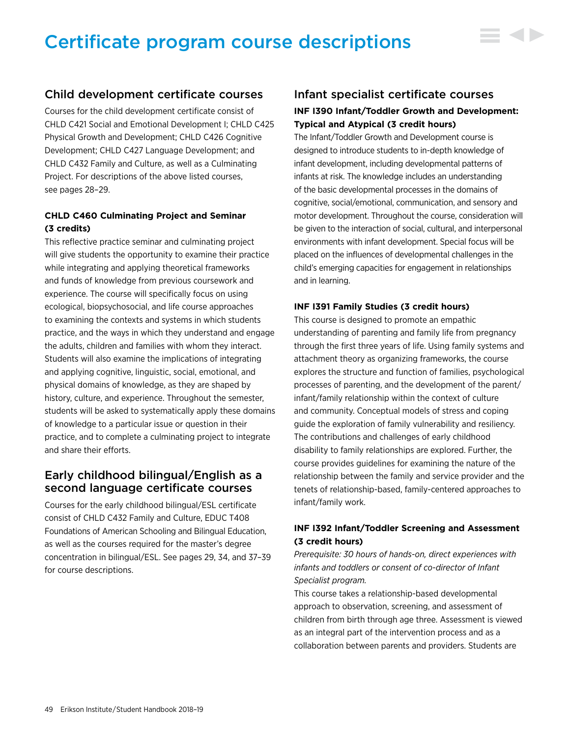# Certificate program course descriptions

## Child development certificate courses

Courses for the child development certificate consist of CHLD C421 Social and Emotional Development I; CHLD C425 Physical Growth and Development; CHLD C426 Cognitive Development; CHLD C427 Language Development; and CHLD C432 Family and Culture, as well as a Culminating Project. For descriptions of the above listed courses, see pages 28–29.

### CHLD C460 Culminating Project and Seminar (3 credits)

This reflective practice seminar and culminating project will give students the opportunity to examine their practice while integrating and applying theoretical frameworks and funds of knowledge from previous coursework and experience. The course will specifically focus on using ecological, biopsychosocial, and life course approaches to examining the contexts and systems in which students practice, and the ways in which they understand and engage the adults, children and families with whom they interact. Students will also examine the implications of integrating and applying cognitive, linguistic, social, emotional, and physical domains of knowledge, as they are shaped by history, culture, and experience. Throughout the semester, students will be asked to systematically apply these domains of knowledge to a particular issue or question in their practice, and to complete a culminating project to integrate and share their efforts.

## Early childhood bilingual/English as a second language certificate courses

Courses for the early childhood bilingual/ESL certificate consist of CHLD C432 Family and Culture, EDUC T408 Foundations of American Schooling and Bilingual Education, as well as the courses required for the master's degree concentration in bilingual/ESL. See pages 29, 34, and 37–39 for course descriptions.

## Infant specialist certificate courses

### INF I390 Infant/Toddler Growth and Development: Typical and Atypical (3 credit hours)

The Infant/Toddler Growth and Development course is designed to introduce students to in-depth knowledge of infant development, including developmental patterns of infants at risk. The knowledge includes an understanding of the basic developmental processes in the domains of cognitive, social/emotional, communication, and sensory and motor development. Throughout the course, consideration will be given to the interaction of social, cultural, and interpersonal environments with infant development. Special focus will be placed on the influences of developmental challenges in the child's emerging capacities for engagement in relationships and in learning.

### INF I391 Family Studies (3 credit hours)

This course is designed to promote an empathic understanding of parenting and family life from pregnancy through the first three years of life. Using family systems and attachment theory as organizing frameworks, the course explores the structure and function of families, psychological processes of parenting, and the development of the parent/infant/family relationship within the context of culture and community. Conceptual models of stress and coping guide the exploration of family vulnerability and resiliency. The contributions and challenges of early childhood disability to family relationships are explored. Further, the course provides guidelines for examining the nature of the relationship between the family and service provider and the tenets of relationship-based, family-centered approaches to infant/family work.

### INF I392 Infant/Toddler Screening and Assessment (3 credit hours)

*Prerequisite: 30 hours of hands-on, direct experiences with infants and toddlers or consent of co-director of Infant Specialist program.*

This course takes a relationship-based developmental approach to observation, screening, and assessment of children from birth through age three. Assessment is viewed as an integral part of the intervention process and as a collaboration between parents and providers. Students are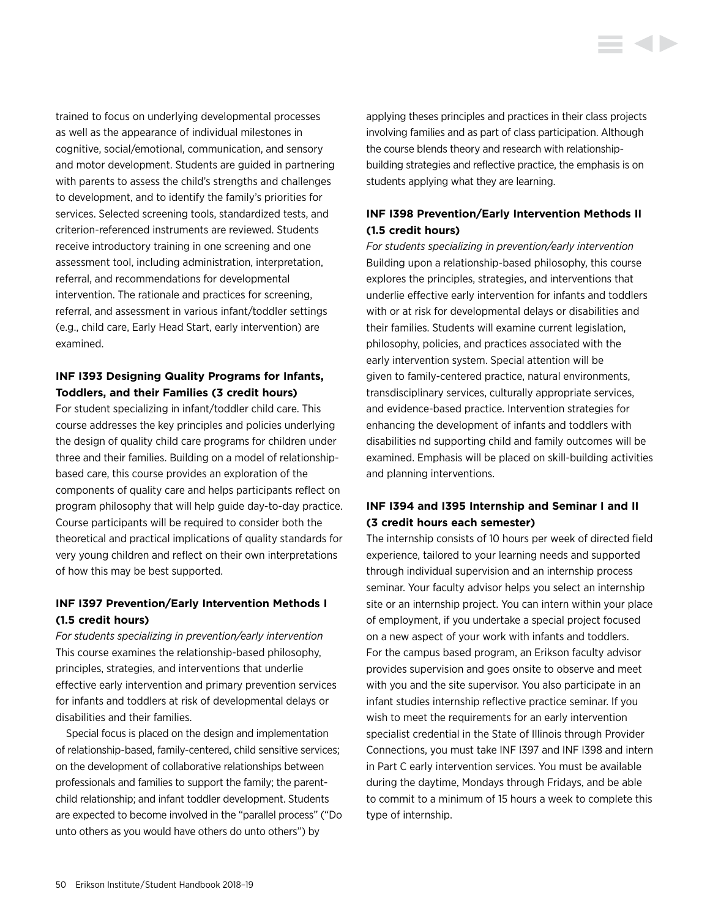trained to focus on underlying developmental processes as well as the appearance of individual milestones in cognitive, social/emotional, communication, and sensory and motor development. Students are guided in partnering with parents to assess the child's strengths and challenges to development, and to identify the family's priorities for services. Selected screening tools, standardized tests, and criterion-referenced instruments are reviewed. Students receive introductory training in one screening and one assessment tool, including administration, interpretation, referral, and recommendations for developmental intervention. The rationale and practices for screening, referral, and assessment in various infant/toddler settings (e.g., child care, Early Head Start, early intervention) are examined.

### INF I393 Designing Quality Programs for Infants, Toddlers, and their Families (3 credit hours)

For student specializing in infant/toddler child care. This course addresses the key principles and policies underlying the design of quality child care programs for children under three and their families. Building on a model of relationship-based care, this course provides an exploration of the components of quality care and helps participants reflect on program philosophy that will help guide day-to-day practice. Course participants will be required to consider both the theoretical and practical implications of quality standards for very young children and reflect on their own interpretations of how this may be best supported.

### INF I397 Prevention/Early Intervention Methods I (1.5 credit hours)

*For students specializing in prevention/early intervention*
This course examines the relationship-based philosophy, principles, strategies, and interventions that underlie effective early intervention and primary prevention services for infants and toddlers at risk of developmental delays or disabilities and their families.

Special focus is placed on the design and implementation of relationship-based, family-centered, child sensitive services; on the development of collaborative relationships between professionals and families to support the family; the parent-child relationship; and infant toddler development. Students are expected to become involved in the "parallel process" ("Do unto others as you would have others do unto others") by applying theses principles and practices in their class projects involving families and as part of class participation. Although the course blends theory and research with relationship-building strategies and reflective practice, the emphasis is on students applying what they are learning.

### INF I398 Prevention/Early Intervention Methods II (1.5 credit hours)

*For students specializing in prevention/early intervention*
Building upon a relationship-based philosophy, this course explores the principles, strategies, and interventions that underlie effective early intervention for infants and toddlers with or at risk for developmental delays or disabilities and their families. Students will examine current legislation, philosophy, policies, and practices associated with the early intervention system. Special attention will be given to family-centered practice, natural environments, transdisciplinary services, culturally appropriate services, and evidence-based practice. Intervention strategies for enhancing the development of infants and toddlers with disabilities nd supporting child and family outcomes will be examined. Emphasis will be placed on skill-building activities and planning interventions.

### INF I394 and I395 Internship and Seminar I and II (3 credit hours each semester)

The internship consists of 10 hours per week of directed field experience, tailored to your learning needs and supported through individual supervision and an internship process seminar. Your faculty advisor helps you select an internship site or an internship project. You can intern within your place of employment, if you undertake a special project focused on a new aspect of your work with infants and toddlers. For the campus based program, an Erikson faculty advisor provides supervision and goes onsite to observe and meet with you and the site supervisor. You also participate in an infant studies internship reflective practice seminar. If you wish to meet the requirements for an early intervention specialist credential in the State of Illinois through Provider Connections, you must take INF I397 and INF I398 and intern in Part C early intervention services. You must be available during the daytime, Mondays through Fridays, and be able to commit to a minimum of 15 hours a week to complete this type of internship.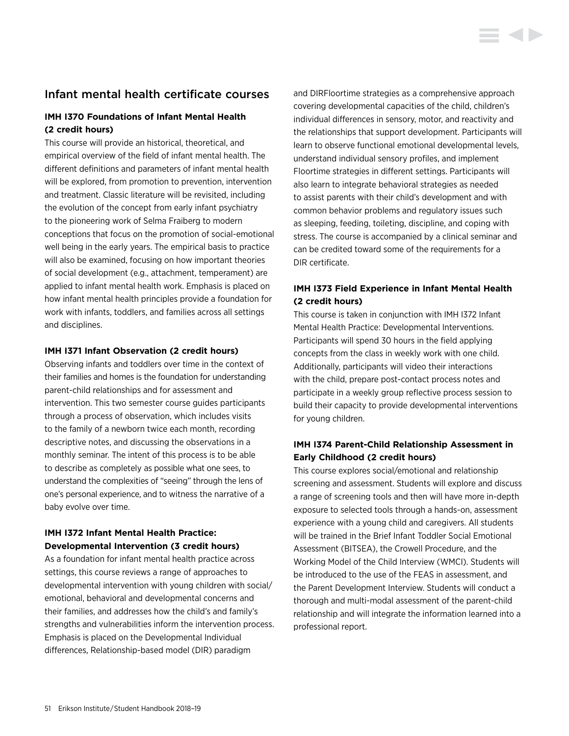## Infant mental health certificate courses

### IMH I370 Foundations of Infant Mental Health (2 credit hours)

This course will provide an historical, theoretical, and empirical overview of the field of infant mental health. The different definitions and parameters of infant mental health will be explored, from promotion to prevention, intervention and treatment. Classic literature will be revisited, including the evolution of the concept from early infant psychiatry to the pioneering work of Selma Fraiberg to modern conceptions that focus on the promotion of social-emotional well being in the early years. The empirical basis to practice will also be examined, focusing on how important theories of social development (e.g., attachment, temperament) are applied to infant mental health work. Emphasis is placed on how infant mental health principles provide a foundation for work with infants, toddlers, and families across all settings and disciplines.

### IMH I371 Infant Observation (2 credit hours)

Observing infants and toddlers over time in the context of their families and homes is the foundation for understanding parent-child relationships and for assessment and intervention. This two semester course guides participants through a process of observation, which includes visits to the family of a newborn twice each month, recording descriptive notes, and discussing the observations in a monthly seminar. The intent of this process is to be able to describe as completely as possible what one sees, to understand the complexities of "seeing" through the lens of one's personal experience, and to witness the narrative of a baby evolve over time.

### IMH I372 Infant Mental Health Practice: Developmental Intervention (3 credit hours)

As a foundation for infant mental health practice across settings, this course reviews a range of approaches to developmental intervention with young children with social/emotional, behavioral and developmental concerns and their families, and addresses how the child's and family's strengths and vulnerabilities inform the intervention process. Emphasis is placed on the Developmental Individual differences, Relationship-based model (DIR) paradigm and DIRFloortime strategies as a comprehensive approach covering developmental capacities of the child, children's individual differences in sensory, motor, and reactivity and the relationships that support development. Participants will learn to observe functional emotional developmental levels, understand individual sensory profiles, and implement Floortime strategies in different settings. Participants will also learn to integrate behavioral strategies as needed to assist parents with their child's development and with common behavior problems and regulatory issues such as sleeping, feeding, toileting, discipline, and coping with stress. The course is accompanied by a clinical seminar and can be credited toward some of the requirements for a DIR certificate.

### IMH I373 Field Experience in Infant Mental Health (2 credit hours)

This course is taken in conjunction with IMH I372 Infant Mental Health Practice: Developmental Interventions. Participants will spend 30 hours in the field applying concepts from the class in weekly work with one child. Additionally, participants will video their interactions with the child, prepare post-contact process notes and participate in a weekly group reflective process session to build their capacity to provide developmental interventions for young children.

### IMH I374 Parent-Child Relationship Assessment in Early Childhood (2 credit hours)

This course explores social/emotional and relationship screening and assessment. Students will explore and discuss a range of screening tools and then will have more in-depth exposure to selected tools through a hands-on, assessment experience with a young child and caregivers. All students will be trained in the Brief Infant Toddler Social Emotional Assessment (BITSEA), the Crowell Procedure, and the Working Model of the Child Interview (WMCI). Students will be introduced to the use of the FEAS in assessment, and the Parent Development Interview. Students will conduct a thorough and multi-modal assessment of the parent-child relationship and will integrate the information learned into a professional report.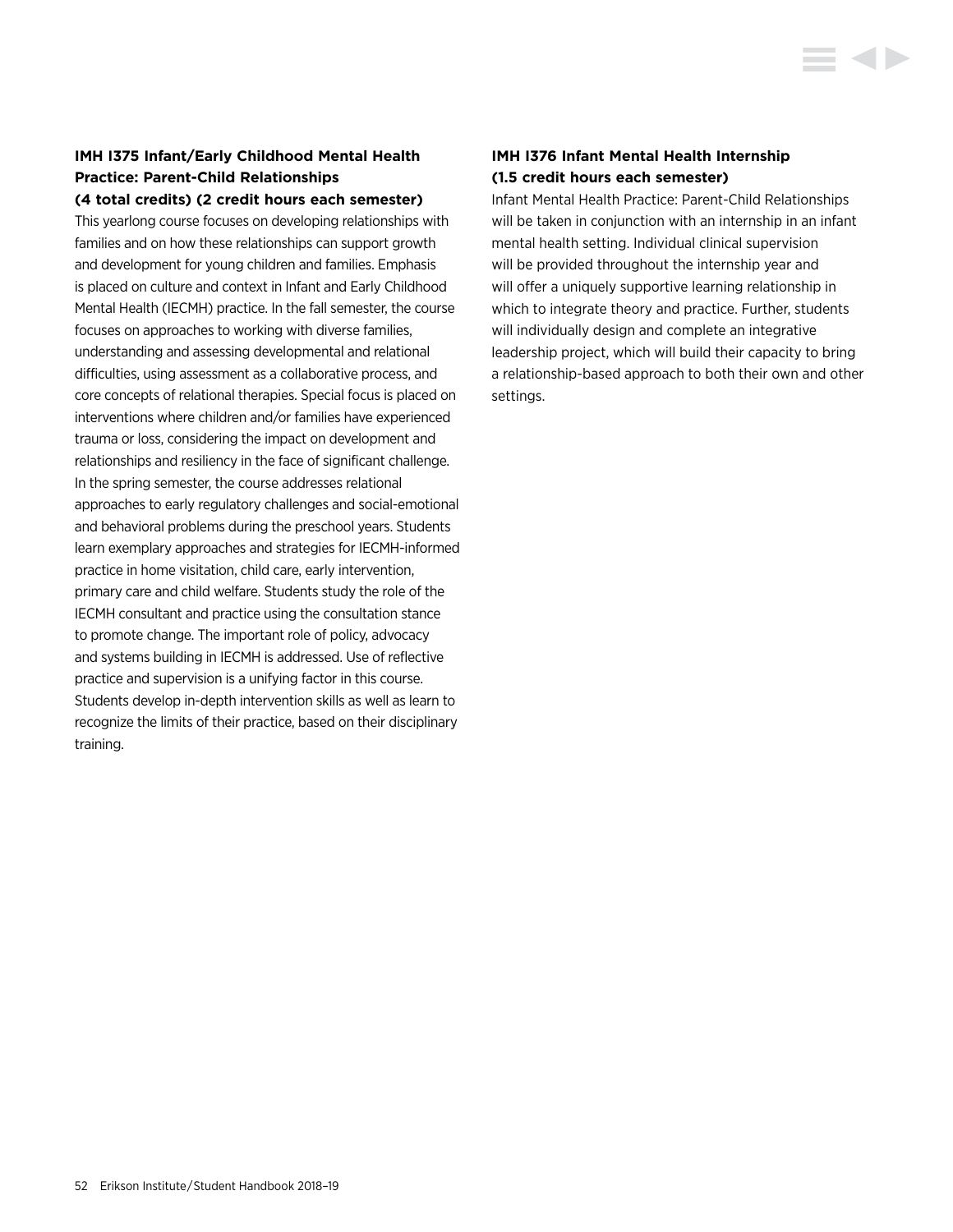### IMH I375 Infant/Early Childhood Mental Health Practice: Parent-Child Relationships (4 total credits) (2 credit hours each semester)

This yearlong course focuses on developing relationships with families and on how these relationships can support growth and development for young children and families. Emphasis is placed on culture and context in Infant and Early Childhood Mental Health (IECMH) practice. In the fall semester, the course focuses on approaches to working with diverse families, understanding and assessing developmental and relational difficulties, using assessment as a collaborative process, and core concepts of relational therapies. Special focus is placed on interventions where children and/or families have experienced trauma or loss, considering the impact on development and relationships and resiliency in the face of significant challenge. In the spring semester, the course addresses relational approaches to early regulatory challenges and social-emotional and behavioral problems during the preschool years. Students learn exemplary approaches and strategies for IECMH-informed practice in home visitation, child care, early intervention, primary care and child welfare. Students study the role of the IECMH consultant and practice using the consultation stance to promote change. The important role of policy, advocacy and systems building in IECMH is addressed. Use of reflective practice and supervision is a unifying factor in this course. Students develop in-depth intervention skills as well as learn to recognize the limits of their practice, based on their disciplinary training.

### IMH I376 Infant Mental Health Internship (1.5 credit hours each semester)

Infant Mental Health Practice: Parent-Child Relationships will be taken in conjunction with an internship in an infant mental health setting. Individual clinical supervision will be provided throughout the internship year and will offer a uniquely supportive learning relationship in which to integrate theory and practice. Further, students will individually design and complete an integrative leadership project, which will build their capacity to bring a relationship-based approach to both their own and other settings.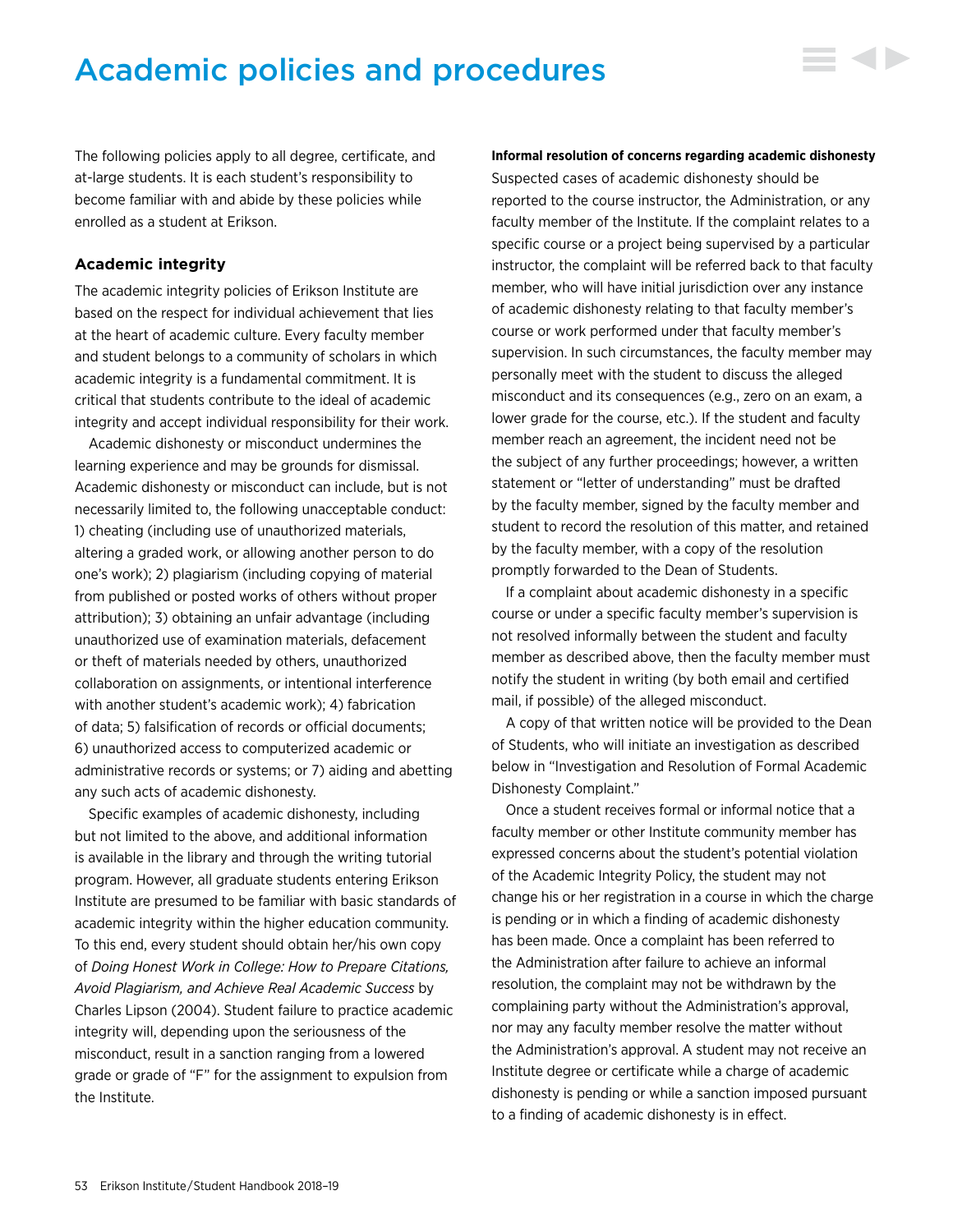# Academic policies and procedures

The following policies apply to all degree, certificate, and at-large students. It is each student's responsibility to become familiar with and abide by these policies while enrolled as a student at Erikson.

## Academic integrity

The academic integrity policies of Erikson Institute are based on the respect for individual achievement that lies at the heart of academic culture. Every faculty member and student belongs to a community of scholars in which academic integrity is a fundamental commitment. It is critical that students contribute to the ideal of academic integrity and accept individual responsibility for their work.

Academic dishonesty or misconduct undermines the learning experience and may be grounds for dismissal. Academic dishonesty or misconduct can include, but is not necessarily limited to, the following unacceptable conduct: 1) cheating (including use of unauthorized materials, altering a graded work, or allowing another person to do one's work); 2) plagiarism (including copying of material from published or posted works of others without proper attribution); 3) obtaining an unfair advantage (including unauthorized use of examination materials, defacement or theft of materials needed by others, unauthorized collaboration on assignments, or intentional interference with another student's academic work); 4) fabrication of data; 5) falsification of records or official documents; 6) unauthorized access to computerized academic or administrative records or systems; or 7) aiding and abetting any such acts of academic dishonesty.

Specific examples of academic dishonesty, including but not limited to the above, and additional information is available in the library and through the writing tutorial program. However, all graduate students entering Erikson Institute are presumed to be familiar with basic standards of academic integrity within the higher education community. To this end, every student should obtain her/his own copy of *Doing Honest Work in College: How to Prepare Citations, Avoid Plagiarism, and Achieve Real Academic Success* by Charles Lipson (2004). Student failure to practice academic integrity will, depending upon the seriousness of the misconduct, result in a sanction ranging from a lowered grade or grade of "F" for the assignment to expulsion from the Institute.

**Informal resolution of concerns regarding academic dishonesty**

Suspected cases of academic dishonesty should be reported to the course instructor, the Administration, or any faculty member of the Institute. If the complaint relates to a specific course or a project being supervised by a particular instructor, the complaint will be referred back to that faculty member, who will have initial jurisdiction over any instance of academic dishonesty relating to that faculty member's course or work performed under that faculty member's supervision. In such circumstances, the faculty member may personally meet with the student to discuss the alleged misconduct and its consequences (e.g., zero on an exam, a lower grade for the course, etc.). If the student and faculty member reach an agreement, the incident need not be the subject of any further proceedings; however, a written statement or "letter of understanding" must be drafted by the faculty member, signed by the faculty member and student to record the resolution of this matter, and retained by the faculty member, with a copy of the resolution promptly forwarded to the Dean of Students.

If a complaint about academic dishonesty in a specific course or under a specific faculty member's supervision is not resolved informally between the student and faculty member as described above, then the faculty member must notify the student in writing (by both email and certified mail, if possible) of the alleged misconduct.

A copy of that written notice will be provided to the Dean of Students, who will initiate an investigation as described below in "Investigation and Resolution of Formal Academic Dishonesty Complaint."

Once a student receives formal or informal notice that a faculty member or other Institute community member has expressed concerns about the student's potential violation of the Academic Integrity Policy, the student may not change his or her registration in a course in which the charge is pending or in which a finding of academic dishonesty has been made. Once a complaint has been referred to the Administration after failure to achieve an informal resolution, the complaint may not be withdrawn by the complaining party without the Administration's approval, nor may any faculty member resolve the matter without the Administration's approval. A student may not receive an Institute degree or certificate while a charge of academic dishonesty is pending or while a sanction imposed pursuant to a finding of academic dishonesty is in effect.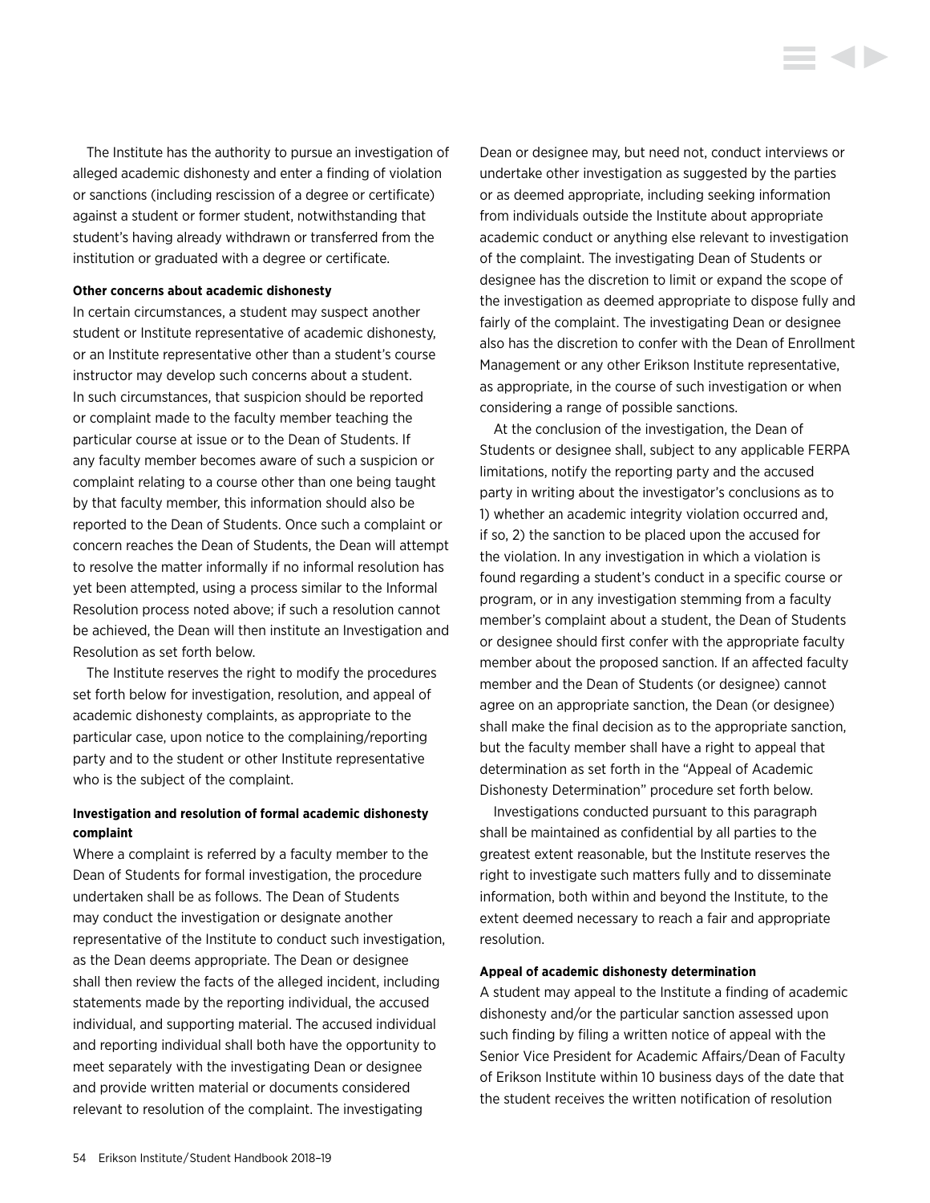The Institute has the authority to pursue an investigation of alleged academic dishonesty and enter a finding of violation or sanctions (including rescission of a degree or certificate) against a student or former student, notwithstanding that student's having already withdrawn or transferred from the institution or graduated with a degree or certificate.

**Other concerns about academic dishonesty**

In certain circumstances, a student may suspect another student or Institute representative of academic dishonesty, or an Institute representative other than a student's course instructor may develop such concerns about a student. In such circumstances, that suspicion should be reported or complaint made to the faculty member teaching the particular course at issue or to the Dean of Students. If any faculty member becomes aware of such a suspicion or complaint relating to a course other than one being taught by that faculty member, this information should also be reported to the Dean of Students. Once such a complaint or concern reaches the Dean of Students, the Dean will attempt to resolve the matter informally if no informal resolution has yet been attempted, using a process similar to the Informal Resolution process noted above; if such a resolution cannot be achieved, the Dean will then institute an Investigation and Resolution as set forth below.

The Institute reserves the right to modify the procedures set forth below for investigation, resolution, and appeal of academic dishonesty complaints, as appropriate to the particular case, upon notice to the complaining/reporting party and to the student or other Institute representative who is the subject of the complaint.

**Investigation and resolution of formal academic dishonesty complaint**

Where a complaint is referred by a faculty member to the Dean of Students for formal investigation, the procedure undertaken shall be as follows. The Dean of Students may conduct the investigation or designate another representative of the Institute to conduct such investigation, as the Dean deems appropriate. The Dean or designee shall then review the facts of the alleged incident, including statements made by the reporting individual, the accused individual, and supporting material. The accused individual and reporting individual shall both have the opportunity to meet separately with the investigating Dean or designee and provide written material or documents considered relevant to resolution of the complaint. The investigating Dean or designee may, but need not, conduct interviews or undertake other investigation as suggested by the parties or as deemed appropriate, including seeking information from individuals outside the Institute about appropriate academic conduct or anything else relevant to investigation of the complaint. The investigating Dean of Students or designee has the discretion to limit or expand the scope of the investigation as deemed appropriate to dispose fully and fairly of the complaint. The investigating Dean or designee also has the discretion to confer with the Dean of Enrollment Management or any other Erikson Institute representative, as appropriate, in the course of such investigation or when considering a range of possible sanctions.

At the conclusion of the investigation, the Dean of Students or designee shall, subject to any applicable FERPA limitations, notify the reporting party and the accused party in writing about the investigator's conclusions as to 1) whether an academic integrity violation occurred and, if so, 2) the sanction to be placed upon the accused for the violation. In any investigation in which a violation is found regarding a student's conduct in a specific course or program, or in any investigation stemming from a faculty member's complaint about a student, the Dean of Students or designee should first confer with the appropriate faculty member about the proposed sanction. If an affected faculty member and the Dean of Students (or designee) cannot agree on an appropriate sanction, the Dean (or designee) shall make the final decision as to the appropriate sanction, but the faculty member shall have a right to appeal that determination as set forth in the "Appeal of Academic Dishonesty Determination" procedure set forth below.

Investigations conducted pursuant to this paragraph shall be maintained as confidential by all parties to the greatest extent reasonable, but the Institute reserves the right to investigate such matters fully and to disseminate information, both within and beyond the Institute, to the extent deemed necessary to reach a fair and appropriate resolution.

**Appeal of academic dishonesty determination**

A student may appeal to the Institute a finding of academic dishonesty and/or the particular sanction assessed upon such finding by filing a written notice of appeal with the Senior Vice President for Academic Affairs/Dean of Faculty of Erikson Institute within 10 business days of the date that the student receives the written notification of resolution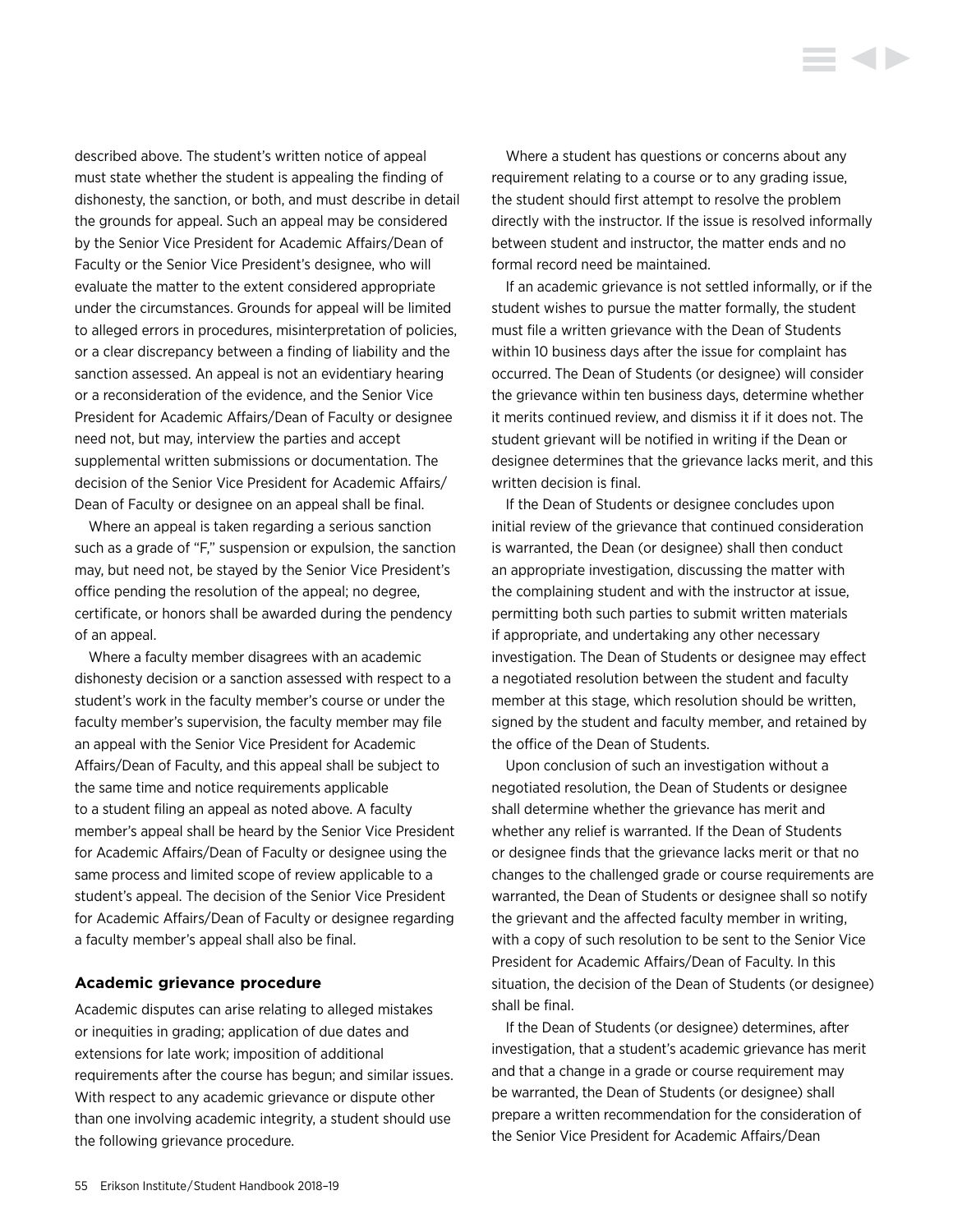described above. The student's written notice of appeal must state whether the student is appealing the finding of dishonesty, the sanction, or both, and must describe in detail the grounds for appeal. Such an appeal may be considered by the Senior Vice President for Academic Affairs/Dean of Faculty or the Senior Vice President's designee, who will evaluate the matter to the extent considered appropriate under the circumstances. Grounds for appeal will be limited to alleged errors in procedures, misinterpretation of policies, or a clear discrepancy between a finding of liability and the sanction assessed. An appeal is not an evidentiary hearing or a reconsideration of the evidence, and the Senior Vice President for Academic Affairs/Dean of Faculty or designee need not, but may, interview the parties and accept supplemental written submissions or documentation. The decision of the Senior Vice President for Academic Affairs/Dean of Faculty or designee on an appeal shall be final.

Where an appeal is taken regarding a serious sanction such as a grade of "F," suspension or expulsion, the sanction may, but need not, be stayed by the Senior Vice President's office pending the resolution of the appeal; no degree, certificate, or honors shall be awarded during the pendency of an appeal.

Where a faculty member disagrees with an academic dishonesty decision or a sanction assessed with respect to a student's work in the faculty member's course or under the faculty member's supervision, the faculty member may file an appeal with the Senior Vice President for Academic Affairs/Dean of Faculty, and this appeal shall be subject to the same time and notice requirements applicable to a student filing an appeal as noted above. A faculty member's appeal shall be heard by the Senior Vice President for Academic Affairs/Dean of Faculty or designee using the same process and limited scope of review applicable to a student's appeal. The decision of the Senior Vice President for Academic Affairs/Dean of Faculty or designee regarding a faculty member's appeal shall also be final.

### Academic grievance procedure

Academic disputes can arise relating to alleged mistakes or inequities in grading; application of due dates and extensions for late work; imposition of additional requirements after the course has begun; and similar issues. With respect to any academic grievance or dispute other than one involving academic integrity, a student should use the following grievance procedure.

Where a student has questions or concerns about any requirement relating to a course or to any grading issue, the student should first attempt to resolve the problem directly with the instructor. If the issue is resolved informally between student and instructor, the matter ends and no formal record need be maintained.

If an academic grievance is not settled informally, or if the student wishes to pursue the matter formally, the student must file a written grievance with the Dean of Students within 10 business days after the issue for complaint has occurred. The Dean of Students (or designee) will consider the grievance within ten business days, determine whether it merits continued review, and dismiss it if it does not. The student grievant will be notified in writing if the Dean or designee determines that the grievance lacks merit, and this written decision is final.

If the Dean of Students or designee concludes upon initial review of the grievance that continued consideration is warranted, the Dean (or designee) shall then conduct an appropriate investigation, discussing the matter with the complaining student and with the instructor at issue, permitting both such parties to submit written materials if appropriate, and undertaking any other necessary investigation. The Dean of Students or designee may effect a negotiated resolution between the student and faculty member at this stage, which resolution should be written, signed by the student and faculty member, and retained by the office of the Dean of Students.

Upon conclusion of such an investigation without a negotiated resolution, the Dean of Students or designee shall determine whether the grievance has merit and whether any relief is warranted. If the Dean of Students or designee finds that the grievance lacks merit or that no changes to the challenged grade or course requirements are warranted, the Dean of Students or designee shall so notify the grievant and the affected faculty member in writing, with a copy of such resolution to be sent to the Senior Vice President for Academic Affairs/Dean of Faculty. In this situation, the decision of the Dean of Students (or designee) shall be final.

If the Dean of Students (or designee) determines, after investigation, that a student's academic grievance has merit and that a change in a grade or course requirement may be warranted, the Dean of Students (or designee) shall prepare a written recommendation for the consideration of the Senior Vice President for Academic Affairs/Dean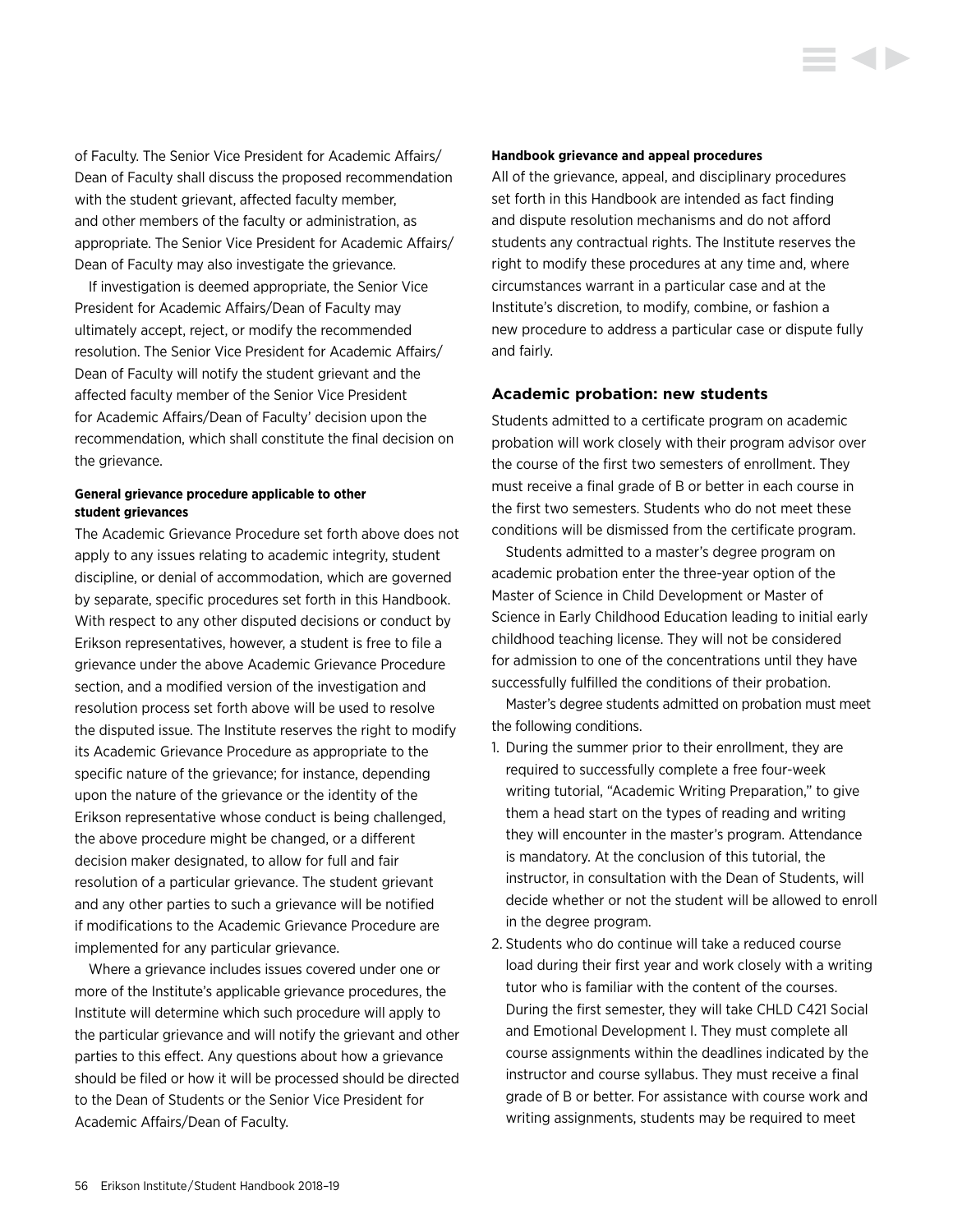of Faculty. The Senior Vice President for Academic Affairs/Dean of Faculty shall discuss the proposed recommendation with the student grievant, affected faculty member, and other members of the faculty or administration, as appropriate. The Senior Vice President for Academic Affairs/Dean of Faculty may also investigate the grievance.

If investigation is deemed appropriate, the Senior Vice President for Academic Affairs/Dean of Faculty may ultimately accept, reject, or modify the recommended resolution. The Senior Vice President for Academic Affairs/Dean of Faculty will notify the student grievant and the affected faculty member of the Senior Vice President for Academic Affairs/Dean of Faculty' decision upon the recommendation, which shall constitute the final decision on the grievance.

#### General grievance procedure applicable to other student grievances

The Academic Grievance Procedure set forth above does not apply to any issues relating to academic integrity, student discipline, or denial of accommodation, which are governed by separate, specific procedures set forth in this Handbook. With respect to any other disputed decisions or conduct by Erikson representatives, however, a student is free to file a grievance under the above Academic Grievance Procedure section, and a modified version of the investigation and resolution process set forth above will be used to resolve the disputed issue. The Institute reserves the right to modify its Academic Grievance Procedure as appropriate to the specific nature of the grievance; for instance, depending upon the nature of the grievance or the identity of the Erikson representative whose conduct is being challenged, the above procedure might be changed, or a different decision maker designated, to allow for full and fair resolution of a particular grievance. The student grievant and any other parties to such a grievance will be notified if modifications to the Academic Grievance Procedure are implemented for any particular grievance.

Where a grievance includes issues covered under one or more of the Institute's applicable grievance procedures, the Institute will determine which such procedure will apply to the particular grievance and will notify the grievant and other parties to this effect. Any questions about how a grievance should be filed or how it will be processed should be directed to the Dean of Students or the Senior Vice President for Academic Affairs/Dean of Faculty.

#### Handbook grievance and appeal procedures

All of the grievance, appeal, and disciplinary procedures set forth in this Handbook are intended as fact finding and dispute resolution mechanisms and do not afford students any contractual rights. The Institute reserves the right to modify these procedures at any time and, where circumstances warrant in a particular case and at the Institute's discretion, to modify, combine, or fashion a new procedure to address a particular case or dispute fully and fairly.

### Academic probation: new students

Students admitted to a certificate program on academic probation will work closely with their program advisor over the course of the first two semesters of enrollment. They must receive a final grade of B or better in each course in the first two semesters. Students who do not meet these conditions will be dismissed from the certificate program.

Students admitted to a master's degree program on academic probation enter the three-year option of the Master of Science in Child Development or Master of Science in Early Childhood Education leading to initial early childhood teaching license. They will not be considered for admission to one of the concentrations until they have successfully fulfilled the conditions of their probation.

Master's degree students admitted on probation must meet the following conditions.

1. During the summer prior to their enrollment, they are required to successfully complete a free four-week writing tutorial, "Academic Writing Preparation," to give them a head start on the types of reading and writing they will encounter in the master's program. Attendance is mandatory. At the conclusion of this tutorial, the instructor, in consultation with the Dean of Students, will decide whether or not the student will be allowed to enroll in the degree program.
2. Students who do continue will take a reduced course load during their first year and work closely with a writing tutor who is familiar with the content of the courses. During the first semester, they will take CHLD C421 Social and Emotional Development I. They must complete all course assignments within the deadlines indicated by the instructor and course syllabus. They must receive a final grade of B or better. For assistance with course work and writing assignments, students may be required to meet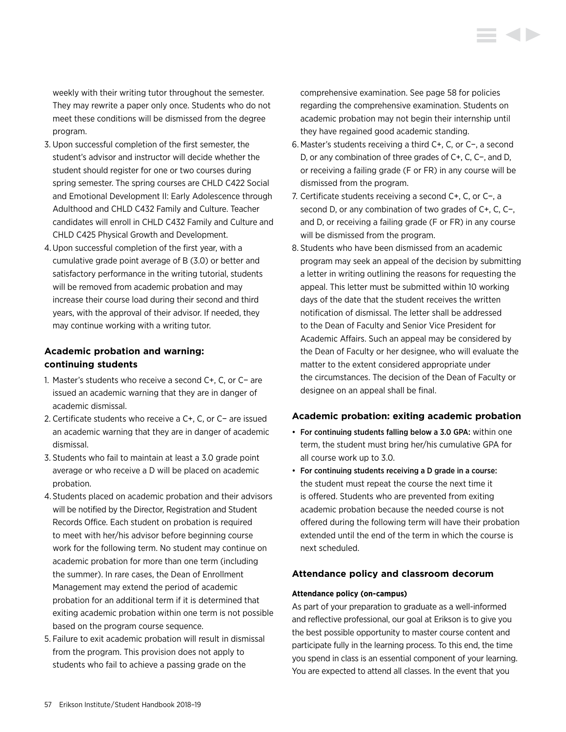weekly with their writing tutor throughout the semester. They may rewrite a paper only once. Students who do not meet these conditions will be dismissed from the degree program.

3. Upon successful completion of the first semester, the student's advisor and instructor will decide whether the student should register for one or two courses during spring semester. The spring courses are CHLD C422 Social and Emotional Development II: Early Adolescence through Adulthood and CHLD C432 Family and Culture. Teacher candidates will enroll in CHLD C432 Family and Culture and CHLD C425 Physical Growth and Development.
4. Upon successful completion of the first year, with a cumulative grade point average of B (3.0) or better and satisfactory performance in the writing tutorial, students will be removed from academic probation and may increase their course load during their second and third years, with the approval of their advisor. If needed, they may continue working with a writing tutor.

### Academic probation and warning: continuing students

1. Master's students who receive a second C+, C, or C− are issued an academic warning that they are in danger of academic dismissal.
2. Certificate students who receive a C+, C, or C− are issued an academic warning that they are in danger of academic dismissal.
3. Students who fail to maintain at least a 3.0 grade point average or who receive a D will be placed on academic probation.
4. Students placed on academic probation and their advisors will be notified by the Director, Registration and Student Records Office. Each student on probation is required to meet with her/his advisor before beginning course work for the following term. No student may continue on academic probation for more than one term (including the summer). In rare cases, the Dean of Enrollment Management may extend the period of academic probation for an additional term if it is determined that exiting academic probation within one term is not possible based on the program course sequence.
5. Failure to exit academic probation will result in dismissal from the program. This provision does not apply to students who fail to achieve a passing grade on the comprehensive examination. See page 58 for policies regarding the comprehensive examination. Students on academic probation may not begin their internship until they have regained good academic standing.
6. Master's students receiving a third C+, C, or C−, a second D, or any combination of three grades of C+, C, C−, and D, or receiving a failing grade (F or FR) in any course will be dismissed from the program.
7. Certificate students receiving a second C+, C, or C−, a second D, or any combination of two grades of C+, C, C−, and D, or receiving a failing grade (F or FR) in any course will be dismissed from the program.
8. Students who have been dismissed from an academic program may seek an appeal of the decision by submitting a letter in writing outlining the reasons for requesting the appeal. This letter must be submitted within 10 working days of the date that the student receives the written notification of dismissal. The letter shall be addressed to the Dean of Faculty and Senior Vice President for Academic Affairs. Such an appeal may be considered by the Dean of Faculty or her designee, who will evaluate the matter to the extent considered appropriate under the circumstances. The decision of the Dean of Faculty or designee on an appeal shall be final.

### Academic probation: exiting academic probation

- **For continuing students falling below a 3.0 GPA:** within one term, the student must bring her/his cumulative GPA for all course work up to 3.0.
- **For continuing students receiving a D grade in a course:** the student must repeat the course the next time it is offered. Students who are prevented from exiting academic probation because the needed course is not offered during the following term will have their probation extended until the end of the term in which the course is next scheduled.

### Attendance policy and classroom decorum

#### Attendance policy (on-campus)

As part of your preparation to graduate as a well-informed and reflective professional, our goal at Erikson is to give you the best possible opportunity to master course content and participate fully in the learning process. To this end, the time you spend in class is an essential component of your learning. You are expected to attend all classes. In the event that you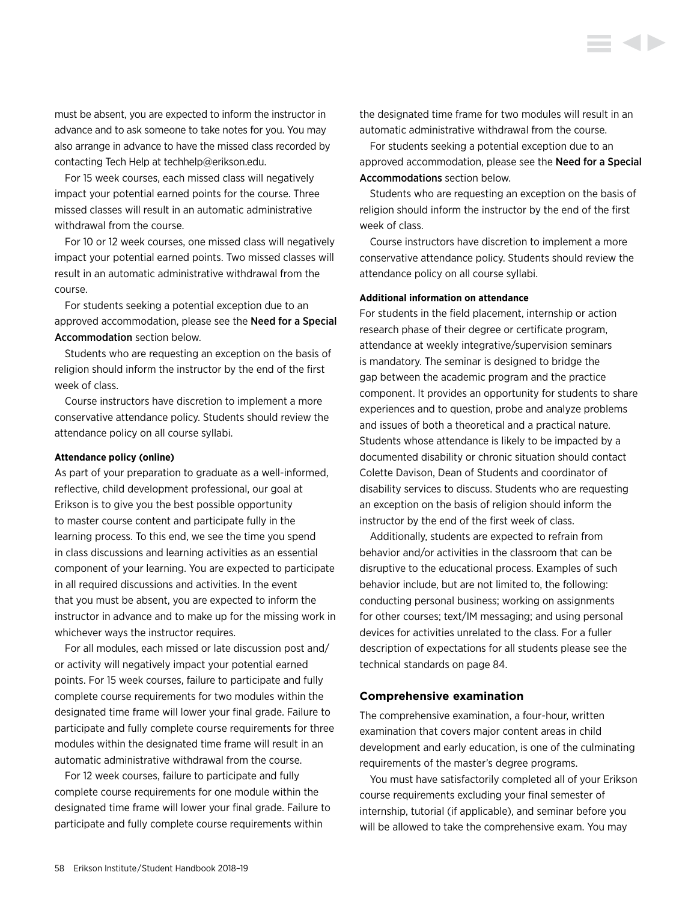must be absent, you are expected to inform the instructor in advance and to ask someone to take notes for you. You may also arrange in advance to have the missed class recorded by contacting Tech Help at techhelp@erikson.edu.

For 15 week courses, each missed class will negatively impact your potential earned points for the course. Three missed classes will result in an automatic administrative withdrawal from the course.

For 10 or 12 week courses, one missed class will negatively impact your potential earned points. Two missed classes will result in an automatic administrative withdrawal from the course.

For students seeking a potential exception due to an approved accommodation, please see the **Need for a Special Accommodation** section below.

Students who are requesting an exception on the basis of religion should inform the instructor by the end of the first week of class.

Course instructors have discretion to implement a more conservative attendance policy. Students should review the attendance policy on all course syllabi.

#### Attendance policy (online)

As part of your preparation to graduate as a well-informed, reflective, child development professional, our goal at Erikson is to give you the best possible opportunity to master course content and participate fully in the learning process. To this end, we see the time you spend in class discussions and learning activities as an essential component of your learning. You are expected to participate in all required discussions and activities. In the event that you must be absent, you are expected to inform the instructor in advance and to make up for the missing work in whichever ways the instructor requires.

For all modules, each missed or late discussion post and/or activity will negatively impact your potential earned points. For 15 week courses, failure to participate and fully complete course requirements for two modules within the designated time frame will lower your final grade. Failure to participate and fully complete course requirements for three modules within the designated time frame will result in an automatic administrative withdrawal from the course.

For 12 week courses, failure to participate and fully complete course requirements for one module within the designated time frame will lower your final grade. Failure to participate and fully complete course requirements within the designated time frame for two modules will result in an automatic administrative withdrawal from the course.

For students seeking a potential exception due to an approved accommodation, please see the **Need for a Special Accommodations** section below.

Students who are requesting an exception on the basis of religion should inform the instructor by the end of the first week of class.

Course instructors have discretion to implement a more conservative attendance policy. Students should review the attendance policy on all course syllabi.

#### Additional information on attendance

For students in the field placement, internship or action research phase of their degree or certificate program, attendance at weekly integrative/supervision seminars is mandatory. The seminar is designed to bridge the gap between the academic program and the practice component. It provides an opportunity for students to share experiences and to question, probe and analyze problems and issues of both a theoretical and a practical nature. Students whose attendance is likely to be impacted by a documented disability or chronic situation should contact Colette Davison, Dean of Students and coordinator of disability services to discuss. Students who are requesting an exception on the basis of religion should inform the instructor by the end of the first week of class.

Additionally, students are expected to refrain from behavior and/or activities in the classroom that can be disruptive to the educational process. Examples of such behavior include, but are not limited to, the following: conducting personal business; working on assignments for other courses; text/IM messaging; and using personal devices for activities unrelated to the class. For a fuller description of expectations for all students please see the technical standards on page 84.

### Comprehensive examination

The comprehensive examination, a four-hour, written examination that covers major content areas in child development and early education, is one of the culminating requirements of the master's degree programs.

You must have satisfactorily completed all of your Erikson course requirements excluding your final semester of internship, tutorial (if applicable), and seminar before you will be allowed to take the comprehensive exam. You may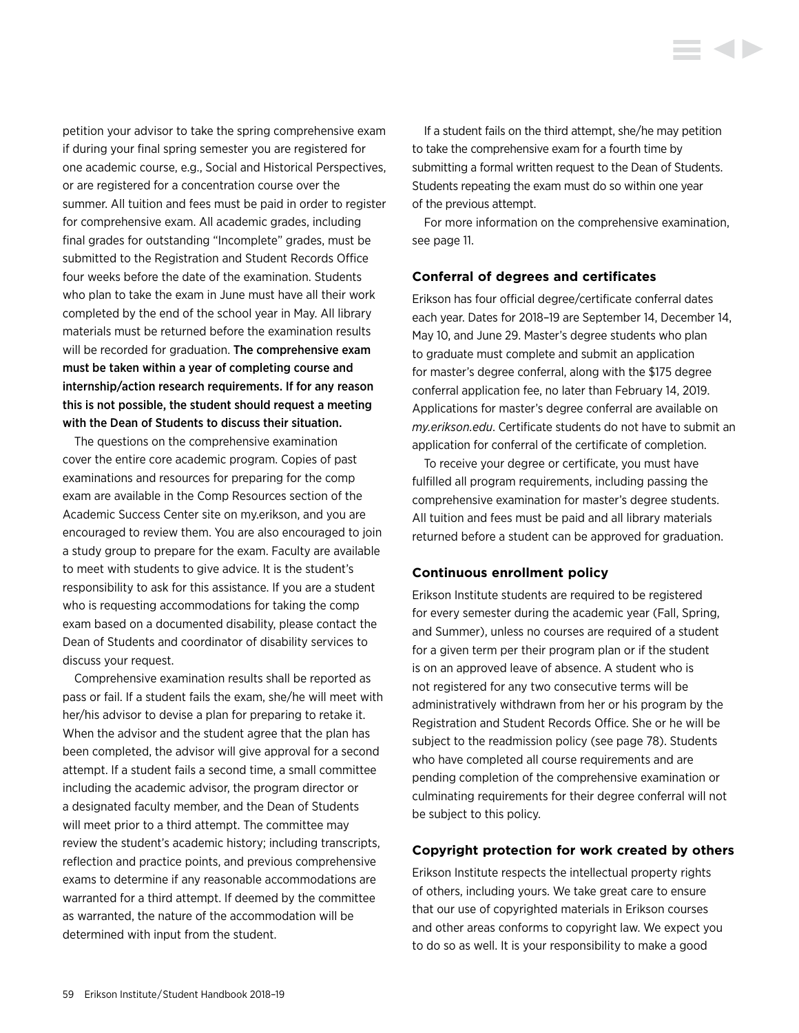petition your advisor to take the spring comprehensive exam if during your final spring semester you are registered for one academic course, e.g., Social and Historical Perspectives, or are registered for a concentration course over the summer. All tuition and fees must be paid in order to register for comprehensive exam. All academic grades, including final grades for outstanding "Incomplete" grades, must be submitted to the Registration and Student Records Office four weeks before the date of the examination. Students who plan to take the exam in June must have all their work completed by the end of the school year in May. All library materials must be returned before the examination results will be recorded for graduation. **The comprehensive exam must be taken within a year of completing course and internship/action research requirements. If for any reason this is not possible, the student should request a meeting with the Dean of Students to discuss their situation.**

The questions on the comprehensive examination cover the entire core academic program. Copies of past examinations and resources for preparing for the comp exam are available in the Comp Resources section of the Academic Success Center site on my.erikson, and you are encouraged to review them. You are also encouraged to join a study group to prepare for the exam. Faculty are available to meet with students to give advice. It is the student's responsibility to ask for this assistance. If you are a student who is requesting accommodations for taking the comp exam based on a documented disability, please contact the Dean of Students and coordinator of disability services to discuss your request.

Comprehensive examination results shall be reported as pass or fail. If a student fails the exam, she/he will meet with her/his advisor to devise a plan for preparing to retake it. When the advisor and the student agree that the plan has been completed, the advisor will give approval for a second attempt. If a student fails a second time, a small committee including the academic advisor, the program director or a designated faculty member, and the Dean of Students will meet prior to a third attempt. The committee may review the student's academic history; including transcripts, reflection and practice points, and previous comprehensive exams to determine if any reasonable accommodations are warranted for a third attempt. If deemed by the committee as warranted, the nature of the accommodation will be determined with input from the student.

If a student fails on the third attempt, she/he may petition to take the comprehensive exam for a fourth time by submitting a formal written request to the Dean of Students. Students repeating the exam must do so within one year of the previous attempt.

For more information on the comprehensive examination, see page 11.

### Conferral of degrees and certificates

Erikson has four official degree/certificate conferral dates each year. Dates for 2018–19 are September 14, December 14, May 10, and June 29. Master's degree students who plan to graduate must complete and submit an application for master's degree conferral, along with the $175 degree conferral application fee, no later than February 14, 2019. Applications for master's degree conferral are available on *my.erikson.edu*. Certificate students do not have to submit an application for conferral of the certificate of completion.

To receive your degree or certificate, you must have fulfilled all program requirements, including passing the comprehensive examination for master's degree students. All tuition and fees must be paid and all library materials returned before a student can be approved for graduation.

### Continuous enrollment policy

Erikson Institute students are required to be registered for every semester during the academic year (Fall, Spring, and Summer), unless no courses are required of a student for a given term per their program plan or if the student is on an approved leave of absence. A student who is not registered for any two consecutive terms will be administratively withdrawn from her or his program by the Registration and Student Records Office. She or he will be subject to the readmission policy (see page 78). Students who have completed all course requirements and are pending completion of the comprehensive examination or culminating requirements for their degree conferral will not be subject to this policy.

### Copyright protection for work created by others

Erikson Institute respects the intellectual property rights of others, including yours. We take great care to ensure that our use of copyrighted materials in Erikson courses and other areas conforms to copyright law. We expect you to do so as well. It is your responsibility to make a good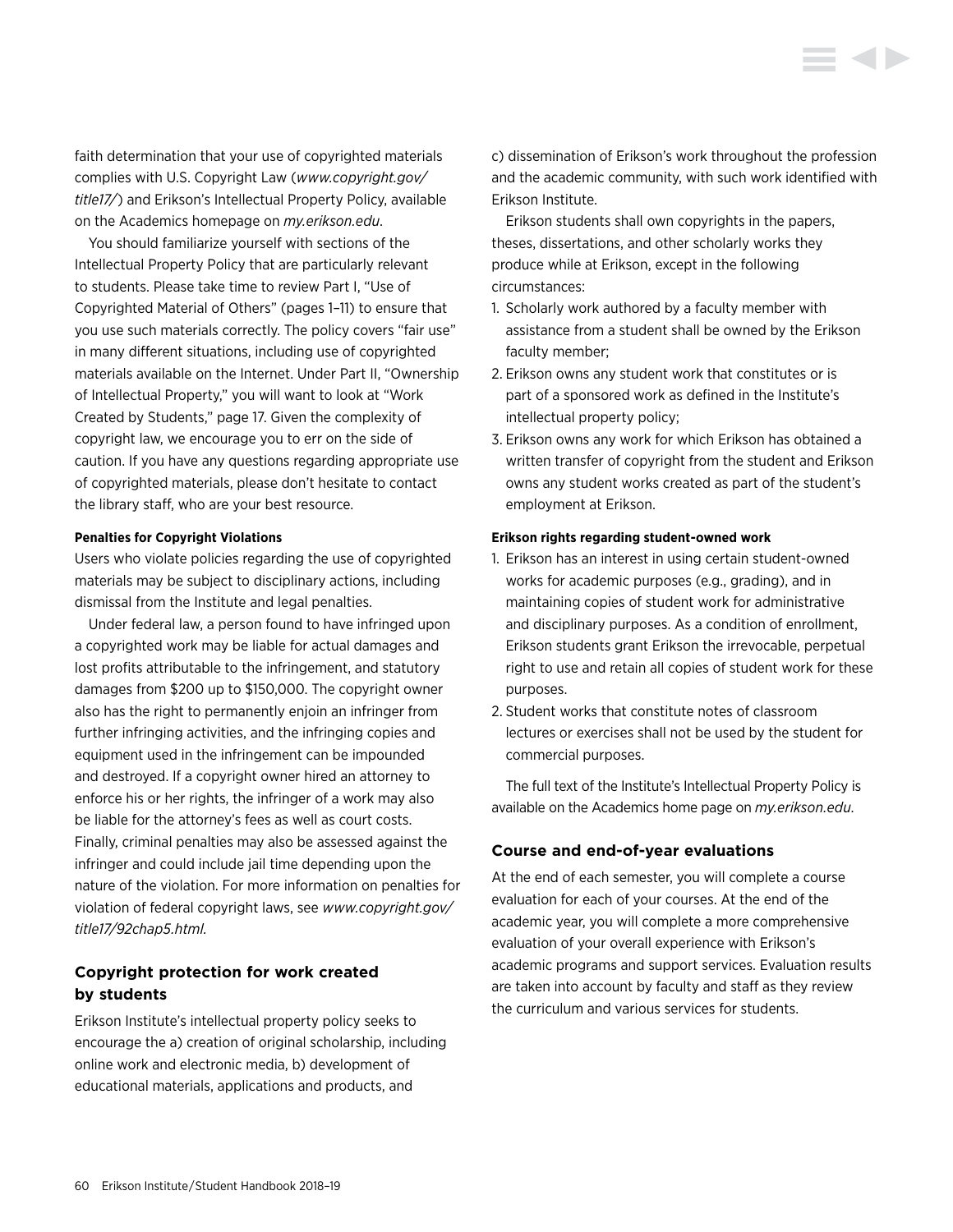faith determination that your use of copyrighted materials complies with U.S. Copyright Law (*www.copyright.gov/title17/*) and Erikson's Intellectual Property Policy, available on the Academics homepage on *my.erikson.edu*.

You should familiarize yourself with sections of the Intellectual Property Policy that are particularly relevant to students. Please take time to review Part I, "Use of Copyrighted Material of Others" (pages 1–11) to ensure that you use such materials correctly. The policy covers "fair use" in many different situations, including use of copyrighted materials available on the Internet. Under Part II, "Ownership of Intellectual Property," you will want to look at "Work Created by Students," page 17. Given the complexity of copyright law, we encourage you to err on the side of caution. If you have any questions regarding appropriate use of copyrighted materials, please don't hesitate to contact the library staff, who are your best resource.

**Penalties for Copyright Violations**

Users who violate policies regarding the use of copyrighted materials may be subject to disciplinary actions, including dismissal from the Institute and legal penalties.

Under federal law, a person found to have infringed upon a copyrighted work may be liable for actual damages and lost profits attributable to the infringement, and statutory damages from $200 up to $150,000. The copyright owner also has the right to permanently enjoin an infringer from further infringing activities, and the infringing copies and equipment used in the infringement can be impounded and destroyed. If a copyright owner hired an attorney to enforce his or her rights, the infringer of a work may also be liable for the attorney's fees as well as court costs. Finally, criminal penalties may also be assessed against the infringer and could include jail time depending upon the nature of the violation. For more information on penalties for violation of federal copyright laws, see *www.copyright.gov/title17/92chap5.html.*

## Copyright protection for work created by students

Erikson Institute's intellectual property policy seeks to encourage the a) creation of original scholarship, including online work and electronic media, b) development of educational materials, applications and products, and c) dissemination of Erikson's work throughout the profession and the academic community, with such work identified with Erikson Institute.

Erikson students shall own copyrights in the papers, theses, dissertations, and other scholarly works they produce while at Erikson, except in the following circumstances:

1. Scholarly work authored by a faculty member with assistance from a student shall be owned by the Erikson faculty member;
2. Erikson owns any student work that constitutes or is part of a sponsored work as defined in the Institute's intellectual property policy;
3. Erikson owns any work for which Erikson has obtained a written transfer of copyright from the student and Erikson owns any student works created as part of the student's employment at Erikson.

**Erikson rights regarding student-owned work**

1. Erikson has an interest in using certain student-owned works for academic purposes (e.g., grading), and in maintaining copies of student work for administrative and disciplinary purposes. As a condition of enrollment, Erikson students grant Erikson the irrevocable, perpetual right to use and retain all copies of student work for these purposes.
2. Student works that constitute notes of classroom lectures or exercises shall not be used by the student for commercial purposes.

The full text of the Institute's Intellectual Property Policy is available on the Academics home page on *my.erikson.edu*.

## Course and end-of-year evaluations

At the end of each semester, you will complete a course evaluation for each of your courses. At the end of the academic year, you will complete a more comprehensive evaluation of your overall experience with Erikson's academic programs and support services. Evaluation results are taken into account by faculty and staff as they review the curriculum and various services for students.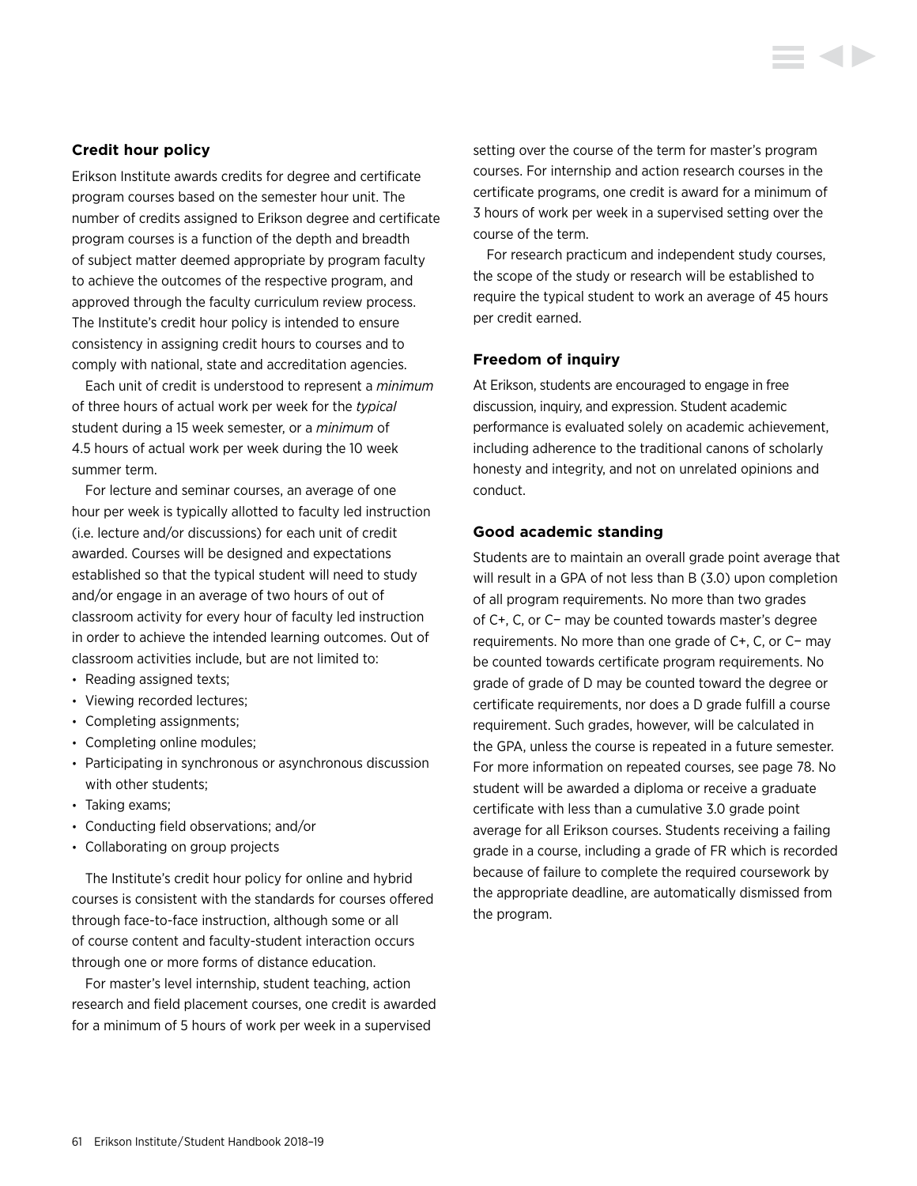### Credit hour policy

Erikson Institute awards credits for degree and certificate program courses based on the semester hour unit. The number of credits assigned to Erikson degree and certificate program courses is a function of the depth and breadth of subject matter deemed appropriate by program faculty to achieve the outcomes of the respective program, and approved through the faculty curriculum review process. The Institute's credit hour policy is intended to ensure consistency in assigning credit hours to courses and to comply with national, state and accreditation agencies.

Each unit of credit is understood to represent a *minimum* of three hours of actual work per week for the *typical* student during a 15 week semester, or a *minimum* of 4.5 hours of actual work per week during the 10 week summer term.

For lecture and seminar courses, an average of one hour per week is typically allotted to faculty led instruction (i.e. lecture and/or discussions) for each unit of credit awarded. Courses will be designed and expectations established so that the typical student will need to study and/or engage in an average of two hours of out of classroom activity for every hour of faculty led instruction in order to achieve the intended learning outcomes. Out of classroom activities include, but are not limited to:

- Reading assigned texts;
- Viewing recorded lectures;
- Completing assignments;
- Completing online modules;
- Participating in synchronous or asynchronous discussion with other students;
- Taking exams;
- Conducting field observations; and/or
- Collaborating on group projects

The Institute's credit hour policy for online and hybrid courses is consistent with the standards for courses offered through face-to-face instruction, although some or all of course content and faculty-student interaction occurs through one or more forms of distance education.

For master's level internship, student teaching, action research and field placement courses, one credit is awarded for a minimum of 5 hours of work per week in a supervised setting over the course of the term for master's program courses. For internship and action research courses in the certificate programs, one credit is award for a minimum of 3 hours of work per week in a supervised setting over the course of the term.

For research practicum and independent study courses, the scope of the study or research will be established to require the typical student to work an average of 45 hours per credit earned.

### Freedom of inquiry

At Erikson, students are encouraged to engage in free discussion, inquiry, and expression. Student academic performance is evaluated solely on academic achievement, including adherence to the traditional canons of scholarly honesty and integrity, and not on unrelated opinions and conduct.

### Good academic standing

Students are to maintain an overall grade point average that will result in a GPA of not less than B (3.0) upon completion of all program requirements. No more than two grades of C+, C, or C− may be counted towards master's degree requirements. No more than one grade of C+, C, or C− may be counted towards certificate program requirements. No grade of grade of D may be counted toward the degree or certificate requirements, nor does a D grade fulfill a course requirement. Such grades, however, will be calculated in the GPA, unless the course is repeated in a future semester. For more information on repeated courses, see page 78. No student will be awarded a diploma or receive a graduate certificate with less than a cumulative 3.0 grade point average for all Erikson courses. Students receiving a failing grade in a course, including a grade of FR which is recorded because of failure to complete the required coursework by the appropriate deadline, are automatically dismissed from the program.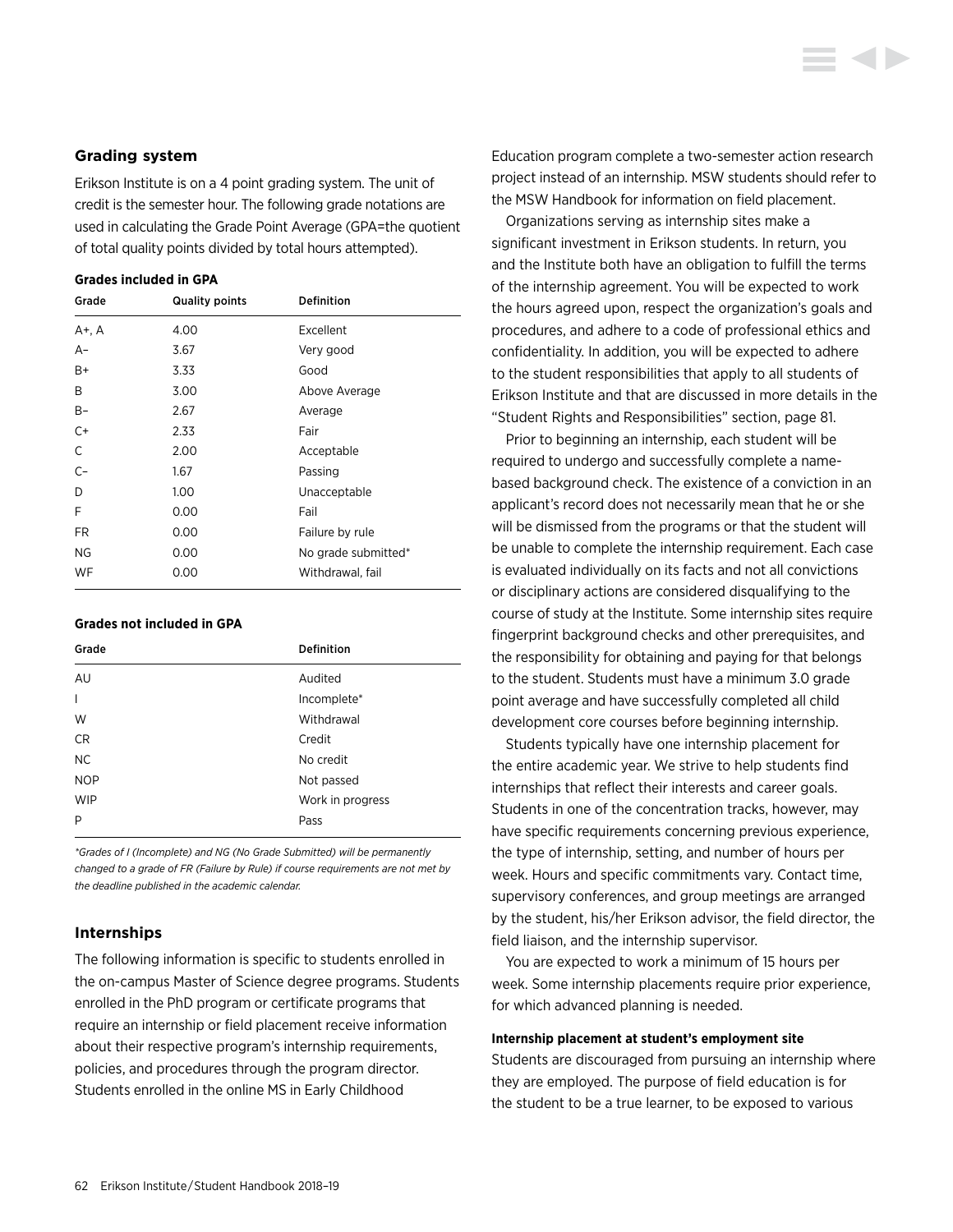## Grading system

Erikson Institute is on a 4 point grading system. The unit of credit is the semester hour. The following grade notations are used in calculating the Grade Point Average (GPA=the quotient of total quality points divided by total hours attempted).

**Grades included in GPA**

| Grade | Quality points | Definition |
|---|---|---|
| A+, A | 4.00 | Excellent |
| A– | 3.67 | Very good |
| B+ | 3.33 | Good |
| B | 3.00 | Above Average |
| B– | 2.67 | Average |
| C+ | 2.33 | Fair |
| C | 2.00 | Acceptable |
| C– | 1.67 | Passing |
| D | 1.00 | Unacceptable |
| F | 0.00 | Fail |
| FR | 0.00 | Failure by rule |
| NG | 0.00 | No grade submitted* |
| WF | 0.00 | Withdrawal, fail |

**Grades not included in GPA**

| Grade | Definition |
|---|---|
| AU | Audited |
| I | Incomplete* |
| W | Withdrawal |
| CR | Credit |
| NC | No credit |
| NOP | Not passed |
| WIP | Work in progress |
| P | Pass |

*\*Grades of I (Incomplete) and NG (No Grade Submitted) will be permanently changed to a grade of FR (Failure by Rule) if course requirements are not met by the deadline published in the academic calendar.*

## Internships

The following information is specific to students enrolled in the on-campus Master of Science degree programs. Students enrolled in the PhD program or certificate programs that require an internship or field placement receive information about their respective program's internship requirements, policies, and procedures through the program director. Students enrolled in the online MS in Early Childhood Education program complete a two-semester action research project instead of an internship. MSW students should refer to the MSW Handbook for information on field placement.

Organizations serving as internship sites make a significant investment in Erikson students. In return, you and the Institute both have an obligation to fulfill the terms of the internship agreement. You will be expected to work the hours agreed upon, respect the organization's goals and procedures, and adhere to a code of professional ethics and confidentiality. In addition, you will be expected to adhere to the student responsibilities that apply to all students of Erikson Institute and that are discussed in more details in the "Student Rights and Responsibilities" section, page 81.

Prior to beginning an internship, each student will be required to undergo and successfully complete a name-based background check. The existence of a conviction in an applicant's record does not necessarily mean that he or she will be dismissed from the programs or that the student will be unable to complete the internship requirement. Each case is evaluated individually on its facts and not all convictions or disciplinary actions are considered disqualifying to the course of study at the Institute. Some internship sites require fingerprint background checks and other prerequisites, and the responsibility for obtaining and paying for that belongs to the student. Students must have a minimum 3.0 grade point average and have successfully completed all child development core courses before beginning internship.

Students typically have one internship placement for the entire academic year. We strive to help students find internships that reflect their interests and career goals. Students in one of the concentration tracks, however, may have specific requirements concerning previous experience, the type of internship, setting, and number of hours per week. Hours and specific commitments vary. Contact time, supervisory conferences, and group meetings are arranged by the student, his/her Erikson advisor, the field director, the field liaison, and the internship supervisor.

You are expected to work a minimum of 15 hours per week. Some internship placements require prior experience, for which advanced planning is needed.

**Internship placement at student's employment site**

Students are discouraged from pursuing an internship where they are employed. The purpose of field education is for the student to be a true learner, to be exposed to various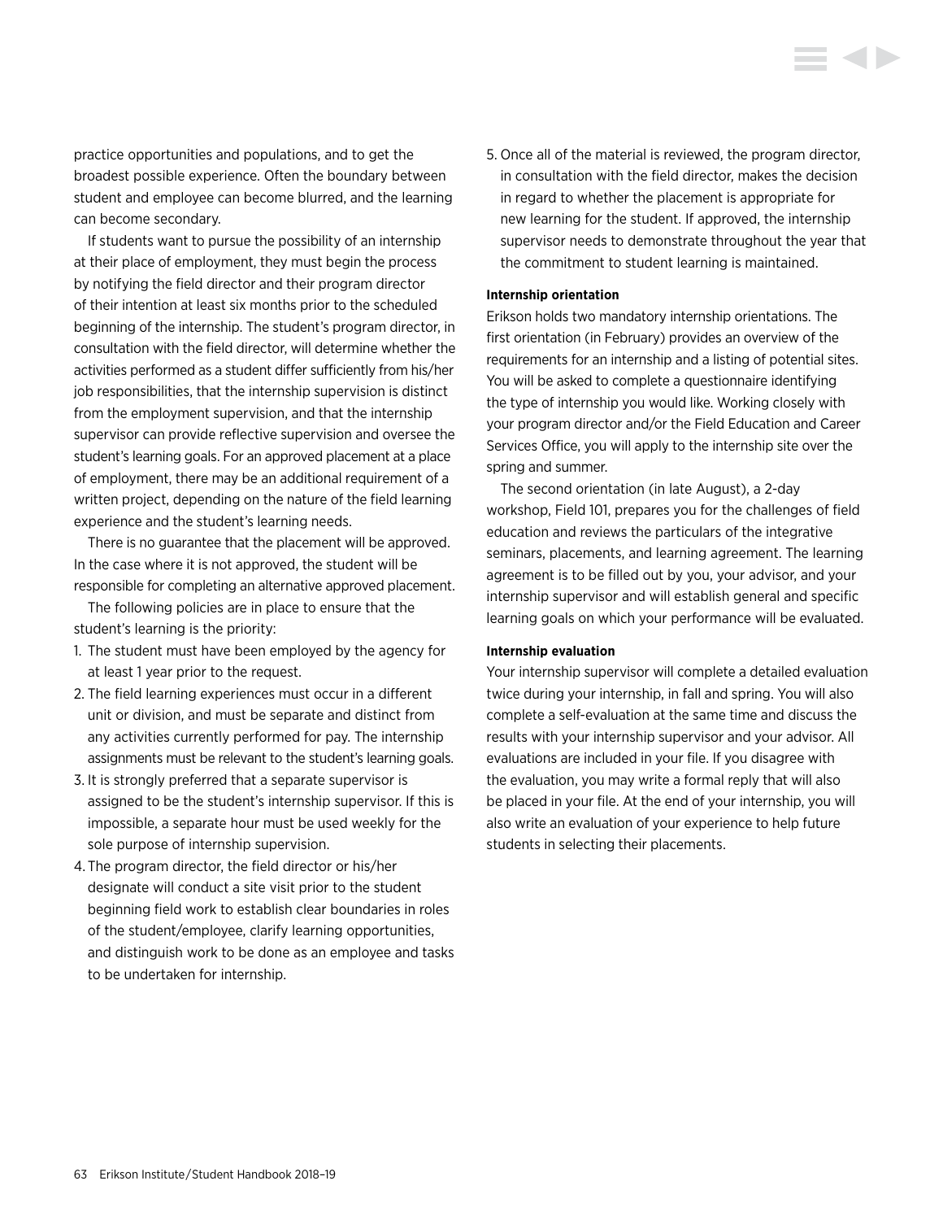practice opportunities and populations, and to get the broadest possible experience. Often the boundary between student and employee can become blurred, and the learning can become secondary.

If students want to pursue the possibility of an internship at their place of employment, they must begin the process by notifying the field director and their program director of their intention at least six months prior to the scheduled beginning of the internship. The student's program director, in consultation with the field director, will determine whether the activities performed as a student differ sufficiently from his/her job responsibilities, that the internship supervision is distinct from the employment supervision, and that the internship supervisor can provide reflective supervision and oversee the student's learning goals. For an approved placement at a place of employment, there may be an additional requirement of a written project, depending on the nature of the field learning experience and the student's learning needs.

There is no guarantee that the placement will be approved. In the case where it is not approved, the student will be responsible for completing an alternative approved placement.

The following policies are in place to ensure that the student's learning is the priority:

1. The student must have been employed by the agency for at least 1 year prior to the request.
2. The field learning experiences must occur in a different unit or division, and must be separate and distinct from any activities currently performed for pay. The internship assignments must be relevant to the student's learning goals.
3. It is strongly preferred that a separate supervisor is assigned to be the student's internship supervisor. If this is impossible, a separate hour must be used weekly for the sole purpose of internship supervision.
4. The program director, the field director or his/her designate will conduct a site visit prior to the student beginning field work to establish clear boundaries in roles of the student/employee, clarify learning opportunities, and distinguish work to be done as an employee and tasks to be undertaken for internship.
5. Once all of the material is reviewed, the program director, in consultation with the field director, makes the decision in regard to whether the placement is appropriate for new learning for the student. If approved, the internship supervisor needs to demonstrate throughout the year that the commitment to student learning is maintained.

**Internship orientation**

Erikson holds two mandatory internship orientations. The first orientation (in February) provides an overview of the requirements for an internship and a listing of potential sites. You will be asked to complete a questionnaire identifying the type of internship you would like. Working closely with your program director and/or the Field Education and Career Services Office, you will apply to the internship site over the spring and summer.

The second orientation (in late August), a 2-day workshop, Field 101, prepares you for the challenges of field education and reviews the particulars of the integrative seminars, placements, and learning agreement. The learning agreement is to be filled out by you, your advisor, and your internship supervisor and will establish general and specific learning goals on which your performance will be evaluated.

**Internship evaluation**

Your internship supervisor will complete a detailed evaluation twice during your internship, in fall and spring. You will also complete a self-evaluation at the same time and discuss the results with your internship supervisor and your advisor. All evaluations are included in your file. If you disagree with the evaluation, you may write a formal reply that will also be placed in your file. At the end of your internship, you will also write an evaluation of your experience to help future students in selecting their placements.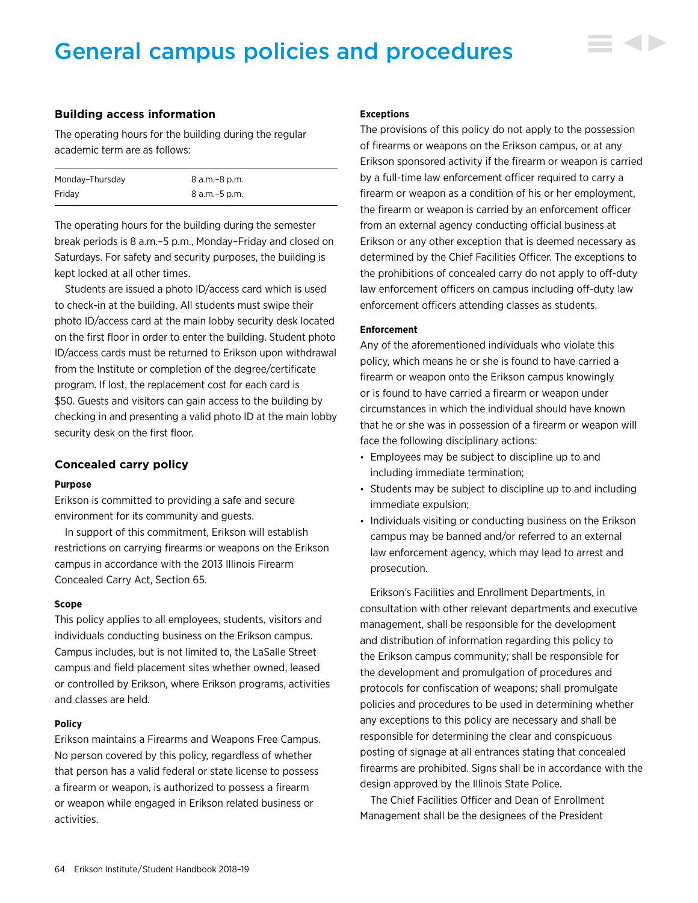# General campus policies and procedures

## Building access information

The operating hours for the building during the regular academic term are as follows:

| | |
|---|---|
| Monday–Thursday | 8 a.m.–8 p.m. |
| Friday | 8 a.m.–5 p.m. |

The operating hours for the building during the semester break periods is 8 a.m.–5 p.m., Monday–Friday and closed on Saturdays. For safety and security purposes, the building is kept locked at all other times.

Students are issued a photo ID/access card which is used to check-in at the building. All students must swipe their photo ID/access card at the main lobby security desk located on the first floor in order to enter the building. Student photo ID/access cards must be returned to Erikson upon withdrawal from the Institute or completion of the degree/certificate program. If lost, the replacement cost for each card is $50. Guests and visitors can gain access to the building by checking in and presenting a valid photo ID at the main lobby security desk on the first floor.

## Concealed carry policy

**Purpose**

Erikson is committed to providing a safe and secure environment for its community and guests.

In support of this commitment, Erikson will establish restrictions on carrying firearms or weapons on the Erikson campus in accordance with the 2013 Illinois Firearm Concealed Carry Act, Section 65.

**Scope**

This policy applies to all employees, students, visitors and individuals conducting business on the Erikson campus. Campus includes, but is not limited to, the LaSalle Street campus and field placement sites whether owned, leased or controlled by Erikson, where Erikson programs, activities and classes are held.

**Policy**

Erikson maintains a Firearms and Weapons Free Campus. No person covered by this policy, regardless of whether that person has a valid federal or state license to possess a firearm or weapon, is authorized to possess a firearm or weapon while engaged in Erikson related business or activities.

**Exceptions**

The provisions of this policy do not apply to the possession of firearms or weapons on the Erikson campus, or at any Erikson sponsored activity if the firearm or weapon is carried by a full-time law enforcement officer required to carry a firearm or weapon as a condition of his or her employment, the firearm or weapon is carried by an enforcement officer from an external agency conducting official business at Erikson or any other exception that is deemed necessary as determined by the Chief Facilities Officer. The exceptions to the prohibitions of concealed carry do not apply to off-duty law enforcement officers on campus including off-duty law enforcement officers attending classes as students.

**Enforcement**

Any of the aforementioned individuals who violate this policy, which means he or she is found to have carried a firearm or weapon onto the Erikson campus knowingly or is found to have carried a firearm or weapon under circumstances in which the individual should have known that he or she was in possession of a firearm or weapon will face the following disciplinary actions:

- Employees may be subject to discipline up to and including immediate termination;
- Students may be subject to discipline up to and including immediate expulsion;
- Individuals visiting or conducting business on the Erikson campus may be banned and/or referred to an external law enforcement agency, which may lead to arrest and prosecution.

Erikson's Facilities and Enrollment Departments, in consultation with other relevant departments and executive management, shall be responsible for the development and distribution of information regarding this policy to the Erikson campus community; shall be responsible for the development and promulgation of procedures and protocols for confiscation of weapons; shall promulgate policies and procedures to be used in determining whether any exceptions to this policy are necessary and shall be responsible for determining the clear and conspicuous posting of signage at all entrances stating that concealed firearms are prohibited. Signs shall be in accordance with the design approved by the Illinois State Police.

The Chief Facilities Officer and Dean of Enrollment Management shall be the designees of the President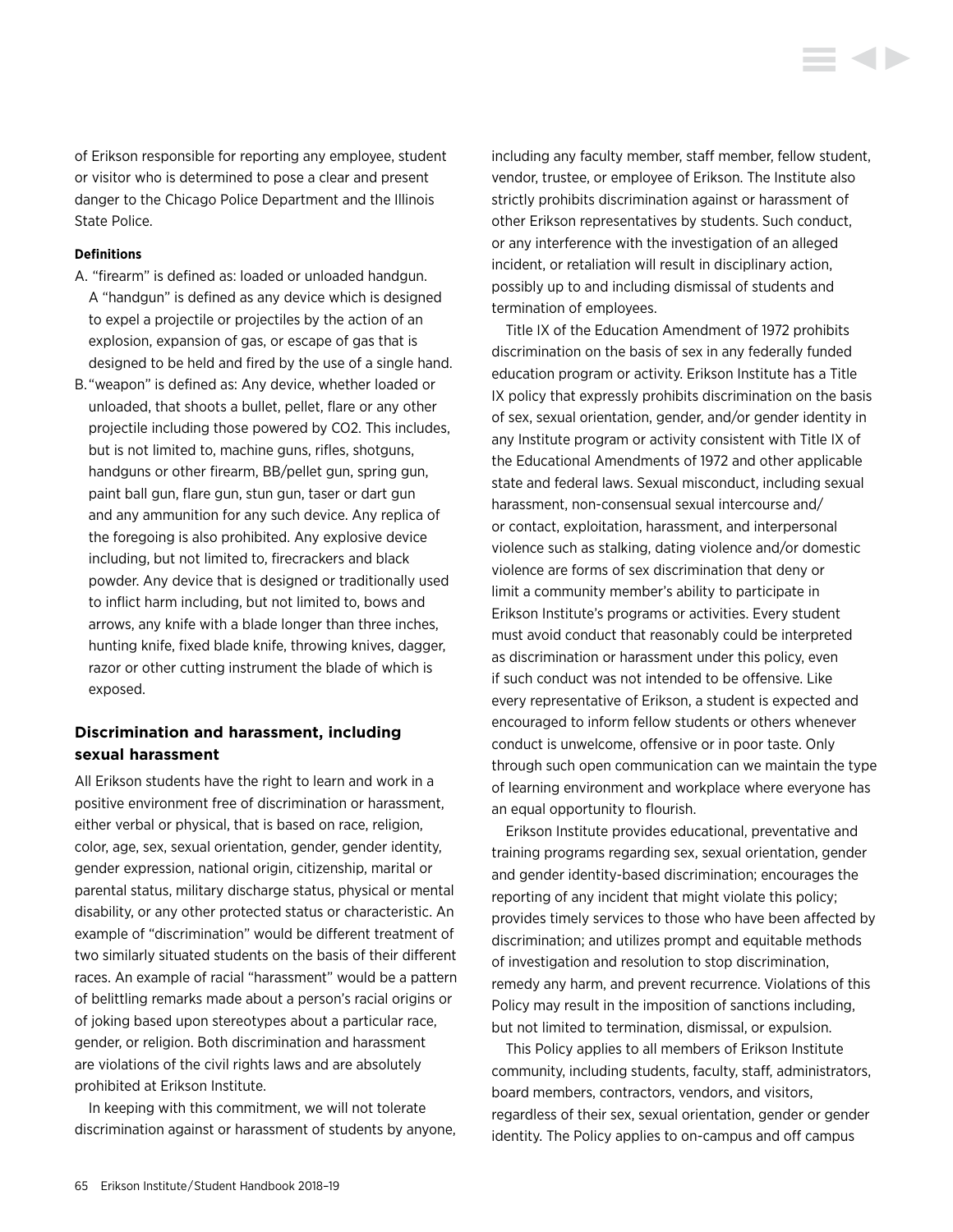of Erikson responsible for reporting any employee, student or visitor who is determined to pose a clear and present danger to the Chicago Police Department and the Illinois State Police.

**Definitions**

A. "firearm" is defined as: loaded or unloaded handgun. A "handgun" is defined as any device which is designed to expel a projectile or projectiles by the action of an explosion, expansion of gas, or escape of gas that is designed to be held and fired by the use of a single hand.

B. "weapon" is defined as: Any device, whether loaded or unloaded, that shoots a bullet, pellet, flare or any other projectile including those powered by CO2. This includes, but is not limited to, machine guns, rifles, shotguns, handguns or other firearm, BB/pellet gun, spring gun, paint ball gun, flare gun, stun gun, taser or dart gun and any ammunition for any such device. Any replica of the foregoing is also prohibited. Any explosive device including, but not limited to, firecrackers and black powder. Any device that is designed or traditionally used to inflict harm including, but not limited to, bows and arrows, any knife with a blade longer than three inches, hunting knife, fixed blade knife, throwing knives, dagger, razor or other cutting instrument the blade of which is exposed.

### Discrimination and harassment, including sexual harassment

All Erikson students have the right to learn and work in a positive environment free of discrimination or harassment, either verbal or physical, that is based on race, religion, color, age, sex, sexual orientation, gender, gender identity, gender expression, national origin, citizenship, marital or parental status, military discharge status, physical or mental disability, or any other protected status or characteristic. An example of "discrimination" would be different treatment of two similarly situated students on the basis of their different races. An example of racial "harassment" would be a pattern of belittling remarks made about a person's racial origins or of joking based upon stereotypes about a particular race, gender, or religion. Both discrimination and harassment are violations of the civil rights laws and are absolutely prohibited at Erikson Institute.

In keeping with this commitment, we will not tolerate discrimination against or harassment of students by anyone, including any faculty member, staff member, fellow student, vendor, trustee, or employee of Erikson. The Institute also strictly prohibits discrimination against or harassment of other Erikson representatives by students. Such conduct, or any interference with the investigation of an alleged incident, or retaliation will result in disciplinary action, possibly up to and including dismissal of students and termination of employees.

Title IX of the Education Amendment of 1972 prohibits discrimination on the basis of sex in any federally funded education program or activity. Erikson Institute has a Title IX policy that expressly prohibits discrimination on the basis of sex, sexual orientation, gender, and/or gender identity in any Institute program or activity consistent with Title IX of the Educational Amendments of 1972 and other applicable state and federal laws. Sexual misconduct, including sexual harassment, non-consensual sexual intercourse and/or contact, exploitation, harassment, and interpersonal violence such as stalking, dating violence and/or domestic violence are forms of sex discrimination that deny or limit a community member's ability to participate in Erikson Institute's programs or activities. Every student must avoid conduct that reasonably could be interpreted as discrimination or harassment under this policy, even if such conduct was not intended to be offensive. Like every representative of Erikson, a student is expected and encouraged to inform fellow students or others whenever conduct is unwelcome, offensive or in poor taste. Only through such open communication can we maintain the type of learning environment and workplace where everyone has an equal opportunity to flourish.

Erikson Institute provides educational, preventative and training programs regarding sex, sexual orientation, gender and gender identity-based discrimination; encourages the reporting of any incident that might violate this policy; provides timely services to those who have been affected by discrimination; and utilizes prompt and equitable methods of investigation and resolution to stop discrimination, remedy any harm, and prevent recurrence. Violations of this Policy may result in the imposition of sanctions including, but not limited to termination, dismissal, or expulsion.

This Policy applies to all members of Erikson Institute community, including students, faculty, staff, administrators, board members, contractors, vendors, and visitors, regardless of their sex, sexual orientation, gender or gender identity. The Policy applies to on-campus and off campus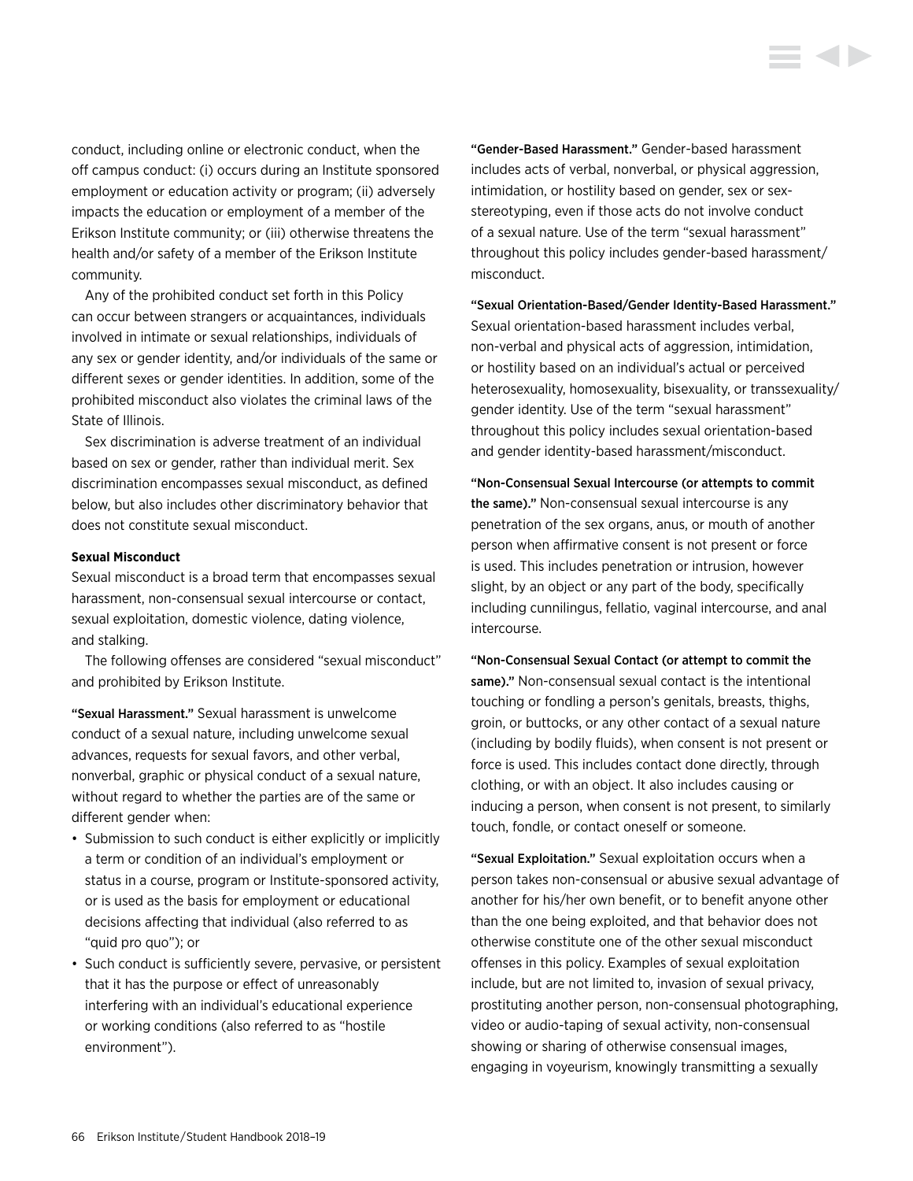conduct, including online or electronic conduct, when the off campus conduct: (i) occurs during an Institute sponsored employment or education activity or program; (ii) adversely impacts the education or employment of a member of the Erikson Institute community; or (iii) otherwise threatens the health and/or safety of a member of the Erikson Institute community.

Any of the prohibited conduct set forth in this Policy can occur between strangers or acquaintances, individuals involved in intimate or sexual relationships, individuals of any sex or gender identity, and/or individuals of the same or different sexes or gender identities. In addition, some of the prohibited misconduct also violates the criminal laws of the State of Illinois.

Sex discrimination is adverse treatment of an individual based on sex or gender, rather than individual merit. Sex discrimination encompasses sexual misconduct, as defined below, but also includes other discriminatory behavior that does not constitute sexual misconduct.

**Sexual Misconduct**

Sexual misconduct is a broad term that encompasses sexual harassment, non-consensual sexual intercourse or contact, sexual exploitation, domestic violence, dating violence, and stalking.

The following offenses are considered "sexual misconduct" and prohibited by Erikson Institute.

"Sexual Harassment." Sexual harassment is unwelcome conduct of a sexual nature, including unwelcome sexual advances, requests for sexual favors, and other verbal, nonverbal, graphic or physical conduct of a sexual nature, without regard to whether the parties are of the same or different gender when:

- Submission to such conduct is either explicitly or implicitly a term or condition of an individual's employment or status in a course, program or Institute-sponsored activity, or is used as the basis for employment or educational decisions affecting that individual (also referred to as "quid pro quo"); or
- Such conduct is sufficiently severe, pervasive, or persistent that it has the purpose or effect of unreasonably interfering with an individual's educational experience or working conditions (also referred to as "hostile environment").

"Gender-Based Harassment." Gender-based harassment includes acts of verbal, nonverbal, or physical aggression, intimidation, or hostility based on gender, sex or sex-stereotyping, even if those acts do not involve conduct of a sexual nature. Use of the term "sexual harassment" throughout this policy includes gender-based harassment/misconduct.

"Sexual Orientation-Based/Gender Identity-Based Harassment." Sexual orientation-based harassment includes verbal, non-verbal and physical acts of aggression, intimidation, or hostility based on an individual's actual or perceived heterosexuality, homosexuality, bisexuality, or transsexuality/gender identity. Use of the term "sexual harassment" throughout this policy includes sexual orientation-based and gender identity-based harassment/misconduct.

"Non-Consensual Sexual Intercourse (or attempts to commit the same)." Non-consensual sexual intercourse is any penetration of the sex organs, anus, or mouth of another person when affirmative consent is not present or force is used. This includes penetration or intrusion, however slight, by an object or any part of the body, specifically including cunnilingus, fellatio, vaginal intercourse, and anal intercourse.

"Non-Consensual Sexual Contact (or attempt to commit the same)." Non-consensual sexual contact is the intentional touching or fondling a person's genitals, breasts, thighs, groin, or buttocks, or any other contact of a sexual nature (including by bodily fluids), when consent is not present or force is used. This includes contact done directly, through clothing, or with an object. It also includes causing or inducing a person, when consent is not present, to similarly touch, fondle, or contact oneself or someone.

"Sexual Exploitation." Sexual exploitation occurs when a person takes non-consensual or abusive sexual advantage of another for his/her own benefit, or to benefit anyone other than the one being exploited, and that behavior does not otherwise constitute one of the other sexual misconduct offenses in this policy. Examples of sexual exploitation include, but are not limited to, invasion of sexual privacy, prostituting another person, non-consensual photographing, video or audio-taping of sexual activity, non-consensual showing or sharing of otherwise consensual images, engaging in voyeurism, knowingly transmitting a sexually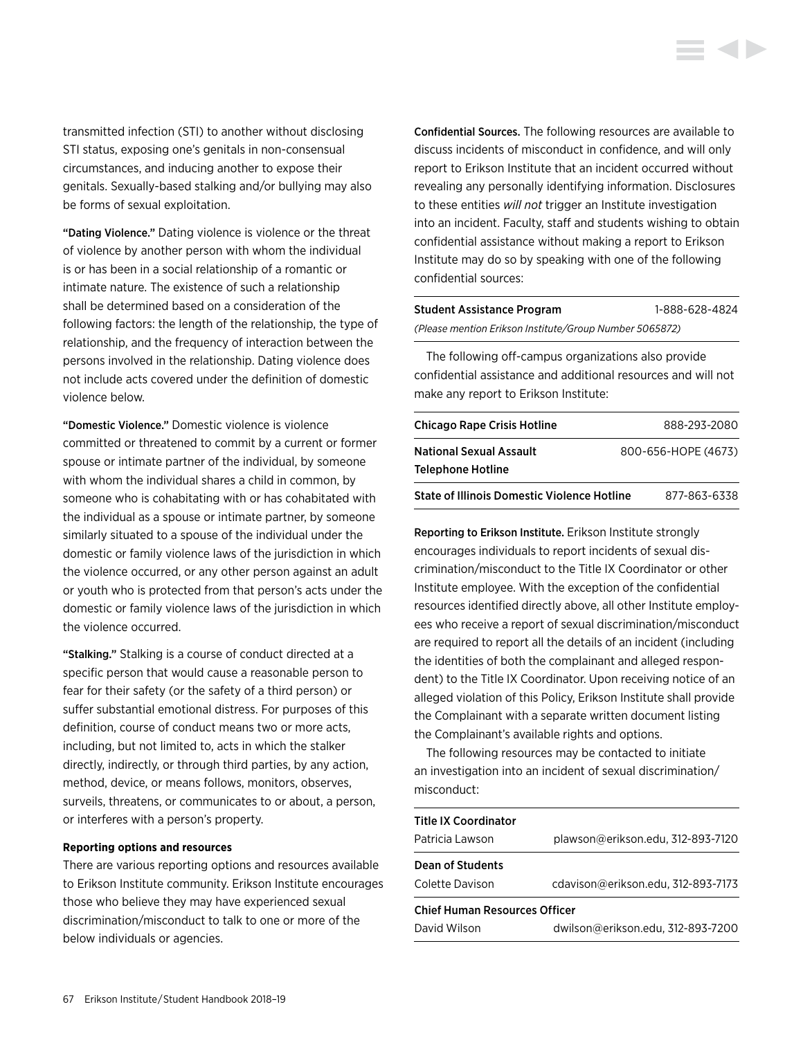transmitted infection (STI) to another without disclosing STI status, exposing one's genitals in non-consensual circumstances, and inducing another to expose their genitals. Sexually-based stalking and/or bullying may also be forms of sexual exploitation.

**"Dating Violence."** Dating violence is violence or the threat of violence by another person with whom the individual is or has been in a social relationship of a romantic or intimate nature. The existence of such a relationship shall be determined based on a consideration of the following factors: the length of the relationship, the type of relationship, and the frequency of interaction between the persons involved in the relationship. Dating violence does not include acts covered under the definition of domestic violence below.

**"Domestic Violence."** Domestic violence is violence committed or threatened to commit by a current or former spouse or intimate partner of the individual, by someone with whom the individual shares a child in common, by someone who is cohabitating with or has cohabitated with the individual as a spouse or intimate partner, by someone similarly situated to a spouse of the individual under the domestic or family violence laws of the jurisdiction in which the violence occurred, or any other person against an adult or youth who is protected from that person's acts under the domestic or family violence laws of the jurisdiction in which the violence occurred.

**"Stalking."** Stalking is a course of conduct directed at a specific person that would cause a reasonable person to fear for their safety (or the safety of a third person) or suffer substantial emotional distress. For purposes of this definition, course of conduct means two or more acts, including, but not limited to, acts in which the stalker directly, indirectly, or through third parties, by any action, method, device, or means follows, monitors, observes, surveils, threatens, or communicates to or about, a person, or interferes with a person's property.

#### Reporting options and resources

There are various reporting options and resources available to Erikson Institute community. Erikson Institute encourages those who believe they may have experienced sexual discrimination/misconduct to talk to one or more of the below individuals or agencies.

**Confidential Sources.** The following resources are available to discuss incidents of misconduct in confidence, and will only report to Erikson Institute that an incident occurred without revealing any personally identifying information. Disclosures to these entities *will not* trigger an Institute investigation into an incident. Faculty, staff and students wishing to obtain confidential assistance without making a report to Erikson Institute may do so by speaking with one of the following confidential sources:

| | |
|---|---|
| **Student Assistance Program** *(Please mention Erikson Institute/Group Number 5065872)* | 1-888-628-4824 |

The following off-campus organizations also provide confidential assistance and additional resources and will not make any report to Erikson Institute:

| | |
|---|---|
| **Chicago Rape Crisis Hotline** | 888-293-2080 |
| **National Sexual Assault Telephone Hotline** | 800-656-HOPE (4673) |
| **State of Illinois Domestic Violence Hotline** | 877-863-6338 |

**Reporting to Erikson Institute.** Erikson Institute strongly encourages individuals to report incidents of sexual discrimination/misconduct to the Title IX Coordinator or other Institute employee. With the exception of the confidential resources identified directly above, all other Institute employees who receive a report of sexual discrimination/misconduct are required to report all the details of an incident (including the identities of both the complainant and alleged respondent) to the Title IX Coordinator. Upon receiving notice of an alleged violation of this Policy, Erikson Institute shall provide the Complainant with a separate written document listing the Complainant's available rights and options.

The following resources may be contacted to initiate an investigation into an incident of sexual discrimination/misconduct:

| | |
|---|---|
| **Title IX Coordinator** Patricia Lawson | plawson@erikson.edu, 312-893-7120 |
| **Dean of Students** Colette Davison | cdavison@erikson.edu, 312-893-7173 |
| **Chief Human Resources Officer** David Wilson | dwilson@erikson.edu, 312-893-7200 |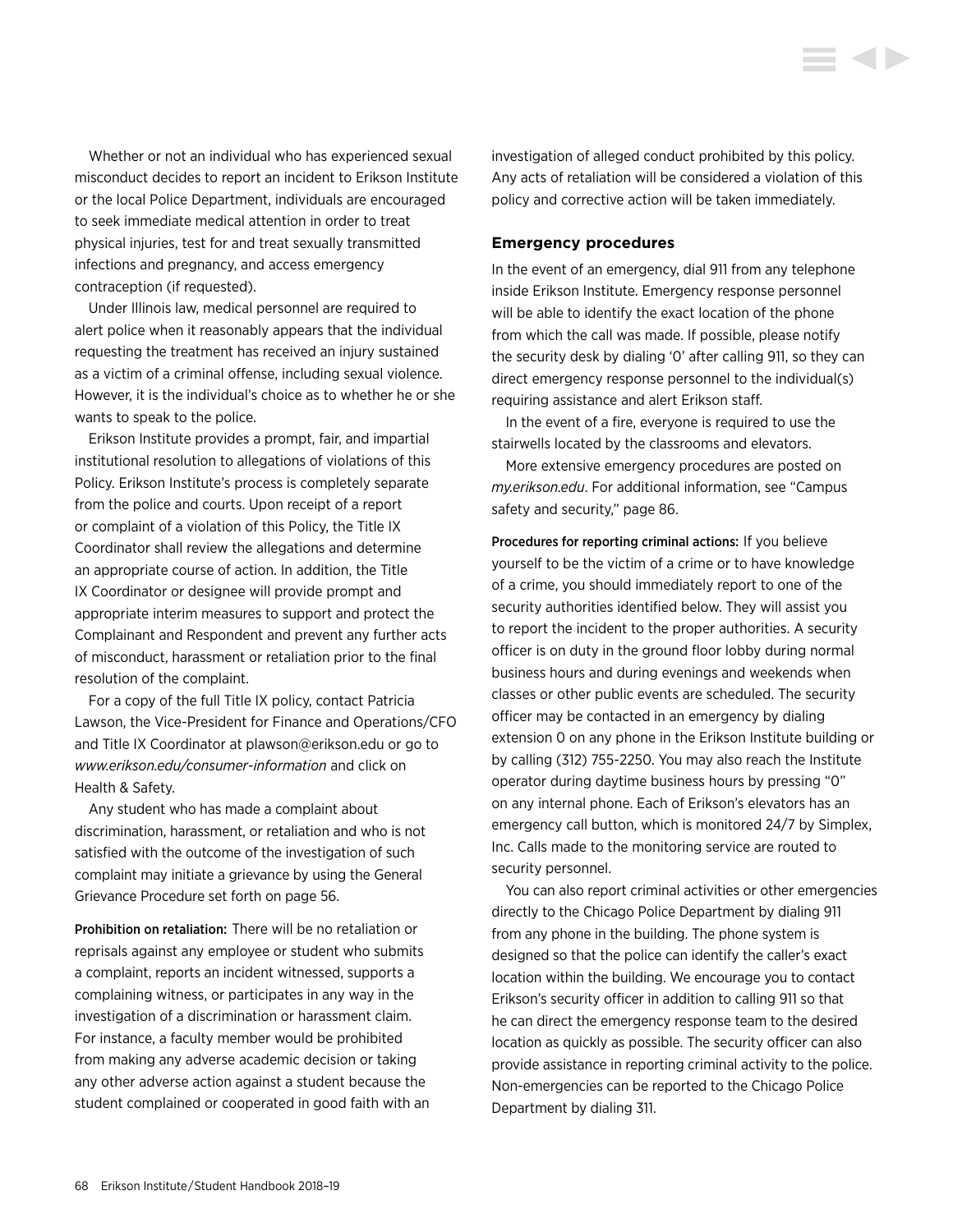Whether or not an individual who has experienced sexual misconduct decides to report an incident to Erikson Institute or the local Police Department, individuals are encouraged to seek immediate medical attention in order to treat physical injuries, test for and treat sexually transmitted infections and pregnancy, and access emergency contraception (if requested).

Under Illinois law, medical personnel are required to alert police when it reasonably appears that the individual requesting the treatment has received an injury sustained as a victim of a criminal offense, including sexual violence. However, it is the individual's choice as to whether he or she wants to speak to the police.

Erikson Institute provides a prompt, fair, and impartial institutional resolution to allegations of violations of this Policy. Erikson Institute's process is completely separate from the police and courts. Upon receipt of a report or complaint of a violation of this Policy, the Title IX Coordinator shall review the allegations and determine an appropriate course of action. In addition, the Title IX Coordinator or designee will provide prompt and appropriate interim measures to support and protect the Complainant and Respondent and prevent any further acts of misconduct, harassment or retaliation prior to the final resolution of the complaint.

For a copy of the full Title IX policy, contact Patricia Lawson, the Vice-President for Finance and Operations/CFO and Title IX Coordinator at plawson@erikson.edu or go to *www.erikson.edu/consumer-information* and click on Health & Safety.

Any student who has made a complaint about discrimination, harassment, or retaliation and who is not satisfied with the outcome of the investigation of such complaint may initiate a grievance by using the General Grievance Procedure set forth on page 56.

**Prohibition on retaliation:** There will be no retaliation or reprisals against any employee or student who submits a complaint, reports an incident witnessed, supports a complaining witness, or participates in any way in the investigation of a discrimination or harassment claim. For instance, a faculty member would be prohibited from making any adverse academic decision or taking any other adverse action against a student because the student complained or cooperated in good faith with an investigation of alleged conduct prohibited by this policy. Any acts of retaliation will be considered a violation of this policy and corrective action will be taken immediately.

### Emergency procedures

In the event of an emergency, dial 911 from any telephone inside Erikson Institute. Emergency response personnel will be able to identify the exact location of the phone from which the call was made. If possible, please notify the security desk by dialing '0' after calling 911, so they can direct emergency response personnel to the individual(s) requiring assistance and alert Erikson staff.

In the event of a fire, everyone is required to use the stairwells located by the classrooms and elevators.

More extensive emergency procedures are posted on *my.erikson.edu*. For additional information, see "Campus safety and security," page 86.

**Procedures for reporting criminal actions:** If you believe yourself to be the victim of a crime or to have knowledge of a crime, you should immediately report to one of the security authorities identified below. They will assist you to report the incident to the proper authorities. A security officer is on duty in the ground floor lobby during normal business hours and during evenings and weekends when classes or other public events are scheduled. The security officer may be contacted in an emergency by dialing extension 0 on any phone in the Erikson Institute building or by calling (312) 755-2250. You may also reach the Institute operator during daytime business hours by pressing "0" on any internal phone. Each of Erikson's elevators has an emergency call button, which is monitored 24/7 by Simplex, Inc. Calls made to the monitoring service are routed to security personnel.

You can also report criminal activities or other emergencies directly to the Chicago Police Department by dialing 911 from any phone in the building. The phone system is designed so that the police can identify the caller's exact location within the building. We encourage you to contact Erikson's security officer in addition to calling 911 so that he can direct the emergency response team to the desired location as quickly as possible. The security officer can also provide assistance in reporting criminal activity to the police. Non-emergencies can be reported to the Chicago Police Department by dialing 311.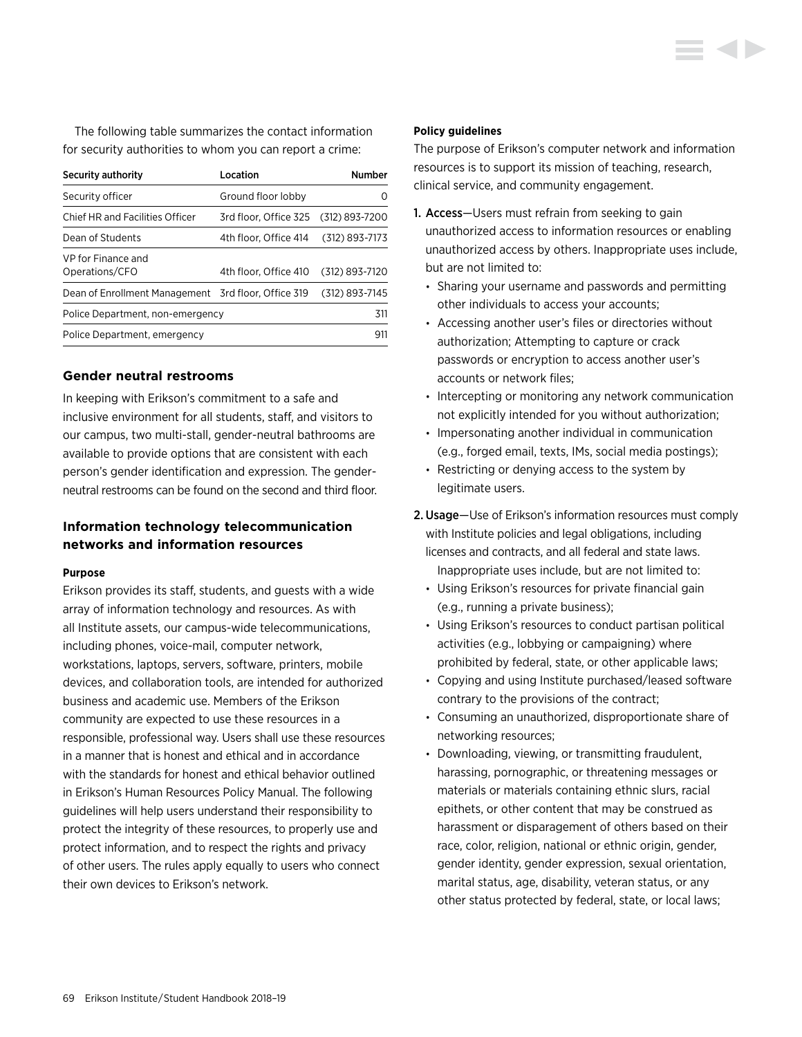The following table summarizes the contact information for security authorities to whom you can report a crime:

| Security authority | Location | Number |
|---|---|---|
| Security officer | Ground floor lobby | 0 |
| Chief HR and Facilities Officer | 3rd floor, Office 325 | (312) 893-7200 |
| Dean of Students | 4th floor, Office 414 | (312) 893-7173 |
| VP for Finance and Operations/CFO | 4th floor, Office 410 | (312) 893-7120 |
| Dean of Enrollment Management | 3rd floor, Office 319 | (312) 893-7145 |
| Police Department, non-emergency | | 311 |
| Police Department, emergency | | 911 |

## Gender neutral restrooms

In keeping with Erikson's commitment to a safe and inclusive environment for all students, staff, and visitors to our campus, two multi-stall, gender-neutral bathrooms are available to provide options that are consistent with each person's gender identification and expression. The gender-neutral restrooms can be found on the second and third floor.

## Information technology telecommunication networks and information resources

#### Purpose

Erikson provides its staff, students, and guests with a wide array of information technology and resources. As with all Institute assets, our campus-wide telecommunications, including phones, voice-mail, computer network, workstations, laptops, servers, software, printers, mobile devices, and collaboration tools, are intended for authorized business and academic use. Members of the Erikson community are expected to use these resources in a responsible, professional way. Users shall use these resources in a manner that is honest and ethical and in accordance with the standards for honest and ethical behavior outlined in Erikson's Human Resources Policy Manual. The following guidelines will help users understand their responsibility to protect the integrity of these resources, to properly use and protect information, and to respect the rights and privacy of other users. The rules apply equally to users who connect their own devices to Erikson's network.

#### Policy guidelines

The purpose of Erikson's computer network and information resources is to support its mission of teaching, research, clinical service, and community engagement.

1. Access—Users must refrain from seeking to gain unauthorized access to information resources or enabling unauthorized access by others. Inappropriate uses include, but are not limited to:
   - Sharing your username and passwords and permitting other individuals to access your accounts;
   - Accessing another user's files or directories without authorization; Attempting to capture or crack passwords or encryption to access another user's accounts or network files;
   - Intercepting or monitoring any network communication not explicitly intended for you without authorization;
   - Impersonating another individual in communication (e.g., forged email, texts, IMs, social media postings);
   - Restricting or denying access to the system by legitimate users.
2. Usage—Use of Erikson's information resources must comply with Institute policies and legal obligations, including licenses and contracts, and all federal and state laws. Inappropriate uses include, but are not limited to:
   - Using Erikson's resources for private financial gain (e.g., running a private business);
   - Using Erikson's resources to conduct partisan political activities (e.g., lobbying or campaigning) where prohibited by federal, state, or other applicable laws;
   - Copying and using Institute purchased/leased software contrary to the provisions of the contract;
   - Consuming an unauthorized, disproportionate share of networking resources;
   - Downloading, viewing, or transmitting fraudulent, harassing, pornographic, or threatening messages or materials or materials containing ethnic slurs, racial epithets, or other content that may be construed as harassment or disparagement of others based on their race, color, religion, national or ethnic origin, gender, gender identity, gender expression, sexual orientation, marital status, age, disability, veteran status, or any other status protected by federal, state, or local laws;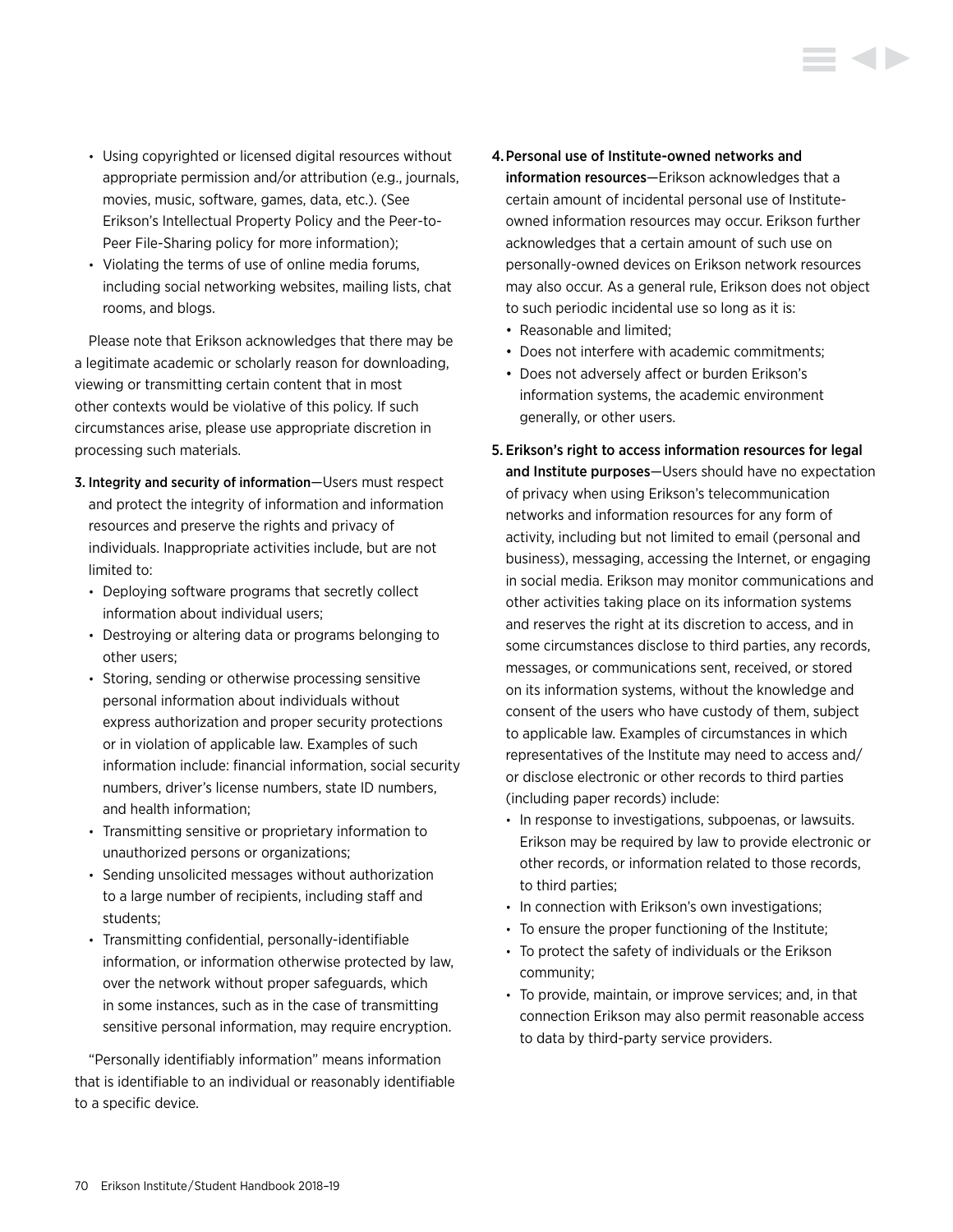- Using copyrighted or licensed digital resources without appropriate permission and/or attribution (e.g., journals, movies, music, software, games, data, etc.). (See Erikson's Intellectual Property Policy and the Peer-to-Peer File-Sharing policy for more information);
- Violating the terms of use of online media forums, including social networking websites, mailing lists, chat rooms, and blogs.

Please note that Erikson acknowledges that there may be a legitimate academic or scholarly reason for downloading, viewing or transmitting certain content that in most other contexts would be violative of this policy. If such circumstances arise, please use appropriate discretion in processing such materials.

3. **Integrity and security of information**—Users must respect and protect the integrity of information and information resources and preserve the rights and privacy of individuals. Inappropriate activities include, but are not limited to:
   - Deploying software programs that secretly collect information about individual users;
   - Destroying or altering data or programs belonging to other users;
   - Storing, sending or otherwise processing sensitive personal information about individuals without express authorization and proper security protections or in violation of applicable law. Examples of such information include: financial information, social security numbers, driver's license numbers, state ID numbers, and health information;
   - Transmitting sensitive or proprietary information to unauthorized persons or organizations;
   - Sending unsolicited messages without authorization to a large number of recipients, including staff and students;
   - Transmitting confidential, personally-identifiable information, or information otherwise protected by law, over the network without proper safeguards, which in some instances, such as in the case of transmitting sensitive personal information, may require encryption.

"Personally identifiably information" means information that is identifiable to an individual or reasonably identifiable to a specific device.

4. **Personal use of Institute-owned networks and information resources**—Erikson acknowledges that a certain amount of incidental personal use of Institute-owned information resources may occur. Erikson further acknowledges that a certain amount of such use on personally-owned devices on Erikson network resources may also occur. As a general rule, Erikson does not object to such periodic incidental use so long as it is:
   - Reasonable and limited;
   - Does not interfere with academic commitments;
   - Does not adversely affect or burden Erikson's information systems, the academic environment generally, or other users.

5. **Erikson's right to access information resources for legal and Institute purposes**—Users should have no expectation of privacy when using Erikson's telecommunication networks and information resources for any form of activity, including but not limited to email (personal and business), messaging, accessing the Internet, or engaging in social media. Erikson may monitor communications and other activities taking place on its information systems and reserves the right at its discretion to access, and in some circumstances disclose to third parties, any records, messages, or communications sent, received, or stored on its information systems, without the knowledge and consent of the users who have custody of them, subject to applicable law. Examples of circumstances in which representatives of the Institute may need to access and/or disclose electronic or other records to third parties (including paper records) include:
   - In response to investigations, subpoenas, or lawsuits. Erikson may be required by law to provide electronic or other records, or information related to those records, to third parties;
   - In connection with Erikson's own investigations;
   - To ensure the proper functioning of the Institute;
   - To protect the safety of individuals or the Erikson community;
   - To provide, maintain, or improve services; and, in that connection Erikson may also permit reasonable access to data by third-party service providers.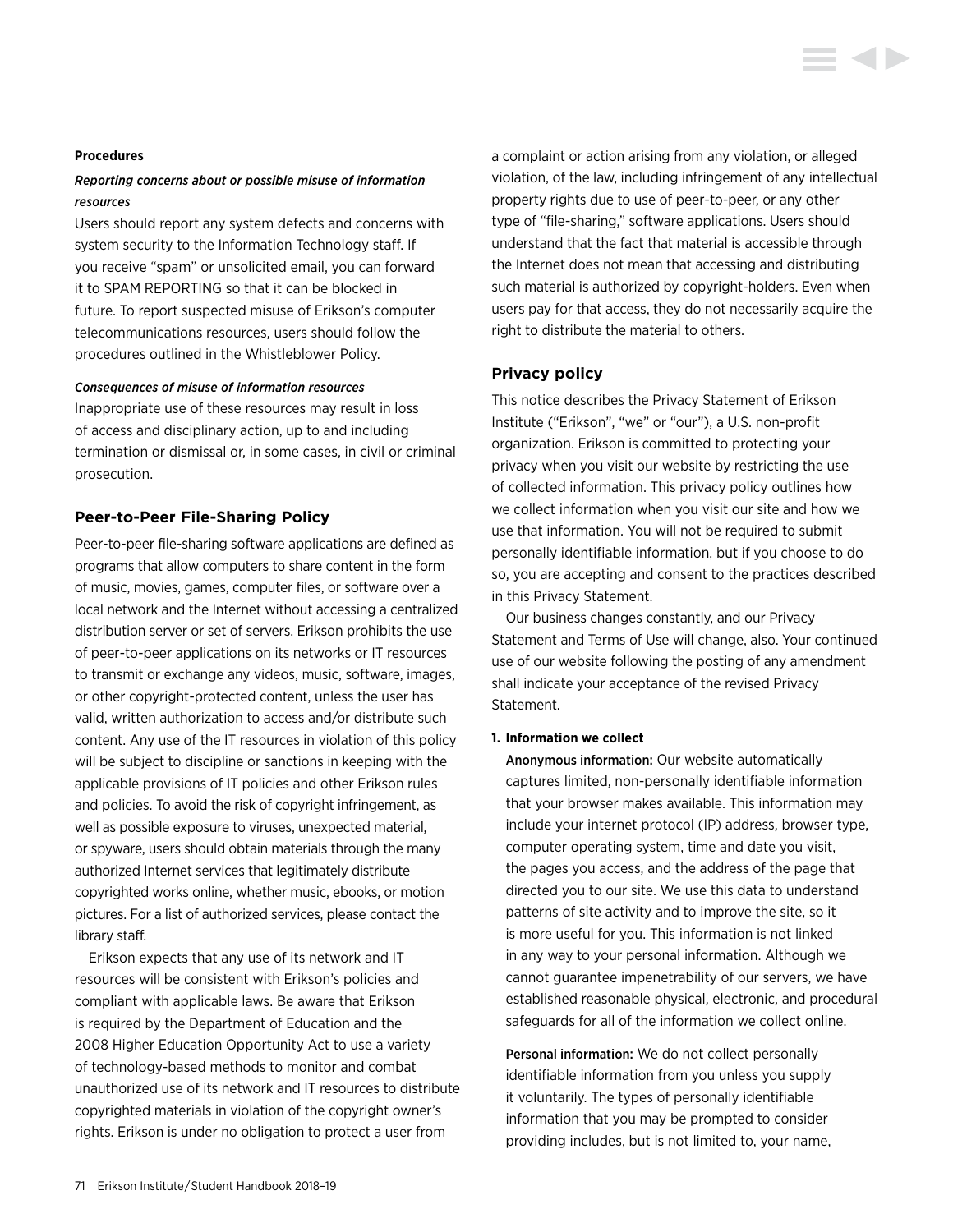**Procedures**

***Reporting concerns about or possible misuse of information resources***

Users should report any system defects and concerns with system security to the Information Technology staff. If you receive "spam" or unsolicited email, you can forward it to SPAM REPORTING so that it can be blocked in future. To report suspected misuse of Erikson's computer telecommunications resources, users should follow the procedures outlined in the Whistleblower Policy.

***Consequences of misuse of information resources***

Inappropriate use of these resources may result in loss of access and disciplinary action, up to and including termination or dismissal or, in some cases, in civil or criminal prosecution.

## Peer-to-Peer File-Sharing Policy

Peer-to-peer file-sharing software applications are defined as programs that allow computers to share content in the form of music, movies, games, computer files, or software over a local network and the Internet without accessing a centralized distribution server or set of servers. Erikson prohibits the use of peer-to-peer applications on its networks or IT resources to transmit or exchange any videos, music, software, images, or other copyright-protected content, unless the user has valid, written authorization to access and/or distribute such content. Any use of the IT resources in violation of this policy will be subject to discipline or sanctions in keeping with the applicable provisions of IT policies and other Erikson rules and policies. To avoid the risk of copyright infringement, as well as possible exposure to viruses, unexpected material, or spyware, users should obtain materials through the many authorized Internet services that legitimately distribute copyrighted works online, whether music, ebooks, or motion pictures. For a list of authorized services, please contact the library staff.

Erikson expects that any use of its network and IT resources will be consistent with Erikson's policies and compliant with applicable laws. Be aware that Erikson is required by the Department of Education and the 2008 Higher Education Opportunity Act to use a variety of technology-based methods to monitor and combat unauthorized use of its network and IT resources to distribute copyrighted materials in violation of the copyright owner's rights. Erikson is under no obligation to protect a user from a complaint or action arising from any violation, or alleged violation, of the law, including infringement of any intellectual property rights due to use of peer-to-peer, or any other type of "file-sharing," software applications. Users should understand that the fact that material is accessible through the Internet does not mean that accessing and distributing such material is authorized by copyright-holders. Even when users pay for that access, they do not necessarily acquire the right to distribute the material to others.

## Privacy policy

This notice describes the Privacy Statement of Erikson Institute ("Erikson", "we" or "our"), a U.S. non-profit organization. Erikson is committed to protecting your privacy when you visit our website by restricting the use of collected information. This privacy policy outlines how we collect information when you visit our site and how we use that information. You will not be required to submit personally identifiable information, but if you choose to do so, you are accepting and consent to the practices described in this Privacy Statement.

Our business changes constantly, and our Privacy Statement and Terms of Use will change, also. Your continued use of our website following the posting of any amendment shall indicate your acceptance of the revised Privacy Statement.

**1. Information we collect**

**Anonymous information:** Our website automatically captures limited, non-personally identifiable information that your browser makes available. This information may include your internet protocol (IP) address, browser type, computer operating system, time and date you visit, the pages you access, and the address of the page that directed you to our site. We use this data to understand patterns of site activity and to improve the site, so it is more useful for you. This information is not linked in any way to your personal information. Although we cannot guarantee impenetrability of our servers, we have established reasonable physical, electronic, and procedural safeguards for all of the information we collect online.

**Personal information:** We do not collect personally identifiable information from you unless you supply it voluntarily. The types of personally identifiable information that you may be prompted to consider providing includes, but is not limited to, your name,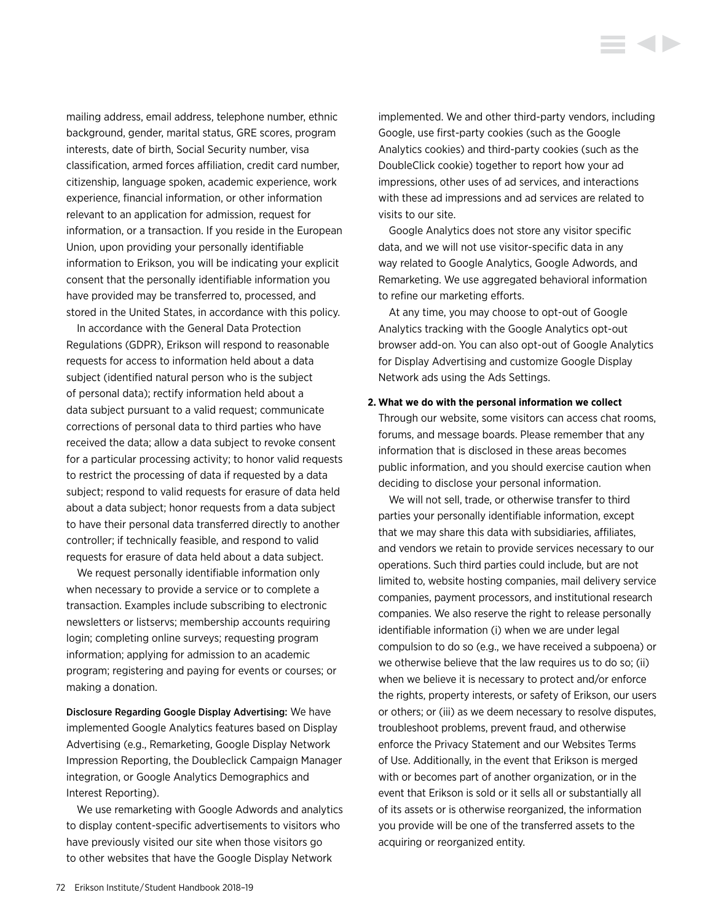mailing address, email address, telephone number, ethnic background, gender, marital status, GRE scores, program interests, date of birth, Social Security number, visa classification, armed forces affiliation, credit card number, citizenship, language spoken, academic experience, work experience, financial information, or other information relevant to an application for admission, request for information, or a transaction. If you reside in the European Union, upon providing your personally identifiable information to Erikson, you will be indicating your explicit consent that the personally identifiable information you have provided may be transferred to, processed, and stored in the United States, in accordance with this policy.

In accordance with the General Data Protection Regulations (GDPR), Erikson will respond to reasonable requests for access to information held about a data subject (identified natural person who is the subject of personal data); rectify information held about a data subject pursuant to a valid request; communicate corrections of personal data to third parties who have received the data; allow a data subject to revoke consent for a particular processing activity; to honor valid requests to restrict the processing of data if requested by a data subject; respond to valid requests for erasure of data held about a data subject; honor requests from a data subject to have their personal data transferred directly to another controller; if technically feasible, and respond to valid requests for erasure of data held about a data subject.

We request personally identifiable information only when necessary to provide a service or to complete a transaction. Examples include subscribing to electronic newsletters or listservs; membership accounts requiring login; completing online surveys; requesting program information; applying for admission to an academic program; registering and paying for events or courses; or making a donation.

**Disclosure Regarding Google Display Advertising:** We have implemented Google Analytics features based on Display Advertising (e.g., Remarketing, Google Display Network Impression Reporting, the Doubleclick Campaign Manager integration, or Google Analytics Demographics and Interest Reporting).

We use remarketing with Google Adwords and analytics to display content-specific advertisements to visitors who have previously visited our site when those visitors go to other websites that have the Google Display Network implemented. We and other third-party vendors, including Google, use first-party cookies (such as the Google Analytics cookies) and third-party cookies (such as the DoubleClick cookie) together to report how your ad impressions, other uses of ad services, and interactions with these ad impressions and ad services are related to visits to our site.

Google Analytics does not store any visitor specific data, and we will not use visitor-specific data in any way related to Google Analytics, Google Adwords, and Remarketing. We use aggregated behavioral information to refine our marketing efforts.

At any time, you may choose to opt-out of Google Analytics tracking with the Google Analytics opt-out browser add-on. You can also opt-out of Google Analytics for Display Advertising and customize Google Display Network ads using the Ads Settings.

**2. What we do with the personal information we collect**

Through our website, some visitors can access chat rooms, forums, and message boards. Please remember that any information that is disclosed in these areas becomes public information, and you should exercise caution when deciding to disclose your personal information.

We will not sell, trade, or otherwise transfer to third parties your personally identifiable information, except that we may share this data with subsidiaries, affiliates, and vendors we retain to provide services necessary to our operations. Such third parties could include, but are not limited to, website hosting companies, mail delivery service companies, payment processors, and institutional research companies. We also reserve the right to release personally identifiable information (i) when we are under legal compulsion to do so (e.g., we have received a subpoena) or we otherwise believe that the law requires us to do so; (ii) when we believe it is necessary to protect and/or enforce the rights, property interests, or safety of Erikson, our users or others; or (iii) as we deem necessary to resolve disputes, troubleshoot problems, prevent fraud, and otherwise enforce the Privacy Statement and our Websites Terms of Use. Additionally, in the event that Erikson is merged with or becomes part of another organization, or in the event that Erikson is sold or it sells all or substantially all of its assets or is otherwise reorganized, the information you provide will be one of the transferred assets to the acquiring or reorganized entity.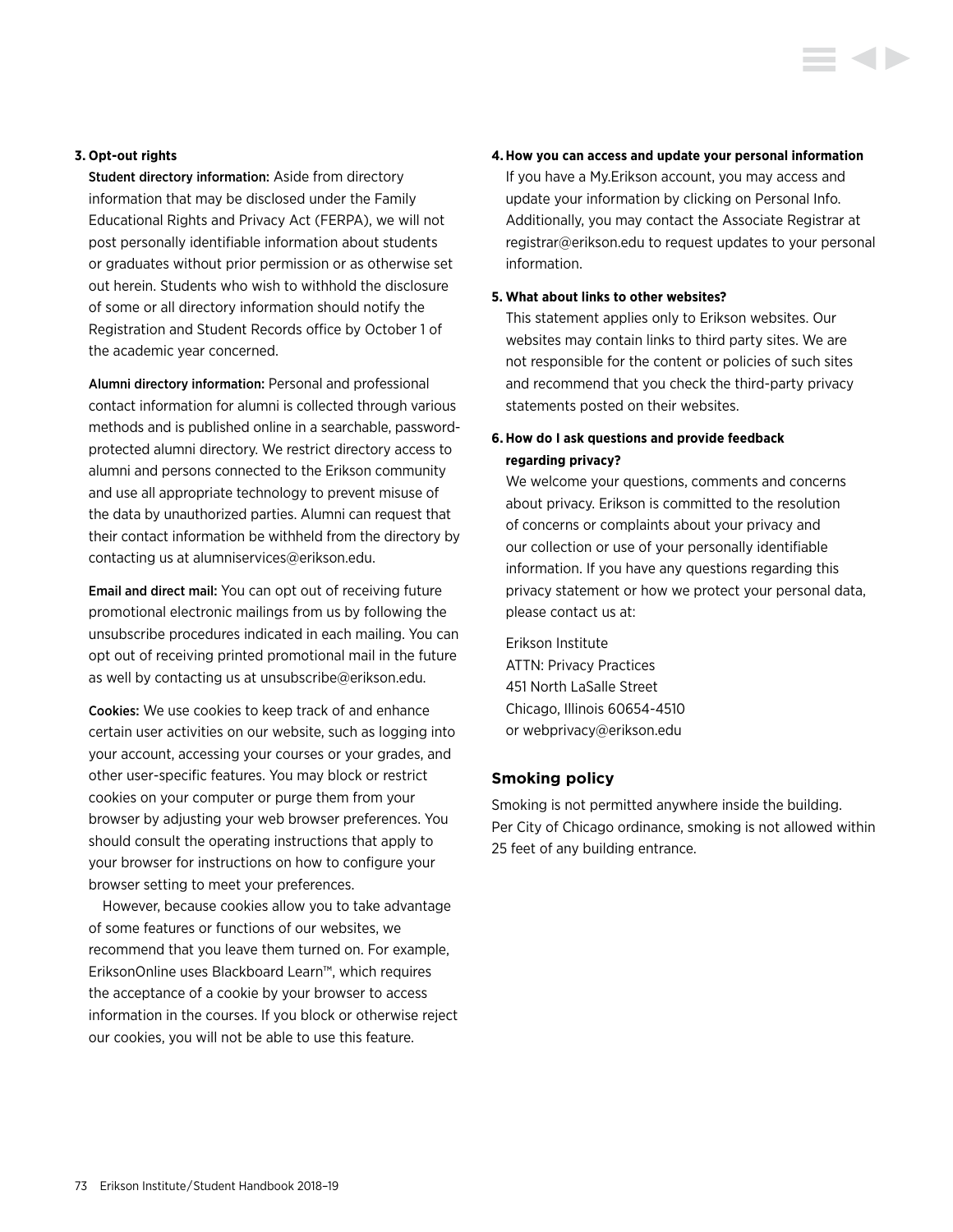**3. Opt-out rights**

**Student directory information:** Aside from directory information that may be disclosed under the Family Educational Rights and Privacy Act (FERPA), we will not post personally identifiable information about students or graduates without prior permission or as otherwise set out herein. Students who wish to withhold the disclosure of some or all directory information should notify the Registration and Student Records office by October 1 of the academic year concerned.

**Alumni directory information:** Personal and professional contact information for alumni is collected through various methods and is published online in a searchable, password-protected alumni directory. We restrict directory access to alumni and persons connected to the Erikson community and use all appropriate technology to prevent misuse of the data by unauthorized parties. Alumni can request that their contact information be withheld from the directory by contacting us at alumniservices@erikson.edu.

**Email and direct mail:** You can opt out of receiving future promotional electronic mailings from us by following the unsubscribe procedures indicated in each mailing. You can opt out of receiving printed promotional mail in the future as well by contacting us at unsubscribe@erikson.edu.

**Cookies:** We use cookies to keep track of and enhance certain user activities on our website, such as logging into your account, accessing your courses or your grades, and other user-specific features. You may block or restrict cookies on your computer or purge them from your browser by adjusting your web browser preferences. You should consult the operating instructions that apply to your browser for instructions on how to configure your browser setting to meet your preferences.

However, because cookies allow you to take advantage of some features or functions of our websites, we recommend that you leave them turned on. For example, EriksonOnline uses Blackboard Learn™, which requires the acceptance of a cookie by your browser to access information in the courses. If you block or otherwise reject our cookies, you will not be able to use this feature.

**4. How you can access and update your personal information**

If you have a My.Erikson account, you may access and update your information by clicking on Personal Info. Additionally, you may contact the Associate Registrar at registrar@erikson.edu to request updates to your personal information.

**5. What about links to other websites?**

This statement applies only to Erikson websites. Our websites may contain links to third party sites. We are not responsible for the content or policies of such sites and recommend that you check the third-party privacy statements posted on their websites.

**6. How do I ask questions and provide feedback regarding privacy?**

We welcome your questions, comments and concerns about privacy. Erikson is committed to the resolution of concerns or complaints about your privacy and our collection or use of your personally identifiable information. If you have any questions regarding this privacy statement or how we protect your personal data, please contact us at:

Erikson Institute
ATTN: Privacy Practices
451 North LaSalle Street
Chicago, Illinois 60654-4510
or webprivacy@erikson.edu

## Smoking policy

Smoking is not permitted anywhere inside the building. Per City of Chicago ordinance, smoking is not allowed within 25 feet of any building entrance.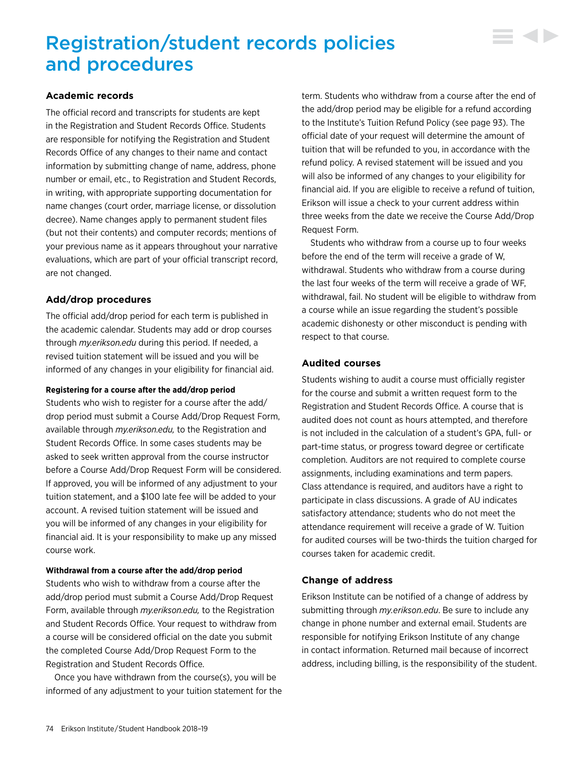# Registration/student records policies and procedures

## Academic records

The official record and transcripts for students are kept in the Registration and Student Records Office. Students are responsible for notifying the Registration and Student Records Office of any changes to their name and contact information by submitting change of name, address, phone number or email, etc., to Registration and Student Records, in writing, with appropriate supporting documentation for name changes (court order, marriage license, or dissolution decree). Name changes apply to permanent student files (but not their contents) and computer records; mentions of your previous name as it appears throughout your narrative evaluations, which are part of your official transcript record, are not changed.

## Add/drop procedures

The official add/drop period for each term is published in the academic calendar. Students may add or drop courses through *my.erikson.edu* during this period. If needed, a revised tuition statement will be issued and you will be informed of any changes in your eligibility for financial aid.

### Registering for a course after the add/drop period

Students who wish to register for a course after the add/drop period must submit a Course Add/Drop Request Form, available through *my.erikson.edu,* to the Registration and Student Records Office. In some cases students may be asked to seek written approval from the course instructor before a Course Add/Drop Request Form will be considered. If approved, you will be informed of any adjustment to your tuition statement, and a $100 late fee will be added to your account. A revised tuition statement will be issued and you will be informed of any changes in your eligibility for financial aid. It is your responsibility to make up any missed course work.

### Withdrawal from a course after the add/drop period

Students who wish to withdraw from a course after the add/drop period must submit a Course Add/Drop Request Form, available through *my.erikson.edu,* to the Registration and Student Records Office. Your request to withdraw from a course will be considered official on the date you submit the completed Course Add/Drop Request Form to the Registration and Student Records Office.

Once you have withdrawn from the course(s), you will be informed of any adjustment to your tuition statement for the term. Students who withdraw from a course after the end of the add/drop period may be eligible for a refund according to the Institute's Tuition Refund Policy (see page 93). The official date of your request will determine the amount of tuition that will be refunded to you, in accordance with the refund policy. A revised statement will be issued and you will also be informed of any changes to your eligibility for financial aid. If you are eligible to receive a refund of tuition, Erikson will issue a check to your current address within three weeks from the date we receive the Course Add/Drop Request Form.

Students who withdraw from a course up to four weeks before the end of the term will receive a grade of W, withdrawal. Students who withdraw from a course during the last four weeks of the term will receive a grade of WF, withdrawal, fail. No student will be eligible to withdraw from a course while an issue regarding the student's possible academic dishonesty or other misconduct is pending with respect to that course.

## Audited courses

Students wishing to audit a course must officially register for the course and submit a written request form to the Registration and Student Records Office. A course that is audited does not count as hours attempted, and therefore is not included in the calculation of a student's GPA, full- or part-time status, or progress toward degree or certificate completion. Auditors are not required to complete course assignments, including examinations and term papers. Class attendance is required, and auditors have a right to participate in class discussions. A grade of AU indicates satisfactory attendance; students who do not meet the attendance requirement will receive a grade of W. Tuition for audited courses will be two-thirds the tuition charged for courses taken for academic credit.

## Change of address

Erikson Institute can be notified of a change of address by submitting through *my.erikson.edu*. Be sure to include any change in phone number and external email. Students are responsible for notifying Erikson Institute of any change in contact information. Returned mail because of incorrect address, including billing, is the responsibility of the student.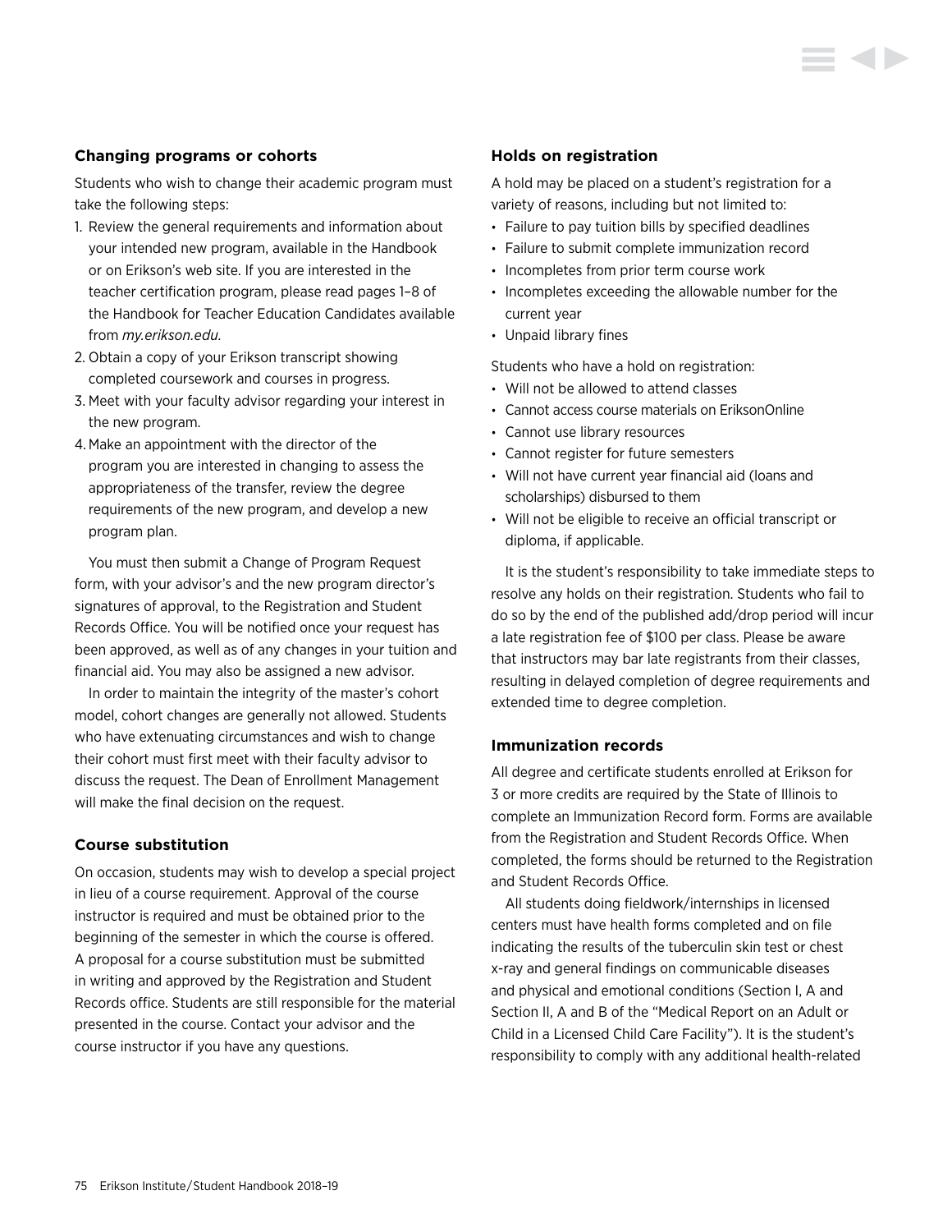### Changing programs or cohorts

Students who wish to change their academic program must take the following steps:

1. Review the general requirements and information about your intended new program, available in the Handbook or on Erikson's web site. If you are interested in the teacher certification program, please read pages 1–8 of the Handbook for Teacher Education Candidates available from *my.erikson.edu.*
2. Obtain a copy of your Erikson transcript showing completed coursework and courses in progress.
3. Meet with your faculty advisor regarding your interest in the new program.
4. Make an appointment with the director of the program you are interested in changing to assess the appropriateness of the transfer, review the degree requirements of the new program, and develop a new program plan.

You must then submit a Change of Program Request form, with your advisor's and the new program director's signatures of approval, to the Registration and Student Records Office. You will be notified once your request has been approved, as well as of any changes in your tuition and financial aid. You may also be assigned a new advisor.

In order to maintain the integrity of the master's cohort model, cohort changes are generally not allowed. Students who have extenuating circumstances and wish to change their cohort must first meet with their faculty advisor to discuss the request. The Dean of Enrollment Management will make the final decision on the request.

### Course substitution

On occasion, students may wish to develop a special project in lieu of a course requirement. Approval of the course instructor is required and must be obtained prior to the beginning of the semester in which the course is offered. A proposal for a course substitution must be submitted in writing and approved by the Registration and Student Records office. Students are still responsible for the material presented in the course. Contact your advisor and the course instructor if you have any questions.

### Holds on registration

A hold may be placed on a student's registration for a variety of reasons, including but not limited to:

- Failure to pay tuition bills by specified deadlines
- Failure to submit complete immunization record
- Incompletes from prior term course work
- Incompletes exceeding the allowable number for the current year
- Unpaid library fines

Students who have a hold on registration:

- Will not be allowed to attend classes
- Cannot access course materials on EriksonOnline
- Cannot use library resources
- Cannot register for future semesters
- Will not have current year financial aid (loans and scholarships) disbursed to them
- Will not be eligible to receive an official transcript or diploma, if applicable.

It is the student's responsibility to take immediate steps to resolve any holds on their registration. Students who fail to do so by the end of the published add/drop period will incur a late registration fee of $100 per class. Please be aware that instructors may bar late registrants from their classes, resulting in delayed completion of degree requirements and extended time to degree completion.

### Immunization records

All degree and certificate students enrolled at Erikson for 3 or more credits are required by the State of Illinois to complete an Immunization Record form. Forms are available from the Registration and Student Records Office. When completed, the forms should be returned to the Registration and Student Records Office.

All students doing fieldwork/internships in licensed centers must have health forms completed and on file indicating the results of the tuberculin skin test or chest x-ray and general findings on communicable diseases and physical and emotional conditions (Section I, A and Section II, A and B of the "Medical Report on an Adult or Child in a Licensed Child Care Facility"). It is the student's responsibility to comply with any additional health-related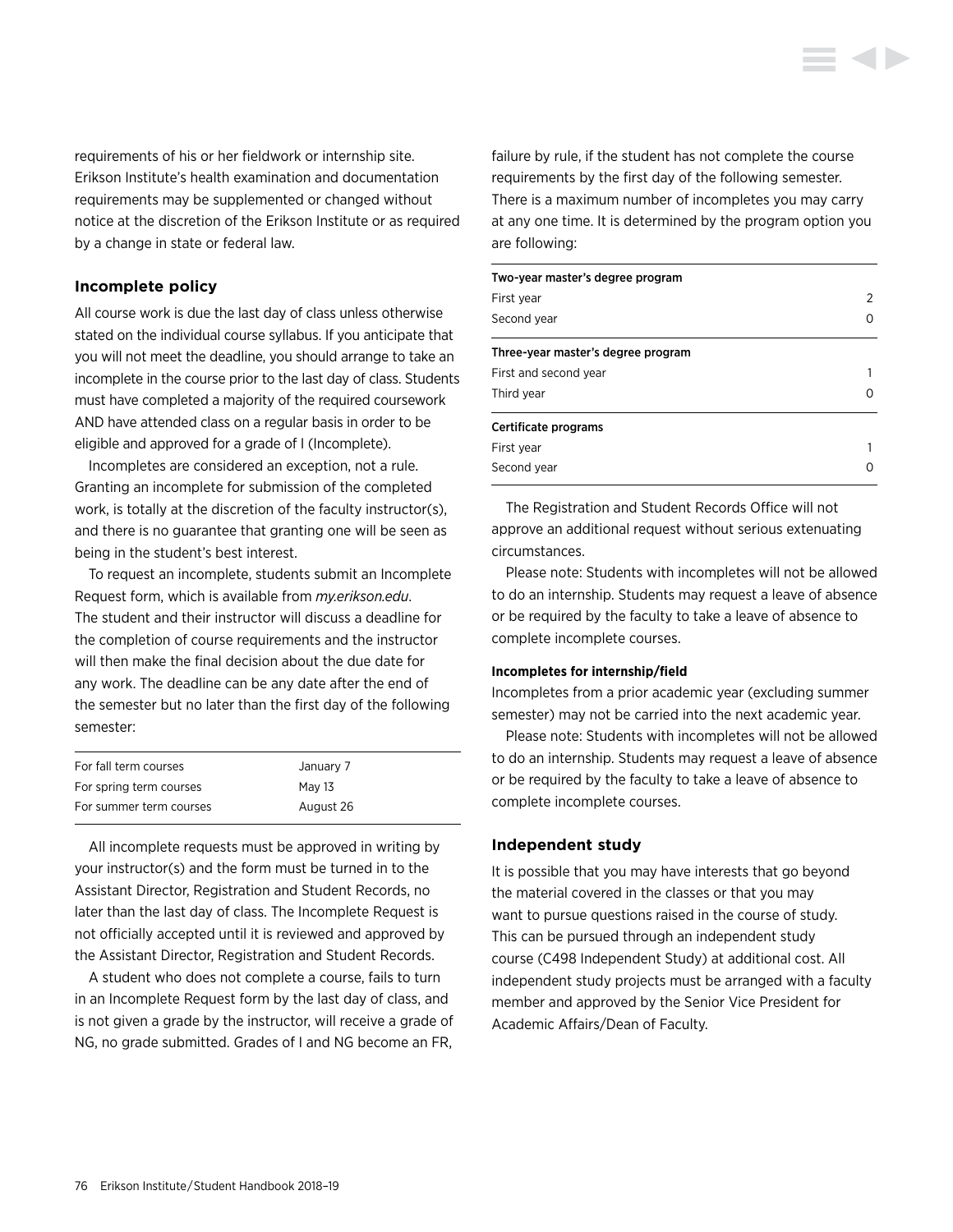requirements of his or her fieldwork or internship site. Erikson Institute's health examination and documentation requirements may be supplemented or changed without notice at the discretion of the Erikson Institute or as required by a change in state or federal law.

### Incomplete policy

All course work is due the last day of class unless otherwise stated on the individual course syllabus. If you anticipate that you will not meet the deadline, you should arrange to take an incomplete in the course prior to the last day of class. Students must have completed a majority of the required coursework AND have attended class on a regular basis in order to be eligible and approved for a grade of I (Incomplete).

Incompletes are considered an exception, not a rule. Granting an incomplete for submission of the completed work, is totally at the discretion of the faculty instructor(s), and there is no guarantee that granting one will be seen as being in the student's best interest.

To request an incomplete, students submit an Incomplete Request form, which is available from *my.erikson.edu*. The student and their instructor will discuss a deadline for the completion of course requirements and the instructor will then make the final decision about the due date for any work. The deadline can be any date after the end of the semester but no later than the first day of the following semester:

| | |
|---|---|
| For fall term courses | January 7 |
| For spring term courses | May 13 |
| For summer term courses | August 26 |

All incomplete requests must be approved in writing by your instructor(s) and the form must be turned in to the Assistant Director, Registration and Student Records, no later than the last day of class. The Incomplete Request is not officially accepted until it is reviewed and approved by the Assistant Director, Registration and Student Records.

A student who does not complete a course, fails to turn in an Incomplete Request form by the last day of class, and is not given a grade by the instructor, will receive a grade of NG, no grade submitted. Grades of I and NG become an FR, failure by rule, if the student has not complete the course requirements by the first day of the following semester. There is a maximum number of incompletes you may carry at any one time. It is determined by the program option you are following:

| | |
|---|---|
| **Two-year master's degree program** | |
| First year | 2 |
| Second year | 0 |
| **Three-year master's degree program** | |
| First and second year | 1 |
| Third year | 0 |
| **Certificate programs** | |
| First year | 1 |
| Second year | 0 |

The Registration and Student Records Office will not approve an additional request without serious extenuating circumstances.

Please note: Students with incompletes will not be allowed to do an internship. Students may request a leave of absence or be required by the faculty to take a leave of absence to complete incomplete courses.

#### Incompletes for internship/field

Incompletes from a prior academic year (excluding summer semester) may not be carried into the next academic year.

Please note: Students with incompletes will not be allowed to do an internship. Students may request a leave of absence or be required by the faculty to take a leave of absence to complete incomplete courses.

### Independent study

It is possible that you may have interests that go beyond the material covered in the classes or that you may want to pursue questions raised in the course of study. This can be pursued through an independent study course (C498 Independent Study) at additional cost. All independent study projects must be arranged with a faculty member and approved by the Senior Vice President for Academic Affairs/Dean of Faculty.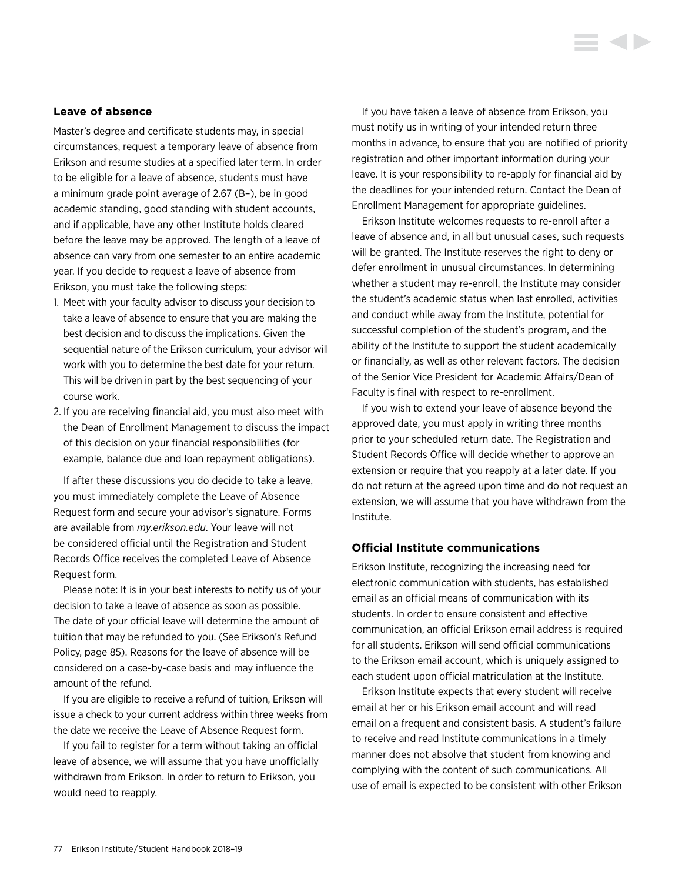### Leave of absence

Master's degree and certificate students may, in special circumstances, request a temporary leave of absence from Erikson and resume studies at a specified later term. In order to be eligible for a leave of absence, students must have a minimum grade point average of 2.67 (B–), be in good academic standing, good standing with student accounts, and if applicable, have any other Institute holds cleared before the leave may be approved. The length of a leave of absence can vary from one semester to an entire academic year. If you decide to request a leave of absence from Erikson, you must take the following steps:

1. Meet with your faculty advisor to discuss your decision to take a leave of absence to ensure that you are making the best decision and to discuss the implications. Given the sequential nature of the Erikson curriculum, your advisor will work with you to determine the best date for your return. This will be driven in part by the best sequencing of your course work.
2. If you are receiving financial aid, you must also meet with the Dean of Enrollment Management to discuss the impact of this decision on your financial responsibilities (for example, balance due and loan repayment obligations).

If after these discussions you do decide to take a leave, you must immediately complete the Leave of Absence Request form and secure your advisor's signature. Forms are available from *my.erikson.edu*. Your leave will not be considered official until the Registration and Student Records Office receives the completed Leave of Absence Request form.

Please note: It is in your best interests to notify us of your decision to take a leave of absence as soon as possible. The date of your official leave will determine the amount of tuition that may be refunded to you. (See Erikson's Refund Policy, page 85). Reasons for the leave of absence will be considered on a case-by-case basis and may influence the amount of the refund.

If you are eligible to receive a refund of tuition, Erikson will issue a check to your current address within three weeks from the date we receive the Leave of Absence Request form.

If you fail to register for a term without taking an official leave of absence, we will assume that you have unofficially withdrawn from Erikson. In order to return to Erikson, you would need to reapply.

If you have taken a leave of absence from Erikson, you must notify us in writing of your intended return three months in advance, to ensure that you are notified of priority registration and other important information during your leave. It is your responsibility to re-apply for financial aid by the deadlines for your intended return. Contact the Dean of Enrollment Management for appropriate guidelines.

Erikson Institute welcomes requests to re-enroll after a leave of absence and, in all but unusual cases, such requests will be granted. The Institute reserves the right to deny or defer enrollment in unusual circumstances. In determining whether a student may re-enroll, the Institute may consider the student's academic status when last enrolled, activities and conduct while away from the Institute, potential for successful completion of the student's program, and the ability of the Institute to support the student academically or financially, as well as other relevant factors. The decision of the Senior Vice President for Academic Affairs/Dean of Faculty is final with respect to re-enrollment.

If you wish to extend your leave of absence beyond the approved date, you must apply in writing three months prior to your scheduled return date. The Registration and Student Records Office will decide whether to approve an extension or require that you reapply at a later date. If you do not return at the agreed upon time and do not request an extension, we will assume that you have withdrawn from the Institute.

### Official Institute communications

Erikson Institute, recognizing the increasing need for electronic communication with students, has established email as an official means of communication with its students. In order to ensure consistent and effective communication, an official Erikson email address is required for all students. Erikson will send official communications to the Erikson email account, which is uniquely assigned to each student upon official matriculation at the Institute.

Erikson Institute expects that every student will receive email at her or his Erikson email account and will read email on a frequent and consistent basis. A student's failure to receive and read Institute communications in a timely manner does not absolve that student from knowing and complying with the content of such communications. All use of email is expected to be consistent with other Erikson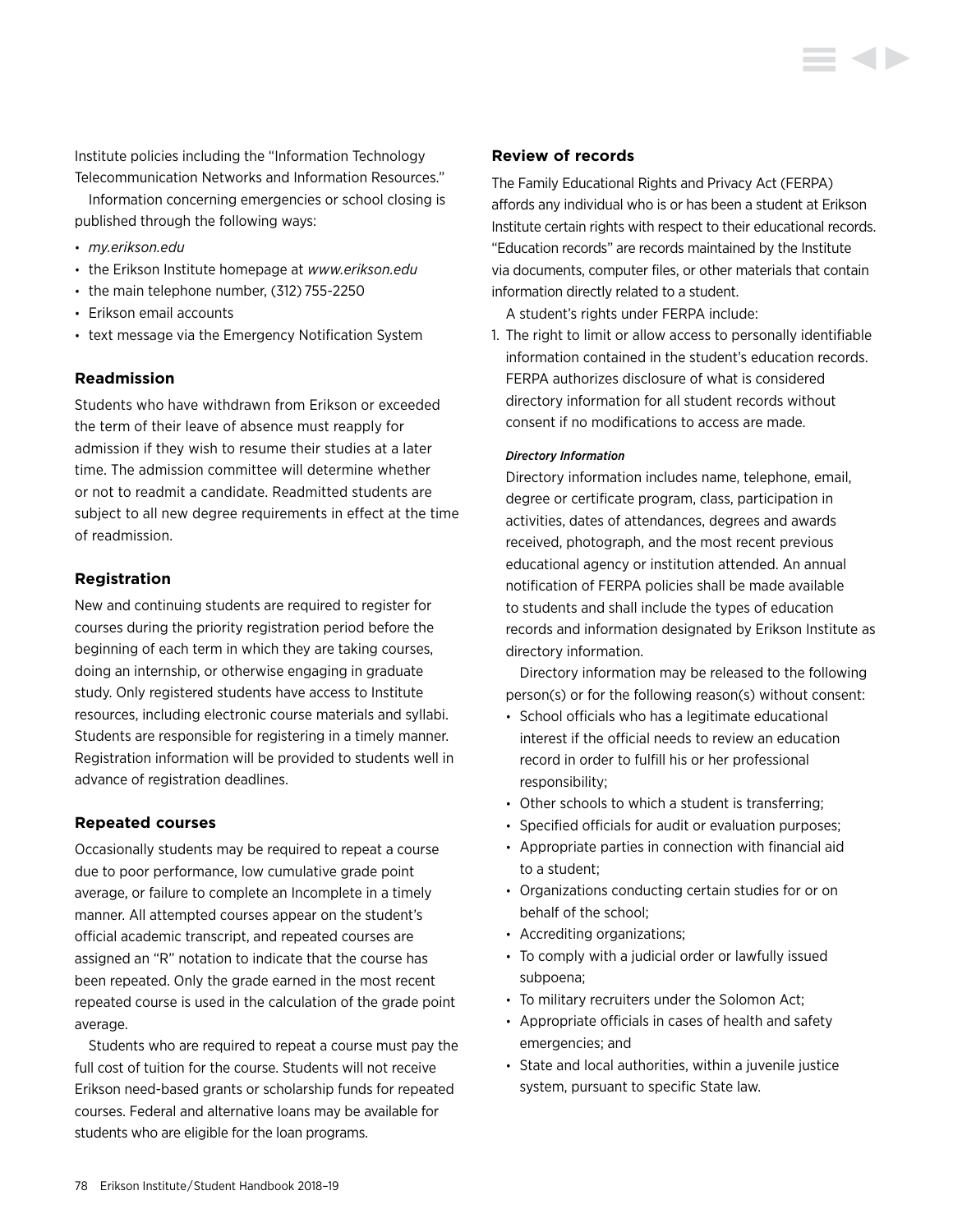Institute policies including the "Information Technology Telecommunication Networks and Information Resources."

Information concerning emergencies or school closing is published through the following ways:

- *my.erikson.edu*
- the Erikson Institute homepage at *www.erikson.edu*
- the main telephone number, (312) 755-2250
- Erikson email accounts
- text message via the Emergency Notification System

### Readmission

Students who have withdrawn from Erikson or exceeded the term of their leave of absence must reapply for admission if they wish to resume their studies at a later time. The admission committee will determine whether or not to readmit a candidate. Readmitted students are subject to all new degree requirements in effect at the time of readmission.

### Registration

New and continuing students are required to register for courses during the priority registration period before the beginning of each term in which they are taking courses, doing an internship, or otherwise engaging in graduate study. Only registered students have access to Institute resources, including electronic course materials and syllabi. Students are responsible for registering in a timely manner. Registration information will be provided to students well in advance of registration deadlines.

### Repeated courses

Occasionally students may be required to repeat a course due to poor performance, low cumulative grade point average, or failure to complete an Incomplete in a timely manner. All attempted courses appear on the student's official academic transcript, and repeated courses are assigned an "R" notation to indicate that the course has been repeated. Only the grade earned in the most recent repeated course is used in the calculation of the grade point average.

Students who are required to repeat a course must pay the full cost of tuition for the course. Students will not receive Erikson need-based grants or scholarship funds for repeated courses. Federal and alternative loans may be available for students who are eligible for the loan programs.

### Review of records

The Family Educational Rights and Privacy Act (FERPA) affords any individual who is or has been a student at Erikson Institute certain rights with respect to their educational records. "Education records" are records maintained by the Institute via documents, computer files, or other materials that contain information directly related to a student.

A student's rights under FERPA include:

1. The right to limit or allow access to personally identifiable information contained in the student's education records. FERPA authorizes disclosure of what is considered directory information for all student records without consent if no modifications to access are made.

   ***Directory Information***

   Directory information includes name, telephone, email, degree or certificate program, class, participation in activities, dates of attendances, degrees and awards received, photograph, and the most recent previous educational agency or institution attended. An annual notification of FERPA policies shall be made available to students and shall include the types of education records and information designated by Erikson Institute as directory information.

   Directory information may be released to the following person(s) or for the following reason(s) without consent:

   - School officials who has a legitimate educational interest if the official needs to review an education record in order to fulfill his or her professional responsibility;
   - Other schools to which a student is transferring;
   - Specified officials for audit or evaluation purposes;
   - Appropriate parties in connection with financial aid to a student;
   - Organizations conducting certain studies for or on behalf of the school;
   - Accrediting organizations;
   - To comply with a judicial order or lawfully issued subpoena;
   - To military recruiters under the Solomon Act;
   - Appropriate officials in cases of health and safety emergencies; and
   - State and local authorities, within a juvenile justice system, pursuant to specific State law.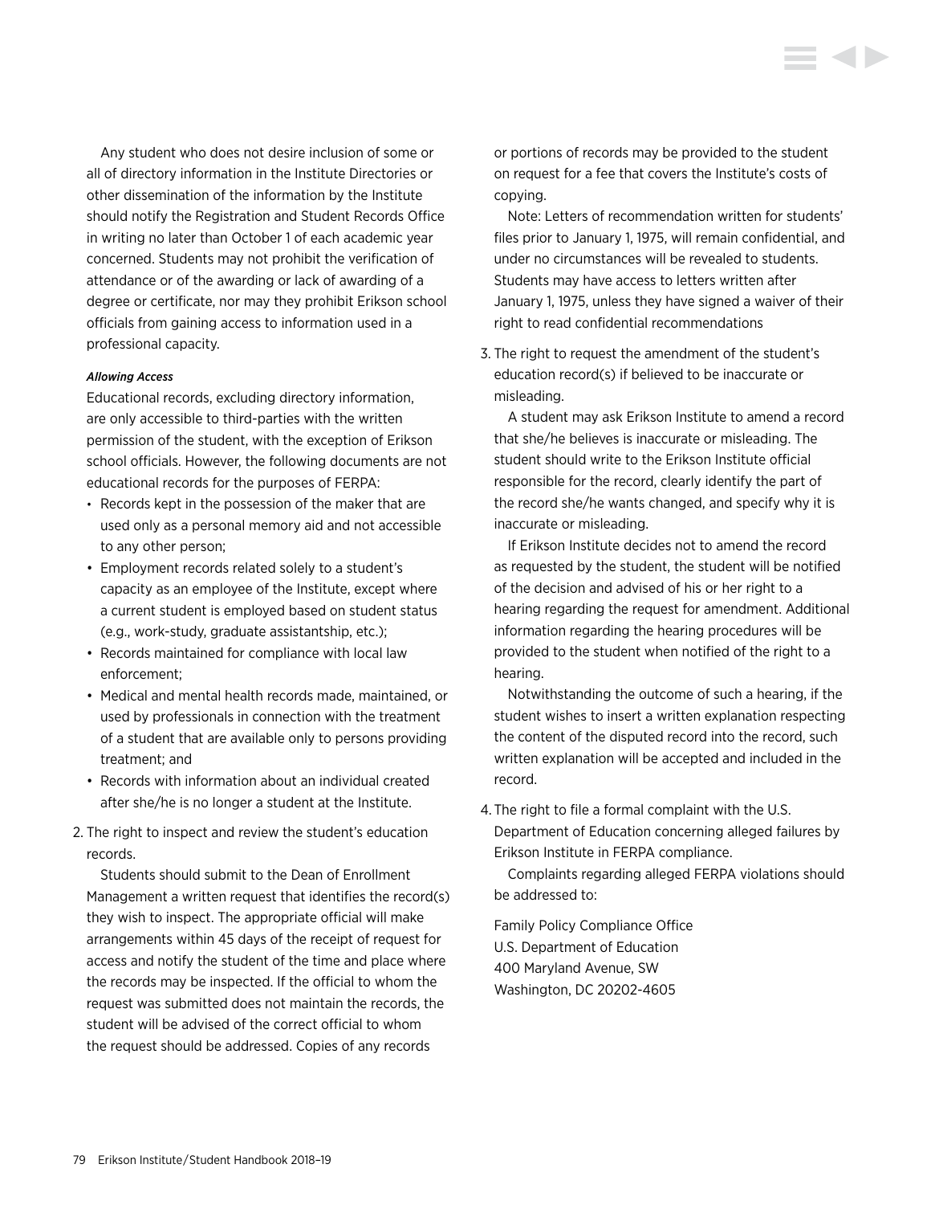Any student who does not desire inclusion of some or all of directory information in the Institute Directories or other dissemination of the information by the Institute should notify the Registration and Student Records Office in writing no later than October 1 of each academic year concerned. Students may not prohibit the verification of attendance or of the awarding or lack of awarding of a degree or certificate, nor may they prohibit Erikson school officials from gaining access to information used in a professional capacity.

***Allowing Access***

Educational records, excluding directory information, are only accessible to third-parties with the written permission of the student, with the exception of Erikson school officials. However, the following documents are not educational records for the purposes of FERPA:

- Records kept in the possession of the maker that are used only as a personal memory aid and not accessible to any other person;
- Employment records related solely to a student's capacity as an employee of the Institute, except where a current student is employed based on student status (e.g., work-study, graduate assistantship, etc.);
- Records maintained for compliance with local law enforcement;
- Medical and mental health records made, maintained, or used by professionals in connection with the treatment of a student that are available only to persons providing treatment; and
- Records with information about an individual created after she/he is no longer a student at the Institute.

2. The right to inspect and review the student's education records.

   Students should submit to the Dean of Enrollment Management a written request that identifies the record(s) they wish to inspect. The appropriate official will make arrangements within 45 days of the receipt of request for access and notify the student of the time and place where the records may be inspected. If the official to whom the request was submitted does not maintain the records, the student will be advised of the correct official to whom the request should be addressed. Copies of any records or portions of records may be provided to the student on request for a fee that covers the Institute's costs of copying.

   Note: Letters of recommendation written for students' files prior to January 1, 1975, will remain confidential, and under no circumstances will be revealed to students. Students may have access to letters written after January 1, 1975, unless they have signed a waiver of their right to read confidential recommendations

3. The right to request the amendment of the student's education record(s) if believed to be inaccurate or misleading.

   A student may ask Erikson Institute to amend a record that she/he believes is inaccurate or misleading. The student should write to the Erikson Institute official responsible for the record, clearly identify the part of the record she/he wants changed, and specify why it is inaccurate or misleading.

   If Erikson Institute decides not to amend the record as requested by the student, the student will be notified of the decision and advised of his or her right to a hearing regarding the request for amendment. Additional information regarding the hearing procedures will be provided to the student when notified of the right to a hearing.

   Notwithstanding the outcome of such a hearing, if the student wishes to insert a written explanation respecting the content of the disputed record into the record, such written explanation will be accepted and included in the record.

4. The right to file a formal complaint with the U.S. Department of Education concerning alleged failures by Erikson Institute in FERPA compliance.

   Complaints regarding alleged FERPA violations should be addressed to:

   Family Policy Compliance Office  
   U.S. Department of Education  
   400 Maryland Avenue, SW  
   Washington, DC 20202-4605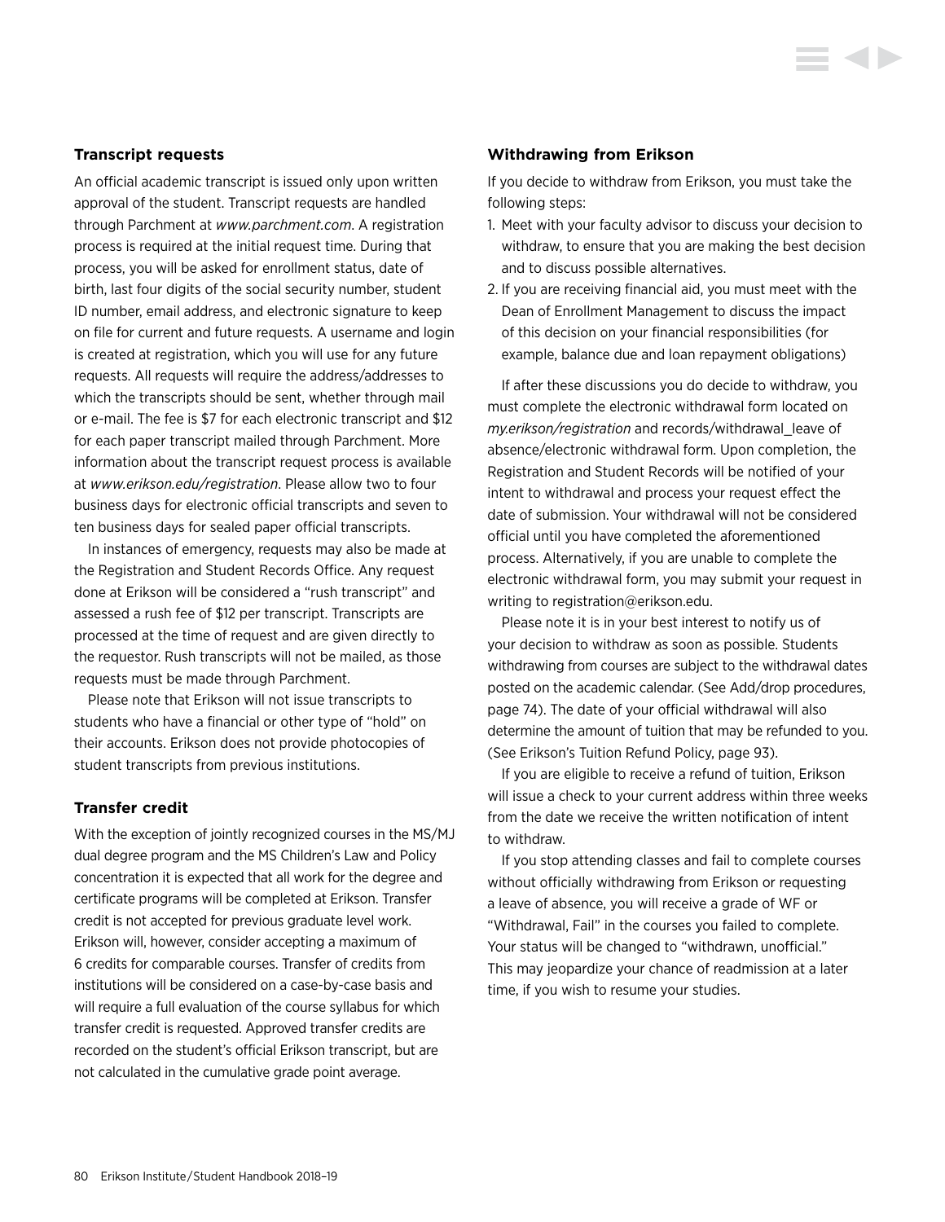### Transcript requests

An official academic transcript is issued only upon written approval of the student. Transcript requests are handled through Parchment at *www.parchment.com*. A registration process is required at the initial request time. During that process, you will be asked for enrollment status, date of birth, last four digits of the social security number, student ID number, email address, and electronic signature to keep on file for current and future requests. A username and login is created at registration, which you will use for any future requests. All requests will require the address/addresses to which the transcripts should be sent, whether through mail or e-mail. The fee is $7 for each electronic transcript and $12 for each paper transcript mailed through Parchment. More information about the transcript request process is available at *www.erikson.edu/registration*. Please allow two to four business days for electronic official transcripts and seven to ten business days for sealed paper official transcripts.

In instances of emergency, requests may also be made at the Registration and Student Records Office. Any request done at Erikson will be considered a "rush transcript" and assessed a rush fee of $12 per transcript. Transcripts are processed at the time of request and are given directly to the requestor. Rush transcripts will not be mailed, as those requests must be made through Parchment.

Please note that Erikson will not issue transcripts to students who have a financial or other type of "hold" on their accounts. Erikson does not provide photocopies of student transcripts from previous institutions.

### Transfer credit

With the exception of jointly recognized courses in the MS/MJ dual degree program and the MS Children's Law and Policy concentration it is expected that all work for the degree and certificate programs will be completed at Erikson. Transfer credit is not accepted for previous graduate level work. Erikson will, however, consider accepting a maximum of 6 credits for comparable courses. Transfer of credits from institutions will be considered on a case-by-case basis and will require a full evaluation of the course syllabus for which transfer credit is requested. Approved transfer credits are recorded on the student's official Erikson transcript, but are not calculated in the cumulative grade point average.

### Withdrawing from Erikson

If you decide to withdraw from Erikson, you must take the following steps:

1. Meet with your faculty advisor to discuss your decision to withdraw, to ensure that you are making the best decision and to discuss possible alternatives.
2. If you are receiving financial aid, you must meet with the Dean of Enrollment Management to discuss the impact of this decision on your financial responsibilities (for example, balance due and loan repayment obligations)

If after these discussions you do decide to withdraw, you must complete the electronic withdrawal form located on *my.erikson/registration* and records/withdrawal_leave of absence/electronic withdrawal form. Upon completion, the Registration and Student Records will be notified of your intent to withdrawal and process your request effect the date of submission. Your withdrawal will not be considered official until you have completed the aforementioned process. Alternatively, if you are unable to complete the electronic withdrawal form, you may submit your request in writing to registration@erikson.edu.

Please note it is in your best interest to notify us of your decision to withdraw as soon as possible. Students withdrawing from courses are subject to the withdrawal dates posted on the academic calendar. (See Add/drop procedures, page 74). The date of your official withdrawal will also determine the amount of tuition that may be refunded to you. (See Erikson's Tuition Refund Policy, page 93).

If you are eligible to receive a refund of tuition, Erikson will issue a check to your current address within three weeks from the date we receive the written notification of intent to withdraw.

If you stop attending classes and fail to complete courses without officially withdrawing from Erikson or requesting a leave of absence, you will receive a grade of WF or "Withdrawal, Fail" in the courses you failed to complete. Your status will be changed to "withdrawn, unofficial." This may jeopardize your chance of readmission at a later time, if you wish to resume your studies.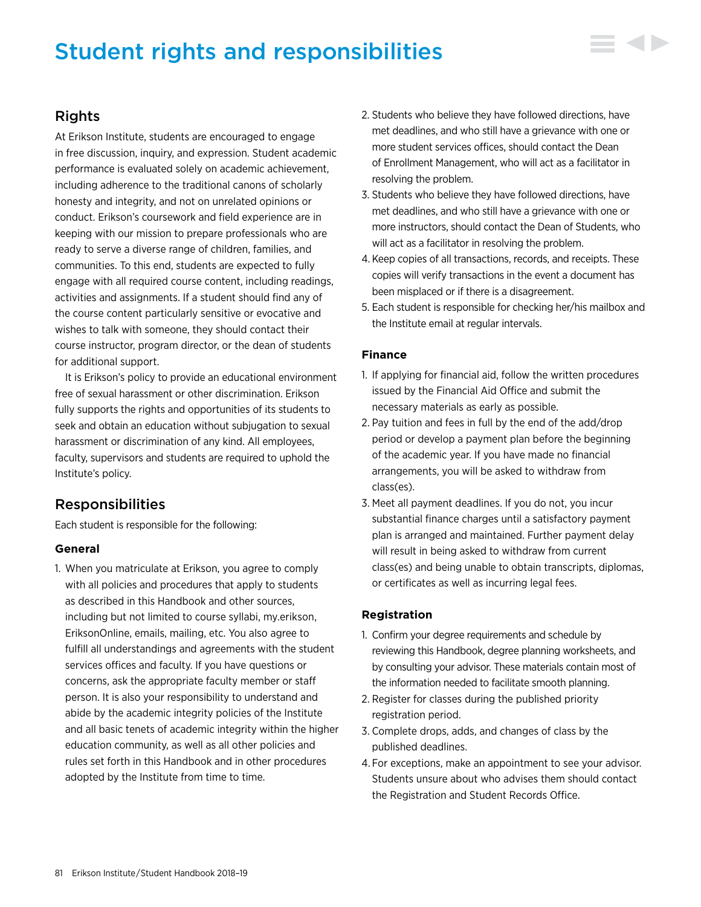# Student rights and responsibilities

## Rights

At Erikson Institute, students are encouraged to engage in free discussion, inquiry, and expression. Student academic performance is evaluated solely on academic achievement, including adherence to the traditional canons of scholarly honesty and integrity, and not on unrelated opinions or conduct. Erikson's coursework and field experience are in keeping with our mission to prepare professionals who are ready to serve a diverse range of children, families, and communities. To this end, students are expected to fully engage with all required course content, including readings, activities and assignments. If a student should find any of the course content particularly sensitive or evocative and wishes to talk with someone, they should contact their course instructor, program director, or the dean of students for additional support.

It is Erikson's policy to provide an educational environment free of sexual harassment or other discrimination. Erikson fully supports the rights and opportunities of its students to seek and obtain an education without subjugation to sexual harassment or discrimination of any kind. All employees, faculty, supervisors and students are required to uphold the Institute's policy.

## Responsibilities

Each student is responsible for the following:

### General

1. When you matriculate at Erikson, you agree to comply with all policies and procedures that apply to students as described in this Handbook and other sources, including but not limited to course syllabi, my.erikson, EriksonOnline, emails, mailing, etc. You also agree to fulfill all understandings and agreements with the student services offices and faculty. If you have questions or concerns, ask the appropriate faculty member or staff person. It is also your responsibility to understand and abide by the academic integrity policies of the Institute and all basic tenets of academic integrity within the higher education community, as well as all other policies and rules set forth in this Handbook and in other procedures adopted by the Institute from time to time.
2. Students who believe they have followed directions, have met deadlines, and who still have a grievance with one or more student services offices, should contact the Dean of Enrollment Management, who will act as a facilitator in resolving the problem.
3. Students who believe they have followed directions, have met deadlines, and who still have a grievance with one or more instructors, should contact the Dean of Students, who will act as a facilitator in resolving the problem.
4. Keep copies of all transactions, records, and receipts. These copies will verify transactions in the event a document has been misplaced or if there is a disagreement.
5. Each student is responsible for checking her/his mailbox and the Institute email at regular intervals.

### Finance

1. If applying for financial aid, follow the written procedures issued by the Financial Aid Office and submit the necessary materials as early as possible.
2. Pay tuition and fees in full by the end of the add/drop period or develop a payment plan before the beginning of the academic year. If you have made no financial arrangements, you will be asked to withdraw from class(es).
3. Meet all payment deadlines. If you do not, you incur substantial finance charges until a satisfactory payment plan is arranged and maintained. Further payment delay will result in being asked to withdraw from current class(es) and being unable to obtain transcripts, diplomas, or certificates as well as incurring legal fees.

### Registration

1. Confirm your degree requirements and schedule by reviewing this Handbook, degree planning worksheets, and by consulting your advisor. These materials contain most of the information needed to facilitate smooth planning.
2. Register for classes during the published priority registration period.
3. Complete drops, adds, and changes of class by the published deadlines.
4. For exceptions, make an appointment to see your advisor. Students unsure about who advises them should contact the Registration and Student Records Office.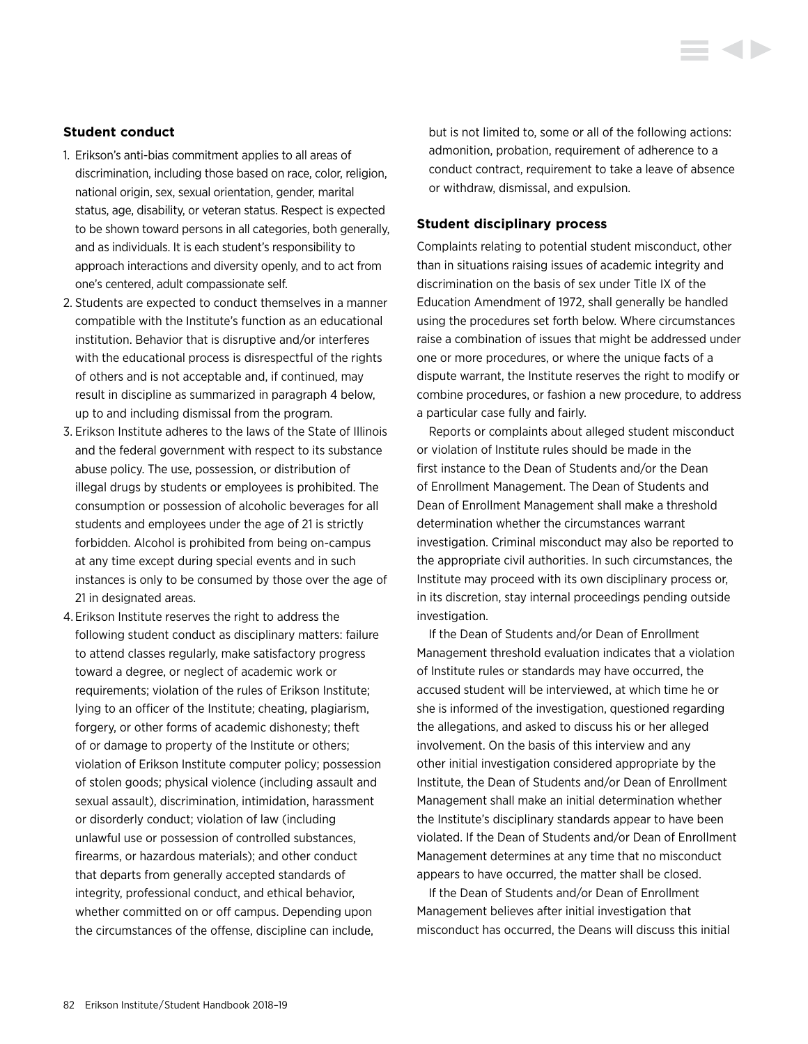### Student conduct

1. Erikson's anti-bias commitment applies to all areas of discrimination, including those based on race, color, religion, national origin, sex, sexual orientation, gender, marital status, age, disability, or veteran status. Respect is expected to be shown toward persons in all categories, both generally, and as individuals. It is each student's responsibility to approach interactions and diversity openly, and to act from one's centered, adult compassionate self.
2. Students are expected to conduct themselves in a manner compatible with the Institute's function as an educational institution. Behavior that is disruptive and/or interferes with the educational process is disrespectful of the rights of others and is not acceptable and, if continued, may result in discipline as summarized in paragraph 4 below, up to and including dismissal from the program.
3. Erikson Institute adheres to the laws of the State of Illinois and the federal government with respect to its substance abuse policy. The use, possession, or distribution of illegal drugs by students or employees is prohibited. The consumption or possession of alcoholic beverages for all students and employees under the age of 21 is strictly forbidden. Alcohol is prohibited from being on-campus at any time except during special events and in such instances is only to be consumed by those over the age of 21 in designated areas.
4. Erikson Institute reserves the right to address the following student conduct as disciplinary matters: failure to attend classes regularly, make satisfactory progress toward a degree, or neglect of academic work or requirements; violation of the rules of Erikson Institute; lying to an officer of the Institute; cheating, plagiarism, forgery, or other forms of academic dishonesty; theft of or damage to property of the Institute or others; violation of Erikson Institute computer policy; possession of stolen goods; physical violence (including assault and sexual assault), discrimination, intimidation, harassment or disorderly conduct; violation of law (including unlawful use or possession of controlled substances, firearms, or hazardous materials); and other conduct that departs from generally accepted standards of integrity, professional conduct, and ethical behavior, whether committed on or off campus. Depending upon the circumstances of the offense, discipline can include, but is not limited to, some or all of the following actions: admonition, probation, requirement of adherence to a conduct contract, requirement to take a leave of absence or withdraw, dismissal, and expulsion.

### Student disciplinary process

Complaints relating to potential student misconduct, other than in situations raising issues of academic integrity and discrimination on the basis of sex under Title IX of the Education Amendment of 1972, shall generally be handled using the procedures set forth below. Where circumstances raise a combination of issues that might be addressed under one or more procedures, or where the unique facts of a dispute warrant, the Institute reserves the right to modify or combine procedures, or fashion a new procedure, to address a particular case fully and fairly.

Reports or complaints about alleged student misconduct or violation of Institute rules should be made in the first instance to the Dean of Students and/or the Dean of Enrollment Management. The Dean of Students and Dean of Enrollment Management shall make a threshold determination whether the circumstances warrant investigation. Criminal misconduct may also be reported to the appropriate civil authorities. In such circumstances, the Institute may proceed with its own disciplinary process or, in its discretion, stay internal proceedings pending outside investigation.

If the Dean of Students and/or Dean of Enrollment Management threshold evaluation indicates that a violation of Institute rules or standards may have occurred, the accused student will be interviewed, at which time he or she is informed of the investigation, questioned regarding the allegations, and asked to discuss his or her alleged involvement. On the basis of this interview and any other initial investigation considered appropriate by the Institute, the Dean of Students and/or Dean of Enrollment Management shall make an initial determination whether the Institute's disciplinary standards appear to have been violated. If the Dean of Students and/or Dean of Enrollment Management determines at any time that no misconduct appears to have occurred, the matter shall be closed.

If the Dean of Students and/or Dean of Enrollment Management believes after initial investigation that misconduct has occurred, the Deans will discuss this initial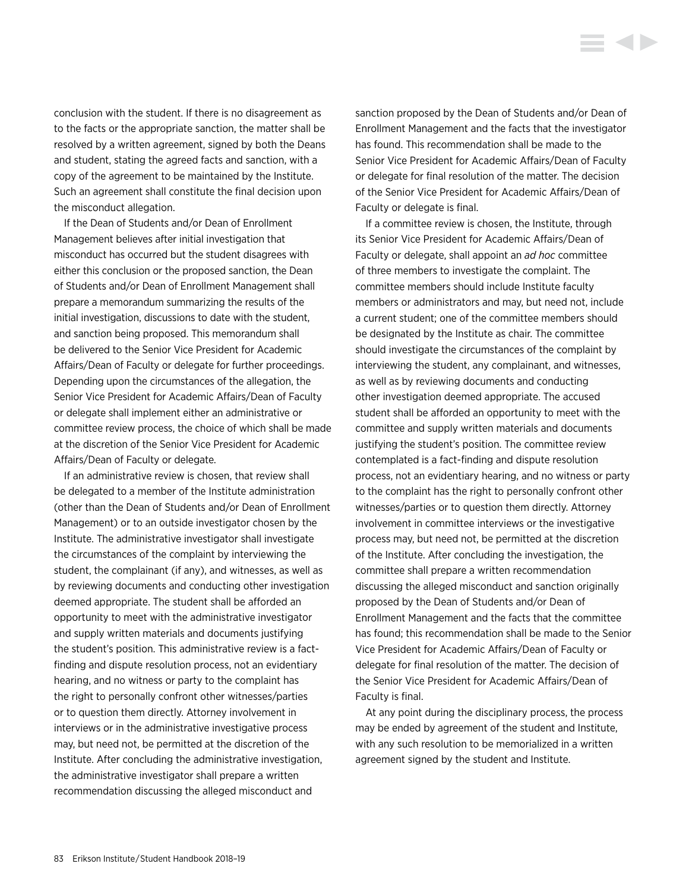conclusion with the student. If there is no disagreement as to the facts or the appropriate sanction, the matter shall be resolved by a written agreement, signed by both the Deans and student, stating the agreed facts and sanction, with a copy of the agreement to be maintained by the Institute. Such an agreement shall constitute the final decision upon the misconduct allegation.

If the Dean of Students and/or Dean of Enrollment Management believes after initial investigation that misconduct has occurred but the student disagrees with either this conclusion or the proposed sanction, the Dean of Students and/or Dean of Enrollment Management shall prepare a memorandum summarizing the results of the initial investigation, discussions to date with the student, and sanction being proposed. This memorandum shall be delivered to the Senior Vice President for Academic Affairs/Dean of Faculty or delegate for further proceedings. Depending upon the circumstances of the allegation, the Senior Vice President for Academic Affairs/Dean of Faculty or delegate shall implement either an administrative or committee review process, the choice of which shall be made at the discretion of the Senior Vice President for Academic Affairs/Dean of Faculty or delegate.

If an administrative review is chosen, that review shall be delegated to a member of the Institute administration (other than the Dean of Students and/or Dean of Enrollment Management) or to an outside investigator chosen by the Institute. The administrative investigator shall investigate the circumstances of the complaint by interviewing the student, the complainant (if any), and witnesses, as well as by reviewing documents and conducting other investigation deemed appropriate. The student shall be afforded an opportunity to meet with the administrative investigator and supply written materials and documents justifying the student's position. This administrative review is a fact-finding and dispute resolution process, not an evidentiary hearing, and no witness or party to the complaint has the right to personally confront other witnesses/parties or to question them directly. Attorney involvement in interviews or in the administrative investigative process may, but need not, be permitted at the discretion of the Institute. After concluding the administrative investigation, the administrative investigator shall prepare a written recommendation discussing the alleged misconduct and sanction proposed by the Dean of Students and/or Dean of Enrollment Management and the facts that the investigator has found. This recommendation shall be made to the Senior Vice President for Academic Affairs/Dean of Faculty or delegate for final resolution of the matter. The decision of the Senior Vice President for Academic Affairs/Dean of Faculty or delegate is final.

If a committee review is chosen, the Institute, through its Senior Vice President for Academic Affairs/Dean of Faculty or delegate, shall appoint an *ad hoc* committee of three members to investigate the complaint. The committee members should include Institute faculty members or administrators and may, but need not, include a current student; one of the committee members should be designated by the Institute as chair. The committee should investigate the circumstances of the complaint by interviewing the student, any complainant, and witnesses, as well as by reviewing documents and conducting other investigation deemed appropriate. The accused student shall be afforded an opportunity to meet with the committee and supply written materials and documents justifying the student's position. The committee review contemplated is a fact-finding and dispute resolution process, not an evidentiary hearing, and no witness or party to the complaint has the right to personally confront other witnesses/parties or to question them directly. Attorney involvement in committee interviews or the investigative process may, but need not, be permitted at the discretion of the Institute. After concluding the investigation, the committee shall prepare a written recommendation discussing the alleged misconduct and sanction originally proposed by the Dean of Students and/or Dean of Enrollment Management and the facts that the committee has found; this recommendation shall be made to the Senior Vice President for Academic Affairs/Dean of Faculty or delegate for final resolution of the matter. The decision of the Senior Vice President for Academic Affairs/Dean of Faculty is final.

At any point during the disciplinary process, the process may be ended by agreement of the student and Institute, with any such resolution to be memorialized in a written agreement signed by the student and Institute.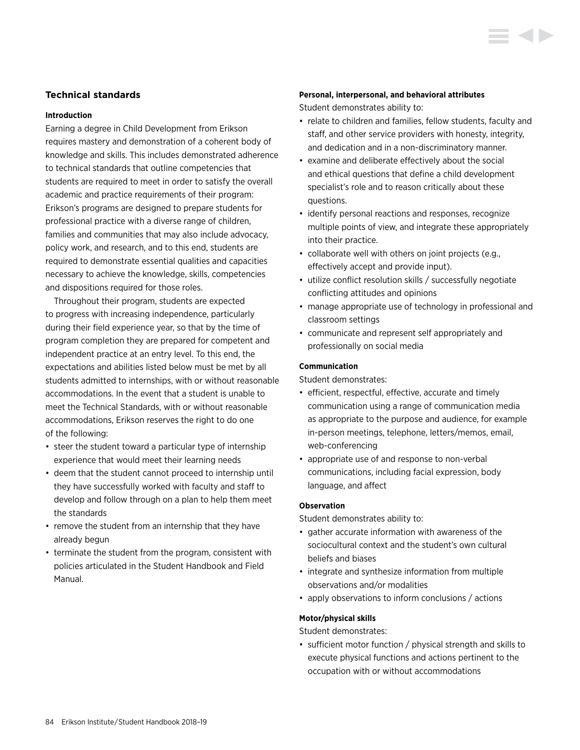## Technical standards

### Introduction

Earning a degree in Child Development from Erikson requires mastery and demonstration of a coherent body of knowledge and skills. This includes demonstrated adherence to technical standards that outline competencies that students are required to meet in order to satisfy the overall academic and practice requirements of their program: Erikson's programs are designed to prepare students for professional practice with a diverse range of children, families and communities that may also include advocacy, policy work, and research, and to this end, students are required to demonstrate essential qualities and capacities necessary to achieve the knowledge, skills, competencies and dispositions required for those roles.

Throughout their program, students are expected to progress with increasing independence, particularly during their field experience year, so that by the time of program completion they are prepared for competent and independent practice at an entry level. To this end, the expectations and abilities listed below must be met by all students admitted to internships, with or without reasonable accommodations. In the event that a student is unable to meet the Technical Standards, with or without reasonable accommodations, Erikson reserves the right to do one of the following:

- steer the student toward a particular type of internship experience that would meet their learning needs
- deem that the student cannot proceed to internship until they have successfully worked with faculty and staff to develop and follow through on a plan to help them meet the standards
- remove the student from an internship that they have already begun
- terminate the student from the program, consistent with policies articulated in the Student Handbook and Field Manual.

### Personal, interpersonal, and behavioral attributes

Student demonstrates ability to:

- relate to children and families, fellow students, faculty and staff, and other service providers with honesty, integrity, and dedication and in a non-discriminatory manner.
- examine and deliberate effectively about the social and ethical questions that define a child development specialist's role and to reason critically about these questions.
- identify personal reactions and responses, recognize multiple points of view, and integrate these appropriately into their practice.
- collaborate well with others on joint projects (e.g., effectively accept and provide input).
- utilize conflict resolution skills / successfully negotiate conflicting attitudes and opinions
- manage appropriate use of technology in professional and classroom settings
- communicate and represent self appropriately and professionally on social media

### Communication

Student demonstrates:

- efficient, respectful, effective, accurate and timely communication using a range of communication media as appropriate to the purpose and audience, for example in-person meetings, telephone, letters/memos, email, web-conferencing
- appropriate use of and response to non-verbal communications, including facial expression, body language, and affect

### Observation

Student demonstrates ability to:

- gather accurate information with awareness of the sociocultural context and the student's own cultural beliefs and biases
- integrate and synthesize information from multiple observations and/or modalities
- apply observations to inform conclusions / actions

### Motor/physical skills

Student demonstrates:

- sufficient motor function / physical strength and skills to execute physical functions and actions pertinent to the occupation with or without accommodations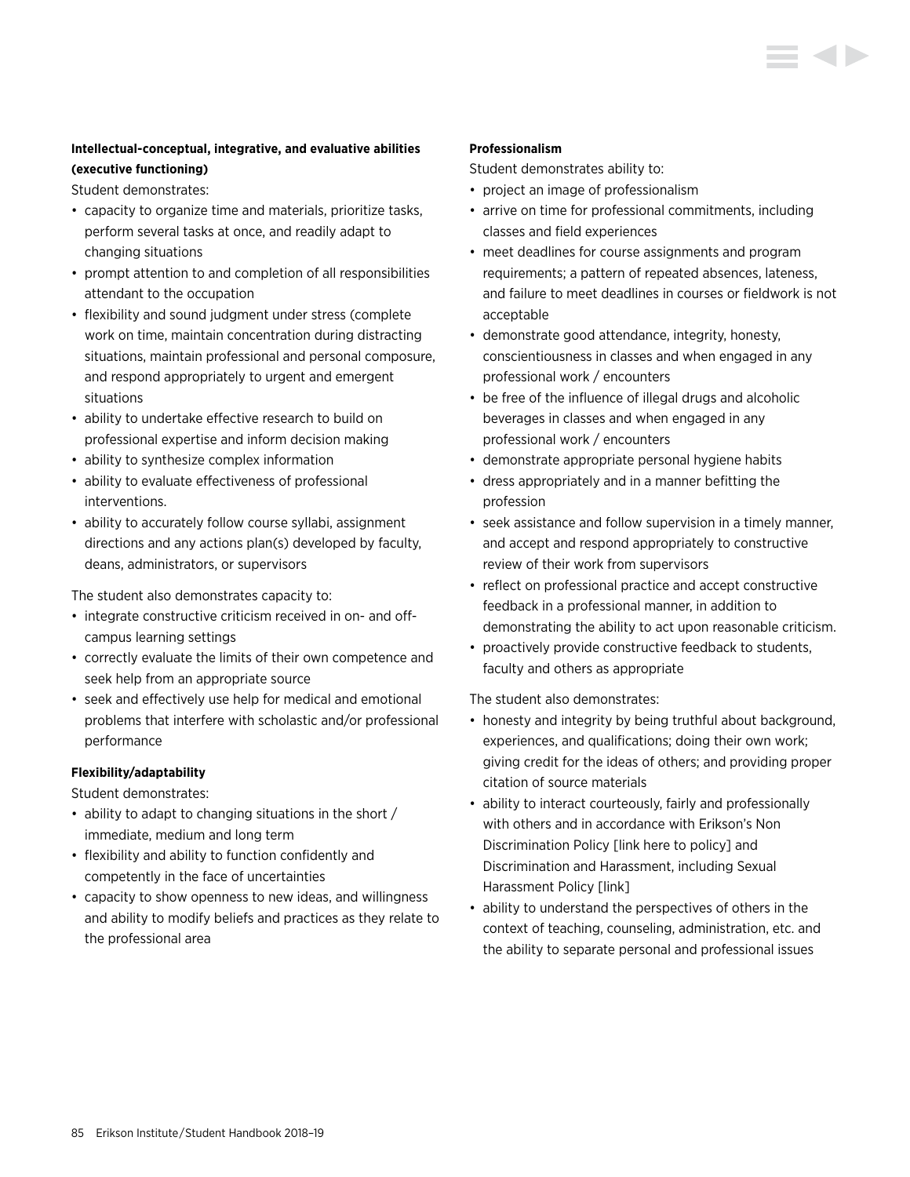**Intellectual-conceptual, integrative, and evaluative abilities (executive functioning)**

Student demonstrates:

- capacity to organize time and materials, prioritize tasks, perform several tasks at once, and readily adapt to changing situations
- prompt attention to and completion of all responsibilities attendant to the occupation
- flexibility and sound judgment under stress (complete work on time, maintain concentration during distracting situations, maintain professional and personal composure, and respond appropriately to urgent and emergent situations
- ability to undertake effective research to build on professional expertise and inform decision making
- ability to synthesize complex information
- ability to evaluate effectiveness of professional interventions.
- ability to accurately follow course syllabi, assignment directions and any actions plan(s) developed by faculty, deans, administrators, or supervisors

The student also demonstrates capacity to:

- integrate constructive criticism received in on- and off-campus learning settings
- correctly evaluate the limits of their own competence and seek help from an appropriate source
- seek and effectively use help for medical and emotional problems that interfere with scholastic and/or professional performance

**Flexibility/adaptability**

Student demonstrates:

- ability to adapt to changing situations in the short / immediate, medium and long term
- flexibility and ability to function confidently and competently in the face of uncertainties
- capacity to show openness to new ideas, and willingness and ability to modify beliefs and practices as they relate to the professional area

**Professionalism**

Student demonstrates ability to:

- project an image of professionalism
- arrive on time for professional commitments, including classes and field experiences
- meet deadlines for course assignments and program requirements; a pattern of repeated absences, lateness, and failure to meet deadlines in courses or fieldwork is not acceptable
- demonstrate good attendance, integrity, honesty, conscientiousness in classes and when engaged in any professional work / encounters
- be free of the influence of illegal drugs and alcoholic beverages in classes and when engaged in any professional work / encounters
- demonstrate appropriate personal hygiene habits
- dress appropriately and in a manner befitting the profession
- seek assistance and follow supervision in a timely manner, and accept and respond appropriately to constructive review of their work from supervisors
- reflect on professional practice and accept constructive feedback in a professional manner, in addition to demonstrating the ability to act upon reasonable criticism.
- proactively provide constructive feedback to students, faculty and others as appropriate

The student also demonstrates:

- honesty and integrity by being truthful about background, experiences, and qualifications; doing their own work; giving credit for the ideas of others; and providing proper citation of source materials
- ability to interact courteously, fairly and professionally with others and in accordance with Erikson's Non Discrimination Policy [link here to policy] and Discrimination and Harassment, including Sexual Harassment Policy [link]
- ability to understand the perspectives of others in the context of teaching, counseling, administration, etc. and the ability to separate personal and professional issues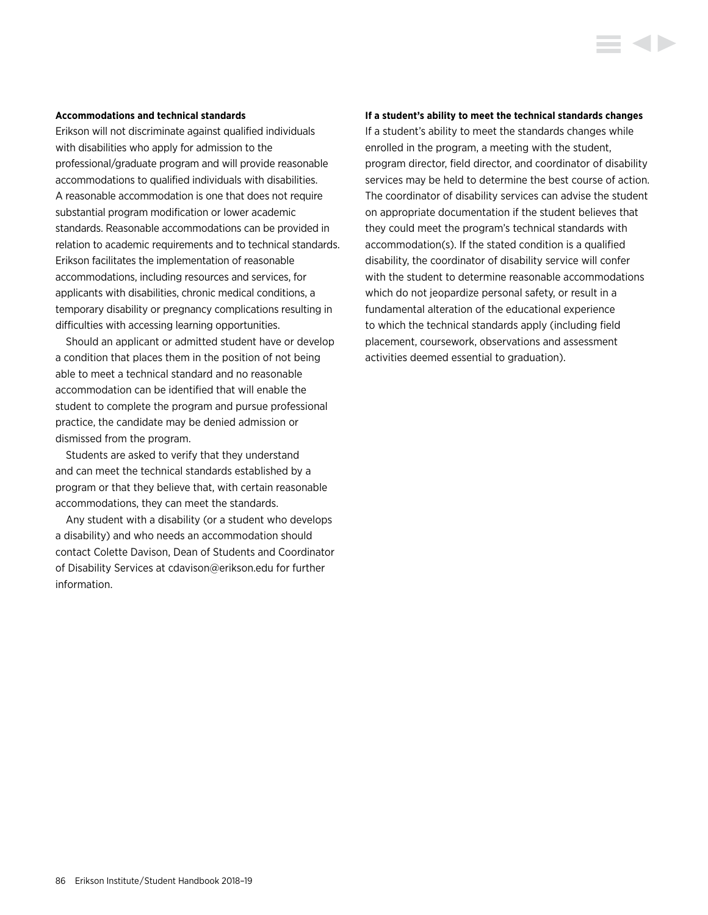**Accommodations and technical standards**

Erikson will not discriminate against qualified individuals with disabilities who apply for admission to the professional/graduate program and will provide reasonable accommodations to qualified individuals with disabilities. A reasonable accommodation is one that does not require substantial program modification or lower academic standards. Reasonable accommodations can be provided in relation to academic requirements and to technical standards. Erikson facilitates the implementation of reasonable accommodations, including resources and services, for applicants with disabilities, chronic medical conditions, a temporary disability or pregnancy complications resulting in difficulties with accessing learning opportunities.

Should an applicant or admitted student have or develop a condition that places them in the position of not being able to meet a technical standard and no reasonable accommodation can be identified that will enable the student to complete the program and pursue professional practice, the candidate may be denied admission or dismissed from the program.

Students are asked to verify that they understand and can meet the technical standards established by a program or that they believe that, with certain reasonable accommodations, they can meet the standards.

Any student with a disability (or a student who develops a disability) and who needs an accommodation should contact Colette Davison, Dean of Students and Coordinator of Disability Services at cdavison@erikson.edu for further information.

**If a student's ability to meet the technical standards changes**

If a student's ability to meet the standards changes while enrolled in the program, a meeting with the student, program director, field director, and coordinator of disability services may be held to determine the best course of action. The coordinator of disability services can advise the student on appropriate documentation if the student believes that they could meet the program's technical standards with accommodation(s). If the stated condition is a qualified disability, the coordinator of disability service will confer with the student to determine reasonable accommodations which do not jeopardize personal safety, or result in a fundamental alteration of the educational experience to which the technical standards apply (including field placement, coursework, observations and assessment activities deemed essential to graduation).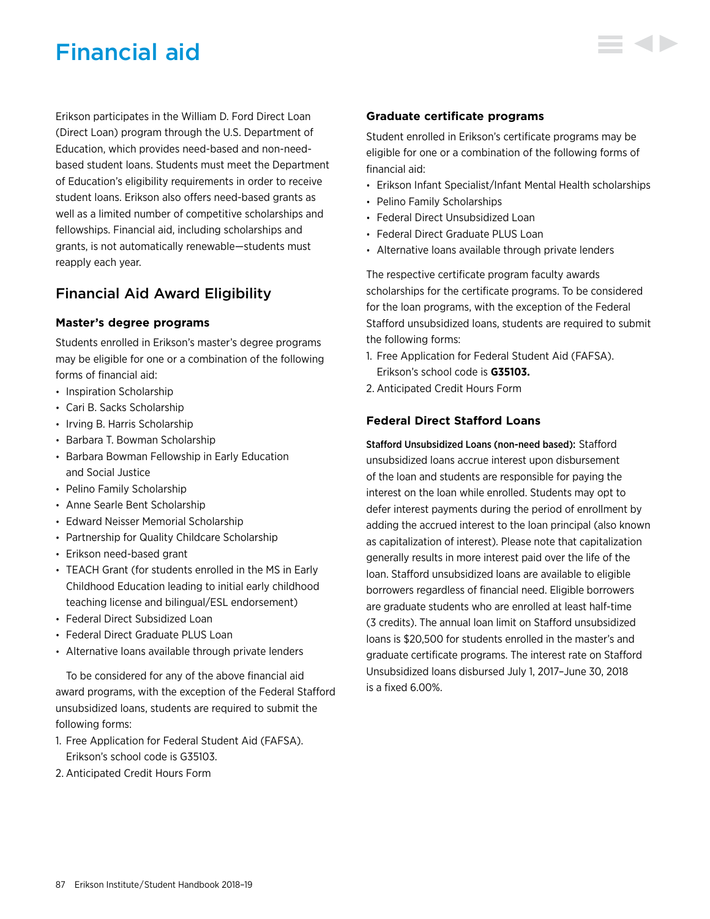# Financial aid

Erikson participates in the William D. Ford Direct Loan (Direct Loan) program through the U.S. Department of Education, which provides need-based and non-need-based student loans. Students must meet the Department of Education's eligibility requirements in order to receive student loans. Erikson also offers need-based grants as well as a limited number of competitive scholarships and fellowships. Financial aid, including scholarships and grants, is not automatically renewable—students must reapply each year.

## Financial Aid Award Eligibility

### Master's degree programs

Students enrolled in Erikson's master's degree programs may be eligible for one or a combination of the following forms of financial aid:

- Inspiration Scholarship
- Cari B. Sacks Scholarship
- Irving B. Harris Scholarship
- Barbara T. Bowman Scholarship
- Barbara Bowman Fellowship in Early Education and Social Justice
- Pelino Family Scholarship
- Anne Searle Bent Scholarship
- Edward Neisser Memorial Scholarship
- Partnership for Quality Childcare Scholarship
- Erikson need-based grant
- TEACH Grant (for students enrolled in the MS in Early Childhood Education leading to initial early childhood teaching license and bilingual/ESL endorsement)
- Federal Direct Subsidized Loan
- Federal Direct Graduate PLUS Loan
- Alternative loans available through private lenders

To be considered for any of the above financial aid award programs, with the exception of the Federal Stafford unsubsidized loans, students are required to submit the following forms:

1. Free Application for Federal Student Aid (FAFSA). Erikson's school code is G35103.
2. Anticipated Credit Hours Form

### Graduate certificate programs

Student enrolled in Erikson's certificate programs may be eligible for one or a combination of the following forms of financial aid:

- Erikson Infant Specialist/Infant Mental Health scholarships
- Pelino Family Scholarships
- Federal Direct Unsubsidized Loan
- Federal Direct Graduate PLUS Loan
- Alternative loans available through private lenders

The respective certificate program faculty awards scholarships for the certificate programs. To be considered for the loan programs, with the exception of the Federal Stafford unsubsidized loans, students are required to submit the following forms:

1. Free Application for Federal Student Aid (FAFSA). Erikson's school code is **G35103.**
2. Anticipated Credit Hours Form

### Federal Direct Stafford Loans

**Stafford Unsubsidized Loans (non-need based):** Stafford unsubsidized loans accrue interest upon disbursement of the loan and students are responsible for paying the interest on the loan while enrolled. Students may opt to defer interest payments during the period of enrollment by adding the accrued interest to the loan principal (also known as capitalization of interest). Please note that capitalization generally results in more interest paid over the life of the loan. Stafford unsubsidized loans are available to eligible borrowers regardless of financial need. Eligible borrowers are graduate students who are enrolled at least half-time (3 credits). The annual loan limit on Stafford unsubsidized loans is $20,500 for students enrolled in the master's and graduate certificate programs. The interest rate on Stafford Unsubsidized loans disbursed July 1, 2017–June 30, 2018 is a fixed 6.00%.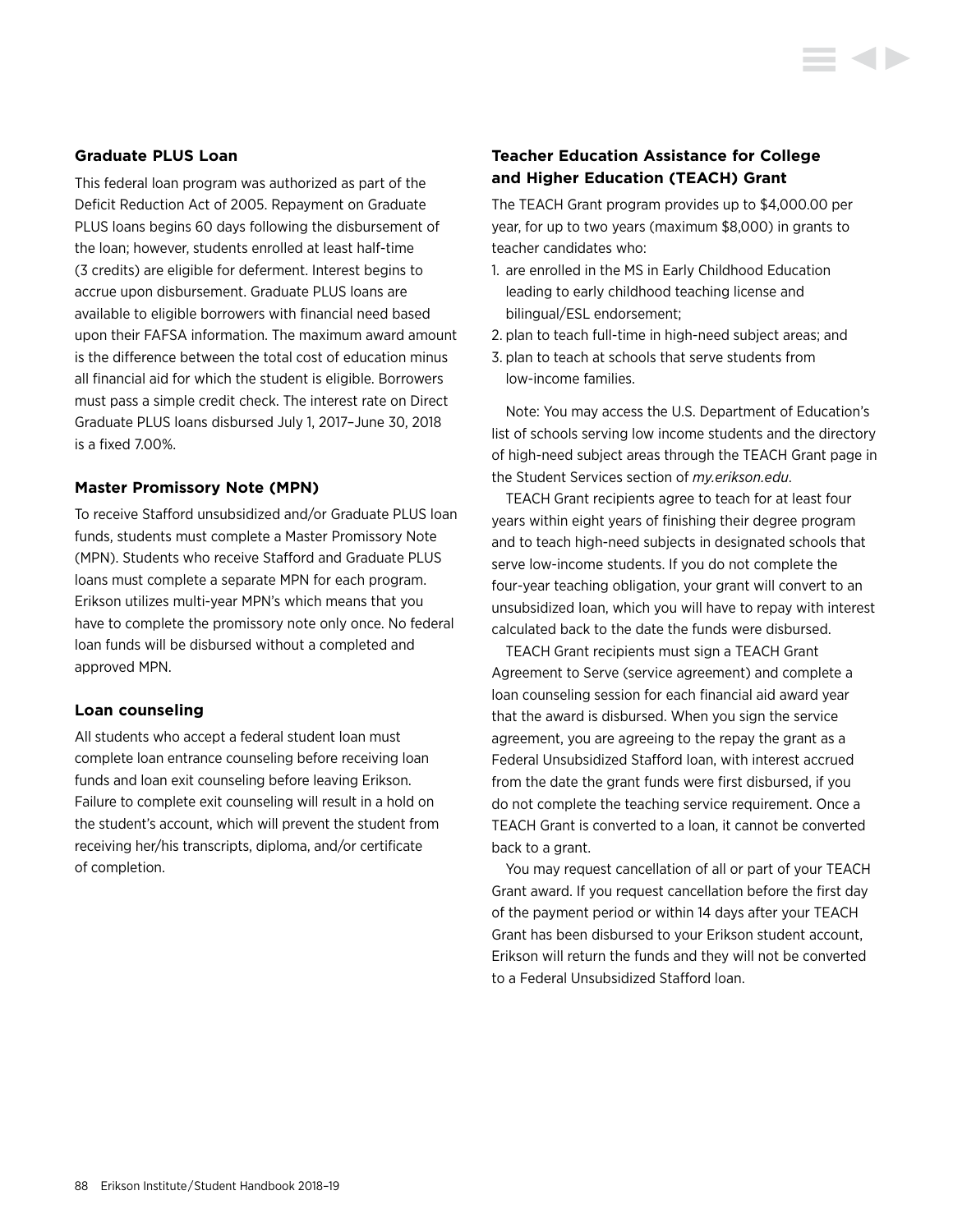### Graduate PLUS Loan

This federal loan program was authorized as part of the Deficit Reduction Act of 2005. Repayment on Graduate PLUS loans begins 60 days following the disbursement of the loan; however, students enrolled at least half-time (3 credits) are eligible for deferment. Interest begins to accrue upon disbursement. Graduate PLUS loans are available to eligible borrowers with financial need based upon their FAFSA information. The maximum award amount is the difference between the total cost of education minus all financial aid for which the student is eligible. Borrowers must pass a simple credit check. The interest rate on Direct Graduate PLUS loans disbursed July 1, 2017–June 30, 2018 is a fixed 7.00%.

### Master Promissory Note (MPN)

To receive Stafford unsubsidized and/or Graduate PLUS loan funds, students must complete a Master Promissory Note (MPN). Students who receive Stafford and Graduate PLUS loans must complete a separate MPN for each program. Erikson utilizes multi-year MPN's which means that you have to complete the promissory note only once. No federal loan funds will be disbursed without a completed and approved MPN.

### Loan counseling

All students who accept a federal student loan must complete loan entrance counseling before receiving loan funds and loan exit counseling before leaving Erikson. Failure to complete exit counseling will result in a hold on the student's account, which will prevent the student from receiving her/his transcripts, diploma, and/or certificate of completion.

### Teacher Education Assistance for College and Higher Education (TEACH) Grant

The TEACH Grant program provides up to $4,000.00 per year, for up to two years (maximum $8,000) in grants to teacher candidates who:

1. are enrolled in the MS in Early Childhood Education leading to early childhood teaching license and bilingual/ESL endorsement;
2. plan to teach full-time in high-need subject areas; and
3. plan to teach at schools that serve students from low-income families.

Note: You may access the U.S. Department of Education's list of schools serving low income students and the directory of high-need subject areas through the TEACH Grant page in the Student Services section of *my.erikson.edu*.

TEACH Grant recipients agree to teach for at least four years within eight years of finishing their degree program and to teach high-need subjects in designated schools that serve low-income students. If you do not complete the four-year teaching obligation, your grant will convert to an unsubsidized loan, which you will have to repay with interest calculated back to the date the funds were disbursed.

TEACH Grant recipients must sign a TEACH Grant Agreement to Serve (service agreement) and complete a loan counseling session for each financial aid award year that the award is disbursed. When you sign the service agreement, you are agreeing to the repay the grant as a Federal Unsubsidized Stafford loan, with interest accrued from the date the grant funds were first disbursed, if you do not complete the teaching service requirement. Once a TEACH Grant is converted to a loan, it cannot be converted back to a grant.

You may request cancellation of all or part of your TEACH Grant award. If you request cancellation before the first day of the payment period or within 14 days after your TEACH Grant has been disbursed to your Erikson student account, Erikson will return the funds and they will not be converted to a Federal Unsubsidized Stafford loan.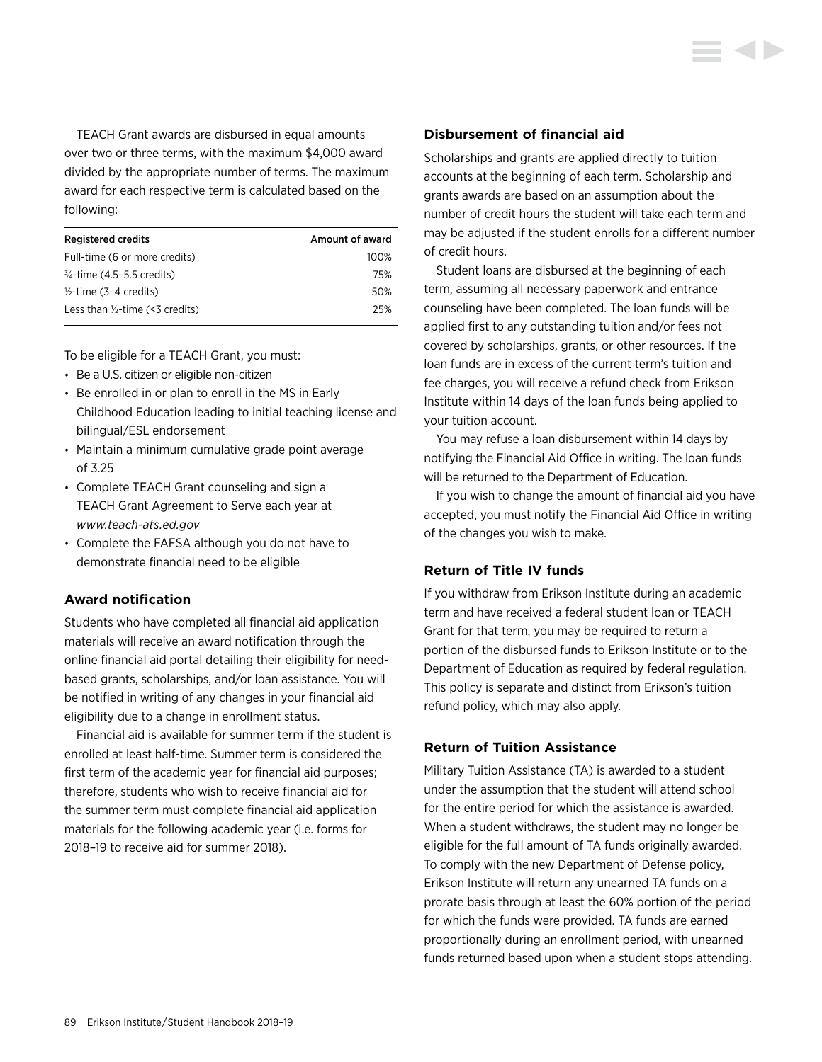TEACH Grant awards are disbursed in equal amounts over two or three terms, with the maximum $4,000 award divided by the appropriate number of terms. The maximum award for each respective term is calculated based on the following:

| Registered credits | Amount of award |
|---|---|
| Full-time (6 or more credits) | 100% |
| ¾-time (4.5–5.5 credits) | 75% |
| ½-time (3–4 credits) | 50% |
| Less than ½-time (<3 credits) | 25% |

To be eligible for a TEACH Grant, you must:

- Be a U.S. citizen or eligible non-citizen
- Be enrolled in or plan to enroll in the MS in Early Childhood Education leading to initial teaching license and bilingual/ESL endorsement
- Maintain a minimum cumulative grade point average of 3.25
- Complete TEACH Grant counseling and sign a TEACH Grant Agreement to Serve each year at *www.teach-ats.ed.gov*
- Complete the FAFSA although you do not have to demonstrate financial need to be eligible

### Award notification

Students who have completed all financial aid application materials will receive an award notification through the online financial aid portal detailing their eligibility for need-based grants, scholarships, and/or loan assistance. You will be notified in writing of any changes in your financial aid eligibility due to a change in enrollment status.

Financial aid is available for summer term if the student is enrolled at least half-time. Summer term is considered the first term of the academic year for financial aid purposes; therefore, students who wish to receive financial aid for the summer term must complete financial aid application materials for the following academic year (i.e. forms for 2018–19 to receive aid for summer 2018).

### Disbursement of financial aid

Scholarships and grants are applied directly to tuition accounts at the beginning of each term. Scholarship and grants awards are based on an assumption about the number of credit hours the student will take each term and may be adjusted if the student enrolls for a different number of credit hours.

Student loans are disbursed at the beginning of each term, assuming all necessary paperwork and entrance counseling have been completed. The loan funds will be applied first to any outstanding tuition and/or fees not covered by scholarships, grants, or other resources. If the loan funds are in excess of the current term's tuition and fee charges, you will receive a refund check from Erikson Institute within 14 days of the loan funds being applied to your tuition account.

You may refuse a loan disbursement within 14 days by notifying the Financial Aid Office in writing. The loan funds will be returned to the Department of Education.

If you wish to change the amount of financial aid you have accepted, you must notify the Financial Aid Office in writing of the changes you wish to make.

### Return of Title IV funds

If you withdraw from Erikson Institute during an academic term and have received a federal student loan or TEACH Grant for that term, you may be required to return a portion of the disbursed funds to Erikson Institute or to the Department of Education as required by federal regulation. This policy is separate and distinct from Erikson's tuition refund policy, which may also apply.

### Return of Tuition Assistance

Military Tuition Assistance (TA) is awarded to a student under the assumption that the student will attend school for the entire period for which the assistance is awarded. When a student withdraws, the student may no longer be eligible for the full amount of TA funds originally awarded. To comply with the new Department of Defense policy, Erikson Institute will return any unearned TA funds on a prorate basis through at least the 60% portion of the period for which the funds were provided. TA funds are earned proportionally during an enrollment period, with unearned funds returned based upon when a student stops attending.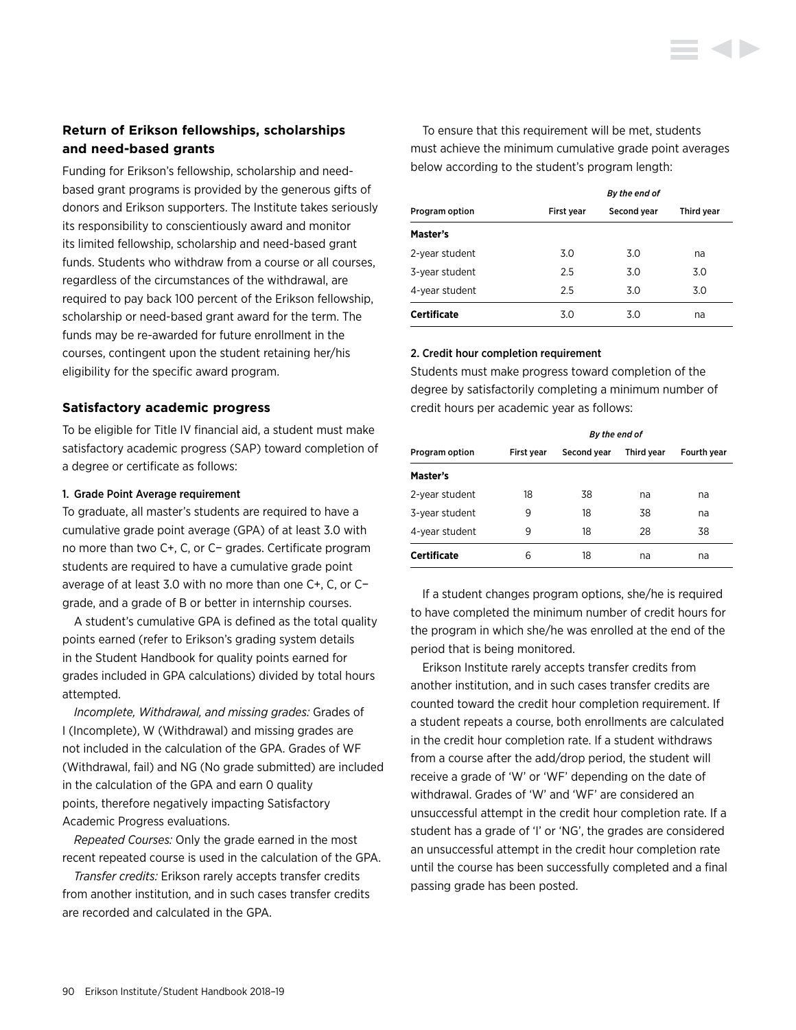## Return of Erikson fellowships, scholarships and need-based grants

Funding for Erikson's fellowship, scholarship and need-based grant programs is provided by the generous gifts of donors and Erikson supporters. The Institute takes seriously its responsibility to conscientiously award and monitor its limited fellowship, scholarship and need-based grant funds. Students who withdraw from a course or all courses, regardless of the circumstances of the withdrawal, are required to pay back 100 percent of the Erikson fellowship, scholarship or need-based grant award for the term. The funds may be re-awarded for future enrollment in the courses, contingent upon the student retaining her/his eligibility for the specific award program.

## Satisfactory academic progress

To be eligible for Title IV financial aid, a student must make satisfactory academic progress (SAP) toward completion of a degree or certificate as follows:

### 1. Grade Point Average requirement

To graduate, all master's students are required to have a cumulative grade point average (GPA) of at least 3.0 with no more than two C+, C, or C− grades. Certificate program students are required to have a cumulative grade point average of at least 3.0 with no more than one C+, C, or C− grade, and a grade of B or better in internship courses.

A student's cumulative GPA is defined as the total quality points earned (refer to Erikson's grading system details in the Student Handbook for quality points earned for grades included in GPA calculations) divided by total hours attempted.

*Incomplete, Withdrawal, and missing grades:* Grades of I (Incomplete), W (Withdrawal) and missing grades are not included in the calculation of the GPA. Grades of WF (Withdrawal, fail) and NG (No grade submitted) are included in the calculation of the GPA and earn 0 quality points, therefore negatively impacting Satisfactory Academic Progress evaluations.

*Repeated Courses:* Only the grade earned in the most recent repeated course is used in the calculation of the GPA.

*Transfer credits:* Erikson rarely accepts transfer credits from another institution, and in such cases transfer credits are recorded and calculated in the GPA.

To ensure that this requirement will be met, students must achieve the minimum cumulative grade point averages below according to the student's program length:

| | *By the end of* | | |
|---|---|---|---|
| **Program option** | **First year** | **Second year** | **Third year** |
| **Master's** | | | |
| 2-year student | 3.0 | 3.0 | na |
| 3-year student | 2.5 | 3.0 | 3.0 |
| 4-year student | 2.5 | 3.0 | 3.0 |
| **Certificate** | 3.0 | 3.0 | na |

### 2. Credit hour completion requirement

Students must make progress toward completion of the degree by satisfactorily completing a minimum number of credit hours per academic year as follows:

| | *By the end of* | | | |
|---|---|---|---|---|
| **Program option** | **First year** | **Second year** | **Third year** | **Fourth year** |
| **Master's** | | | | |
| 2-year student | 18 | 38 | na | na |
| 3-year student | 9 | 18 | 38 | na |
| 4-year student | 9 | 18 | 28 | 38 |
| **Certificate** | 6 | 18 | na | na |

If a student changes program options, she/he is required to have completed the minimum number of credit hours for the program in which she/he was enrolled at the end of the period that is being monitored.

Erikson Institute rarely accepts transfer credits from another institution, and in such cases transfer credits are counted toward the credit hour completion requirement. If a student repeats a course, both enrollments are calculated in the credit hour completion rate. If a student withdraws from a course after the add/drop period, the student will receive a grade of 'W' or 'WF' depending on the date of withdrawal. Grades of 'W' and 'WF' are considered an unsuccessful attempt in the credit hour completion rate. If a student has a grade of 'I' or 'NG', the grades are considered an unsuccessful attempt in the credit hour completion rate until the course has been successfully completed and a final passing grade has been posted.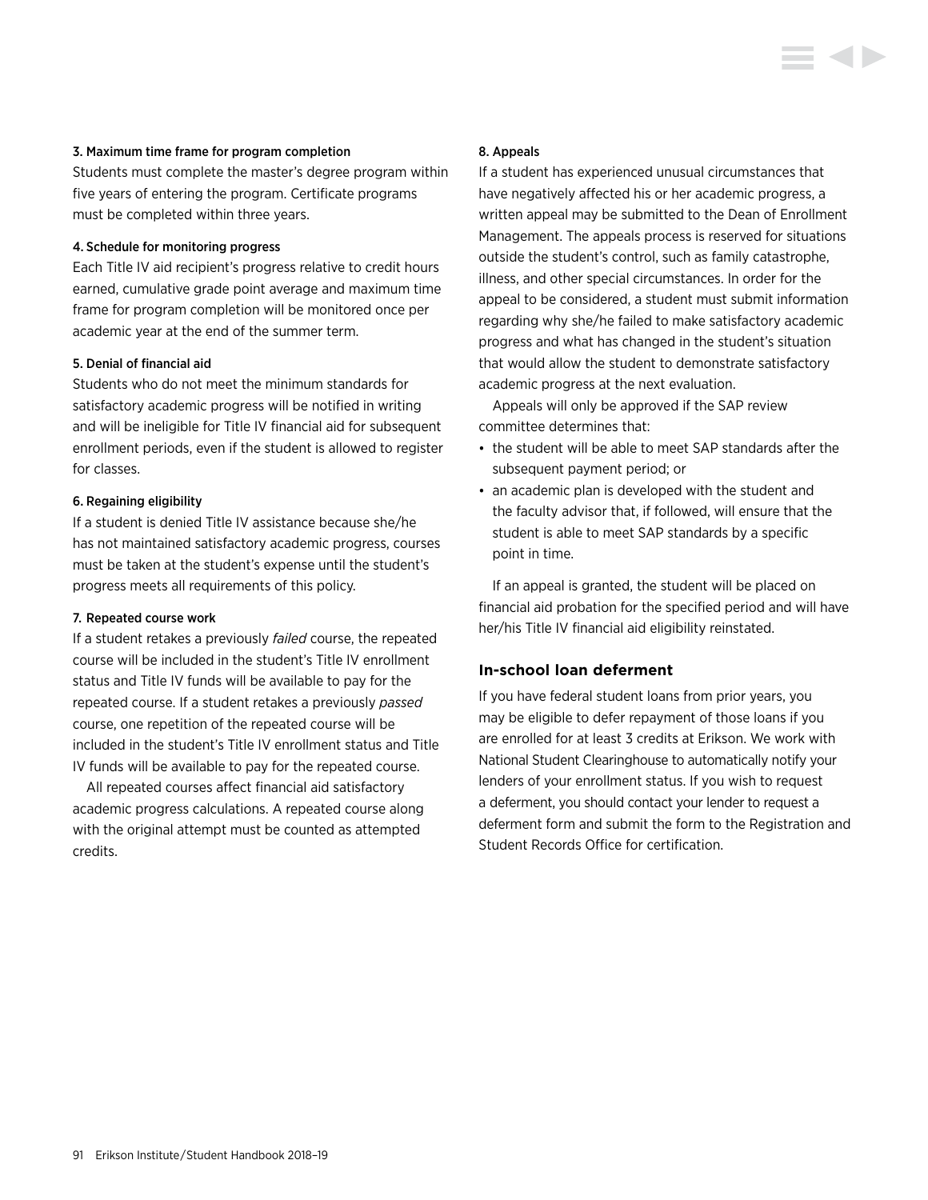#### 3. Maximum time frame for program completion

Students must complete the master's degree program within five years of entering the program. Certificate programs must be completed within three years.

#### 4. Schedule for monitoring progress

Each Title IV aid recipient's progress relative to credit hours earned, cumulative grade point average and maximum time frame for program completion will be monitored once per academic year at the end of the summer term.

#### 5. Denial of financial aid

Students who do not meet the minimum standards for satisfactory academic progress will be notified in writing and will be ineligible for Title IV financial aid for subsequent enrollment periods, even if the student is allowed to register for classes.

#### 6. Regaining eligibility

If a student is denied Title IV assistance because she/he has not maintained satisfactory academic progress, courses must be taken at the student's expense until the student's progress meets all requirements of this policy.

#### 7. Repeated course work

If a student retakes a previously *failed* course, the repeated course will be included in the student's Title IV enrollment status and Title IV funds will be available to pay for the repeated course. If a student retakes a previously *passed* course, one repetition of the repeated course will be included in the student's Title IV enrollment status and Title IV funds will be available to pay for the repeated course.

All repeated courses affect financial aid satisfactory academic progress calculations. A repeated course along with the original attempt must be counted as attempted credits.

#### 8. Appeals

If a student has experienced unusual circumstances that have negatively affected his or her academic progress, a written appeal may be submitted to the Dean of Enrollment Management. The appeals process is reserved for situations outside the student's control, such as family catastrophe, illness, and other special circumstances. In order for the appeal to be considered, a student must submit information regarding why she/he failed to make satisfactory academic progress and what has changed in the student's situation that would allow the student to demonstrate satisfactory academic progress at the next evaluation.

Appeals will only be approved if the SAP review committee determines that:

- the student will be able to meet SAP standards after the subsequent payment period; or
- an academic plan is developed with the student and the faculty advisor that, if followed, will ensure that the student is able to meet SAP standards by a specific point in time.

If an appeal is granted, the student will be placed on financial aid probation for the specified period and will have her/his Title IV financial aid eligibility reinstated.

### In-school loan deferment

If you have federal student loans from prior years, you may be eligible to defer repayment of those loans if you are enrolled for at least 3 credits at Erikson. We work with National Student Clearinghouse to automatically notify your lenders of your enrollment status. If you wish to request a deferment, you should contact your lender to request a deferment form and submit the form to the Registration and Student Records Office for certification.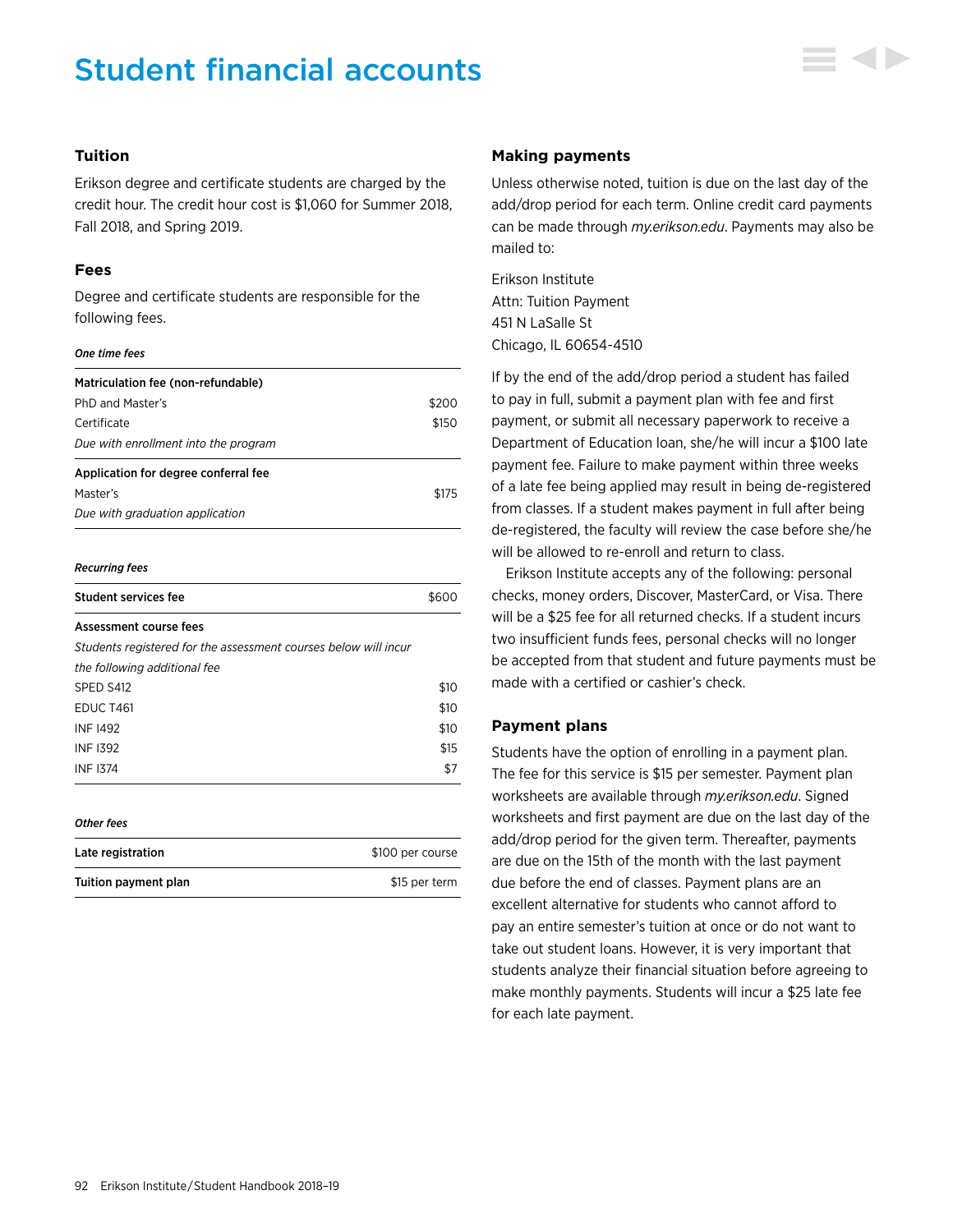# Student financial accounts

### Tuition

Erikson degree and certificate students are charged by the credit hour. The credit hour cost is $1,060 for Summer 2018, Fall 2018, and Spring 2019.

### Fees

Degree and certificate students are responsible for the following fees.

***One time fees***

| | |
|---|---|
| **Matriculation fee (non-refundable)** | |
| PhD and Master's | $200 |
| Certificate | $150 |
| *Due with enrollment into the program* | |
| **Application for degree conferral fee** | |
| Master's | $175 |
| *Due with graduation application* | |

***Recurring fees***

| | |
|---|---|
| **Student services fee** | $600 |
| **Assessment course fees** | |
| *Students registered for the assessment courses below will incur the following additional fee* | |
| SPED S412 | $10 |
| EDUC T461 | $10 |
| INF I492 | $10 |
| INF I392 | $15 |
| INF I374 | $7 |

***Other fees***

| | |
|---|---|
| **Late registration** | $100 per course |
| **Tuition payment plan** | $15 per term |

### Making payments

Unless otherwise noted, tuition is due on the last day of the add/drop period for each term. Online credit card payments can be made through *my.erikson.edu*. Payments may also be mailed to:

Erikson Institute
Attn: Tuition Payment
451 N LaSalle St
Chicago, IL 60654-4510

If by the end of the add/drop period a student has failed to pay in full, submit a payment plan with fee and first payment, or submit all necessary paperwork to receive a Department of Education loan, she/he will incur a $100 late payment fee. Failure to make payment within three weeks of a late fee being applied may result in being de-registered from classes. If a student makes payment in full after being de-registered, the faculty will review the case before she/he will be allowed to re-enroll and return to class.

Erikson Institute accepts any of the following: personal checks, money orders, Discover, MasterCard, or Visa. There will be a $25 fee for all returned checks. If a student incurs two insufficient funds fees, personal checks will no longer be accepted from that student and future payments must be made with a certified or cashier's check.

### Payment plans

Students have the option of enrolling in a payment plan. The fee for this service is $15 per semester. Payment plan worksheets are available through *my.erikson.edu*. Signed worksheets and first payment are due on the last day of the add/drop period for the given term. Thereafter, payments are due on the 15th of the month with the last payment due before the end of classes. Payment plans are an excellent alternative for students who cannot afford to pay an entire semester's tuition at once or do not want to take out student loans. However, it is very important that students analyze their financial situation before agreeing to make monthly payments. Students will incur a $25 late fee for each late payment.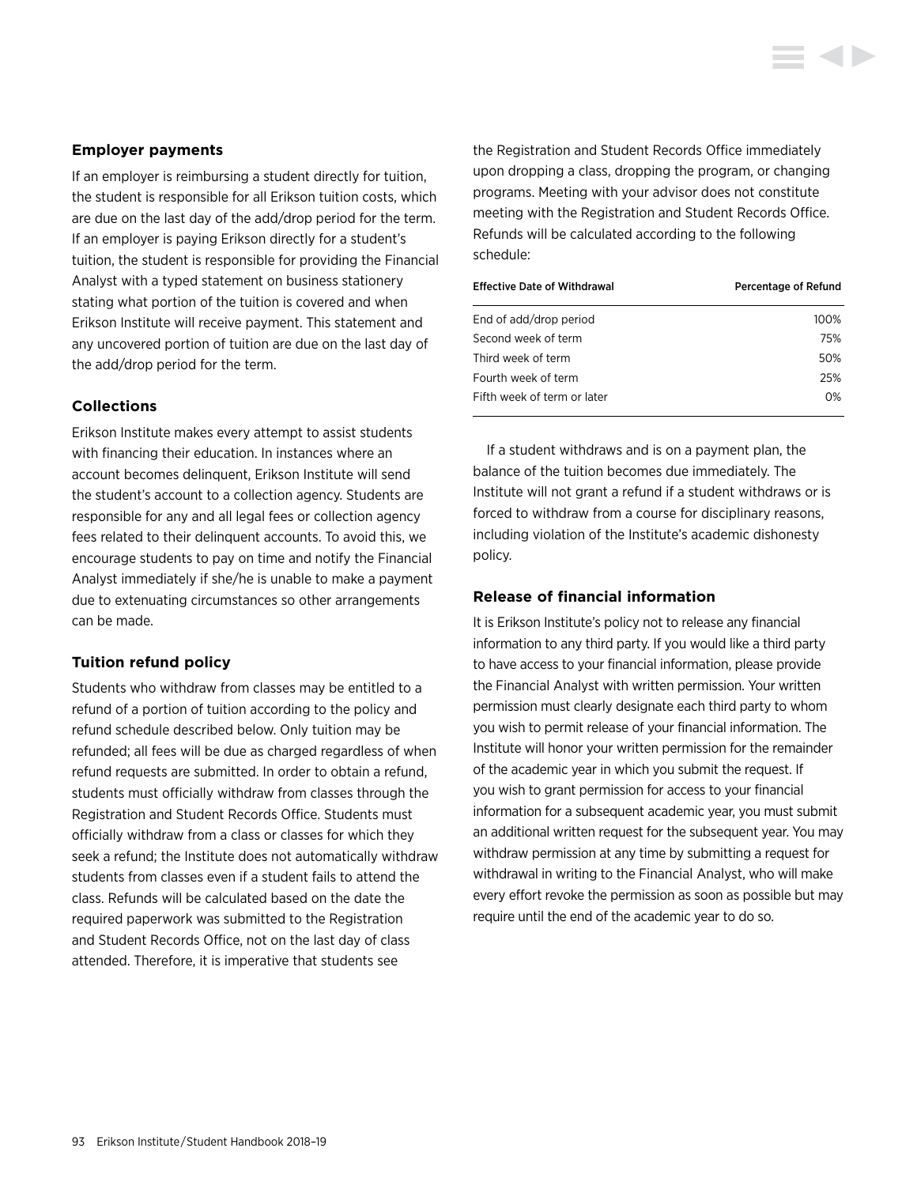### Employer payments

If an employer is reimbursing a student directly for tuition, the student is responsible for all Erikson tuition costs, which are due on the last day of the add/drop period for the term. If an employer is paying Erikson directly for a student's tuition, the student is responsible for providing the Financial Analyst with a typed statement on business stationery stating what portion of the tuition is covered and when Erikson Institute will receive payment. This statement and any uncovered portion of tuition are due on the last day of the add/drop period for the term.

### Collections

Erikson Institute makes every attempt to assist students with financing their education. In instances where an account becomes delinquent, Erikson Institute will send the student's account to a collection agency. Students are responsible for any and all legal fees or collection agency fees related to their delinquent accounts. To avoid this, we encourage students to pay on time and notify the Financial Analyst immediately if she/he is unable to make a payment due to extenuating circumstances so other arrangements can be made.

### Tuition refund policy

Students who withdraw from classes may be entitled to a refund of a portion of tuition according to the policy and refund schedule described below. Only tuition may be refunded; all fees will be due as charged regardless of when refund requests are submitted. In order to obtain a refund, students must officially withdraw from classes through the Registration and Student Records Office. Students must officially withdraw from a class or classes for which they seek a refund; the Institute does not automatically withdraw students from classes even if a student fails to attend the class. Refunds will be calculated based on the date the required paperwork was submitted to the Registration and Student Records Office, not on the last day of class attended. Therefore, it is imperative that students see the Registration and Student Records Office immediately upon dropping a class, dropping the program, or changing programs. Meeting with your advisor does not constitute meeting with the Registration and Student Records Office. Refunds will be calculated according to the following schedule:

| Effective Date of Withdrawal | Percentage of Refund |
|---|---|
| End of add/drop period | 100% |
| Second week of term | 75% |
| Third week of term | 50% |
| Fourth week of term | 25% |
| Fifth week of term or later | 0% |

If a student withdraws and is on a payment plan, the balance of the tuition becomes due immediately. The Institute will not grant a refund if a student withdraws or is forced to withdraw from a course for disciplinary reasons, including violation of the Institute's academic dishonesty policy.

### Release of financial information

It is Erikson Institute's policy not to release any financial information to any third party. If you would like a third party to have access to your financial information, please provide the Financial Analyst with written permission. Your written permission must clearly designate each third party to whom you wish to permit release of your financial information. The Institute will honor your written permission for the remainder of the academic year in which you submit the request. If you wish to grant permission for access to your financial information for a subsequent academic year, you must submit an additional written request for the subsequent year. You may withdraw permission at any time by submitting a request for withdrawal in writing to the Financial Analyst, who will make every effort revoke the permission as soon as possible but may require until the end of the academic year to do so.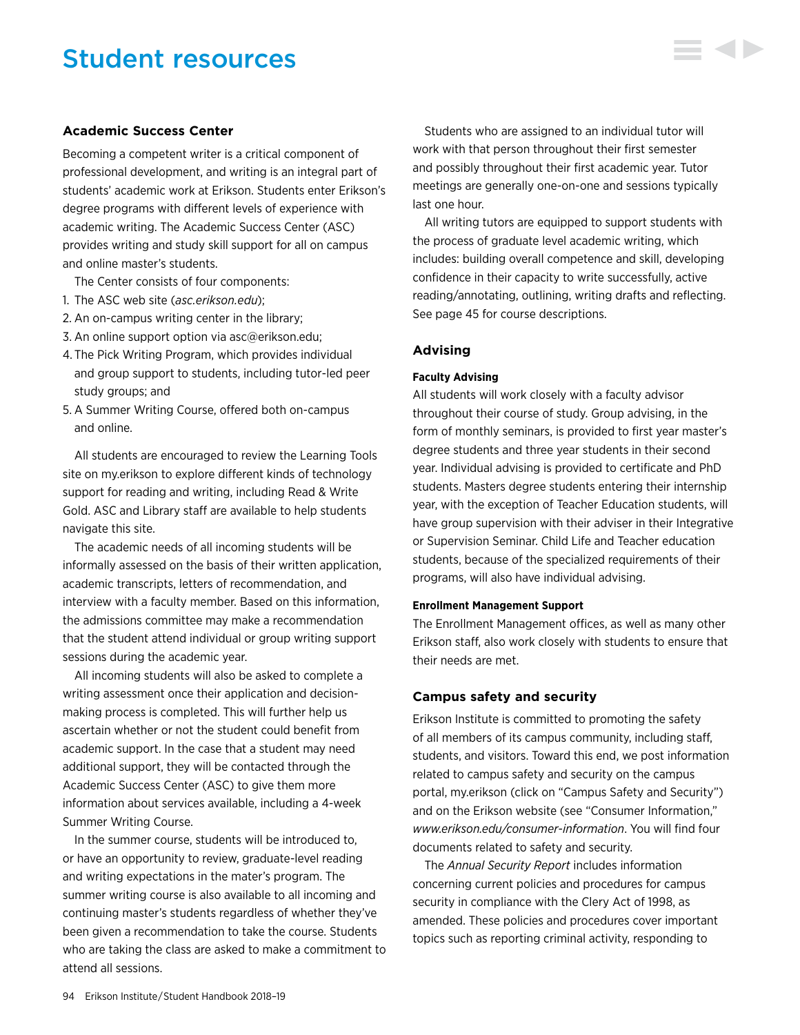# Student resources

## Academic Success Center

Becoming a competent writer is a critical component of professional development, and writing is an integral part of students' academic work at Erikson. Students enter Erikson's degree programs with different levels of experience with academic writing. The Academic Success Center (ASC) provides writing and study skill support for all on campus and online master's students.

The Center consists of four components:

1. The ASC web site (*asc.erikson.edu*);
2. An on-campus writing center in the library;
3. An online support option via asc@erikson.edu;
4. The Pick Writing Program, which provides individual and group support to students, including tutor-led peer study groups; and
5. A Summer Writing Course, offered both on-campus and online.

All students are encouraged to review the Learning Tools site on my.erikson to explore different kinds of technology support for reading and writing, including Read & Write Gold. ASC and Library staff are available to help students navigate this site.

The academic needs of all incoming students will be informally assessed on the basis of their written application, academic transcripts, letters of recommendation, and interview with a faculty member. Based on this information, the admissions committee may make a recommendation that the student attend individual or group writing support sessions during the academic year.

All incoming students will also be asked to complete a writing assessment once their application and decision-making process is completed. This will further help us ascertain whether or not the student could benefit from academic support. In the case that a student may need additional support, they will be contacted through the Academic Success Center (ASC) to give them more information about services available, including a 4-week Summer Writing Course.

In the summer course, students will be introduced to, or have an opportunity to review, graduate-level reading and writing expectations in the mater's program. The summer writing course is also available to all incoming and continuing master's students regardless of whether they've been given a recommendation to take the course. Students who are taking the class are asked to make a commitment to attend all sessions.

Students who are assigned to an individual tutor will work with that person throughout their first semester and possibly throughout their first academic year. Tutor meetings are generally one-on-one and sessions typically last one hour.

All writing tutors are equipped to support students with the process of graduate level academic writing, which includes: building overall competence and skill, developing confidence in their capacity to write successfully, active reading/annotating, outlining, writing drafts and reflecting. See page 45 for course descriptions.

## Advising

#### Faculty Advising

All students will work closely with a faculty advisor throughout their course of study. Group advising, in the form of monthly seminars, is provided to first year master's degree students and three year students in their second year. Individual advising is provided to certificate and PhD students. Masters degree students entering their internship year, with the exception of Teacher Education students, will have group supervision with their adviser in their Integrative or Supervision Seminar. Child Life and Teacher education students, because of the specialized requirements of their programs, will also have individual advising.

#### Enrollment Management Support

The Enrollment Management offices, as well as many other Erikson staff, also work closely with students to ensure that their needs are met.

## Campus safety and security

Erikson Institute is committed to promoting the safety of all members of its campus community, including staff, students, and visitors. Toward this end, we post information related to campus safety and security on the campus portal, my.erikson (click on "Campus Safety and Security") and on the Erikson website (see "Consumer Information," *www.erikson.edu/consumer-information*. You will find four documents related to safety and security.

The *Annual Security Report* includes information concerning current policies and procedures for campus security in compliance with the Clery Act of 1998, as amended. These policies and procedures cover important topics such as reporting criminal activity, responding to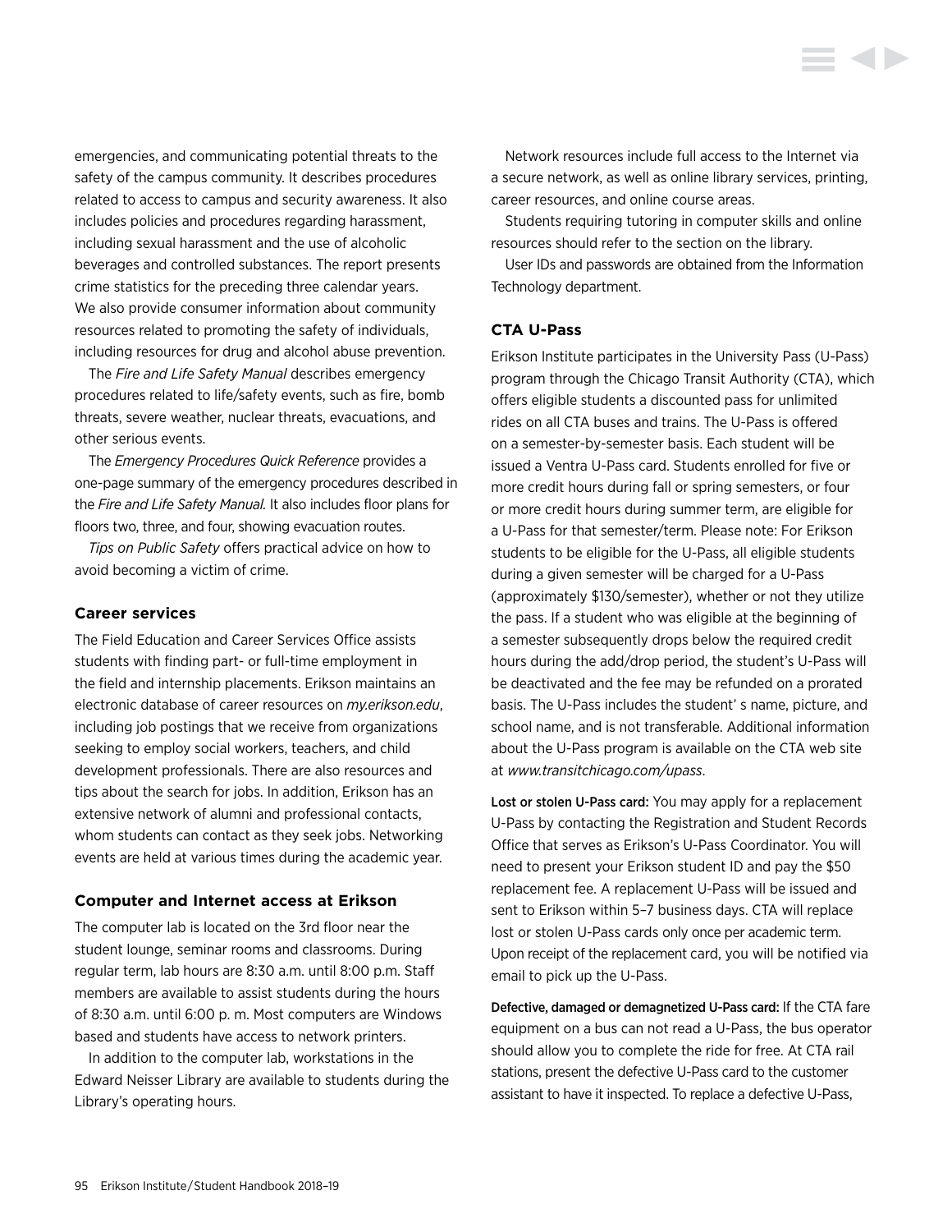emergencies, and communicating potential threats to the safety of the campus community. It describes procedures related to access to campus and security awareness. It also includes policies and procedures regarding harassment, including sexual harassment and the use of alcoholic beverages and controlled substances. The report presents crime statistics for the preceding three calendar years. We also provide consumer information about community resources related to promoting the safety of individuals, including resources for drug and alcohol abuse prevention.

The *Fire and Life Safety Manual* describes emergency procedures related to life/safety events, such as fire, bomb threats, severe weather, nuclear threats, evacuations, and other serious events.

The *Emergency Procedures Quick Reference* provides a one-page summary of the emergency procedures described in the *Fire and Life Safety Manual.* It also includes floor plans for floors two, three, and four, showing evacuation routes.

*Tips on Public Safety* offers practical advice on how to avoid becoming a victim of crime.

### Career services

The Field Education and Career Services Office assists students with finding part- or full-time employment in the field and internship placements. Erikson maintains an electronic database of career resources on *my.erikson.edu*, including job postings that we receive from organizations seeking to employ social workers, teachers, and child development professionals. There are also resources and tips about the search for jobs. In addition, Erikson has an extensive network of alumni and professional contacts, whom students can contact as they seek jobs. Networking events are held at various times during the academic year.

### Computer and Internet access at Erikson

The computer lab is located on the 3rd floor near the student lounge, seminar rooms and classrooms. During regular term, lab hours are 8:30 a.m. until 8:00 p.m. Staff members are available to assist students during the hours of 8:30 a.m. until 6:00 p. m. Most computers are Windows based and students have access to network printers.

In addition to the computer lab, workstations in the Edward Neisser Library are available to students during the Library's operating hours.

Network resources include full access to the Internet via a secure network, as well as online library services, printing, career resources, and online course areas.

Students requiring tutoring in computer skills and online resources should refer to the section on the library.

User IDs and passwords are obtained from the Information Technology department.

### CTA U-Pass

Erikson Institute participates in the University Pass (U-Pass) program through the Chicago Transit Authority (CTA), which offers eligible students a discounted pass for unlimited rides on all CTA buses and trains. The U-Pass is offered on a semester-by-semester basis. Each student will be issued a Ventra U-Pass card. Students enrolled for five or more credit hours during fall or spring semesters, or four or more credit hours during summer term, are eligible for a U-Pass for that semester/term. Please note: For Erikson students to be eligible for the U-Pass, all eligible students during a given semester will be charged for a U-Pass (approximately $130/semester), whether or not they utilize the pass. If a student who was eligible at the beginning of a semester subsequently drops below the required credit hours during the add/drop period, the student's U-Pass will be deactivated and the fee may be refunded on a prorated basis. The U-Pass includes the student' s name, picture, and school name, and is not transferable. Additional information about the U-Pass program is available on the CTA web site at *www.transitchicago.com/upass*.

**Lost or stolen U-Pass card:** You may apply for a replacement U-Pass by contacting the Registration and Student Records Office that serves as Erikson's U-Pass Coordinator. You will need to present your Erikson student ID and pay the $50 replacement fee. A replacement U-Pass will be issued and sent to Erikson within 5–7 business days. CTA will replace lost or stolen U-Pass cards only once per academic term. Upon receipt of the replacement card, you will be notified via email to pick up the U-Pass.

**Defective, damaged or demagnetized U-Pass card:** If the CTA fare equipment on a bus can not read a U-Pass, the bus operator should allow you to complete the ride for free. At CTA rail stations, present the defective U-Pass card to the customer assistant to have it inspected. To replace a defective U-Pass,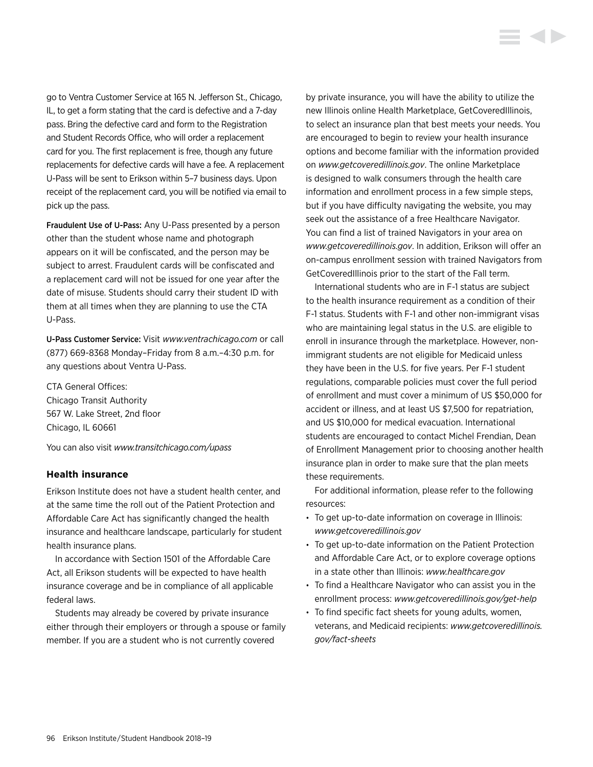go to Ventra Customer Service at 165 N. Jefferson St., Chicago, IL, to get a form stating that the card is defective and a 7-day pass. Bring the defective card and form to the Registration and Student Records Office, who will order a replacement card for you. The first replacement is free, though any future replacements for defective cards will have a fee. A replacement U-Pass will be sent to Erikson within 5–7 business days. Upon receipt of the replacement card, you will be notified via email to pick up the pass.

**Fraudulent Use of U-Pass:** Any U-Pass presented by a person other than the student whose name and photograph appears on it will be confiscated, and the person may be subject to arrest. Fraudulent cards will be confiscated and a replacement card will not be issued for one year after the date of misuse. Students should carry their student ID with them at all times when they are planning to use the CTA U-Pass.

**U-Pass Customer Service:** Visit *www.ventrachicago.com* or call (877) 669-8368 Monday–Friday from 8 a.m.–4:30 p.m. for any questions about Ventra U-Pass.

CTA General Offices:
Chicago Transit Authority
567 W. Lake Street, 2nd floor
Chicago, IL 60661

You can also visit *www.transitchicago.com/upass*

### Health insurance

Erikson Institute does not have a student health center, and at the same time the roll out of the Patient Protection and Affordable Care Act has significantly changed the health insurance and healthcare landscape, particularly for student health insurance plans.

In accordance with Section 1501 of the Affordable Care Act, all Erikson students will be expected to have health insurance coverage and be in compliance of all applicable federal laws.

Students may already be covered by private insurance either through their employers or through a spouse or family member. If you are a student who is not currently covered by private insurance, you will have the ability to utilize the new Illinois online Health Marketplace, GetCoveredIllinois, to select an insurance plan that best meets your needs. You are encouraged to begin to review your health insurance options and become familiar with the information provided on *www.getcoveredillinois.gov*. The online Marketplace is designed to walk consumers through the health care information and enrollment process in a few simple steps, but if you have difficulty navigating the website, you may seek out the assistance of a free Healthcare Navigator. You can find a list of trained Navigators in your area on *www.getcoveredillinois.gov*. In addition, Erikson will offer an on-campus enrollment session with trained Navigators from GetCoveredIllinois prior to the start of the Fall term.

International students who are in F-1 status are subject to the health insurance requirement as a condition of their F-1 status. Students with F-1 and other non-immigrant visas who are maintaining legal status in the U.S. are eligible to enroll in insurance through the marketplace. However, non-immigrant students are not eligible for Medicaid unless they have been in the U.S. for five years. Per F-1 student regulations, comparable policies must cover the full period of enrollment and must cover a minimum of US $50,000 for accident or illness, and at least US $7,500 for repatriation, and US $10,000 for medical evacuation. International students are encouraged to contact Michel Frendian, Dean of Enrollment Management prior to choosing another health insurance plan in order to make sure that the plan meets these requirements.

For additional information, please refer to the following resources:

- To get up-to-date information on coverage in Illinois: *www.getcoveredillinois.gov*
- To get up-to-date information on the Patient Protection and Affordable Care Act, or to explore coverage options in a state other than Illinois: *www.healthcare.gov*
- To find a Healthcare Navigator who can assist you in the enrollment process: *www.getcoveredillinois.gov/get-help*
- To find specific fact sheets for young adults, women, veterans, and Medicaid recipients: *www.getcoveredillinois.gov/fact-sheets*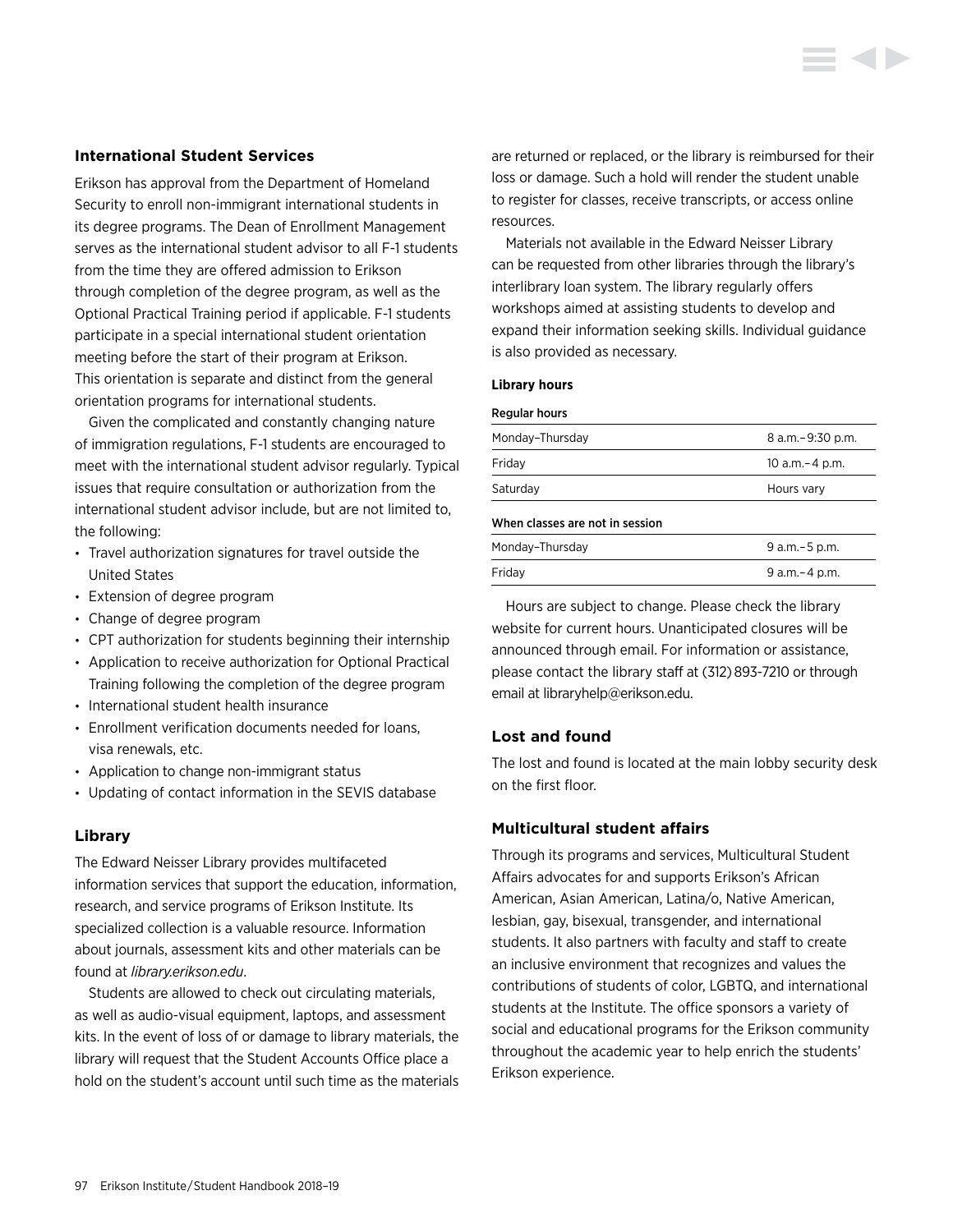## International Student Services

Erikson has approval from the Department of Homeland Security to enroll non-immigrant international students in its degree programs. The Dean of Enrollment Management serves as the international student advisor to all F-1 students from the time they are offered admission to Erikson through completion of the degree program, as well as the Optional Practical Training period if applicable. F-1 students participate in a special international student orientation meeting before the start of their program at Erikson. This orientation is separate and distinct from the general orientation programs for international students.

Given the complicated and constantly changing nature of immigration regulations, F-1 students are encouraged to meet with the international student advisor regularly. Typical issues that require consultation or authorization from the international student advisor include, but are not limited to, the following:

- Travel authorization signatures for travel outside the United States
- Extension of degree program
- Change of degree program
- CPT authorization for students beginning their internship
- Application to receive authorization for Optional Practical Training following the completion of the degree program
- International student health insurance
- Enrollment verification documents needed for loans, visa renewals, etc.
- Application to change non-immigrant status
- Updating of contact information in the SEVIS database

## Library

The Edward Neisser Library provides multifaceted information services that support the education, information, research, and service programs of Erikson Institute. Its specialized collection is a valuable resource. Information about journals, assessment kits and other materials can be found at *library.erikson.edu*.

Students are allowed to check out circulating materials, as well as audio-visual equipment, laptops, and assessment kits. In the event of loss of or damage to library materials, the library will request that the Student Accounts Office place a hold on the student's account until such time as the materials are returned or replaced, or the library is reimbursed for their loss or damage. Such a hold will render the student unable to register for classes, receive transcripts, or access online resources.

Materials not available in the Edward Neisser Library can be requested from other libraries through the library's interlibrary loan system. The library regularly offers workshops aimed at assisting students to develop and expand their information seeking skills. Individual guidance is also provided as necessary.

**Library hours**

| Regular hours | |
|---|---|
| Monday–Thursday | 8 a.m.–9:30 p.m. |
| Friday | 10 a.m.–4 p.m. |
| Saturday | Hours vary |
| **When classes are not in session** | |
| Monday–Thursday | 9 a.m.–5 p.m. |
| Friday | 9 a.m.–4 p.m. |

Hours are subject to change. Please check the library website for current hours. Unanticipated closures will be announced through email. For information or assistance, please contact the library staff at (312) 893-7210 or through email at libraryhelp@erikson.edu.

## Lost and found

The lost and found is located at the main lobby security desk on the first floor.

## Multicultural student affairs

Through its programs and services, Multicultural Student Affairs advocates for and supports Erikson's African American, Asian American, Latina/o, Native American, lesbian, gay, bisexual, transgender, and international students. It also partners with faculty and staff to create an inclusive environment that recognizes and values the contributions of students of color, LGBTQ, and international students at the Institute. The office sponsors a variety of social and educational programs for the Erikson community throughout the academic year to help enrich the students' Erikson experience.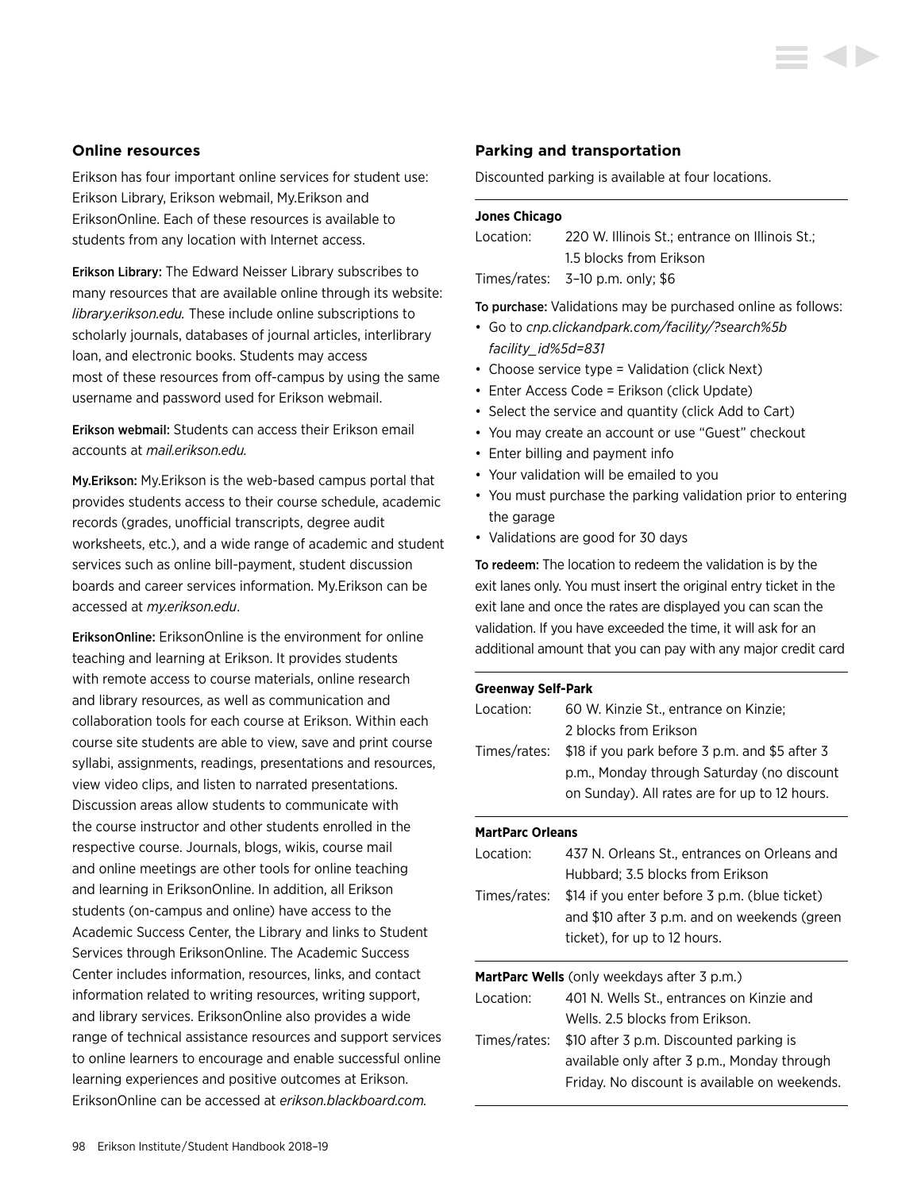## Online resources

Erikson has four important online services for student use: Erikson Library, Erikson webmail, My.Erikson and EriksonOnline. Each of these resources is available to students from any location with Internet access.

**Erikson Library:** The Edward Neisser Library subscribes to many resources that are available online through its website: *library.erikson.edu.* These include online subscriptions to scholarly journals, databases of journal articles, interlibrary loan, and electronic books. Students may access most of these resources from off-campus by using the same username and password used for Erikson webmail.

**Erikson webmail:** Students can access their Erikson email accounts at *mail.erikson.edu.*

**My.Erikson:** My.Erikson is the web-based campus portal that provides students access to their course schedule, academic records (grades, unofficial transcripts, degree audit worksheets, etc.), and a wide range of academic and student services such as online bill-payment, student discussion boards and career services information. My.Erikson can be accessed at *my.erikson.edu*.

**EriksonOnline:** EriksonOnline is the environment for online teaching and learning at Erikson. It provides students with remote access to course materials, online research and library resources, as well as communication and collaboration tools for each course at Erikson. Within each course site students are able to view, save and print course syllabi, assignments, readings, presentations and resources, view video clips, and listen to narrated presentations. Discussion areas allow students to communicate with the course instructor and other students enrolled in the respective course. Journals, blogs, wikis, course mail and online meetings are other tools for online teaching and learning in EriksonOnline. In addition, all Erikson students (on-campus and online) have access to the Academic Success Center, the Library and links to Student Services through EriksonOnline. The Academic Success Center includes information, resources, links, and contact information related to writing resources, writing support, and library services. EriksonOnline also provides a wide range of technical assistance resources and support services to online learners to encourage and enable successful online learning experiences and positive outcomes at Erikson. EriksonOnline can be accessed at *erikson.blackboard.com.*

## Parking and transportation

Discounted parking is available at four locations.

**Jones Chicago**

| | |
|---|---|
| Location: | 220 W. Illinois St.; entrance on Illinois St.; 1.5 blocks from Erikson |
| Times/rates: | 3–10 p.m. only; $6 |

**To purchase:** Validations may be purchased online as follows:

- Go to *cnp.clickandpark.com/facility/?search%5bfacility_id%5d=831*
- Choose service type = Validation (click Next)
- Enter Access Code = Erikson (click Update)
- Select the service and quantity (click Add to Cart)
- You may create an account or use "Guest" checkout
- Enter billing and payment info
- Your validation will be emailed to you
- You must purchase the parking validation prior to entering the garage
- Validations are good for 30 days

**To redeem:** The location to redeem the validation is by the exit lanes only. You must insert the original entry ticket in the exit lane and once the rates are displayed you can scan the validation. If you have exceeded the time, it will ask for an additional amount that you can pay with any major credit card

**Greenway Self-Park**

| | |
|---|---|
| Location: | 60 W. Kinzie St., entrance on Kinzie; 2 blocks from Erikson |
| Times/rates: | $18 if you park before 3 p.m. and $5 after 3 p.m., Monday through Saturday (no discount on Sunday). All rates are for up to 12 hours. |

**MartParc Orleans**

| | |
|---|---|
| Location: | 437 N. Orleans St., entrances on Orleans and Hubbard; 3.5 blocks from Erikson |
| Times/rates: | $14 if you enter before 3 p.m. (blue ticket) and $10 after 3 p.m. and on weekends (green ticket), for up to 12 hours. |

**MartParc Wells** (only weekdays after 3 p.m.)

| | |
|---|---|
| Location: | 401 N. Wells St., entrances on Kinzie and Wells. 2.5 blocks from Erikson. |
| Times/rates: | $10 after 3 p.m. Discounted parking is available only after 3 p.m., Monday through Friday. No discount is available on weekends. |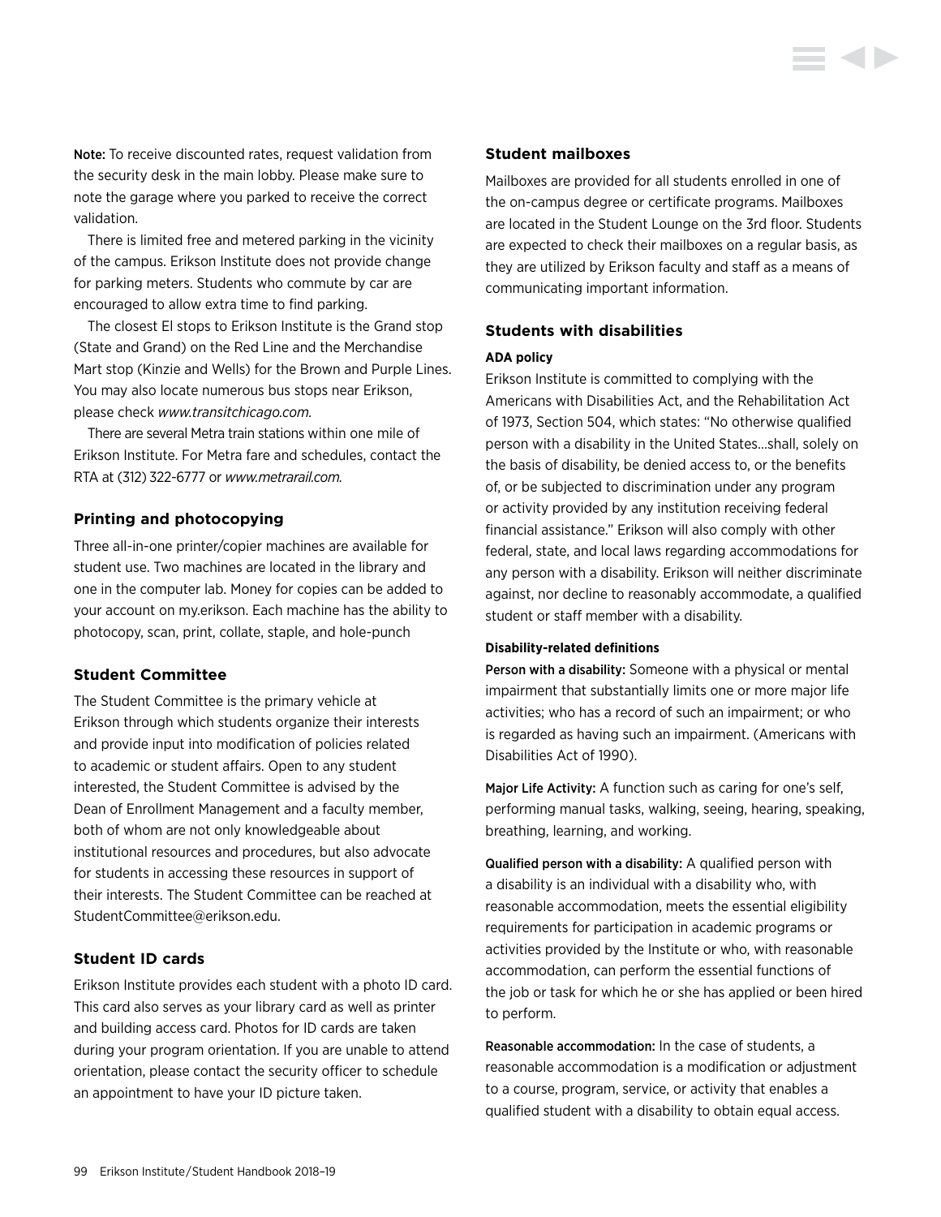**Note:** To receive discounted rates, request validation from the security desk in the main lobby. Please make sure to note the garage where you parked to receive the correct validation.

There is limited free and metered parking in the vicinity of the campus. Erikson Institute does not provide change for parking meters. Students who commute by car are encouraged to allow extra time to find parking.

The closest El stops to Erikson Institute is the Grand stop (State and Grand) on the Red Line and the Merchandise Mart stop (Kinzie and Wells) for the Brown and Purple Lines. You may also locate numerous bus stops near Erikson, please check *www.transitchicago.com.*

There are several Metra train stations within one mile of Erikson Institute. For Metra fare and schedules, contact the RTA at (312) 322-6777 or *www.metrarail.com.*

### Printing and photocopying

Three all-in-one printer/copier machines are available for student use. Two machines are located in the library and one in the computer lab. Money for copies can be added to your account on my.erikson. Each machine has the ability to photocopy, scan, print, collate, staple, and hole-punch

### Student Committee

The Student Committee is the primary vehicle at Erikson through which students organize their interests and provide input into modification of policies related to academic or student affairs. Open to any student interested, the Student Committee is advised by the Dean of Enrollment Management and a faculty member, both of whom are not only knowledgeable about institutional resources and procedures, but also advocate for students in accessing these resources in support of their interests. The Student Committee can be reached at StudentCommittee@erikson.edu.

### Student ID cards

Erikson Institute provides each student with a photo ID card. This card also serves as your library card as well as printer and building access card. Photos for ID cards are taken during your program orientation. If you are unable to attend orientation, please contact the security officer to schedule an appointment to have your ID picture taken.

### Student mailboxes

Mailboxes are provided for all students enrolled in one of the on-campus degree or certificate programs. Mailboxes are located in the Student Lounge on the 3rd floor. Students are expected to check their mailboxes on a regular basis, as they are utilized by Erikson faculty and staff as a means of communicating important information.

### Students with disabilities

#### ADA policy

Erikson Institute is committed to complying with the Americans with Disabilities Act, and the Rehabilitation Act of 1973, Section 504, which states: "No otherwise qualified person with a disability in the United States…shall, solely on the basis of disability, be denied access to, or the benefits of, or be subjected to discrimination under any program or activity provided by any institution receiving federal financial assistance." Erikson will also comply with other federal, state, and local laws regarding accommodations for any person with a disability. Erikson will neither discriminate against, nor decline to reasonably accommodate, a qualified student or staff member with a disability.

#### Disability-related definitions

**Person with a disability:** Someone with a physical or mental impairment that substantially limits one or more major life activities; who has a record of such an impairment; or who is regarded as having such an impairment. (Americans with Disabilities Act of 1990).

**Major Life Activity:** A function such as caring for one's self, performing manual tasks, walking, seeing, hearing, speaking, breathing, learning, and working.

**Qualified person with a disability:** A qualified person with a disability is an individual with a disability who, with reasonable accommodation, meets the essential eligibility requirements for participation in academic programs or activities provided by the Institute or who, with reasonable accommodation, can perform the essential functions of the job or task for which he or she has applied or been hired to perform.

**Reasonable accommodation:** In the case of students, a reasonable accommodation is a modification or adjustment to a course, program, service, or activity that enables a qualified student with a disability to obtain equal access.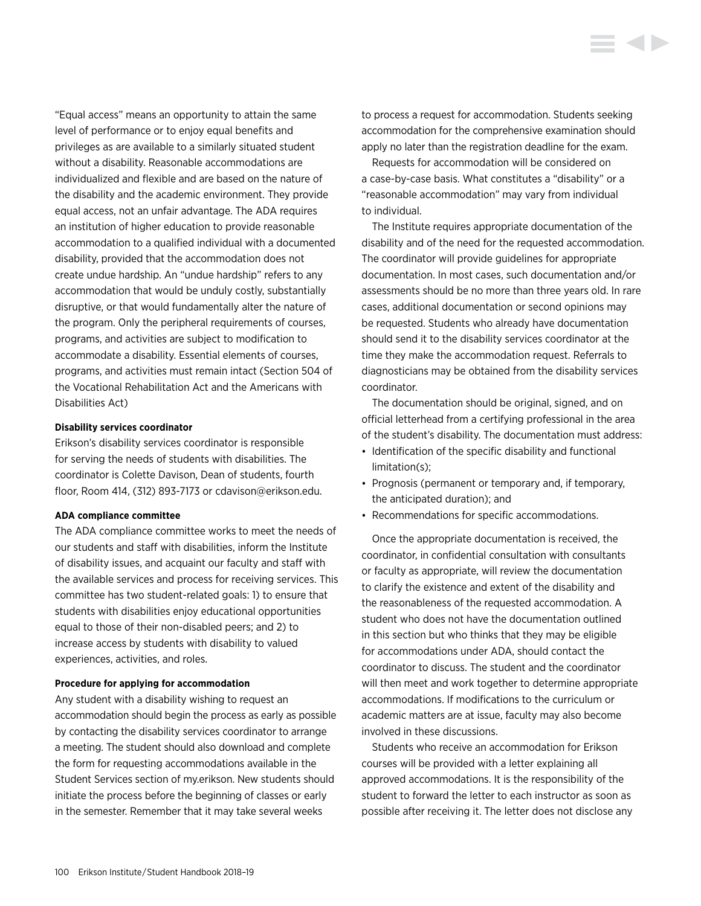"Equal access" means an opportunity to attain the same level of performance or to enjoy equal benefits and privileges as are available to a similarly situated student without a disability. Reasonable accommodations are individualized and flexible and are based on the nature of the disability and the academic environment. They provide equal access, not an unfair advantage. The ADA requires an institution of higher education to provide reasonable accommodation to a qualified individual with a documented disability, provided that the accommodation does not create undue hardship. An "undue hardship" refers to any accommodation that would be unduly costly, substantially disruptive, or that would fundamentally alter the nature of the program. Only the peripheral requirements of courses, programs, and activities are subject to modification to accommodate a disability. Essential elements of courses, programs, and activities must remain intact (Section 504 of the Vocational Rehabilitation Act and the Americans with Disabilities Act)

**Disability services coordinator**

Erikson's disability services coordinator is responsible for serving the needs of students with disabilities. The coordinator is Colette Davison, Dean of students, fourth floor, Room 414, (312) 893-7173 or cdavison@erikson.edu.

**ADA compliance committee**

The ADA compliance committee works to meet the needs of our students and staff with disabilities, inform the Institute of disability issues, and acquaint our faculty and staff with the available services and process for receiving services. This committee has two student-related goals: 1) to ensure that students with disabilities enjoy educational opportunities equal to those of their non-disabled peers; and 2) to increase access by students with disability to valued experiences, activities, and roles.

**Procedure for applying for accommodation**

Any student with a disability wishing to request an accommodation should begin the process as early as possible by contacting the disability services coordinator to arrange a meeting. The student should also download and complete the form for requesting accommodations available in the Student Services section of my.erikson. New students should initiate the process before the beginning of classes or early in the semester. Remember that it may take several weeks to process a request for accommodation. Students seeking accommodation for the comprehensive examination should apply no later than the registration deadline for the exam.

Requests for accommodation will be considered on a case-by-case basis. What constitutes a "disability" or a "reasonable accommodation" may vary from individual to individual.

The Institute requires appropriate documentation of the disability and of the need for the requested accommodation. The coordinator will provide guidelines for appropriate documentation. In most cases, such documentation and/or assessments should be no more than three years old. In rare cases, additional documentation or second opinions may be requested. Students who already have documentation should send it to the disability services coordinator at the time they make the accommodation request. Referrals to diagnosticians may be obtained from the disability services coordinator.

The documentation should be original, signed, and on official letterhead from a certifying professional in the area of the student's disability. The documentation must address:

- Identification of the specific disability and functional limitation(s);
- Prognosis (permanent or temporary and, if temporary, the anticipated duration); and
- Recommendations for specific accommodations.

Once the appropriate documentation is received, the coordinator, in confidential consultation with consultants or faculty as appropriate, will review the documentation to clarify the existence and extent of the disability and the reasonableness of the requested accommodation. A student who does not have the documentation outlined in this section but who thinks that they may be eligible for accommodations under ADA, should contact the coordinator to discuss. The student and the coordinator will then meet and work together to determine appropriate accommodations. If modifications to the curriculum or academic matters are at issue, faculty may also become involved in these discussions.

Students who receive an accommodation for Erikson courses will be provided with a letter explaining all approved accommodations. It is the responsibility of the student to forward the letter to each instructor as soon as possible after receiving it. The letter does not disclose any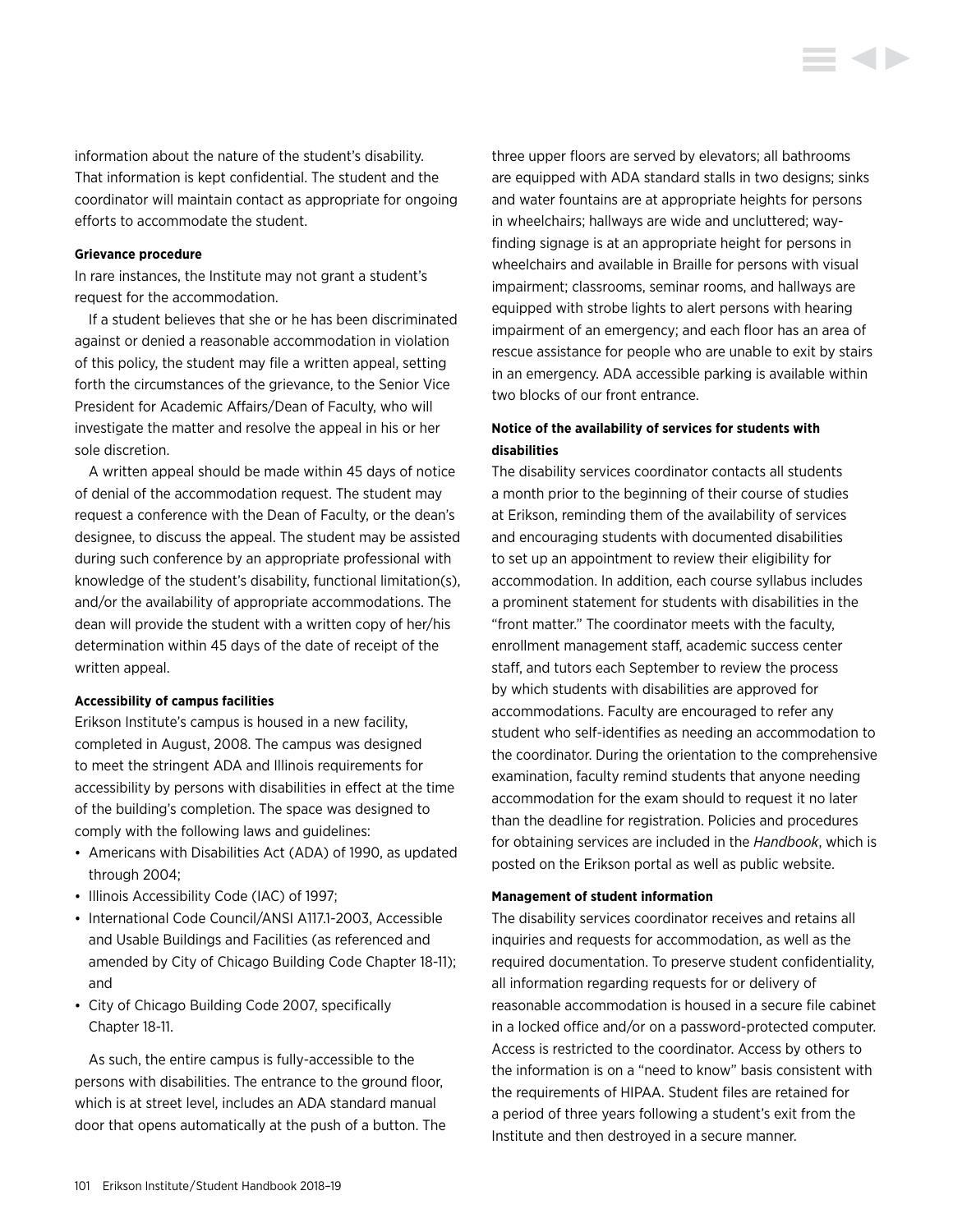information about the nature of the student's disability. That information is kept confidential. The student and the coordinator will maintain contact as appropriate for ongoing efforts to accommodate the student.

**Grievance procedure**

In rare instances, the Institute may not grant a student's request for the accommodation.

If a student believes that she or he has been discriminated against or denied a reasonable accommodation in violation of this policy, the student may file a written appeal, setting forth the circumstances of the grievance, to the Senior Vice President for Academic Affairs/Dean of Faculty, who will investigate the matter and resolve the appeal in his or her sole discretion.

A written appeal should be made within 45 days of notice of denial of the accommodation request. The student may request a conference with the Dean of Faculty, or the dean's designee, to discuss the appeal. The student may be assisted during such conference by an appropriate professional with knowledge of the student's disability, functional limitation(s), and/or the availability of appropriate accommodations. The dean will provide the student with a written copy of her/his determination within 45 days of the date of receipt of the written appeal.

**Accessibility of campus facilities**

Erikson Institute's campus is housed in a new facility, completed in August, 2008. The campus was designed to meet the stringent ADA and Illinois requirements for accessibility by persons with disabilities in effect at the time of the building's completion. The space was designed to comply with the following laws and guidelines:

- Americans with Disabilities Act (ADA) of 1990, as updated through 2004;
- Illinois Accessibility Code (IAC) of 1997;
- International Code Council/ANSI A117.1-2003, Accessible and Usable Buildings and Facilities (as referenced and amended by City of Chicago Building Code Chapter 18-11); and
- City of Chicago Building Code 2007, specifically Chapter 18-11.

As such, the entire campus is fully-accessible to the persons with disabilities. The entrance to the ground floor, which is at street level, includes an ADA standard manual door that opens automatically at the push of a button. The three upper floors are served by elevators; all bathrooms are equipped with ADA standard stalls in two designs; sinks and water fountains are at appropriate heights for persons in wheelchairs; hallways are wide and uncluttered; way-finding signage is at an appropriate height for persons in wheelchairs and available in Braille for persons with visual impairment; classrooms, seminar rooms, and hallways are equipped with strobe lights to alert persons with hearing impairment of an emergency; and each floor has an area of rescue assistance for people who are unable to exit by stairs in an emergency. ADA accessible parking is available within two blocks of our front entrance.

**Notice of the availability of services for students with disabilities**

The disability services coordinator contacts all students a month prior to the beginning of their course of studies at Erikson, reminding them of the availability of services and encouraging students with documented disabilities to set up an appointment to review their eligibility for accommodation. In addition, each course syllabus includes a prominent statement for students with disabilities in the "front matter." The coordinator meets with the faculty, enrollment management staff, academic success center staff, and tutors each September to review the process by which students with disabilities are approved for accommodations. Faculty are encouraged to refer any student who self-identifies as needing an accommodation to the coordinator. During the orientation to the comprehensive examination, faculty remind students that anyone needing accommodation for the exam should to request it no later than the deadline for registration. Policies and procedures for obtaining services are included in the *Handbook*, which is posted on the Erikson portal as well as public website.

**Management of student information**

The disability services coordinator receives and retains all inquiries and requests for accommodation, as well as the required documentation. To preserve student confidentiality, all information regarding requests for or delivery of reasonable accommodation is housed in a secure file cabinet in a locked office and/or on a password-protected computer. Access is restricted to the coordinator. Access by others to the information is on a "need to know" basis consistent with the requirements of HIPAA. Student files are retained for a period of three years following a student's exit from the Institute and then destroyed in a secure manner.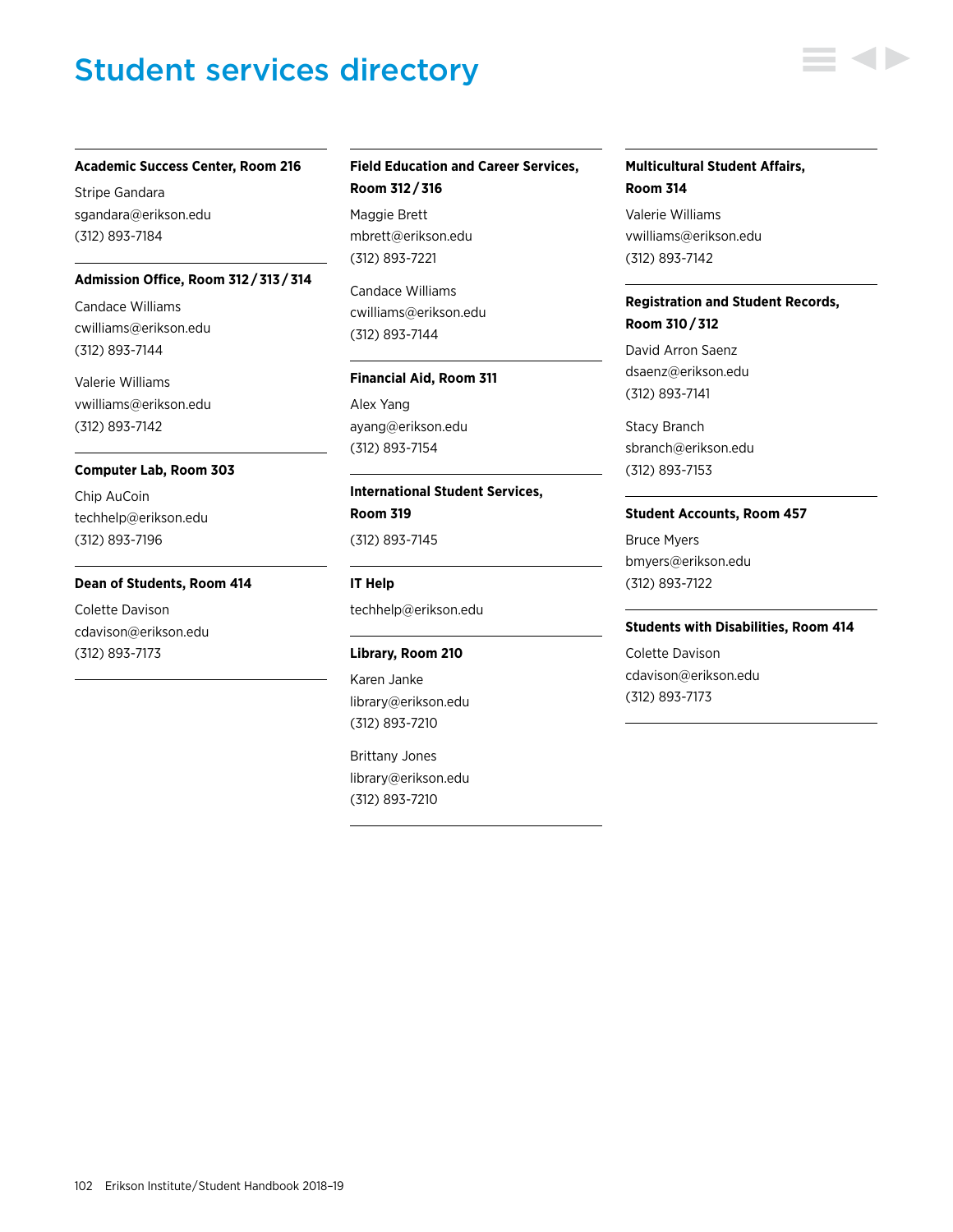# Student services directory

**Academic Success Center, Room 216**

Stripe Gandara
sgandara@erikson.edu
(312) 893-7184

**Admission Office, Room 312 / 313 / 314**

Candace Williams
cwilliams@erikson.edu
(312) 893-7144

Valerie Williams
vwilliams@erikson.edu
(312) 893-7142

**Computer Lab, Room 303**

Chip AuCoin
techhelp@erikson.edu
(312) 893-7196

**Dean of Students, Room 414**

Colette Davison
cdavison@erikson.edu
(312) 893-7173

**Field Education and Career Services, Room 312 / 316**

Maggie Brett
mbrett@erikson.edu
(312) 893-7221

Candace Williams
cwilliams@erikson.edu
(312) 893-7144

**Financial Aid, Room 311**

Alex Yang
ayang@erikson.edu
(312) 893-7154

**International Student Services, Room 319**

(312) 893-7145

**IT Help**

techhelp@erikson.edu

**Library, Room 210**

Karen Janke
library@erikson.edu
(312) 893-7210

Brittany Jones
library@erikson.edu
(312) 893-7210

**Multicultural Student Affairs, Room 314**

Valerie Williams
vwilliams@erikson.edu
(312) 893-7142

**Registration and Student Records, Room 310 / 312**

David Arron Saenz
dsaenz@erikson.edu
(312) 893-7141

Stacy Branch
sbranch@erikson.edu
(312) 893-7153

**Student Accounts, Room 457**

Bruce Myers
bmyers@erikson.edu
(312) 893-7122

**Students with Disabilities, Room 414**

Colette Davison
cdavison@erikson.edu
(312) 893-7173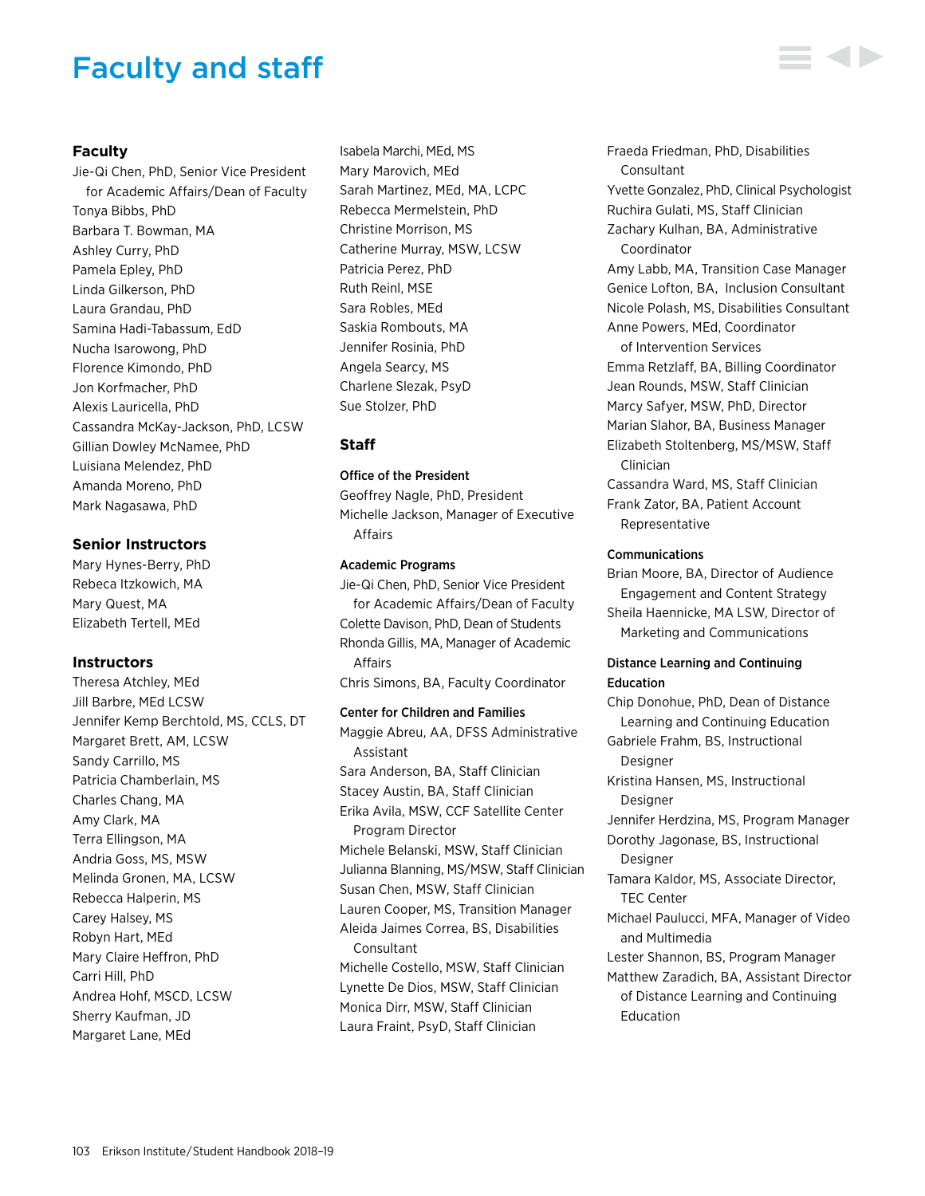# Faculty and staff

## Faculty

Jie-Qi Chen, PhD, Senior Vice President for Academic Affairs/Dean of Faculty
Tonya Bibbs, PhD
Barbara T. Bowman, MA
Ashley Curry, PhD
Pamela Epley, PhD
Linda Gilkerson, PhD
Laura Grandau, PhD
Samina Hadi-Tabassum, EdD
Nucha Isarowong, PhD
Florence Kimondo, PhD
Jon Korfmacher, PhD
Alexis Lauricella, PhD
Cassandra McKay-Jackson, PhD, LCSW
Gillian Dowley McNamee, PhD
Luisiana Melendez, PhD
Amanda Moreno, PhD
Mark Nagasawa, PhD

## Senior Instructors

Mary Hynes-Berry, PhD
Rebeca Itzkowich, MA
Mary Quest, MA
Elizabeth Tertell, MEd

## Instructors

Theresa Atchley, MEd
Jill Barbre, MEd LCSW
Jennifer Kemp Berchtold, MS, CCLS, DT
Margaret Brett, AM, LCSW
Sandy Carrillo, MS
Patricia Chamberlain, MS
Charles Chang, MA
Amy Clark, MA
Terra Ellingson, MA
Andria Goss, MS, MSW
Melinda Gronen, MA, LCSW
Rebecca Halperin, MS
Carey Halsey, MS
Robyn Hart, MEd
Mary Claire Heffron, PhD
Carri Hill, PhD
Andrea Hohf, MSCD, LCSW
Sherry Kaufman, JD
Margaret Lane, MEd
Isabela Marchi, MEd, MS
Mary Marovich, MEd
Sarah Martinez, MEd, MA, LCPC
Rebecca Mermelstein, PhD
Christine Morrison, MS
Catherine Murray, MSW, LCSW
Patricia Perez, PhD
Ruth Reinl, MSE
Sara Robles, MEd
Saskia Rombouts, MA
Jennifer Rosinia, PhD
Angela Searcy, MS
Charlene Slezak, PsyD
Sue Stolzer, PhD

## Staff

### Office of the President

Geoffrey Nagle, PhD, President
Michelle Jackson, Manager of Executive Affairs

### Academic Programs

Jie-Qi Chen, PhD, Senior Vice President for Academic Affairs/Dean of Faculty
Colette Davison, PhD, Dean of Students
Rhonda Gillis, MA, Manager of Academic Affairs
Chris Simons, BA, Faculty Coordinator

### Center for Children and Families

Maggie Abreu, AA, DFSS Administrative Assistant
Sara Anderson, BA, Staff Clinician
Stacey Austin, BA, Staff Clinician
Erika Avila, MSW, CCF Satellite Center Program Director
Michele Belanski, MSW, Staff Clinician
Julianna Blanning, MS/MSW, Staff Clinician
Susan Chen, MSW, Staff Clinician
Lauren Cooper, MS, Transition Manager
Aleida Jaimes Correa, BS, Disabilities Consultant
Michelle Costello, MSW, Staff Clinician
Lynette De Dios, MSW, Staff Clinician
Monica Dirr, MSW, Staff Clinician
Laura Fraint, PsyD, Staff Clinician
Fraeda Friedman, PhD, Disabilities Consultant
Yvette Gonzalez, PhD, Clinical Psychologist
Ruchira Gulati, MS, Staff Clinician
Zachary Kulhan, BA, Administrative Coordinator
Amy Labb, MA, Transition Case Manager
Genice Lofton, BA, Inclusion Consultant
Nicole Polash, MS, Disabilities Consultant
Anne Powers, MEd, Coordinator of Intervention Services
Emma Retzlaff, BA, Billing Coordinator
Jean Rounds, MSW, Staff Clinician
Marcy Safyer, MSW, PhD, Director
Marian Slahor, BA, Business Manager
Elizabeth Stoltenberg, MS/MSW, Staff Clinician
Cassandra Ward, MS, Staff Clinician
Frank Zator, BA, Patient Account Representative

### Communications

Brian Moore, BA, Director of Audience Engagement and Content Strategy
Sheila Haennicke, MA LSW, Director of Marketing and Communications

### Distance Learning and Continuing Education

Chip Donohue, PhD, Dean of Distance Learning and Continuing Education
Gabriele Frahm, BS, Instructional Designer
Kristina Hansen, MS, Instructional Designer
Jennifer Herdzina, MS, Program Manager
Dorothy Jagonase, BS, Instructional Designer
Tamara Kaldor, MS, Associate Director, TEC Center
Michael Paulucci, MFA, Manager of Video and Multimedia
Lester Shannon, BS, Program Manager
Matthew Zaradich, BA, Assistant Director of Distance Learning and Continuing Education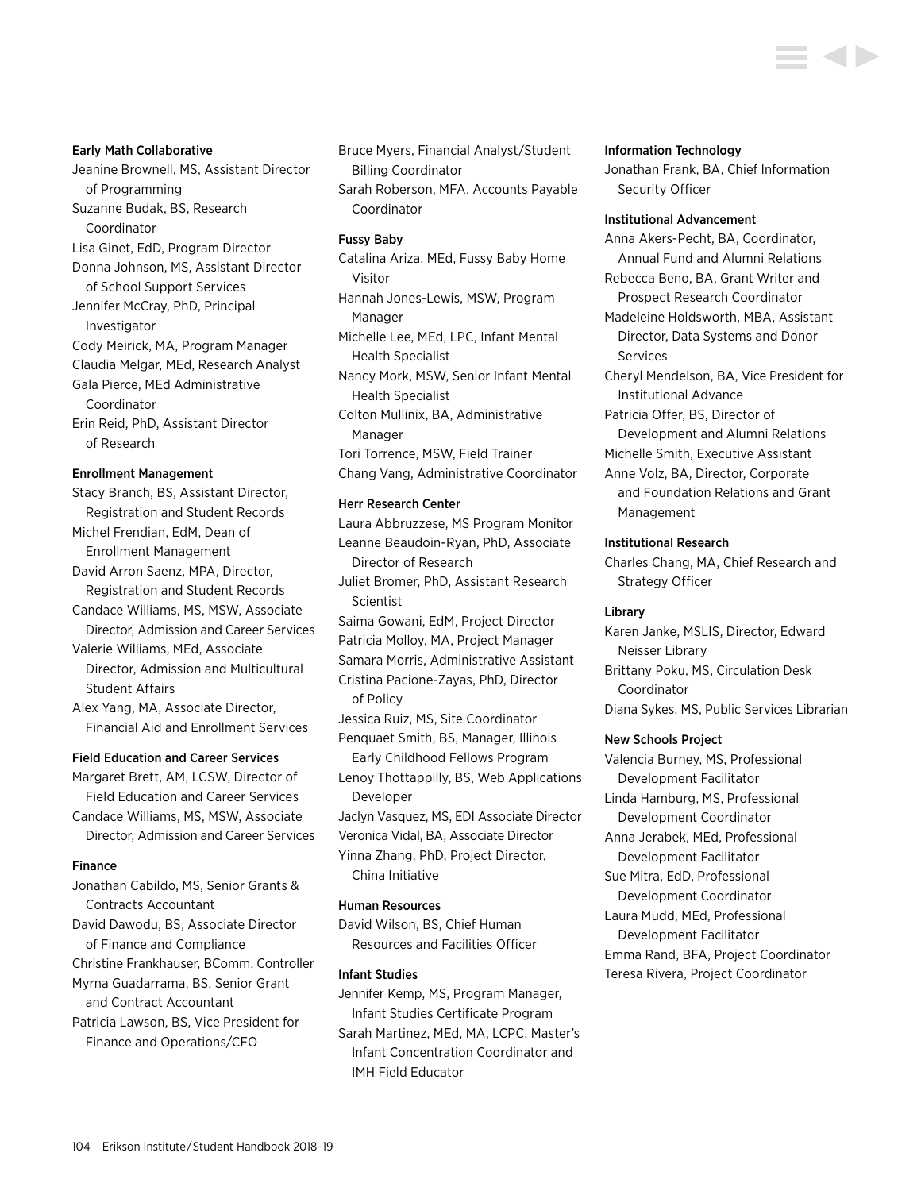#### Early Math Collaborative

Jeanine Brownell, MS, Assistant Director of Programming
Suzanne Budak, BS, Research Coordinator
Lisa Ginet, EdD, Program Director
Donna Johnson, MS, Assistant Director of School Support Services
Jennifer McCray, PhD, Principal Investigator
Cody Meirick, MA, Program Manager
Claudia Melgar, MEd, Research Analyst
Gala Pierce, MEd Administrative Coordinator
Erin Reid, PhD, Assistant Director of Research

#### Enrollment Management

Stacy Branch, BS, Assistant Director, Registration and Student Records
Michel Frendian, EdM, Dean of Enrollment Management
David Arron Saenz, MPA, Director, Registration and Student Records
Candace Williams, MS, MSW, Associate Director, Admission and Career Services
Valerie Williams, MEd, Associate Director, Admission and Multicultural Student Affairs
Alex Yang, MA, Associate Director, Financial Aid and Enrollment Services

#### Field Education and Career Services

Margaret Brett, AM, LCSW, Director of Field Education and Career Services
Candace Williams, MS, MSW, Associate Director, Admission and Career Services

#### Finance

Jonathan Cabildo, MS, Senior Grants & Contracts Accountant
David Dawodu, BS, Associate Director of Finance and Compliance
Christine Frankhauser, BComm, Controller
Myrna Guadarrama, BS, Senior Grant and Contract Accountant
Patricia Lawson, BS, Vice President for Finance and Operations/CFO
Bruce Myers, Financial Analyst/Student Billing Coordinator
Sarah Roberson, MFA, Accounts Payable Coordinator

#### Fussy Baby

Catalina Ariza, MEd, Fussy Baby Home Visitor
Hannah Jones-Lewis, MSW, Program Manager
Michelle Lee, MEd, LPC, Infant Mental Health Specialist
Nancy Mork, MSW, Senior Infant Mental Health Specialist
Colton Mullinix, BA, Administrative Manager
Tori Torrence, MSW, Field Trainer
Chang Vang, Administrative Coordinator

#### Herr Research Center

Laura Abbruzzese, MS Program Monitor
Leanne Beaudoin-Ryan, PhD, Associate Director of Research
Juliet Bromer, PhD, Assistant Research Scientist
Saima Gowani, EdM, Project Director
Patricia Molloy, MA, Project Manager
Samara Morris, Administrative Assistant
Cristina Pacione-Zayas, PhD, Director of Policy
Jessica Ruiz, MS, Site Coordinator
Penquaet Smith, BS, Manager, Illinois Early Childhood Fellows Program
Lenoy Thottappilly, BS, Web Applications Developer
Jaclyn Vasquez, MS, EDI Associate Director
Veronica Vidal, BA, Associate Director
Yinna Zhang, PhD, Project Director, China Initiative

#### Human Resources

David Wilson, BS, Chief Human Resources and Facilities Officer

#### Infant Studies

Jennifer Kemp, MS, Program Manager, Infant Studies Certificate Program
Sarah Martinez, MEd, MA, LCPC, Master's Infant Concentration Coordinator and IMH Field Educator

#### Information Technology

Jonathan Frank, BA, Chief Information Security Officer

#### Institutional Advancement

Anna Akers-Pecht, BA, Coordinator, Annual Fund and Alumni Relations
Rebecca Beno, BA, Grant Writer and Prospect Research Coordinator
Madeleine Holdsworth, MBA, Assistant Director, Data Systems and Donor Services
Cheryl Mendelson, BA, Vice President for Institutional Advance
Patricia Offer, BS, Director of Development and Alumni Relations
Michelle Smith, Executive Assistant
Anne Volz, BA, Director, Corporate and Foundation Relations and Grant Management

#### Institutional Research

Charles Chang, MA, Chief Research and Strategy Officer

#### Library

Karen Janke, MSLIS, Director, Edward Neisser Library
Brittany Poku, MS, Circulation Desk Coordinator
Diana Sykes, MS, Public Services Librarian

#### New Schools Project

Valencia Burney, MS, Professional Development Facilitator
Linda Hamburg, MS, Professional Development Coordinator
Anna Jerabek, MEd, Professional Development Facilitator
Sue Mitra, EdD, Professional Development Coordinator
Laura Mudd, MEd, Professional Development Facilitator
Emma Rand, BFA, Project Coordinator
Teresa Rivera, Project Coordinator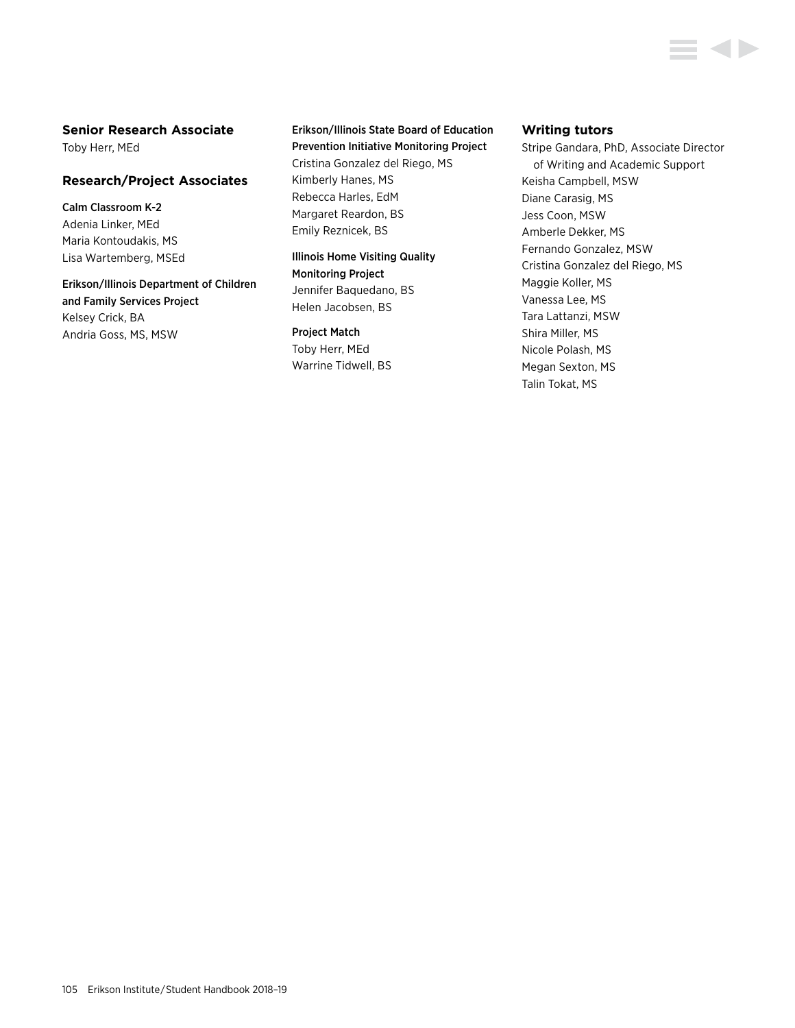## Senior Research Associate

Toby Herr, MEd

## Research/Project Associates

**Calm Classroom K-2**

Adenia Linker, MEd
Maria Kontoudakis, MS
Lisa Wartemberg, MSEd

**Erikson/Illinois Department of Children and Family Services Project**

Kelsey Crick, BA
Andria Goss, MS, MSW

**Erikson/Illinois State Board of Education Prevention Initiative Monitoring Project**

Cristina Gonzalez del Riego, MS
Kimberly Hanes, MS
Rebecca Harles, EdM
Margaret Reardon, BS
Emily Reznicek, BS

**Illinois Home Visiting Quality Monitoring Project**

Jennifer Baquedano, BS
Helen Jacobsen, BS

**Project Match**

Toby Herr, MEd
Warrine Tidwell, BS

## Writing tutors

Stripe Gandara, PhD, Associate Director of Writing and Academic Support
Keisha Campbell, MSW
Diane Carasig, MS
Jess Coon, MSW
Amberle Dekker, MS
Fernando Gonzalez, MSW
Cristina Gonzalez del Riego, MS
Maggie Koller, MS
Vanessa Lee, MS
Tara Lattanzi, MSW
Shira Miller, MS
Nicole Polash, MS
Megan Sexton, MS
Talin Tokat, MS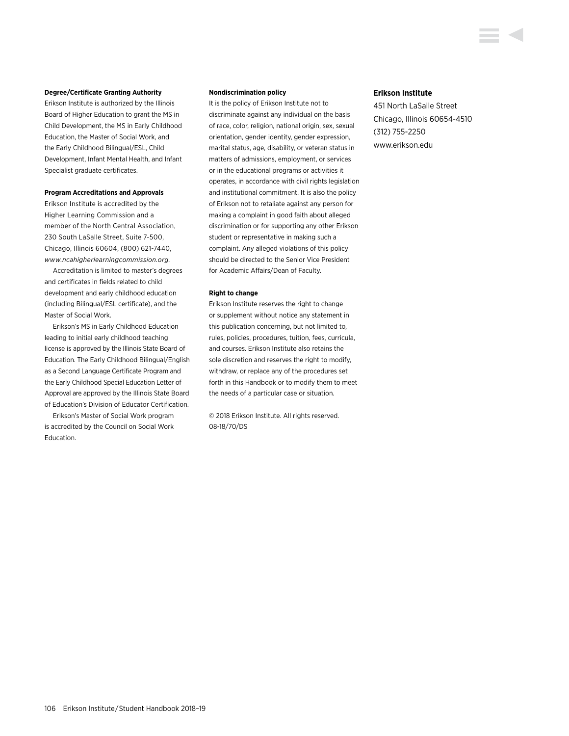**Degree/Certificate Granting Authority**

Erikson Institute is authorized by the Illinois Board of Higher Education to grant the MS in Child Development, the MS in Early Childhood Education, the Master of Social Work, and the Early Childhood Bilingual/ESL, Child Development, Infant Mental Health, and Infant Specialist graduate certificates.

**Program Accreditations and Approvals**

Erikson Institute is accredited by the Higher Learning Commission and a member of the North Central Association, 230 South LaSalle Street, Suite 7-500, Chicago, Illinois 60604, (800) 621-7440, *www.ncahigherlearningcommission.org.*

Accreditation is limited to master's degrees and certificates in fields related to child development and early childhood education (including Bilingual/ESL certificate), and the Master of Social Work.

Erikson's MS in Early Childhood Education leading to initial early childhood teaching license is approved by the Illinois State Board of Education. The Early Childhood Bilingual/English as a Second Language Certificate Program and the Early Childhood Special Education Letter of Approval are approved by the Illinois State Board of Education's Division of Educator Certification.

Erikson's Master of Social Work program is accredited by the Council on Social Work Education.

**Nondiscrimination policy**

It is the policy of Erikson Institute not to discriminate against any individual on the basis of race, color, religion, national origin, sex, sexual orientation, gender identity, gender expression, marital status, age, disability, or veteran status in matters of admissions, employment, or services or in the educational programs or activities it operates, in accordance with civil rights legislation and institutional commitment. It is also the policy of Erikson not to retaliate against any person for making a complaint in good faith about alleged discrimination or for supporting any other Erikson student or representative in making such a complaint. Any alleged violations of this policy should be directed to the Senior Vice President for Academic Affairs/Dean of Faculty.

**Right to change**

Erikson Institute reserves the right to change or supplement without notice any statement in this publication concerning, but not limited to, rules, policies, procedures, tuition, fees, curricula, and courses. Erikson Institute also retains the sole discretion and reserves the right to modify, withdraw, or replace any of the procedures set forth in this Handbook or to modify them to meet the needs of a particular case or situation.

© 2018 Erikson Institute. All rights reserved.
08-18/70/DS

**Erikson Institute**

451 North LaSalle Street
Chicago, Illinois 60654-4510
(312) 755-2250
www.erikson.edu